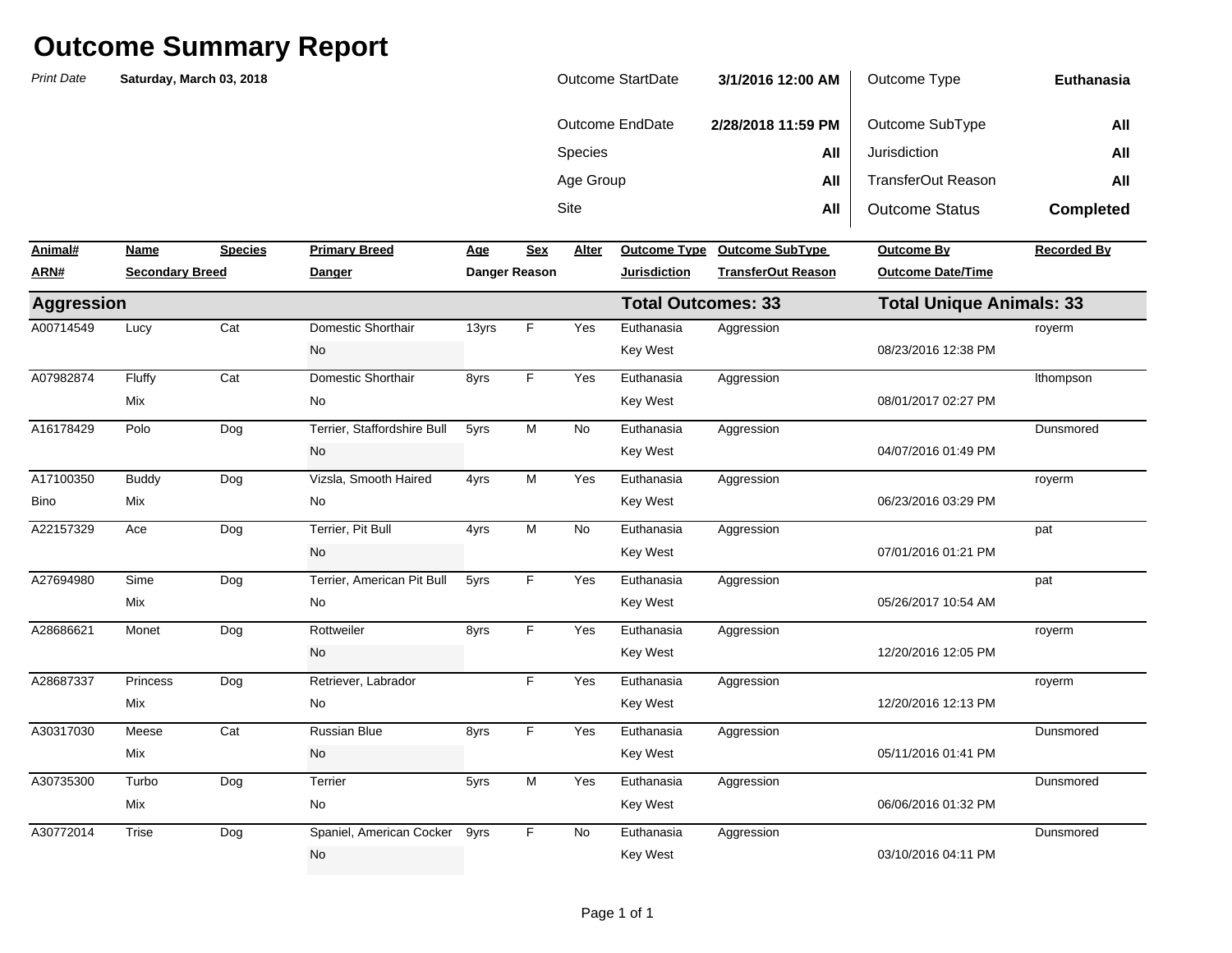# Outcome Summary Report

*Print Date* **Saturday, March 03, 2018**

| | | | |
|---|---|---|---|
| Outcome StartDate | **3/1/2016 12:00 AM** | Outcome Type | **Euthanasia** |
| Outcome EndDate | **2/28/2018 11:59 PM** | Outcome SubType | **All** |
| Species | **All** | Jurisdiction | **All** |
| Age Group | **All** | TransferOut Reason | **All** |
| Site | **All** | Outcome Status | **Completed** |

| Animal# / ARN# | Name / Secondary Breed | Species | Primary Breed / Danger | Age / Danger Reason | Sex | Alter | Outcome Type / Jurisdiction | Outcome SubType / TransferOut Reason | Outcome By / Outcome Date/Time | Recorded By |
|---|---|---|---|---|---|---|---|---|---|---|
| **Aggression** | | | | | | | **Total Outcomes: 33** | | **Total Unique Animals: 33** | |
| A00714549 | Lucy | Cat | Domestic Shorthair | 13yrs | F | Yes | Euthanasia | Aggression | | royerm |
| | | | No | | | | Key West | | 08/23/2016 12:38 PM | |
| A07982874 | Fluffy | Cat | Domestic Shorthair | 8yrs | F | Yes | Euthanasia | Aggression | | lthompson |
| | Mix | | No | | | | Key West | | 08/01/2017 02:27 PM | |
| A16178429 | Polo | Dog | Terrier, Staffordshire Bull | 5yrs | M | No | Euthanasia | Aggression | | Dunsmored |
| | | | No | | | | Key West | | 04/07/2016 01:49 PM | |
| A17100350 | Buddy | Dog | Vizsla, Smooth Haired | 4yrs | M | Yes | Euthanasia | Aggression | | royerm |
| Bino | Mix | | No | | | | Key West | | 06/23/2016 03:29 PM | |
| A22157329 | Ace | Dog | Terrier, Pit Bull | 4yrs | M | No | Euthanasia | Aggression | | pat |
| | | | No | | | | Key West | | 07/01/2016 01:21 PM | |
| A27694980 | Sime | Dog | Terrier, American Pit Bull | 5yrs | F | Yes | Euthanasia | Aggression | | pat |
| | Mix | | No | | | | Key West | | 05/26/2017 10:54 AM | |
| A28686621 | Monet | Dog | Rottweiler | 8yrs | F | Yes | Euthanasia | Aggression | | royerm |
| | | | No | | | | Key West | | 12/20/2016 12:05 PM | |
| A28687337 | Princess | Dog | Retriever, Labrador | | F | Yes | Euthanasia | Aggression | | royerm |
| | Mix | | No | | | | Key West | | 12/20/2016 12:13 PM | |
| A30317030 | Meese | Cat | Russian Blue | 8yrs | F | Yes | Euthanasia | Aggression | | Dunsmored |
| | Mix | | No | | | | Key West | | 05/11/2016 01:41 PM | |
| A30735300 | Turbo | Dog | Terrier | 5yrs | M | Yes | Euthanasia | Aggression | | Dunsmored |
| | Mix | | No | | | | Key West | | 06/06/2016 01:32 PM | |
| A30772014 | Trise | Dog | Spaniel, American Cocker | 9yrs | F | No | Euthanasia | Aggression | | Dunsmored |
| | | | No | | | | Key West | | 03/10/2016 04:11 PM | |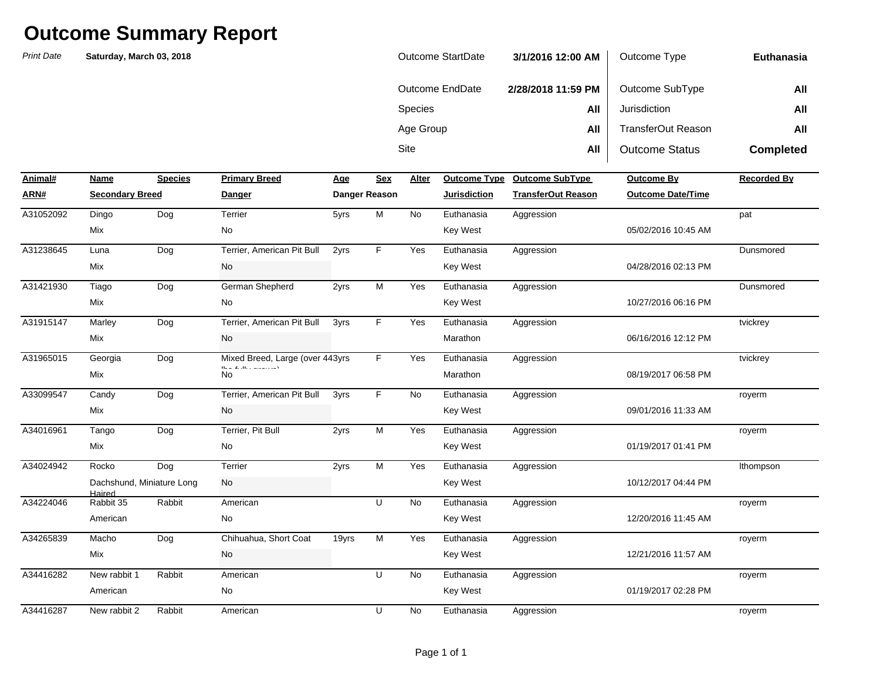# Outcome Summary Report

*Print Date* **Saturday, March 03, 2018**

| | | | |
|---|---|---|---|
| Outcome StartDate | **3/1/2016 12:00 AM** | Outcome Type | **Euthanasia** |
| Outcome EndDate | **2/28/2018 11:59 PM** | Outcome SubType | **All** |
| Species | **All** | Jurisdiction | **All** |
| Age Group | **All** | TransferOut Reason | **All** |
| Site | **All** | Outcome Status | **Completed** |

| Animal# / ARN# | Name / Secondary Breed | Species | Primary Breed / Danger | Age / Danger Reason | Sex | Alter | Outcome Type / Jurisdiction | Outcome SubType / TransferOut Reason | Outcome By / Outcome Date/Time | Recorded By |
|---|---|---|---|---|---|---|---|---|---|---|
| A31052092 | Dingo | Dog | Terrier | 5yrs | M | No | Euthanasia | Aggression | | pat |
| | Mix | | No | | | | Key West | | 05/02/2016 10:45 AM | |
| A31238645 | Luna | Dog | Terrier, American Pit Bull | 2yrs | F | Yes | Euthanasia | Aggression | | Dunsmored |
| | Mix | | No | | | | Key West | | 04/28/2016 02:13 PM | |
| A31421930 | Tiago | Dog | German Shepherd | 2yrs | M | Yes | Euthanasia | Aggression | | Dunsmored |
| | Mix | | No | | | | Key West | | 10/27/2016 06:16 PM | |
| A31915147 | Marley | Dog | Terrier, American Pit Bull | 3yrs | F | Yes | Euthanasia | Aggression | | tvickrey |
| | Mix | | No | | | | Marathon | | 06/16/2016 12:12 PM | |
| A31965015 | Georgia | Dog | Mixed Breed, Large (over 44 lbs fully grown) | 3yrs | F | Yes | Euthanasia | Aggression | | tvickrey |
| | Mix | | No | | | | Marathon | | 08/19/2017 06:58 PM | |
| A33099547 | Candy | Dog | Terrier, American Pit Bull | 3yrs | F | No | Euthanasia | Aggression | | royerm |
| | Mix | | No | | | | Key West | | 09/01/2016 11:33 AM | |
| A34016961 | Tango | Dog | Terrier, Pit Bull | 2yrs | M | Yes | Euthanasia | Aggression | | royerm |
| | Mix | | No | | | | Key West | | 01/19/2017 01:41 PM | |
| A34024942 | Rocko | Dog | Terrier | 2yrs | M | Yes | Euthanasia | Aggression | | lthompson |
| | Dachshund, Miniature Long Haired | | No | | | | Key West | | 10/12/2017 04:44 PM | |
| A34224046 | Rabbit 35 | Rabbit | American | | U | No | Euthanasia | Aggression | | royerm |
| | American | | No | | | | Key West | | 12/20/2016 11:45 AM | |
| A34265839 | Macho | Dog | Chihuahua, Short Coat | 19yrs | M | Yes | Euthanasia | Aggression | | royerm |
| | Mix | | No | | | | Key West | | 12/21/2016 11:57 AM | |
| A34416282 | New rabbit 1 | Rabbit | American | | U | No | Euthanasia | Aggression | | royerm |
| | American | | No | | | | Key West | | 01/19/2017 02:28 PM | |
| A34416287 | New rabbit 2 | Rabbit | American | | U | No | Euthanasia | Aggression | | royerm |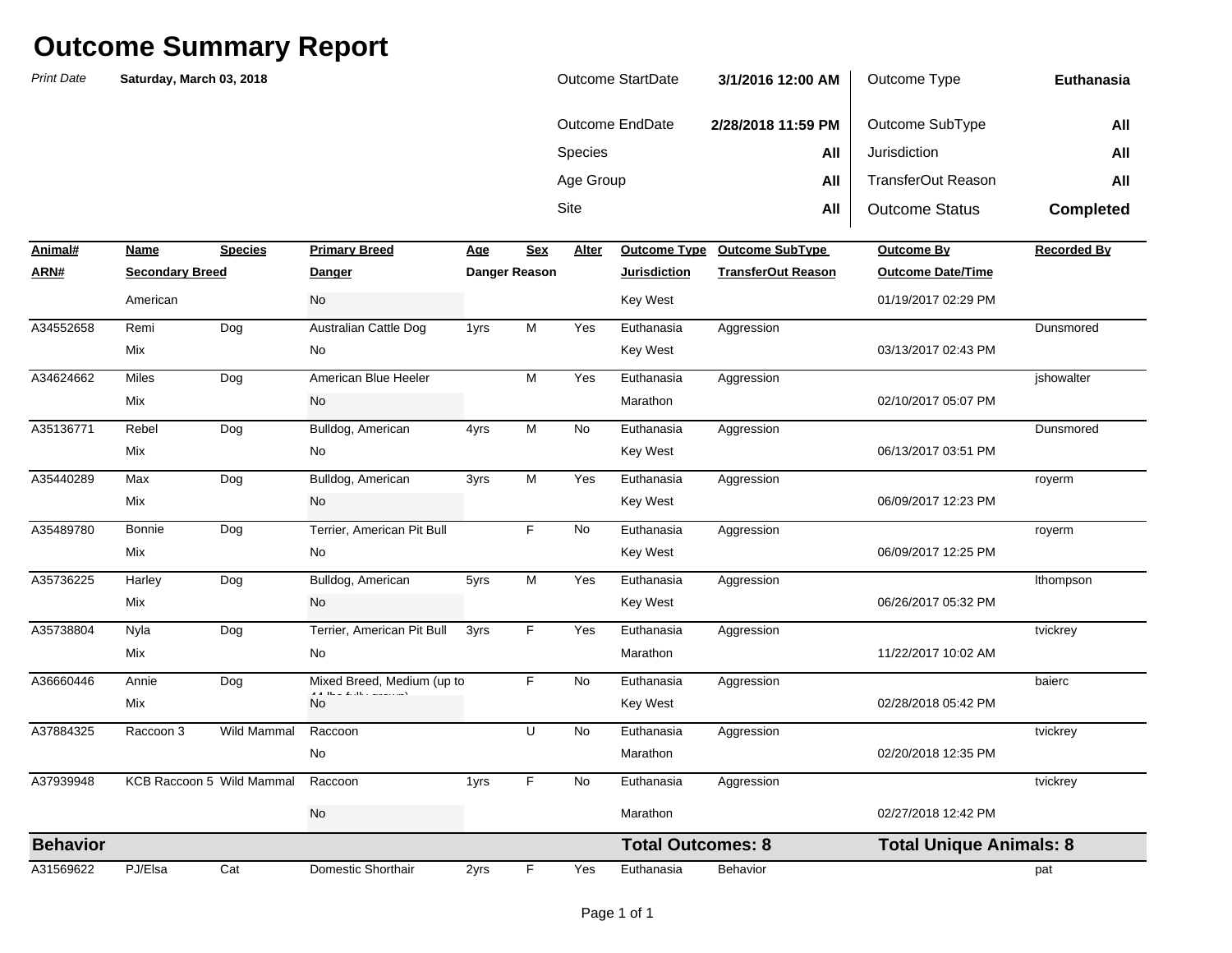# Outcome Summary Report

*Print Date* **Saturday, March 03, 2018**

| | | | |
|---|---|---|---|
| Outcome StartDate | **3/1/2016 12:00 AM** | Outcome Type | **Euthanasia** |
| Outcome EndDate | **2/28/2018 11:59 PM** | Outcome SubType | **All** |
| Species | **All** | Jurisdiction | **All** |
| Age Group | **All** | TransferOut Reason | **All** |
| Site | **All** | Outcome Status | **Completed** |

| Animal# / ARN# | Name / Secondary Breed | Species | Primary Breed / Danger | Age / Danger Reason | Sex | Alter | Outcome Type / Jurisdiction | Outcome SubType / TransferOut Reason | Outcome By / Outcome Date/Time | Recorded By |
|---|---|---|---|---|---|---|---|---|---|---|
| | American | | No | | | | Key West | | 01/19/2017 02:29 PM | |
| A34552658 | Remi | Dog | Australian Cattle Dog | 1yrs | M | Yes | Euthanasia | Aggression | | Dunsmored |
| | Mix | | No | | | | Key West | | 03/13/2017 02:43 PM | |
| A34624662 | Miles | Dog | American Blue Heeler | | M | Yes | Euthanasia | Aggression | | jshowalter |
| | Mix | | No | | | | Marathon | | 02/10/2017 05:07 PM | |
| A35136771 | Rebel | Dog | Bulldog, American | 4yrs | M | No | Euthanasia | Aggression | | Dunsmored |
| | Mix | | No | | | | Key West | | 06/13/2017 03:51 PM | |
| A35440289 | Max | Dog | Bulldog, American | 3yrs | M | Yes | Euthanasia | Aggression | | royerm |
| | Mix | | No | | | | Key West | | 06/09/2017 12:23 PM | |
| A35489780 | Bonnie | Dog | Terrier, American Pit Bull | | F | No | Euthanasia | Aggression | | royerm |
| | Mix | | No | | | | Key West | | 06/09/2017 12:25 PM | |
| A35736225 | Harley | Dog | Bulldog, American | 5yrs | M | Yes | Euthanasia | Aggression | | lthompson |
| | Mix | | No | | | | Key West | | 06/26/2017 05:32 PM | |
| A35738804 | Nyla | Dog | Terrier, American Pit Bull | 3yrs | F | Yes | Euthanasia | Aggression | | tvickrey |
| | Mix | | No | | | | Marathon | | 11/22/2017 10:02 AM | |
| A36660446 | Annie | Dog | Mixed Breed, Medium (up to 44 lbs fully grown) | | F | No | Euthanasia | Aggression | | baierc |
| | Mix | | No | | | | Key West | | 02/28/2018 05:42 PM | |
| A37884325 | Raccoon 3 | Wild Mammal | Raccoon | | U | No | Euthanasia | Aggression | | tvickrey |
| | | | No | | | | Marathon | | 02/20/2018 12:35 PM | |
| A37939948 | KCB Raccoon 5 | Wild Mammal | Raccoon | 1yrs | F | No | Euthanasia | Aggression | | tvickrey |
| | | | No | | | | Marathon | | 02/27/2018 12:42 PM | |
| **Behavior** | | | | | | | **Total Outcomes: 8** | | **Total Unique Animals: 8** | |
| A31569622 | PJ/Elsa | Cat | Domestic Shorthair | 2yrs | F | Yes | Euthanasia | Behavior | | pat |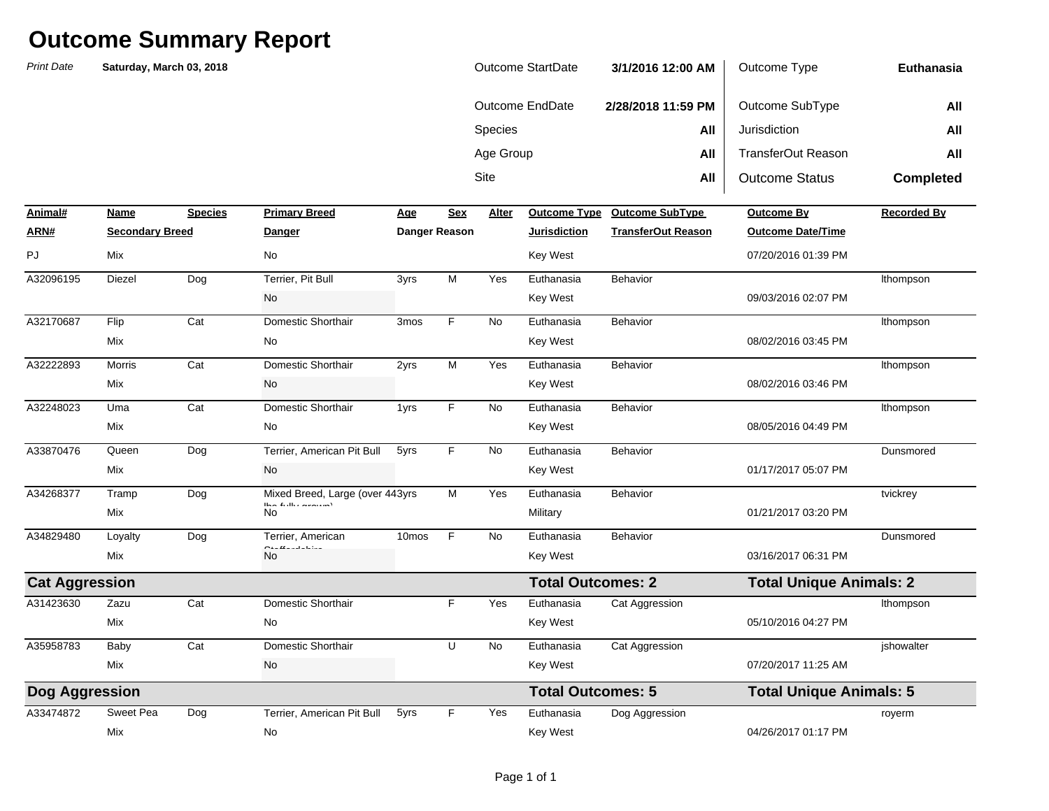# Outcome Summary Report

*Print Date* **Saturday, March 03, 2018**

| | | | |
|---|---|---|---|
| Outcome StartDate | **3/1/2016 12:00 AM** | Outcome Type | **Euthanasia** |
| Outcome EndDate | **2/28/2018 11:59 PM** | Outcome SubType | **All** |
| Species | **All** | Jurisdiction | **All** |
| Age Group | **All** | TransferOut Reason | **All** |
| Site | **All** | Outcome Status | **Completed** |

| Animal# / ARN# | Name / Secondary Breed | Species | Primary Breed / Danger | Age / Danger Reason | Sex | Alter | Outcome Type / Jurisdiction | Outcome SubType / TransferOut Reason | Outcome By / Outcome Date/Time | Recorded By |
|---|---|---|---|---|---|---|---|---|---|---|
| PJ | Mix | | No | | | | Key West | | 07/20/2016 01:39 PM | |
| A32096195 | Diezel | Dog | Terrier, Pit Bull | 3yrs | M | Yes | Euthanasia | Behavior | | lthompson |
| | | | No | | | | Key West | | 09/03/2016 02:07 PM | |
| A32170687 | Flip | Cat | Domestic Shorthair | 3mos | F | No | Euthanasia | Behavior | | lthompson |
| | Mix | | No | | | | Key West | | 08/02/2016 03:45 PM | |
| A32222893 | Morris | Cat | Domestic Shorthair | 2yrs | M | Yes | Euthanasia | Behavior | | lthompson |
| | Mix | | No | | | | Key West | | 08/02/2016 03:46 PM | |
| A32248023 | Uma | Cat | Domestic Shorthair | 1yrs | F | No | Euthanasia | Behavior | | lthompson |
| | Mix | | No | | | | Key West | | 08/05/2016 04:49 PM | |
| A33870476 | Queen | Dog | Terrier, American Pit Bull | 5yrs | F | No | Euthanasia | Behavior | | Dunsmored |
| | Mix | | No | | | | Key West | | 01/17/2017 05:07 PM | |
| A34268377 | Tramp | Dog | Mixed Breed, Large (over 44 lbs fully grown) | 3yrs | M | Yes | Euthanasia | Behavior | | tvickrey |
| | Mix | | No | | | | Military | | 01/21/2017 03:20 PM | |
| A34829480 | Loyalty | Dog | Terrier, American Staffordshire | 10mos | F | No | Euthanasia | Behavior | | Dunsmored |
| | Mix | | No | | | | Key West | | 03/16/2017 06:31 PM | |
| **Cat Aggression** | | | | | | | **Total Outcomes: 2** | | **Total Unique Animals: 2** | |
| A31423630 | Zazu | Cat | Domestic Shorthair | | F | Yes | Euthanasia | Cat Aggression | | lthompson |
| | Mix | | No | | | | Key West | | 05/10/2016 04:27 PM | |
| A35958783 | Baby | Cat | Domestic Shorthair | | U | No | Euthanasia | Cat Aggression | | jshowalter |
| | Mix | | No | | | | Key West | | 07/20/2017 11:25 AM | |
| **Dog Aggression** | | | | | | | **Total Outcomes: 5** | | **Total Unique Animals: 5** | |
| A33474872 | Sweet Pea | Dog | Terrier, American Pit Bull | 5yrs | F | Yes | Euthanasia | Dog Aggression | | royerm |
| | Mix | | No | | | | Key West | | 04/26/2017 01:17 PM | |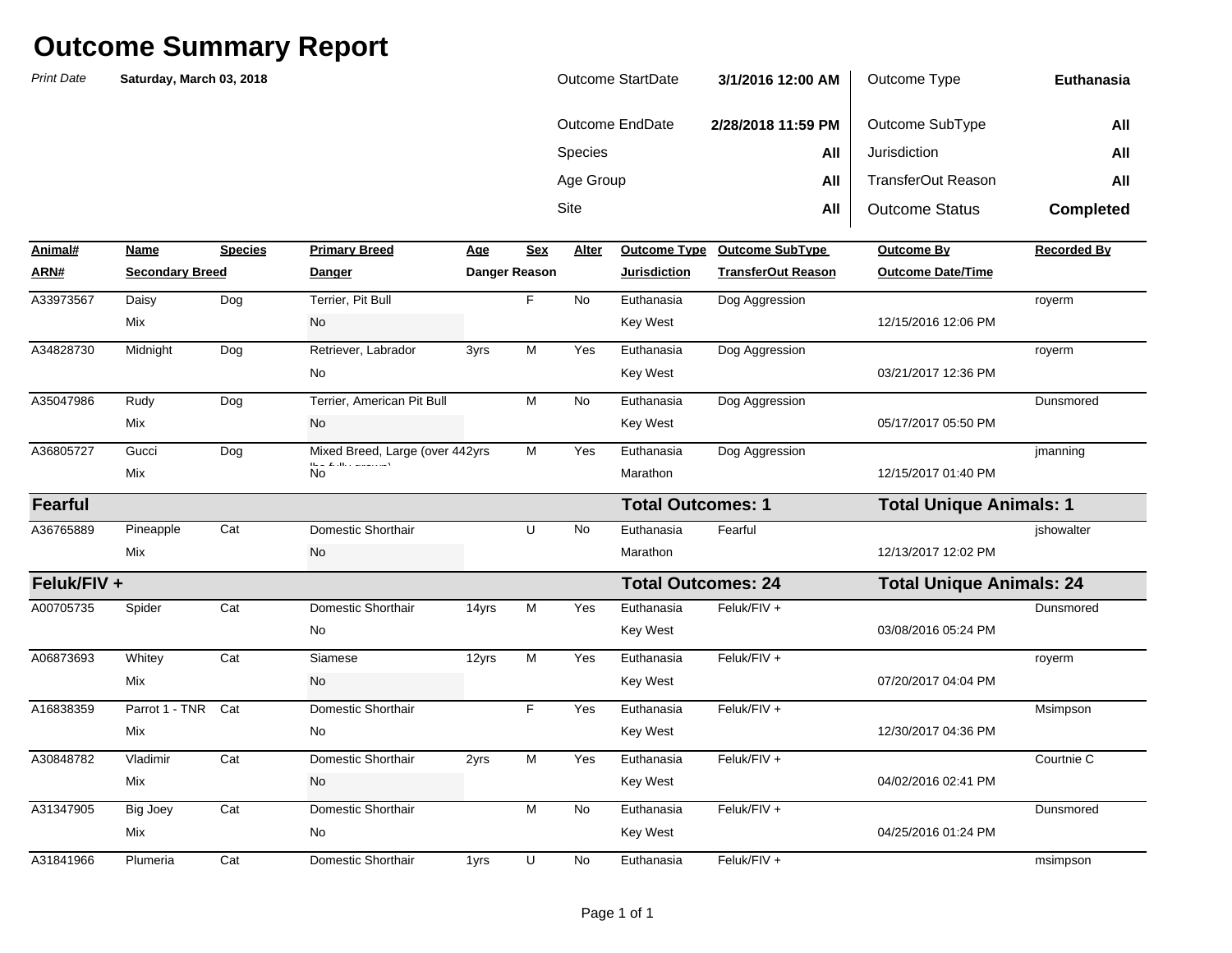# Outcome Summary Report

*Print Date* **Saturday, March 03, 2018**

| | | | |
|---|---|---|---|
| Outcome StartDate | **3/1/2016 12:00 AM** | Outcome Type | **Euthanasia** |
| Outcome EndDate | **2/28/2018 11:59 PM** | Outcome SubType | **All** |
| Species | **All** | Jurisdiction | **All** |
| Age Group | **All** | TransferOut Reason | **All** |
| Site | **All** | Outcome Status | **Completed** |

| Animal# / ARN# | Name / Secondary Breed | Species | Primary Breed / Danger | Age / Danger Reason | Sex | Alter | Outcome Type / Jurisdiction | Outcome SubType / TransferOut Reason | Outcome By / Outcome Date/Time | Recorded By |
|---|---|---|---|---|---|---|---|---|---|---|
| A33973567 | Daisy | Dog | Terrier, Pit Bull | | F | No | Euthanasia | Dog Aggression | | royerm |
| | Mix | | No | | | | Key West | | 12/15/2016 12:06 PM | |
| A34828730 | Midnight | Dog | Retriever, Labrador | 3yrs | M | Yes | Euthanasia | Dog Aggression | | royerm |
| | | | No | | | | Key West | | 03/21/2017 12:36 PM | |
| A35047986 | Rudy | Dog | Terrier, American Pit Bull | | M | No | Euthanasia | Dog Aggression | | Dunsmored |
| | Mix | | No | | | | Key West | | 05/17/2017 05:50 PM | |
| A36805727 | Gucci | Dog | Mixed Breed, Large (over 44 lbs fully grown) | 2yrs | M | Yes | Euthanasia | Dog Aggression | | jmanning |
| | Mix | | No | | | | Marathon | | 12/15/2017 01:40 PM | |
| **Fearful** | | | | | | | **Total Outcomes: 1** | | **Total Unique Animals: 1** | |
| A36765889 | Pineapple | Cat | Domestic Shorthair | | U | No | Euthanasia | Fearful | | jshowalter |
| | Mix | | No | | | | Marathon | | 12/13/2017 12:02 PM | |
| **Feluk/FIV +** | | | | | | | **Total Outcomes: 24** | | **Total Unique Animals: 24** | |
| A00705735 | Spider | Cat | Domestic Shorthair | 14yrs | M | Yes | Euthanasia | Feluk/FIV + | | Dunsmored |
| | | | No | | | | Key West | | 03/08/2016 05:24 PM | |
| A06873693 | Whitey | Cat | Siamese | 12yrs | M | Yes | Euthanasia | Feluk/FIV + | | royerm |
| | Mix | | No | | | | Key West | | 07/20/2017 04:04 PM | |
| A16838359 | Parrot 1 - TNR | Cat | Domestic Shorthair | | F | Yes | Euthanasia | Feluk/FIV + | | Msimpson |
| | Mix | | No | | | | Key West | | 12/30/2017 04:36 PM | |
| A30848782 | Vladimir | Cat | Domestic Shorthair | 2yrs | M | Yes | Euthanasia | Feluk/FIV + | | Courtnie C |
| | Mix | | No | | | | Key West | | 04/02/2016 02:41 PM | |
| A31347905 | Big Joey | Cat | Domestic Shorthair | | M | No | Euthanasia | Feluk/FIV + | | Dunsmored |
| | Mix | | No | | | | Key West | | 04/25/2016 01:24 PM | |
| A31841966 | Plumeria | Cat | Domestic Shorthair | 1yrs | U | No | Euthanasia | Feluk/FIV + | | msimpson |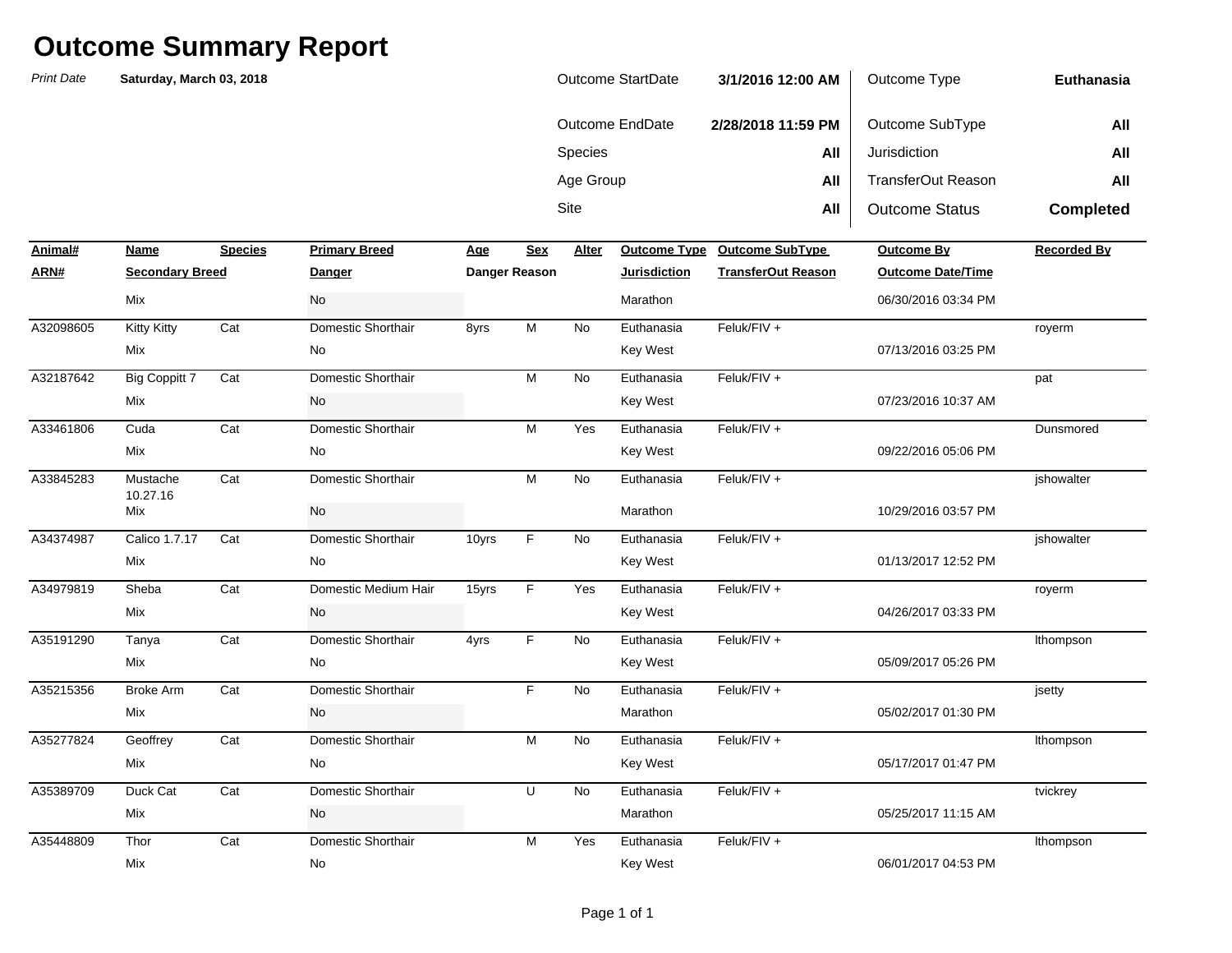# Outcome Summary Report

*Print Date* **Saturday, March 03, 2018**

| | | | |
|---|---|---|---|
| Outcome StartDate | **3/1/2016 12:00 AM** | Outcome Type | **Euthanasia** |
| Outcome EndDate | **2/28/2018 11:59 PM** | Outcome SubType | **All** |
| Species | **All** | Jurisdiction | **All** |
| Age Group | **All** | TransferOut Reason | **All** |
| Site | **All** | Outcome Status | **Completed** |

| Animal# / ARN# | Name / Secondary Breed | Species | Primary Breed / Danger | Age / Danger Reason | Sex | Alter | Outcome Type / Jurisdiction | Outcome SubType / TransferOut Reason | Outcome By / Outcome Date/Time | Recorded By |
|---|---|---|---|---|---|---|---|---|---|---|
| | Mix | | No | | | | Marathon | | 06/30/2016 03:34 PM | |
| A32098605 | Kitty Kitty | Cat | Domestic Shorthair | 8yrs | M | No | Euthanasia | Feluk/FIV + | | royerm |
| | Mix | | No | | | | Key West | | 07/13/2016 03:25 PM | |
| A32187642 | Big Coppitt 7 | Cat | Domestic Shorthair | | M | No | Euthanasia | Feluk/FIV + | | pat |
| | Mix | | No | | | | Key West | | 07/23/2016 10:37 AM | |
| A33461806 | Cuda | Cat | Domestic Shorthair | | M | Yes | Euthanasia | Feluk/FIV + | | Dunsmored |
| | Mix | | No | | | | Key West | | 09/22/2016 05:06 PM | |
| A33845283 | Mustache 10.27.16 | Cat | Domestic Shorthair | | M | No | Euthanasia | Feluk/FIV + | | jshowalter |
| | Mix | | No | | | | Marathon | | 10/29/2016 03:57 PM | |
| A34374987 | Calico 1.7.17 | Cat | Domestic Shorthair | 10yrs | F | No | Euthanasia | Feluk/FIV + | | jshowalter |
| | Mix | | No | | | | Key West | | 01/13/2017 12:52 PM | |
| A34979819 | Sheba | Cat | Domestic Medium Hair | 15yrs | F | Yes | Euthanasia | Feluk/FIV + | | royerm |
| | Mix | | No | | | | Key West | | 04/26/2017 03:33 PM | |
| A35191290 | Tanya | Cat | Domestic Shorthair | 4yrs | F | No | Euthanasia | Feluk/FIV + | | lthompson |
| | Mix | | No | | | | Key West | | 05/09/2017 05:26 PM | |
| A35215356 | Broke Arm | Cat | Domestic Shorthair | | F | No | Euthanasia | Feluk/FIV + | | jsetty |
| | Mix | | No | | | | Marathon | | 05/02/2017 01:30 PM | |
| A35277824 | Geoffrey | Cat | Domestic Shorthair | | M | No | Euthanasia | Feluk/FIV + | | lthompson |
| | Mix | | No | | | | Key West | | 05/17/2017 01:47 PM | |
| A35389709 | Duck Cat | Cat | Domestic Shorthair | | U | No | Euthanasia | Feluk/FIV + | | tvickrey |
| | Mix | | No | | | | Marathon | | 05/25/2017 11:15 AM | |
| A35448809 | Thor | Cat | Domestic Shorthair | | M | Yes | Euthanasia | Feluk/FIV + | | lthompson |
| | Mix | | No | | | | Key West | | 06/01/2017 04:53 PM | |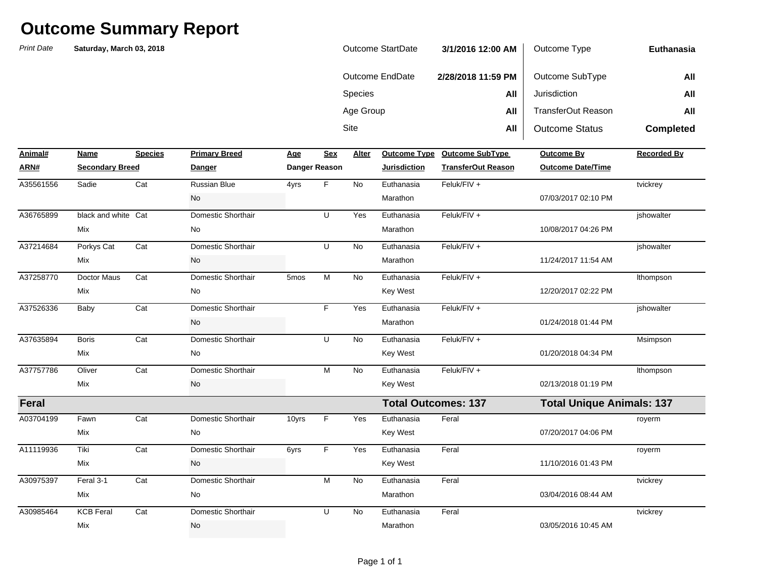# Outcome Summary Report

*Print Date* **Saturday, March 03, 2018**

| | | | |
|---|---|---|---|
| Outcome StartDate | **3/1/2016 12:00 AM** | Outcome Type | **Euthanasia** |
| Outcome EndDate | **2/28/2018 11:59 PM** | Outcome SubType | **All** |
| Species | **All** | Jurisdiction | **All** |
| Age Group | **All** | TransferOut Reason | **All** |
| Site | **All** | Outcome Status | **Completed** |

| Animal# / ARN# | Name / Secondary Breed | Species | Primary Breed / Danger | Age / Danger Reason | Sex | Alter | Outcome Type / Jurisdiction | Outcome SubType / TransferOut Reason | Outcome By / Outcome Date/Time | Recorded By |
|---|---|---|---|---|---|---|---|---|---|---|
| A35561556 | Sadie | Cat | Russian Blue | 4yrs | F | No | Euthanasia | Feluk/FIV + | | tvickrey |
| | | | No | | | | Marathon | | 07/03/2017 02:10 PM | |
| A36765899 | black and white | Cat | Domestic Shorthair | | U | Yes | Euthanasia | Feluk/FIV + | | jshowalter |
| | Mix | | No | | | | Marathon | | 10/08/2017 04:26 PM | |
| A37214684 | Porkys Cat | Cat | Domestic Shorthair | | U | No | Euthanasia | Feluk/FIV + | | jshowalter |
| | Mix | | No | | | | Marathon | | 11/24/2017 11:54 AM | |
| A37258770 | Doctor Maus | Cat | Domestic Shorthair | 5mos | M | No | Euthanasia | Feluk/FIV + | | lthompson |
| | Mix | | No | | | | Key West | | 12/20/2017 02:22 PM | |
| A37526336 | Baby | Cat | Domestic Shorthair | | F | Yes | Euthanasia | Feluk/FIV + | | jshowalter |
| | | | No | | | | Marathon | | 01/24/2018 01:44 PM | |
| A37635894 | Boris | Cat | Domestic Shorthair | | U | No | Euthanasia | Feluk/FIV + | | Msimpson |
| | Mix | | No | | | | Key West | | 01/20/2018 04:34 PM | |
| A37757786 | Oliver | Cat | Domestic Shorthair | | M | No | Euthanasia | Feluk/FIV + | | lthompson |
| | Mix | | No | | | | Key West | | 02/13/2018 01:19 PM | |
| **Feral** | | | | | | | **Total Outcomes: 137** | | **Total Unique Animals: 137** | |
| A03704199 | Fawn | Cat | Domestic Shorthair | 10yrs | F | Yes | Euthanasia | Feral | | royerm |
| | Mix | | No | | | | Key West | | 07/20/2017 04:06 PM | |
| A11119936 | Tiki | Cat | Domestic Shorthair | 6yrs | F | Yes | Euthanasia | Feral | | royerm |
| | Mix | | No | | | | Key West | | 11/10/2016 01:43 PM | |
| A30975397 | Feral 3-1 | Cat | Domestic Shorthair | | M | No | Euthanasia | Feral | | tvickrey |
| | Mix | | No | | | | Marathon | | 03/04/2016 08:44 AM | |
| A30985464 | KCB Feral | Cat | Domestic Shorthair | | U | No | Euthanasia | Feral | | tvickrey |
| | Mix | | No | | | | Marathon | | 03/05/2016 10:45 AM | |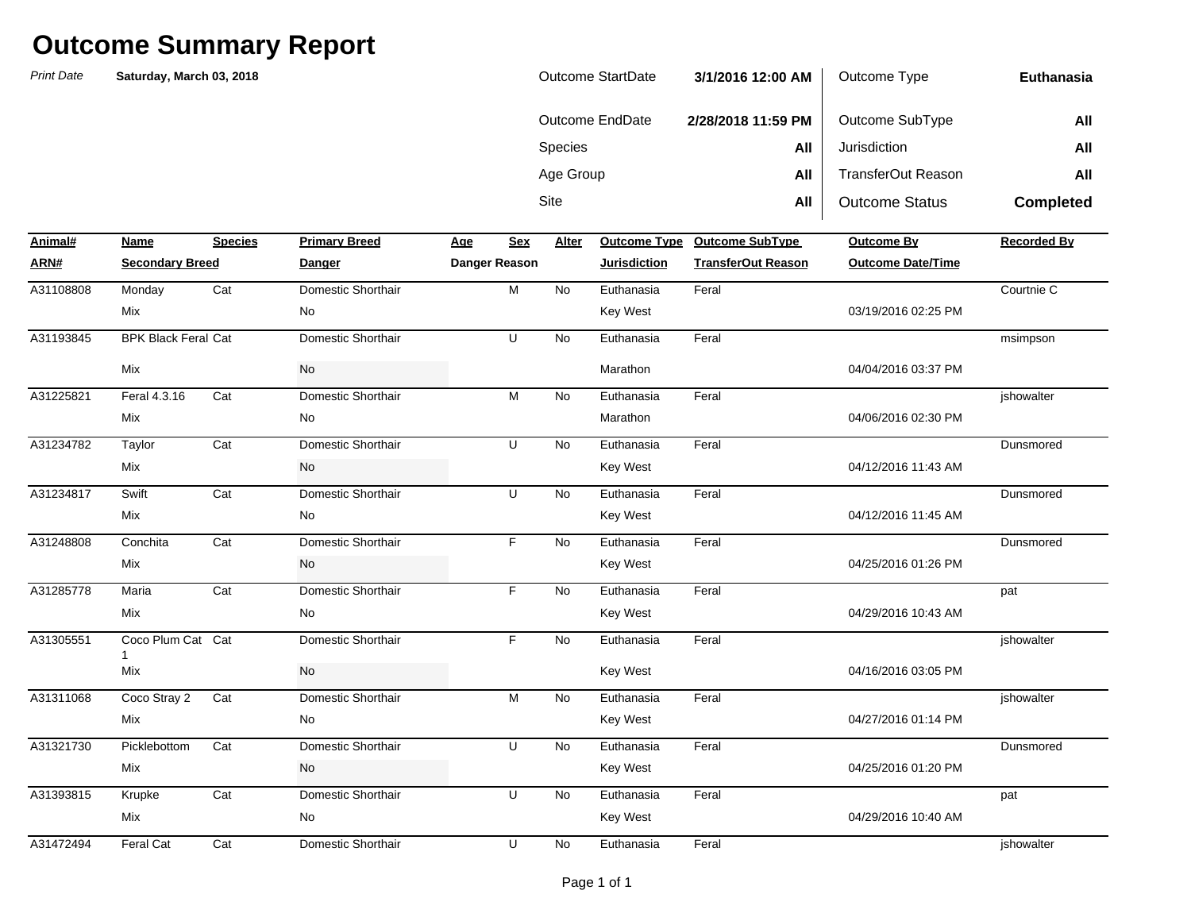# Outcome Summary Report

*Print Date* **Saturday, March 03, 2018**

| | | | |
|---|---|---|---|
| Outcome StartDate | **3/1/2016 12:00 AM** | Outcome Type | **Euthanasia** |
| Outcome EndDate | **2/28/2018 11:59 PM** | Outcome SubType | **All** |
| Species | **All** | Jurisdiction | **All** |
| Age Group | **All** | TransferOut Reason | **All** |
| Site | **All** | Outcome Status | **Completed** |

| Animal# / ARN# | Name / Secondary Breed | Species | Primary Breed / Danger | Age / Danger Reason | Sex | Alter | Outcome Type / Jurisdiction | Outcome SubType / TransferOut Reason | Outcome By / Outcome Date/Time | Recorded By |
|---|---|---|---|---|---|---|---|---|---|---|
| A31108808 | Monday | Cat | Domestic Shorthair | | M | No | Euthanasia | Feral | | Courtnie C |
| | Mix | | No | | | | Key West | | 03/19/2016 02:25 PM | |
| A31193845 | BPK Black Feral | Cat | Domestic Shorthair | | U | No | Euthanasia | Feral | | msimpson |
| | Mix | | No | | | | Marathon | | 04/04/2016 03:37 PM | |
| A31225821 | Feral 4.3.16 | Cat | Domestic Shorthair | | M | No | Euthanasia | Feral | | jshowalter |
| | Mix | | No | | | | Marathon | | 04/06/2016 02:30 PM | |
| A31234782 | Taylor | Cat | Domestic Shorthair | | U | No | Euthanasia | Feral | | Dunsmored |
| | Mix | | No | | | | Key West | | 04/12/2016 11:43 AM | |
| A31234817 | Swift | Cat | Domestic Shorthair | | U | No | Euthanasia | Feral | | Dunsmored |
| | Mix | | No | | | | Key West | | 04/12/2016 11:45 AM | |
| A31248808 | Conchita | Cat | Domestic Shorthair | | F | No | Euthanasia | Feral | | Dunsmored |
| | Mix | | No | | | | Key West | | 04/25/2016 01:26 PM | |
| A31285778 | Maria | Cat | Domestic Shorthair | | F | No | Euthanasia | Feral | | pat |
| | Mix | | No | | | | Key West | | 04/29/2016 10:43 AM | |
| A31305551 | Coco Plum Cat 1 | Cat | Domestic Shorthair | | F | No | Euthanasia | Feral | | jshowalter |
| | Mix | | No | | | | Key West | | 04/16/2016 03:05 PM | |
| A31311068 | Coco Stray 2 | Cat | Domestic Shorthair | | M | No | Euthanasia | Feral | | jshowalter |
| | Mix | | No | | | | Key West | | 04/27/2016 01:14 PM | |
| A31321730 | Picklebottom | Cat | Domestic Shorthair | | U | No | Euthanasia | Feral | | Dunsmored |
| | Mix | | No | | | | Key West | | 04/25/2016 01:20 PM | |
| A31393815 | Krupke | Cat | Domestic Shorthair | | U | No | Euthanasia | Feral | | pat |
| | Mix | | No | | | | Key West | | 04/29/2016 10:40 AM | |
| A31472494 | Feral Cat | Cat | Domestic Shorthair | | U | No | Euthanasia | Feral | | jshowalter |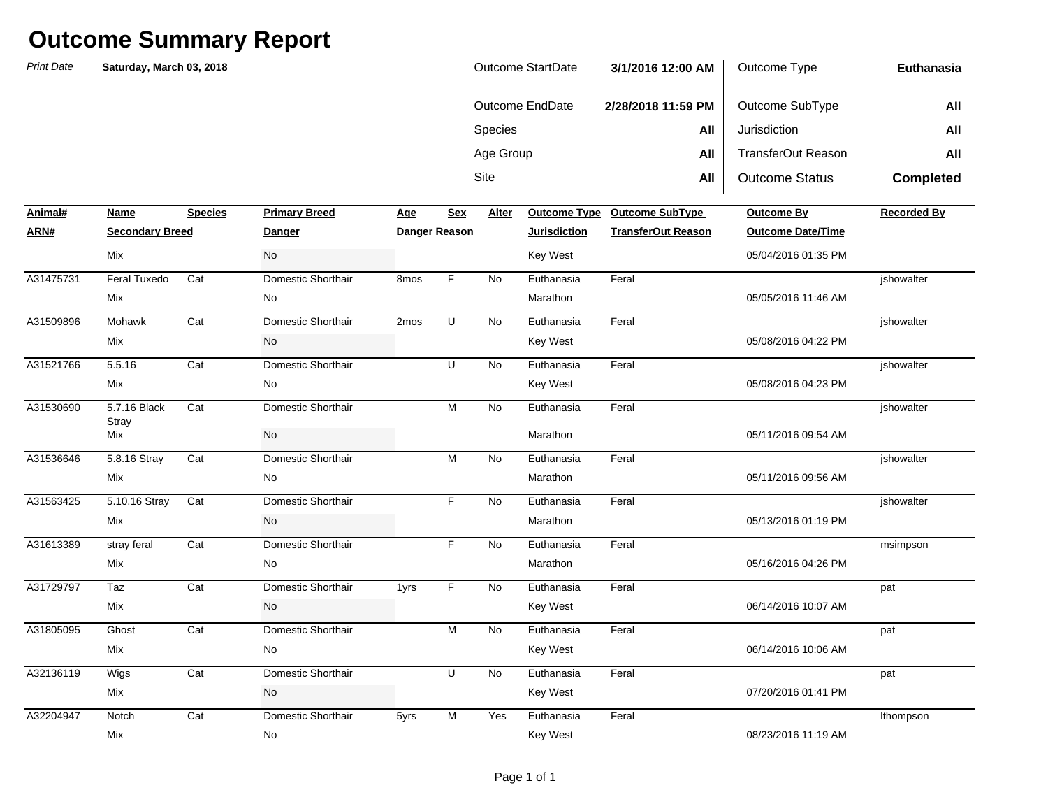# Outcome Summary Report

*Print Date* **Saturday, March 03, 2018**

| | | | |
|---|---|---|---|
| Outcome StartDate | **3/1/2016 12:00 AM** | Outcome Type | **Euthanasia** |
| Outcome EndDate | **2/28/2018 11:59 PM** | Outcome SubType | **All** |
| Species | **All** | Jurisdiction | **All** |
| Age Group | **All** | TransferOut Reason | **All** |
| Site | **All** | Outcome Status | **Completed** |

| Animal# / ARN# | Name / Secondary Breed | Species | Primary Breed / Danger | Age / Danger Reason | Sex | Alter | Outcome Type / Jurisdiction | Outcome SubType / TransferOut Reason | Outcome By / Outcome Date/Time | Recorded By |
|---|---|---|---|---|---|---|---|---|---|---|
| | Mix | | No | | | | Key West | | 05/04/2016 01:35 PM | |
| A31475731 | Feral Tuxedo | Cat | Domestic Shorthair | 8mos | F | No | Euthanasia | Feral | | jshowalter |
| | Mix | | No | | | | Marathon | | 05/05/2016 11:46 AM | |
| A31509896 | Mohawk | Cat | Domestic Shorthair | 2mos | U | No | Euthanasia | Feral | | jshowalter |
| | Mix | | No | | | | Key West | | 05/08/2016 04:22 PM | |
| A31521766 | 5.5.16 | Cat | Domestic Shorthair | | U | No | Euthanasia | Feral | | jshowalter |
| | Mix | | No | | | | Key West | | 05/08/2016 04:23 PM | |
| A31530690 | 5.7.16 Black Stray | Cat | Domestic Shorthair | | M | No | Euthanasia | Feral | | jshowalter |
| | Mix | | No | | | | Marathon | | 05/11/2016 09:54 AM | |
| A31536646 | 5.8.16 Stray | Cat | Domestic Shorthair | | M | No | Euthanasia | Feral | | jshowalter |
| | Mix | | No | | | | Marathon | | 05/11/2016 09:56 AM | |
| A31563425 | 5.10.16 Stray | Cat | Domestic Shorthair | | F | No | Euthanasia | Feral | | jshowalter |
| | Mix | | No | | | | Marathon | | 05/13/2016 01:19 PM | |
| A31613389 | stray feral | Cat | Domestic Shorthair | | F | No | Euthanasia | Feral | | msimpson |
| | Mix | | No | | | | Marathon | | 05/16/2016 04:26 PM | |
| A31729797 | Taz | Cat | Domestic Shorthair | 1yrs | F | No | Euthanasia | Feral | | pat |
| | Mix | | No | | | | Key West | | 06/14/2016 10:07 AM | |
| A31805095 | Ghost | Cat | Domestic Shorthair | | M | No | Euthanasia | Feral | | pat |
| | Mix | | No | | | | Key West | | 06/14/2016 10:06 AM | |
| A32136119 | Wigs | Cat | Domestic Shorthair | | U | No | Euthanasia | Feral | | pat |
| | Mix | | No | | | | Key West | | 07/20/2016 01:41 PM | |
| A32204947 | Notch | Cat | Domestic Shorthair | 5yrs | M | Yes | Euthanasia | Feral | | lthompson |
| | Mix | | No | | | | Key West | | 08/23/2016 11:19 AM | |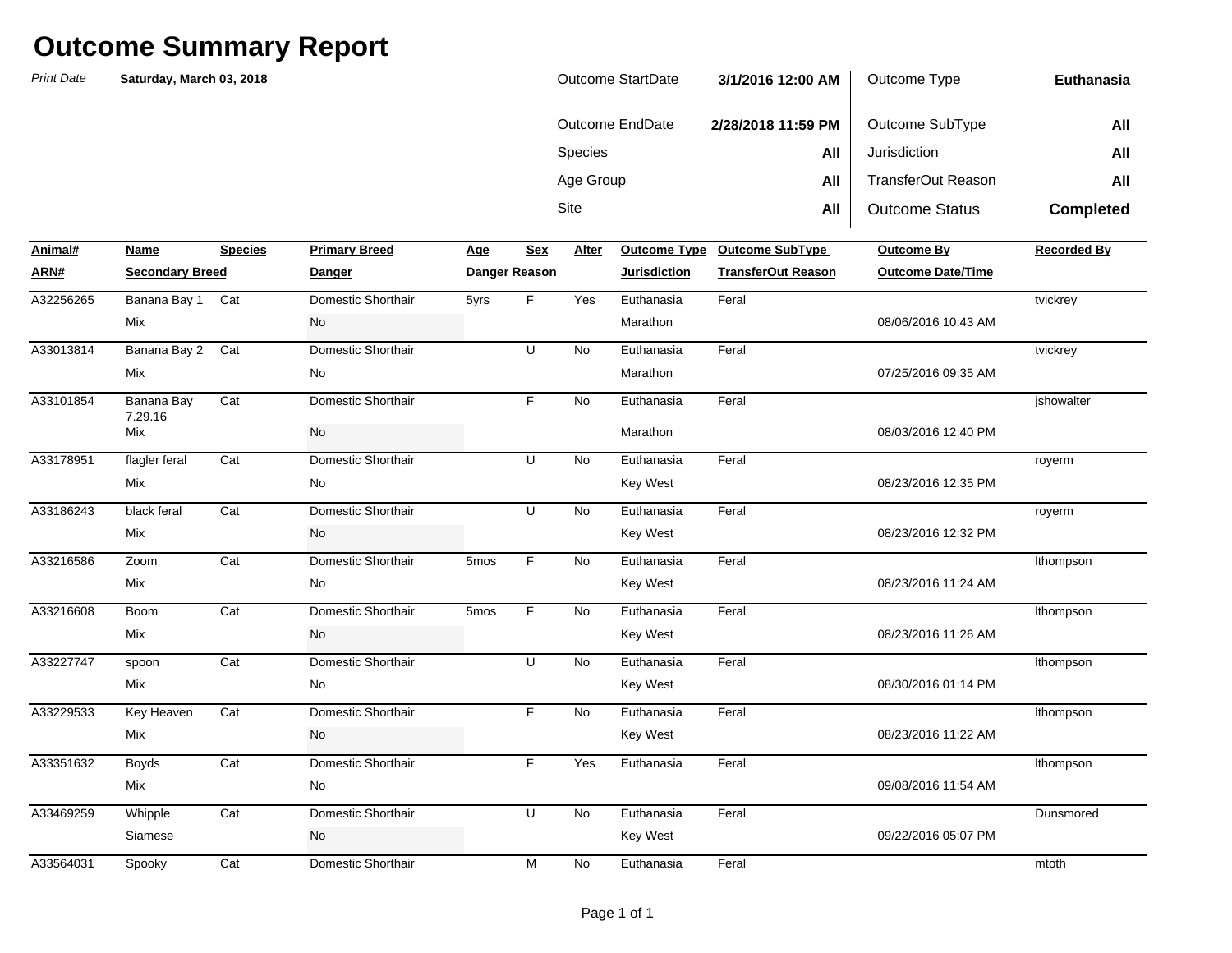# Outcome Summary Report

*Print Date* **Saturday, March 03, 2018**

| | | | |
|---|---|---|---|
| Outcome StartDate | **3/1/2016 12:00 AM** | Outcome Type | **Euthanasia** |
| Outcome EndDate | **2/28/2018 11:59 PM** | Outcome SubType | **All** |
| Species | **All** | Jurisdiction | **All** |
| Age Group | **All** | TransferOut Reason | **All** |
| Site | **All** | Outcome Status | **Completed** |

| Animal# / ARN# | Name / Secondary Breed | Species | Primary Breed / Danger | Age / Danger Reason | Sex | Alter | Outcome Type / Jurisdiction | Outcome SubType / TransferOut Reason | Outcome By / Outcome Date/Time | Recorded By |
|---|---|---|---|---|---|---|---|---|---|---|
| A32256265 | Banana Bay 1 | Cat | Domestic Shorthair | 5yrs | F | Yes | Euthanasia | Feral | | tvickrey |
| | Mix | | No | | | | Marathon | | 08/06/2016 10:43 AM | |
| A33013814 | Banana Bay 2 | Cat | Domestic Shorthair | | U | No | Euthanasia | Feral | | tvickrey |
| | Mix | | No | | | | Marathon | | 07/25/2016 09:35 AM | |
| A33101854 | Banana Bay 7.29.16 | Cat | Domestic Shorthair | | F | No | Euthanasia | Feral | | jshowalter |
| | Mix | | No | | | | Marathon | | 08/03/2016 12:40 PM | |
| A33178951 | flagler feral | Cat | Domestic Shorthair | | U | No | Euthanasia | Feral | | royerm |
| | Mix | | No | | | | Key West | | 08/23/2016 12:35 PM | |
| A33186243 | black feral | Cat | Domestic Shorthair | | U | No | Euthanasia | Feral | | royerm |
| | Mix | | No | | | | Key West | | 08/23/2016 12:32 PM | |
| A33216586 | Zoom | Cat | Domestic Shorthair | 5mos | F | No | Euthanasia | Feral | | lthompson |
| | Mix | | No | | | | Key West | | 08/23/2016 11:24 AM | |
| A33216608 | Boom | Cat | Domestic Shorthair | 5mos | F | No | Euthanasia | Feral | | lthompson |
| | Mix | | No | | | | Key West | | 08/23/2016 11:26 AM | |
| A33227747 | spoon | Cat | Domestic Shorthair | | U | No | Euthanasia | Feral | | lthompson |
| | Mix | | No | | | | Key West | | 08/30/2016 01:14 PM | |
| A33229533 | Key Heaven | Cat | Domestic Shorthair | | F | No | Euthanasia | Feral | | lthompson |
| | Mix | | No | | | | Key West | | 08/23/2016 11:22 AM | |
| A33351632 | Boyds | Cat | Domestic Shorthair | | F | Yes | Euthanasia | Feral | | lthompson |
| | Mix | | No | | | | | | 09/08/2016 11:54 AM | |
| A33469259 | Whipple | Cat | Domestic Shorthair | | U | No | Euthanasia | Feral | | Dunsmored |
| | Siamese | | No | | | | Key West | | 09/22/2016 05:07 PM | |
| A33564031 | Spooky | Cat | Domestic Shorthair | | M | No | Euthanasia | Feral | | mtoth |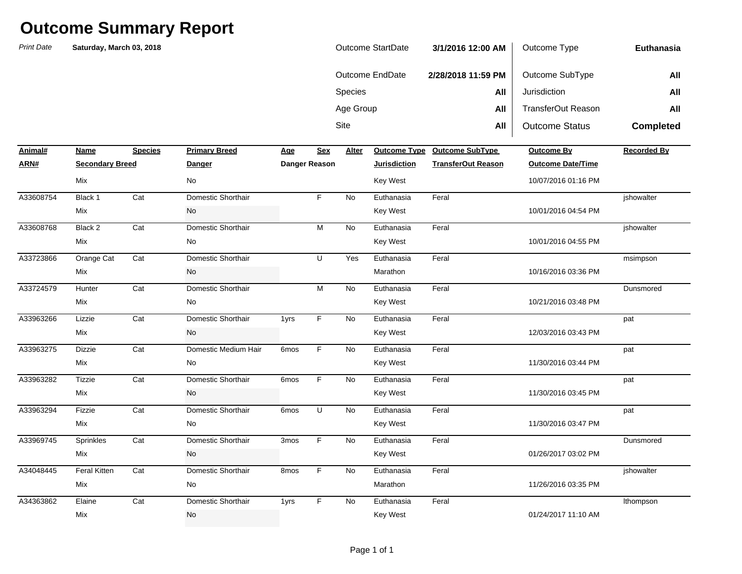# Outcome Summary Report

*Print Date* **Saturday, March 03, 2018**

| | | | |
|---|---|---|---|
| Outcome StartDate | **3/1/2016 12:00 AM** | Outcome Type | **Euthanasia** |
| Outcome EndDate | **2/28/2018 11:59 PM** | Outcome SubType | **All** |
| Species | **All** | Jurisdiction | **All** |
| Age Group | **All** | TransferOut Reason | **All** |
| Site | **All** | Outcome Status | **Completed** |

| Animal# / ARN# | Name / Secondary Breed | Species | Primary Breed / Danger | Age / Danger Reason | Sex | Alter | Outcome Type / Jurisdiction | Outcome SubType / TransferOut Reason | Outcome By / Outcome Date/Time | Recorded By |
|---|---|---|---|---|---|---|---|---|---|---|
| | Mix | | No | | | | Key West | | 10/07/2016 01:16 PM | |
| A33608754 | Black 1 | Cat | Domestic Shorthair | | F | No | Euthanasia | Feral | | jshowalter |
| | Mix | | No | | | | Key West | | 10/01/2016 04:54 PM | |
| A33608768 | Black 2 | Cat | Domestic Shorthair | | M | No | Euthanasia | Feral | | jshowalter |
| | Mix | | No | | | | Key West | | 10/01/2016 04:55 PM | |
| A33723866 | Orange Cat | Cat | Domestic Shorthair | | U | Yes | Euthanasia | Feral | | msimpson |
| | Mix | | No | | | | Marathon | | 10/16/2016 03:36 PM | |
| A33724579 | Hunter | Cat | Domestic Shorthair | | M | No | Euthanasia | Feral | | Dunsmored |
| | Mix | | No | | | | Key West | | 10/21/2016 03:48 PM | |
| A33963266 | Lizzie | Cat | Domestic Shorthair | 1yrs | F | No | Euthanasia | Feral | | pat |
| | Mix | | No | | | | Key West | | 12/03/2016 03:43 PM | |
| A33963275 | Dizzie | Cat | Domestic Medium Hair | 6mos | F | No | Euthanasia | Feral | | pat |
| | Mix | | No | | | | Key West | | 11/30/2016 03:44 PM | |
| A33963282 | Tizzie | Cat | Domestic Shorthair | 6mos | F | No | Euthanasia | Feral | | pat |
| | Mix | | No | | | | Key West | | 11/30/2016 03:45 PM | |
| A33963294 | Fizzie | Cat | Domestic Shorthair | 6mos | U | No | Euthanasia | Feral | | pat |
| | Mix | | No | | | | Key West | | 11/30/2016 03:47 PM | |
| A33969745 | Sprinkles | Cat | Domestic Shorthair | 3mos | F | No | Euthanasia | Feral | | Dunsmored |
| | Mix | | No | | | | Key West | | 01/26/2017 03:02 PM | |
| A34048445 | Feral Kitten | Cat | Domestic Shorthair | 8mos | F | No | Euthanasia | Feral | | jshowalter |
| | Mix | | No | | | | Marathon | | 11/26/2016 03:35 PM | |
| A34363862 | Elaine | Cat | Domestic Shorthair | 1yrs | F | No | Euthanasia | Feral | | lthompson |
| | Mix | | No | | | | Key West | | 01/24/2017 11:10 AM | |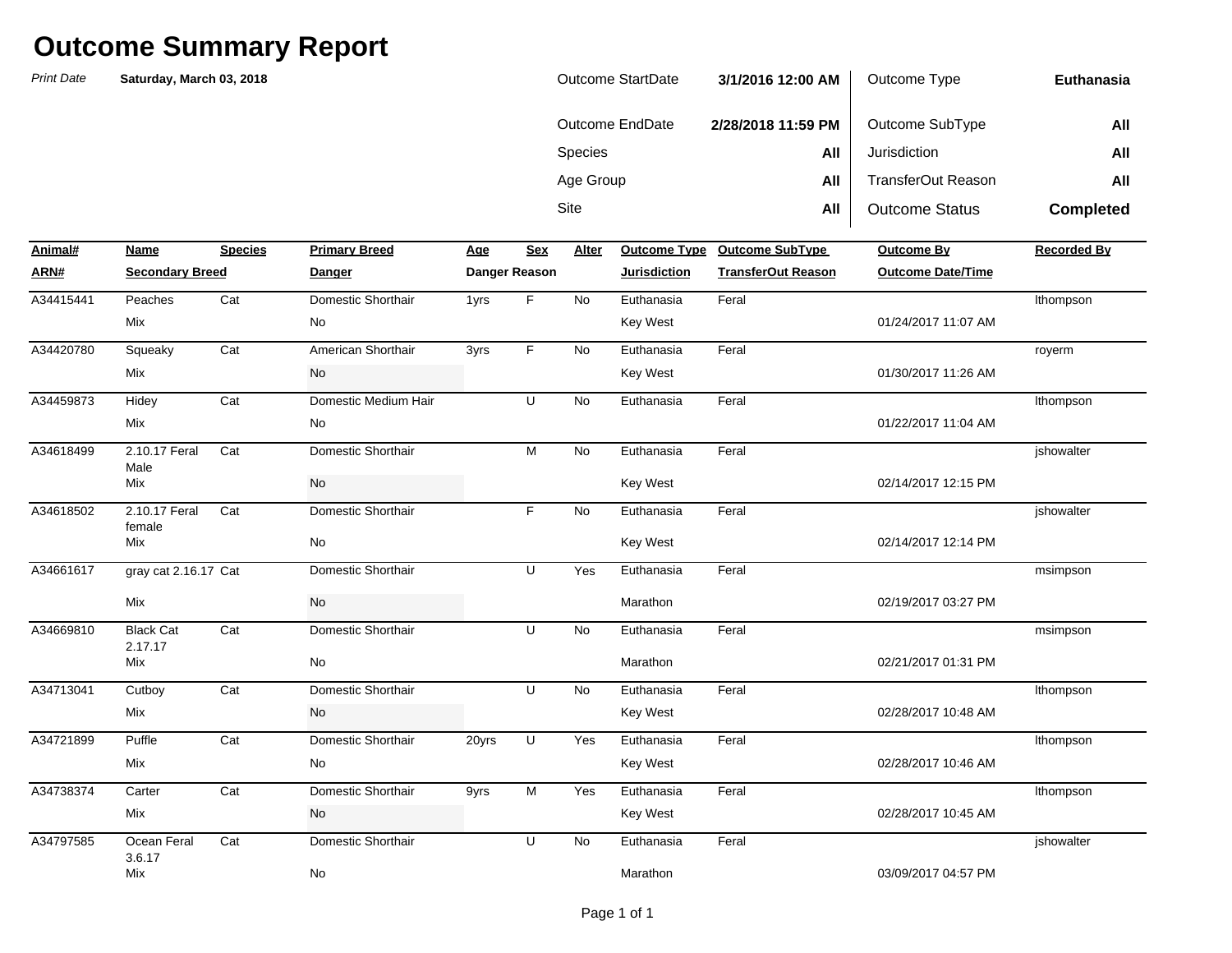# Outcome Summary Report

*Print Date* **Saturday, March 03, 2018**

| | | | |
|---|---|---|---|
| Outcome StartDate | **3/1/2016 12:00 AM** | Outcome Type | **Euthanasia** |
| Outcome EndDate | **2/28/2018 11:59 PM** | Outcome SubType | **All** |
| Species | **All** | Jurisdiction | **All** |
| Age Group | **All** | TransferOut Reason | **All** |
| Site | **All** | Outcome Status | **Completed** |

| Animal# / ARN# | Name / Secondary Breed | Species | Primary Breed / Danger | Age / Danger Reason | Sex | Alter | Outcome Type / Jurisdiction | Outcome SubType / TransferOut Reason | Outcome By / Outcome Date/Time | Recorded By |
|---|---|---|---|---|---|---|---|---|---|---|
| A34415441 | Peaches | Cat | Domestic Shorthair | 1yrs | F | No | Euthanasia | Feral | | lthompson |
| | Mix | | No | | | | Key West | | 01/24/2017 11:07 AM | |
| A34420780 | Squeaky | Cat | American Shorthair | 3yrs | F | No | Euthanasia | Feral | | royerm |
| | Mix | | No | | | | Key West | | 01/30/2017 11:26 AM | |
| A34459873 | Hidey | Cat | Domestic Medium Hair | | U | No | Euthanasia | Feral | | lthompson |
| | Mix | | No | | | | | | 01/22/2017 11:04 AM | |
| A34618499 | 2.10.17 Feral Male | Cat | Domestic Shorthair | | M | No | Euthanasia | Feral | | jshowalter |
| | Mix | | No | | | | Key West | | 02/14/2017 12:15 PM | |
| A34618502 | 2.10.17 Feral female | Cat | Domestic Shorthair | | F | No | Euthanasia | Feral | | jshowalter |
| | Mix | | No | | | | Key West | | 02/14/2017 12:14 PM | |
| A34661617 | gray cat 2.16.17 | Cat | Domestic Shorthair | | U | Yes | Euthanasia | Feral | | msimpson |
| | Mix | | No | | | | Marathon | | 02/19/2017 03:27 PM | |
| A34669810 | Black Cat 2.17.17 | Cat | Domestic Shorthair | | U | No | Euthanasia | Feral | | msimpson |
| | Mix | | No | | | | Marathon | | 02/21/2017 01:31 PM | |
| A34713041 | Cutboy | Cat | Domestic Shorthair | | U | No | Euthanasia | Feral | | lthompson |
| | Mix | | No | | | | Key West | | 02/28/2017 10:48 AM | |
| A34721899 | Puffle | Cat | Domestic Shorthair | 20yrs | U | Yes | Euthanasia | Feral | | lthompson |
| | Mix | | No | | | | Key West | | 02/28/2017 10:46 AM | |
| A34738374 | Carter | Cat | Domestic Shorthair | 9yrs | M | Yes | Euthanasia | Feral | | lthompson |
| | Mix | | No | | | | Key West | | 02/28/2017 10:45 AM | |
| A34797585 | Ocean Feral 3.6.17 | Cat | Domestic Shorthair | | U | No | Euthanasia | Feral | | jshowalter |
| | Mix | | No | | | | Marathon | | 03/09/2017 04:57 PM | |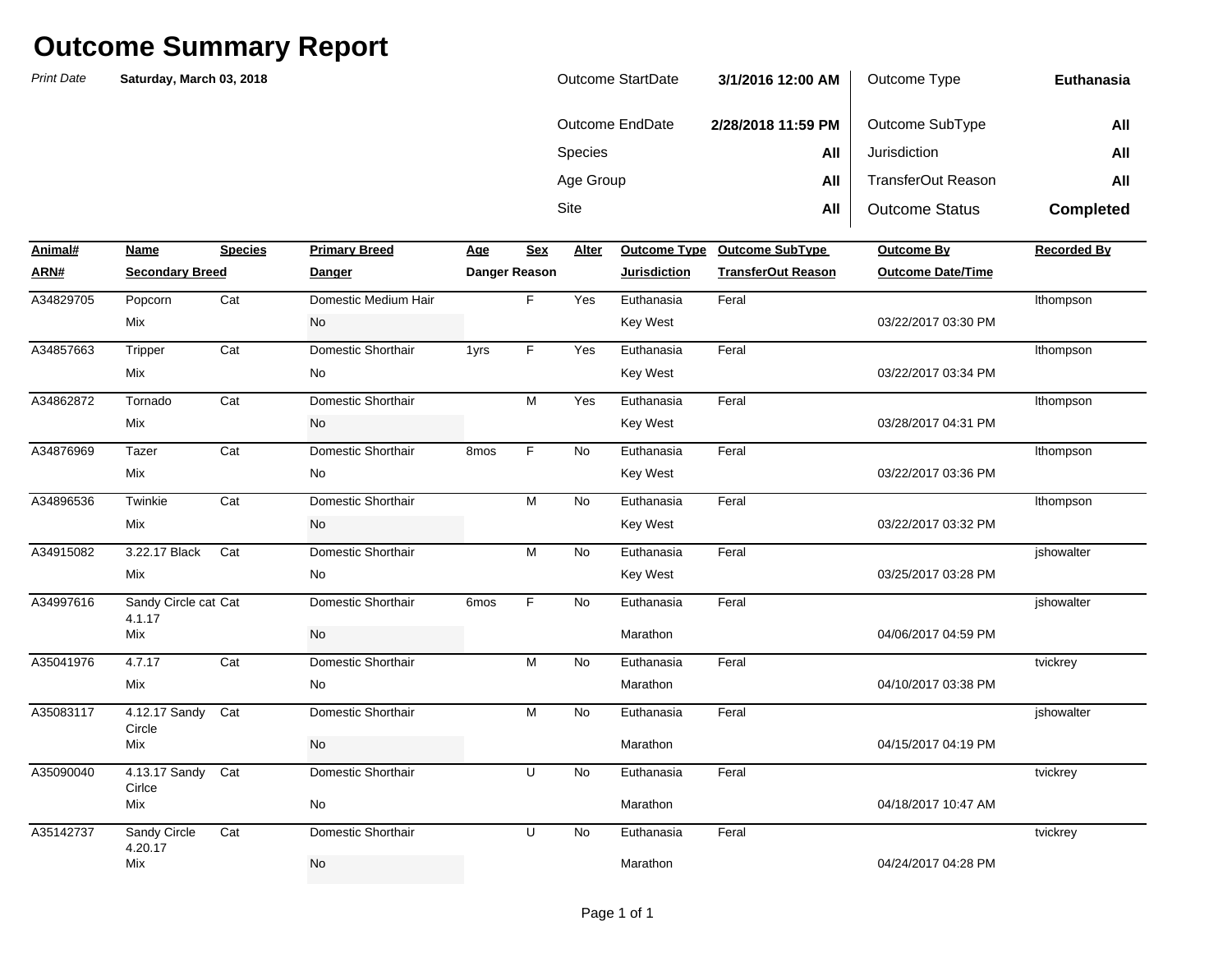# Outcome Summary Report

*Print Date* **Saturday, March 03, 2018**

| | | | |
|---|---|---|---|
| Outcome StartDate | **3/1/2016 12:00 AM** | Outcome Type | **Euthanasia** |
| Outcome EndDate | **2/28/2018 11:59 PM** | Outcome SubType | **All** |
| Species | **All** | Jurisdiction | **All** |
| Age Group | **All** | TransferOut Reason | **All** |
| Site | **All** | Outcome Status | **Completed** |

| Animal# / ARN# | Name / Secondary Breed | Species | Primary Breed / Danger | Age / Danger Reason | Sex | Alter | Outcome Type / Jurisdiction | Outcome SubType / TransferOut Reason | Outcome By / Outcome Date/Time | Recorded By |
|---|---|---|---|---|---|---|---|---|---|---|
| A34829705 | Popcorn / Mix | Cat | Domestic Medium Hair / No | | F | Yes | Euthanasia / Key West | Feral | 03/22/2017 03:30 PM | lthompson |
| A34857663 | Tripper / Mix | Cat | Domestic Shorthair / No | 1yrs | F | Yes | Euthanasia / Key West | Feral | 03/22/2017 03:34 PM | lthompson |
| A34862872 | Tornado / Mix | Cat | Domestic Shorthair / No | | M | Yes | Euthanasia / Key West | Feral | 03/28/2017 04:31 PM | lthompson |
| A34876969 | Tazer / Mix | Cat | Domestic Shorthair / No | 8mos | F | No | Euthanasia / Key West | Feral | 03/22/2017 03:36 PM | lthompson |
| A34896536 | Twinkie / Mix | Cat | Domestic Shorthair / No | | M | No | Euthanasia / Key West | Feral | 03/22/2017 03:32 PM | lthompson |
| A34915082 | 3.22.17 Black / Mix | Cat | Domestic Shorthair / No | | M | No | Euthanasia / Key West | Feral | 03/25/2017 03:28 PM | jshowalter |
| A34997616 | Sandy Circle cat 4.1.17 / Mix | Cat | Domestic Shorthair / No | 6mos | F | No | Euthanasia / Marathon | Feral | 04/06/2017 04:59 PM | jshowalter |
| A35041976 | 4.7.17 / Mix | Cat | Domestic Shorthair / No | | M | No | Euthanasia / Marathon | Feral | 04/10/2017 03:38 PM | tvickrey |
| A35083117 | 4.12.17 Sandy Circle / Mix | Cat | Domestic Shorthair / No | | M | No | Euthanasia / Marathon | Feral | 04/15/2017 04:19 PM | jshowalter |
| A35090040 | 4.13.17 Sandy Cirlce / Mix | Cat | Domestic Shorthair / No | | U | No | Euthanasia / Marathon | Feral | 04/18/2017 10:47 AM | tvickrey |
| A35142737 | Sandy Circle 4.20.17 / Mix | Cat | Domestic Shorthair / No | | U | No | Euthanasia / Marathon | Feral | 04/24/2017 04:28 PM | tvickrey |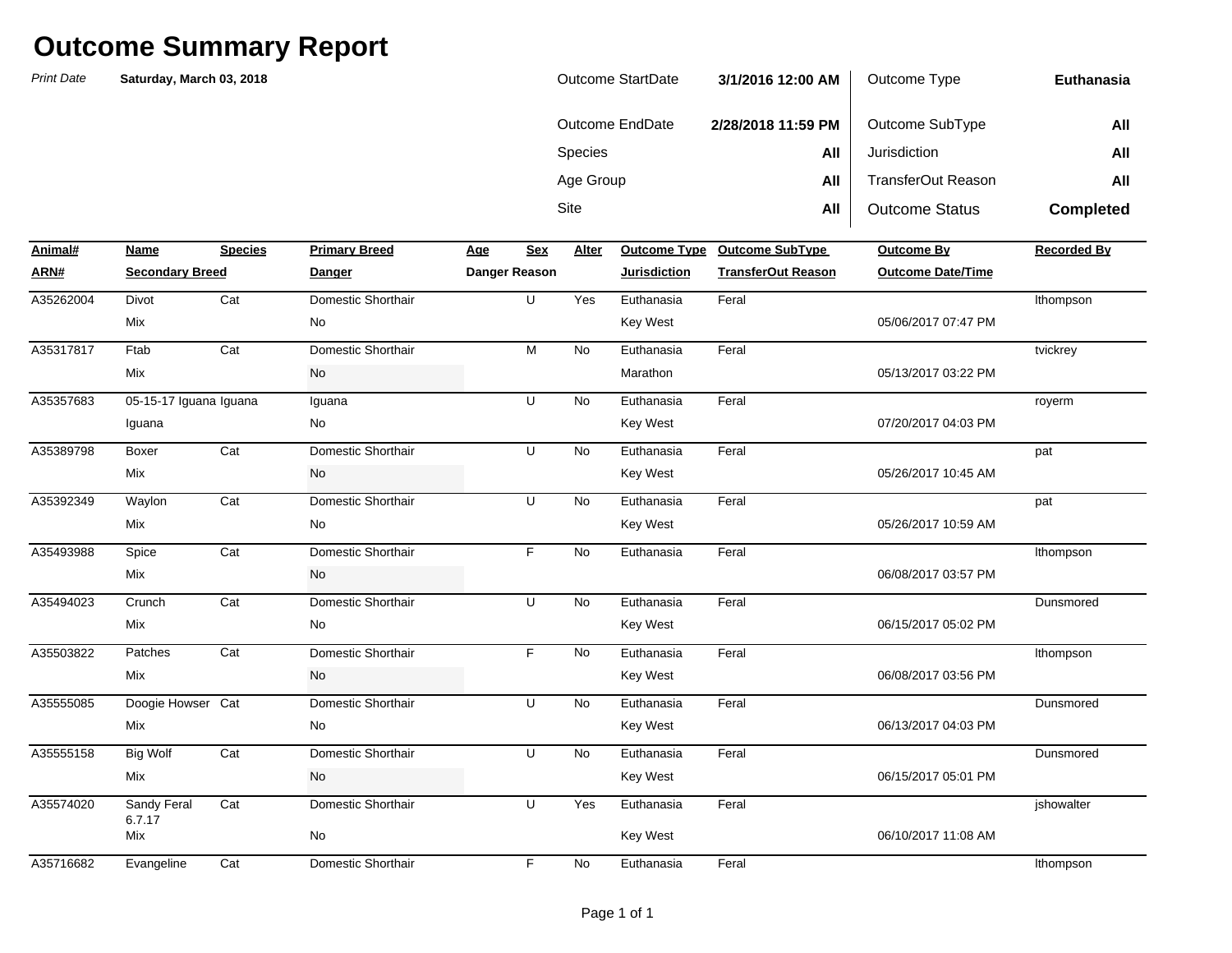# Outcome Summary Report

*Print Date* **Saturday, March 03, 2018**

| | | | |
|---|---|---|---|
| Outcome StartDate | **3/1/2016 12:00 AM** | Outcome Type | **Euthanasia** |
| Outcome EndDate | **2/28/2018 11:59 PM** | Outcome SubType | **All** |
| Species | **All** | Jurisdiction | **All** |
| Age Group | **All** | TransferOut Reason | **All** |
| Site | **All** | Outcome Status | **Completed** |

| Animal# / ARN# | Name / Secondary Breed | Species | Primary Breed / Danger | Age / Danger Reason | Sex | Alter | Outcome Type / Jurisdiction | Outcome SubType / TransferOut Reason | Outcome By / Outcome Date/Time | Recorded By |
|---|---|---|---|---|---|---|---|---|---|---|
| A35262004 | Divot | Cat | Domestic Shorthair | | U | Yes | Euthanasia | Feral | | lthompson |
| | Mix | | No | | | | Key West | | 05/06/2017 07:47 PM | |
| A35317817 | Ftab | Cat | Domestic Shorthair | | M | No | Euthanasia | Feral | | tvickrey |
| | Mix | | No | | | | Marathon | | 05/13/2017 03:22 PM | |
| A35357683 | 05-15-17 Iguana | Iguana | Iguana | | U | No | Euthanasia | Feral | | royerm |
| | Iguana | | No | | | | Key West | | 07/20/2017 04:03 PM | |
| A35389798 | Boxer | Cat | Domestic Shorthair | | U | No | Euthanasia | Feral | | pat |
| | Mix | | No | | | | Key West | | 05/26/2017 10:45 AM | |
| A35392349 | Waylon | Cat | Domestic Shorthair | | U | No | Euthanasia | Feral | | pat |
| | Mix | | No | | | | Key West | | 05/26/2017 10:59 AM | |
| A35493988 | Spice | Cat | Domestic Shorthair | | F | No | Euthanasia | Feral | | lthompson |
| | Mix | | No | | | | | | 06/08/2017 03:57 PM | |
| A35494023 | Crunch | Cat | Domestic Shorthair | | U | No | Euthanasia | Feral | | Dunsmored |
| | Mix | | No | | | | Key West | | 06/15/2017 05:02 PM | |
| A35503822 | Patches | Cat | Domestic Shorthair | | F | No | Euthanasia | Feral | | lthompson |
| | Mix | | No | | | | Key West | | 06/08/2017 03:56 PM | |
| A35555085 | Doogie Howser | Cat | Domestic Shorthair | | U | No | Euthanasia | Feral | | Dunsmored |
| | Mix | | No | | | | Key West | | 06/13/2017 04:03 PM | |
| A35555158 | Big Wolf | Cat | Domestic Shorthair | | U | No | Euthanasia | Feral | | Dunsmored |
| | Mix | | No | | | | Key West | | 06/15/2017 05:01 PM | |
| A35574020 | Sandy Feral 6.7.17 | Cat | Domestic Shorthair | | U | Yes | Euthanasia | Feral | | jshowalter |
| | Mix | | No | | | | Key West | | 06/10/2017 11:08 AM | |
| A35716682 | Evangeline | Cat | Domestic Shorthair | | F | No | Euthanasia | Feral | | lthompson |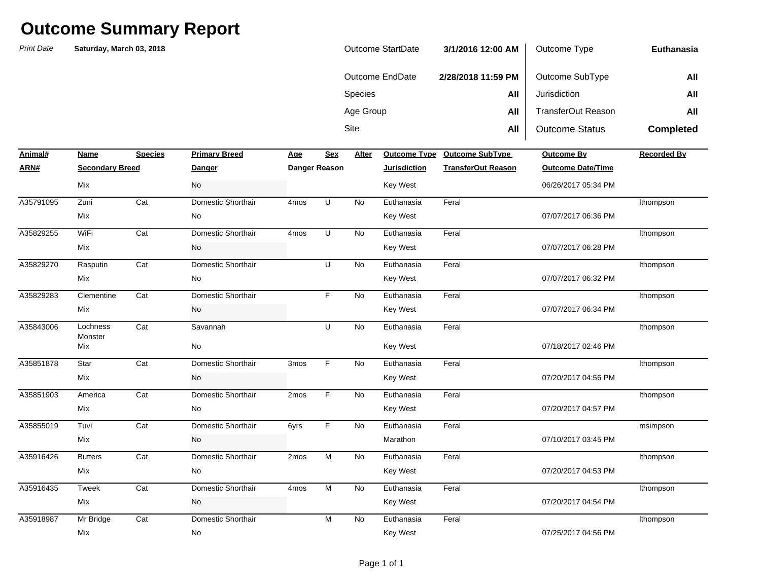# Outcome Summary Report

*Print Date* **Saturday, March 03, 2018**

| | | | |
|---|---|---|---|
| Outcome StartDate | **3/1/2016 12:00 AM** | Outcome Type | **Euthanasia** |
| Outcome EndDate | **2/28/2018 11:59 PM** | Outcome SubType | **All** |
| Species | **All** | Jurisdiction | **All** |
| Age Group | **All** | TransferOut Reason | **All** |
| Site | **All** | Outcome Status | **Completed** |

| Animal# / ARN# | Name / Secondary Breed | Species | Primary Breed / Danger | Age / Danger Reason | Sex | Alter | Outcome Type / Jurisdiction | Outcome SubType / TransferOut Reason | Outcome By / Outcome Date/Time | Recorded By |
|---|---|---|---|---|---|---|---|---|---|---|
| | Mix | | No | | | | Key West | | 06/26/2017 05:34 PM | |
| A35791095 | Zuni | Cat | Domestic Shorthair | 4mos | U | No | Euthanasia | Feral | | lthompson |
| | Mix | | No | | | | Key West | | 07/07/2017 06:36 PM | |
| A35829255 | WiFi | Cat | Domestic Shorthair | 4mos | U | No | Euthanasia | Feral | | lthompson |
| | Mix | | No | | | | Key West | | 07/07/2017 06:28 PM | |
| A35829270 | Rasputin | Cat | Domestic Shorthair | | U | No | Euthanasia | Feral | | lthompson |
| | Mix | | No | | | | Key West | | 07/07/2017 06:32 PM | |
| A35829283 | Clementine | Cat | Domestic Shorthair | | F | No | Euthanasia | Feral | | lthompson |
| | Mix | | No | | | | Key West | | 07/07/2017 06:34 PM | |
| A35843006 | Lochness Monster | Cat | Savannah | | U | No | Euthanasia | Feral | | lthompson |
| | Mix | | No | | | | Key West | | 07/18/2017 02:46 PM | |
| A35851878 | Star | Cat | Domestic Shorthair | 3mos | F | No | Euthanasia | Feral | | lthompson |
| | Mix | | No | | | | Key West | | 07/20/2017 04:56 PM | |
| A35851903 | America | Cat | Domestic Shorthair | 2mos | F | No | Euthanasia | Feral | | lthompson |
| | Mix | | No | | | | Key West | | 07/20/2017 04:57 PM | |
| A35855019 | Tuvi | Cat | Domestic Shorthair | 6yrs | F | No | Euthanasia | Feral | | msimpson |
| | Mix | | No | | | | Marathon | | 07/10/2017 03:45 PM | |
| A35916426 | Butters | Cat | Domestic Shorthair | 2mos | M | No | Euthanasia | Feral | | lthompson |
| | Mix | | No | | | | Key West | | 07/20/2017 04:53 PM | |
| A35916435 | Tweek | Cat | Domestic Shorthair | 4mos | M | No | Euthanasia | Feral | | lthompson |
| | Mix | | No | | | | Key West | | 07/20/2017 04:54 PM | |
| A35918987 | Mr Bridge | Cat | Domestic Shorthair | | M | No | Euthanasia | Feral | | lthompson |
| | Mix | | No | | | | Key West | | 07/25/2017 04:56 PM | |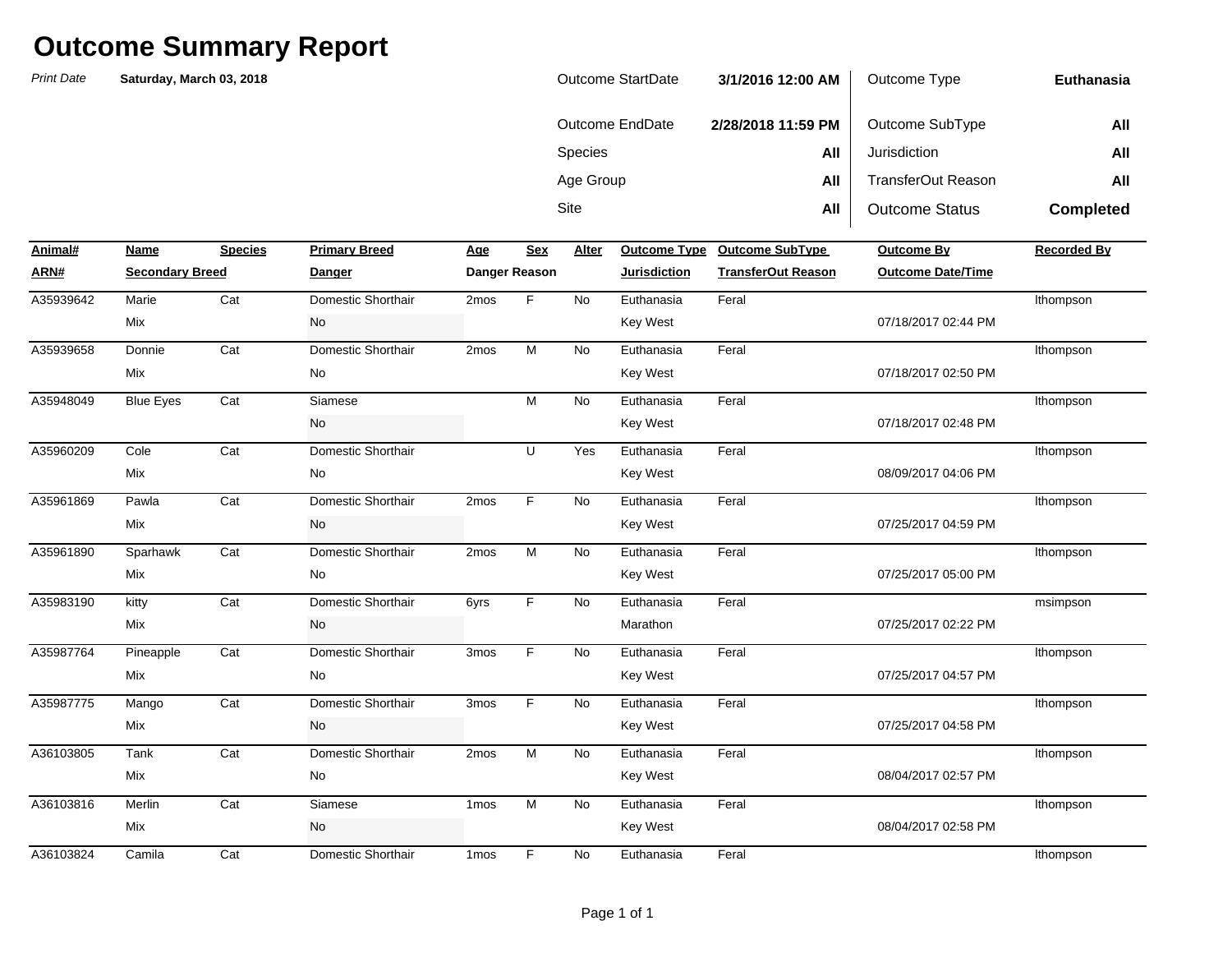# Outcome Summary Report

*Print Date* **Saturday, March 03, 2018**

| | | | |
|---|---|---|---|
| Outcome StartDate | **3/1/2016 12:00 AM** | Outcome Type | **Euthanasia** |
| Outcome EndDate | **2/28/2018 11:59 PM** | Outcome SubType | **All** |
| Species | **All** | Jurisdiction | **All** |
| Age Group | **All** | TransferOut Reason | **All** |
| Site | **All** | Outcome Status | **Completed** |

| Animal# / ARN# | Name / Secondary Breed | Species | Primary Breed / Danger | Age / Danger Reason | Sex | Alter | Outcome Type / Jurisdiction | Outcome SubType / TransferOut Reason | Outcome By / Outcome Date/Time | Recorded By |
|---|---|---|---|---|---|---|---|---|---|---|
| A35939642 | Marie | Cat | Domestic Shorthair | 2mos | F | No | Euthanasia | Feral | | lthompson |
| | Mix | | No | | | | Key West | | 07/18/2017 02:44 PM | |
| A35939658 | Donnie | Cat | Domestic Shorthair | 2mos | M | No | Euthanasia | Feral | | lthompson |
| | Mix | | No | | | | Key West | | 07/18/2017 02:50 PM | |
| A35948049 | Blue Eyes | Cat | Siamese | | M | No | Euthanasia | Feral | | lthompson |
| | | | No | | | | Key West | | 07/18/2017 02:48 PM | |
| A35960209 | Cole | Cat | Domestic Shorthair | | U | Yes | Euthanasia | Feral | | lthompson |
| | Mix | | No | | | | Key West | | 08/09/2017 04:06 PM | |
| A35961869 | Pawla | Cat | Domestic Shorthair | 2mos | F | No | Euthanasia | Feral | | lthompson |
| | Mix | | No | | | | Key West | | 07/25/2017 04:59 PM | |
| A35961890 | Sparhawk | Cat | Domestic Shorthair | 2mos | M | No | Euthanasia | Feral | | lthompson |
| | Mix | | No | | | | Key West | | 07/25/2017 05:00 PM | |
| A35983190 | kitty | Cat | Domestic Shorthair | 6yrs | F | No | Euthanasia | Feral | | msimpson |
| | Mix | | No | | | | Marathon | | 07/25/2017 02:22 PM | |
| A35987764 | Pineapple | Cat | Domestic Shorthair | 3mos | F | No | Euthanasia | Feral | | lthompson |
| | Mix | | No | | | | Key West | | 07/25/2017 04:57 PM | |
| A35987775 | Mango | Cat | Domestic Shorthair | 3mos | F | No | Euthanasia | Feral | | lthompson |
| | Mix | | No | | | | Key West | | 07/25/2017 04:58 PM | |
| A36103805 | Tank | Cat | Domestic Shorthair | 2mos | M | No | Euthanasia | Feral | | lthompson |
| | Mix | | No | | | | Key West | | 08/04/2017 02:57 PM | |
| A36103816 | Merlin | Cat | Siamese | 1mos | M | No | Euthanasia | Feral | | lthompson |
| | Mix | | No | | | | Key West | | 08/04/2017 02:58 PM | |
| A36103824 | Camila | Cat | Domestic Shorthair | 1mos | F | No | Euthanasia | Feral | | lthompson |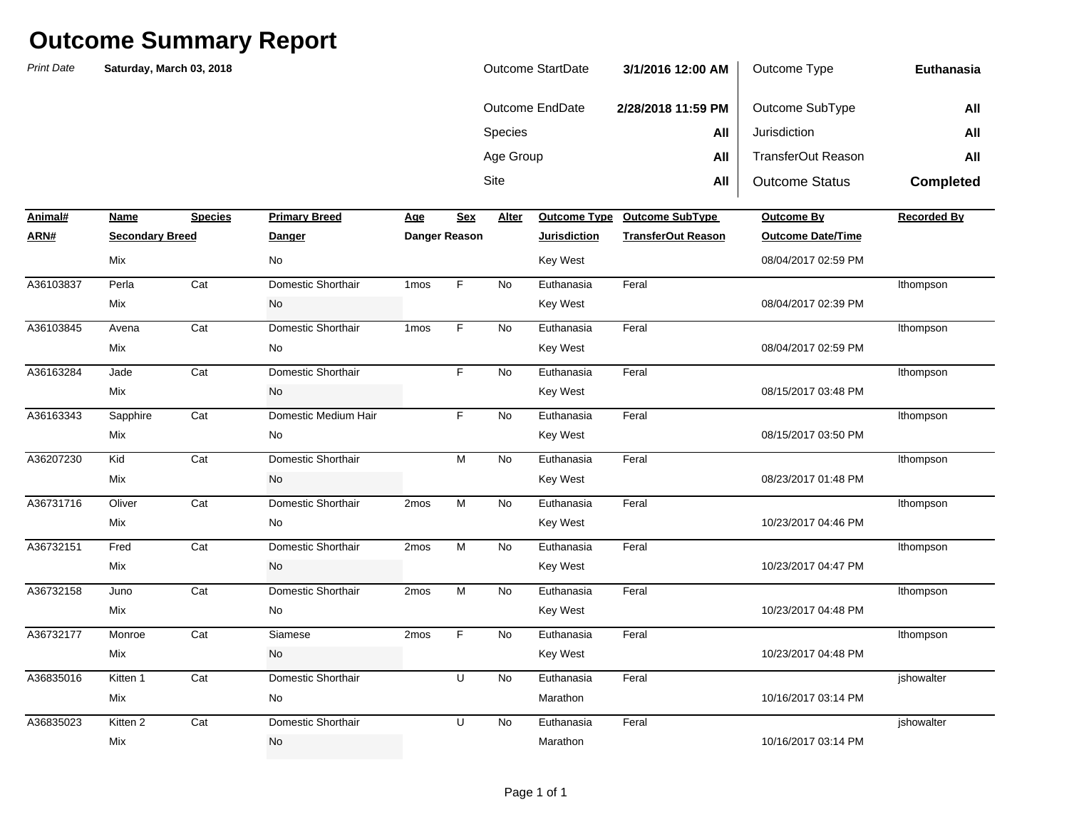# Outcome Summary Report

*Print Date* **Saturday, March 03, 2018**

| | | | |
|---|---|---|---|
| Outcome StartDate | **3/1/2016 12:00 AM** | Outcome Type | **Euthanasia** |
| Outcome EndDate | **2/28/2018 11:59 PM** | Outcome SubType | **All** |
| Species | **All** | Jurisdiction | **All** |
| Age Group | **All** | TransferOut Reason | **All** |
| Site | **All** | Outcome Status | **Completed** |

| Animal# / ARN# | Name / Secondary Breed | Species | Primary Breed / Danger | Age / Danger Reason | Sex | Alter | Outcome Type / Jurisdiction | Outcome SubType / TransferOut Reason | Outcome By / Outcome Date/Time | Recorded By |
|---|---|---|---|---|---|---|---|---|---|---|
| | Mix | | No | | | | Key West | | 08/04/2017 02:59 PM | |
| A36103837 | Perla | Cat | Domestic Shorthair | 1mos | F | No | Euthanasia | Feral | | lthompson |
| | Mix | | No | | | | Key West | | 08/04/2017 02:39 PM | |
| A36103845 | Avena | Cat | Domestic Shorthair | 1mos | F | No | Euthanasia | Feral | | lthompson |
| | Mix | | No | | | | Key West | | 08/04/2017 02:59 PM | |
| A36163284 | Jade | Cat | Domestic Shorthair | | F | No | Euthanasia | Feral | | lthompson |
| | Mix | | No | | | | Key West | | 08/15/2017 03:48 PM | |
| A36163343 | Sapphire | Cat | Domestic Medium Hair | | F | No | Euthanasia | Feral | | lthompson |
| | Mix | | No | | | | Key West | | 08/15/2017 03:50 PM | |
| A36207230 | Kid | Cat | Domestic Shorthair | | M | No | Euthanasia | Feral | | lthompson |
| | Mix | | No | | | | Key West | | 08/23/2017 01:48 PM | |
| A36731716 | Oliver | Cat | Domestic Shorthair | 2mos | M | No | Euthanasia | Feral | | lthompson |
| | Mix | | No | | | | Key West | | 10/23/2017 04:46 PM | |
| A36732151 | Fred | Cat | Domestic Shorthair | 2mos | M | No | Euthanasia | Feral | | lthompson |
| | Mix | | No | | | | Key West | | 10/23/2017 04:47 PM | |
| A36732158 | Juno | Cat | Domestic Shorthair | 2mos | M | No | Euthanasia | Feral | | lthompson |
| | Mix | | No | | | | Key West | | 10/23/2017 04:48 PM | |
| A36732177 | Monroe | Cat | Siamese | 2mos | F | No | Euthanasia | Feral | | lthompson |
| | Mix | | No | | | | Key West | | 10/23/2017 04:48 PM | |
| A36835016 | Kitten 1 | Cat | Domestic Shorthair | | U | No | Euthanasia | Feral | | jshowalter |
| | Mix | | No | | | | Marathon | | 10/16/2017 03:14 PM | |
| A36835023 | Kitten 2 | Cat | Domestic Shorthair | | U | No | Euthanasia | Feral | | jshowalter |
| | Mix | | No | | | | Marathon | | 10/16/2017 03:14 PM | |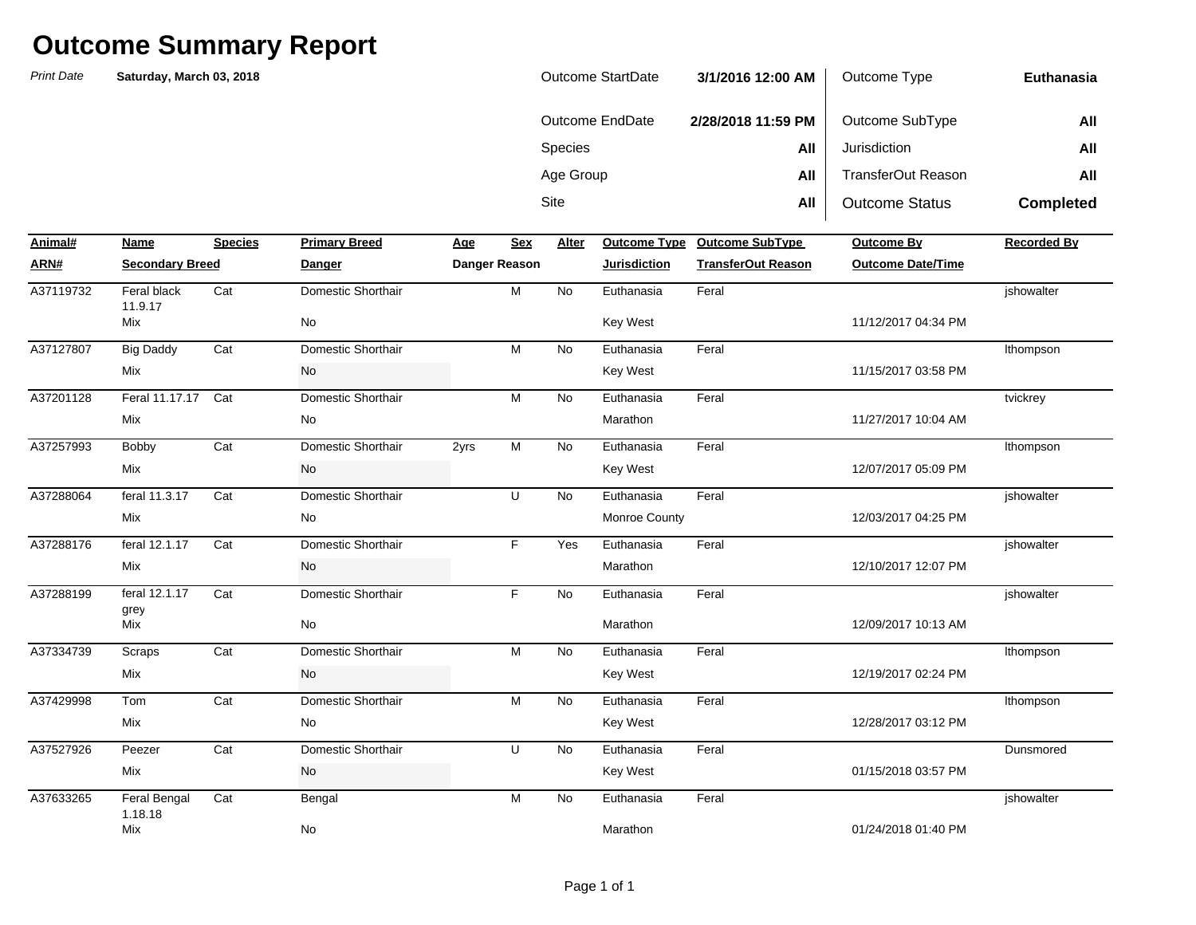# Outcome Summary Report

*Print Date* **Saturday, March 03, 2018**

| | | | |
|---|---|---|---|
| Outcome StartDate | **3/1/2016 12:00 AM** | Outcome Type | **Euthanasia** |
| Outcome EndDate | **2/28/2018 11:59 PM** | Outcome SubType | **All** |
| Species | **All** | Jurisdiction | **All** |
| Age Group | **All** | TransferOut Reason | **All** |
| Site | **All** | Outcome Status | **Completed** |

| Animal# / ARN# | Name / Secondary Breed | Species | Primary Breed / Danger | Age / Danger Reason | Sex | Alter | Outcome Type / Jurisdiction | Outcome SubType / TransferOut Reason | Outcome By / Outcome Date/Time | Recorded By |
|---|---|---|---|---|---|---|---|---|---|---|
| A37119732 | Feral black 11.9.17 / Mix | Cat | Domestic Shorthair / No | | M | No | Euthanasia / Key West | Feral | 11/12/2017 04:34 PM | jshowalter |
| A37127807 | Big Daddy / Mix | Cat | Domestic Shorthair / No | | M | No | Euthanasia / Key West | Feral | 11/15/2017 03:58 PM | lthompson |
| A37201128 | Feral 11.17.17 / Mix | Cat | Domestic Shorthair / No | | M | No | Euthanasia / Marathon | Feral | 11/27/2017 10:04 AM | tvickrey |
| A37257993 | Bobby / Mix | Cat | Domestic Shorthair / No | 2yrs | M | No | Euthanasia / Key West | Feral | 12/07/2017 05:09 PM | lthompson |
| A37288064 | feral 11.3.17 / Mix | Cat | Domestic Shorthair / No | | U | No | Euthanasia / Monroe County | Feral | 12/03/2017 04:25 PM | jshowalter |
| A37288176 | feral 12.1.17 / Mix | Cat | Domestic Shorthair / No | | F | Yes | Euthanasia / Marathon | Feral | 12/10/2017 12:07 PM | jshowalter |
| A37288199 | feral 12.1.17 grey / Mix | Cat | Domestic Shorthair / No | | F | No | Euthanasia / Marathon | Feral | 12/09/2017 10:13 AM | jshowalter |
| A37334739 | Scraps / Mix | Cat | Domestic Shorthair / No | | M | No | Euthanasia / Key West | Feral | 12/19/2017 02:24 PM | lthompson |
| A37429998 | Tom / Mix | Cat | Domestic Shorthair / No | | M | No | Euthanasia / Key West | Feral | 12/28/2017 03:12 PM | lthompson |
| A37527926 | Peezer / Mix | Cat | Domestic Shorthair / No | | U | No | Euthanasia / Key West | Feral | 01/15/2018 03:57 PM | Dunsmored |
| A37633265 | Feral Bengal 1.18.18 / Mix | Cat | Bengal / No | | M | No | Euthanasia / Marathon | Feral | 01/24/2018 01:40 PM | jshowalter |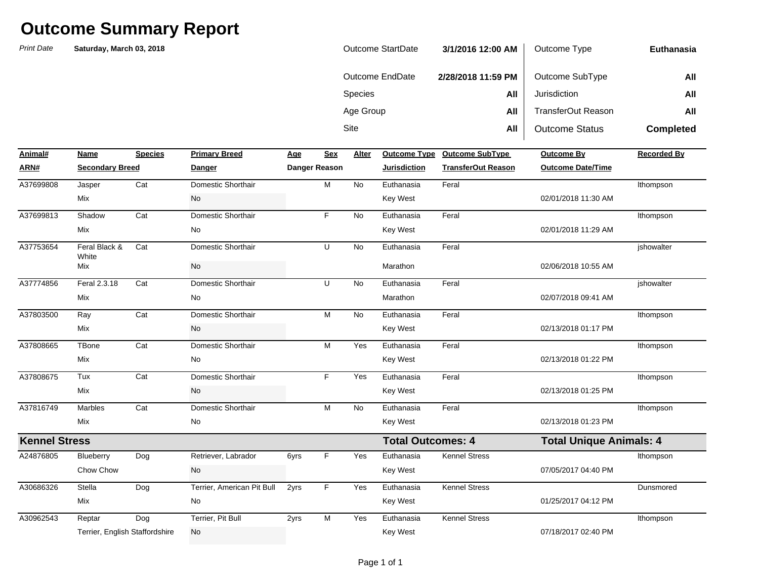# Outcome Summary Report

*Print Date* **Saturday, March 03, 2018**

| | | | |
|---|---|---|---|
| Outcome StartDate | **3/1/2016 12:00 AM** | Outcome Type | **Euthanasia** |
| Outcome EndDate | **2/28/2018 11:59 PM** | Outcome SubType | **All** |
| Species | **All** | Jurisdiction | **All** |
| Age Group | **All** | TransferOut Reason | **All** |
| Site | **All** | Outcome Status | **Completed** |

| Animal# / ARN# | Name / Secondary Breed | Species | Primary Breed / Danger | Age / Danger Reason | Sex | Alter | Outcome Type / Jurisdiction | Outcome SubType / TransferOut Reason | Outcome By / Outcome Date/Time | Recorded By |
|---|---|---|---|---|---|---|---|---|---|---|
| A37699808 | Jasper | Cat | Domestic Shorthair | | M | No | Euthanasia | Feral | | lthompson |
| | Mix | | No | | | | Key West | | 02/01/2018 11:30 AM | |
| A37699813 | Shadow | Cat | Domestic Shorthair | | F | No | Euthanasia | Feral | | lthompson |
| | Mix | | No | | | | Key West | | 02/01/2018 11:29 AM | |
| A37753654 | Feral Black & White | Cat | Domestic Shorthair | | U | No | Euthanasia | Feral | | jshowalter |
| | Mix | | No | | | | Marathon | | 02/06/2018 10:55 AM | |
| A37774856 | Feral 2.3.18 | Cat | Domestic Shorthair | | U | No | Euthanasia | Feral | | jshowalter |
| | Mix | | No | | | | Marathon | | 02/07/2018 09:41 AM | |
| A37803500 | Ray | Cat | Domestic Shorthair | | M | No | Euthanasia | Feral | | lthompson |
| | Mix | | No | | | | Key West | | 02/13/2018 01:17 PM | |
| A37808665 | TBone | Cat | Domestic Shorthair | | M | Yes | Euthanasia | Feral | | lthompson |
| | Mix | | No | | | | Key West | | 02/13/2018 01:22 PM | |
| A37808675 | Tux | Cat | Domestic Shorthair | | F | Yes | Euthanasia | Feral | | lthompson |
| | Mix | | No | | | | Key West | | 02/13/2018 01:25 PM | |
| A37816749 | Marbles | Cat | Domestic Shorthair | | M | No | Euthanasia | Feral | | lthompson |
| | Mix | | No | | | | Key West | | 02/13/2018 01:23 PM | |
| **Kennel Stress** | | | | | | | **Total Outcomes: 4** | | **Total Unique Animals: 4** | |
| A24876805 | Blueberry | Dog | Retriever, Labrador | 6yrs | F | Yes | Euthanasia | Kennel Stress | | lthompson |
| | Chow Chow | | No | | | | Key West | | 07/05/2017 04:40 PM | |
| A30686326 | Stella | Dog | Terrier, American Pit Bull | 2yrs | F | Yes | Euthanasia | Kennel Stress | | Dunsmored |
| | Mix | | No | | | | Key West | | 01/25/2017 04:12 PM | |
| A30962543 | Reptar | Dog | Terrier, Pit Bull | 2yrs | M | Yes | Euthanasia | Kennel Stress | | lthompson |
| | Terrier, English Staffordshire | | No | | | | Key West | | 07/18/2017 02:40 PM | |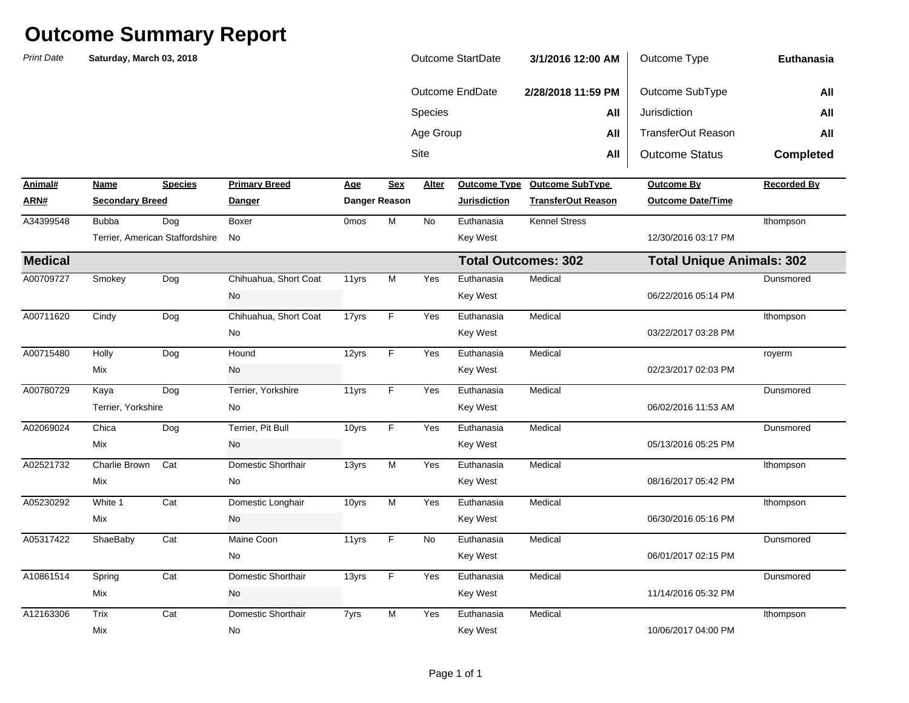# Outcome Summary Report

*Print Date* **Saturday, March 03, 2018**

| | | | |
|---|---|---|---|
| Outcome StartDate | **3/1/2016 12:00 AM** | Outcome Type | **Euthanasia** |
| Outcome EndDate | **2/28/2018 11:59 PM** | Outcome SubType | **All** |
| Species | **All** | Jurisdiction | **All** |
| Age Group | **All** | TransferOut Reason | **All** |
| Site | **All** | Outcome Status | **Completed** |

| Animal# / ARN# | Name / Secondary Breed | Species | Primary Breed / Danger | Age / Danger Reason | Sex | Alter | Outcome Type / Jurisdiction | Outcome SubType / TransferOut Reason | Outcome By / Outcome Date/Time | Recorded By |
|---|---|---|---|---|---|---|---|---|---|---|
| A34399548 | Bubba | Dog | Boxer | 0mos | M | No | Euthanasia | Kennel Stress | | lthompson |
| | Terrier, American Staffordshire | | No | | | | Key West | | 12/30/2016 03:17 PM | |
| **Medical** | | | | | | | **Total Outcomes: 302** | | **Total Unique Animals: 302** | |
| A00709727 | Smokey | Dog | Chihuahua, Short Coat | 11yrs | M | Yes | Euthanasia | Medical | | Dunsmored |
| | | | No | | | | Key West | | 06/22/2016 05:14 PM | |
| A00711620 | Cindy | Dog | Chihuahua, Short Coat | 17yrs | F | Yes | Euthanasia | Medical | | lthompson |
| | | | No | | | | Key West | | 03/22/2017 03:28 PM | |
| A00715480 | Holly | Dog | Hound | 12yrs | F | Yes | Euthanasia | Medical | | royerm |
| | Mix | | No | | | | Key West | | 02/23/2017 02:03 PM | |
| A00780729 | Kaya | Dog | Terrier, Yorkshire | 11yrs | F | Yes | Euthanasia | Medical | | Dunsmored |
| | Terrier, Yorkshire | | No | | | | Key West | | 06/02/2016 11:53 AM | |
| A02069024 | Chica | Dog | Terrier, Pit Bull | 10yrs | F | Yes | Euthanasia | Medical | | Dunsmored |
| | Mix | | No | | | | Key West | | 05/13/2016 05:25 PM | |
| A02521732 | Charlie Brown | Cat | Domestic Shorthair | 13yrs | M | Yes | Euthanasia | Medical | | lthompson |
| | Mix | | No | | | | Key West | | 08/16/2017 05:42 PM | |
| A05230292 | White 1 | Cat | Domestic Longhair | 10yrs | M | Yes | Euthanasia | Medical | | lthompson |
| | Mix | | No | | | | Key West | | 06/30/2016 05:16 PM | |
| A05317422 | ShaeBaby | Cat | Maine Coon | 11yrs | F | No | Euthanasia | Medical | | Dunsmored |
| | | | No | | | | Key West | | 06/01/2017 02:15 PM | |
| A10861514 | Spring | Cat | Domestic Shorthair | 13yrs | F | Yes | Euthanasia | Medical | | Dunsmored |
| | Mix | | No | | | | Key West | | 11/14/2016 05:32 PM | |
| A12163306 | Trix | Cat | Domestic Shorthair | 7yrs | M | Yes | Euthanasia | Medical | | lthompson |
| | Mix | | No | | | | Key West | | 10/06/2017 04:00 PM | |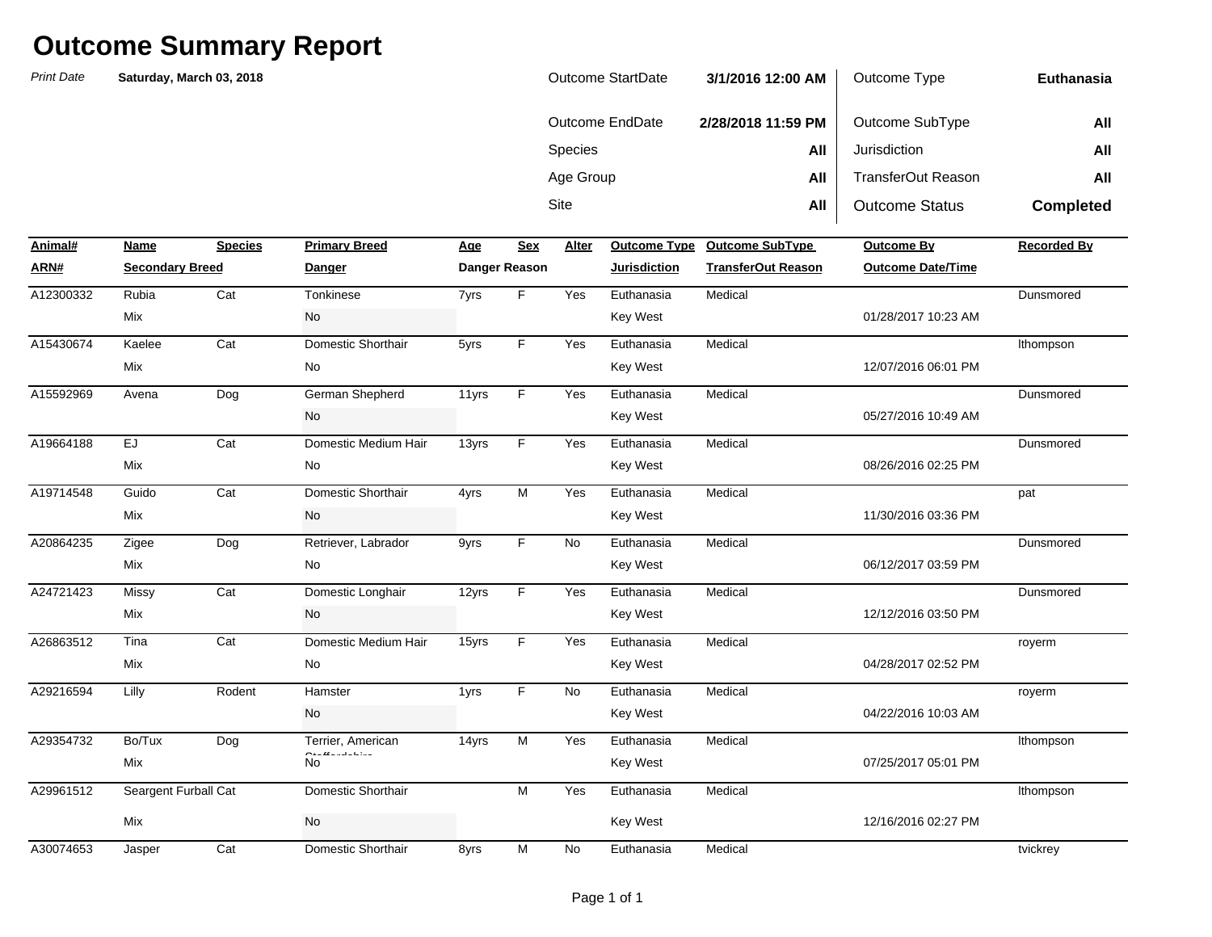# Outcome Summary Report

*Print Date* **Saturday, March 03, 2018**

| | | | |
|---|---|---|---|
| Outcome StartDate | **3/1/2016 12:00 AM** | Outcome Type | **Euthanasia** |
| Outcome EndDate | **2/28/2018 11:59 PM** | Outcome SubType | **All** |
| Species | **All** | Jurisdiction | **All** |
| Age Group | **All** | TransferOut Reason | **All** |
| Site | **All** | Outcome Status | **Completed** |

| Animal# / ARN# | Name / Secondary Breed | Species | Primary Breed / Danger | Age / Danger Reason | Sex | Alter | Outcome Type / Jurisdiction | Outcome SubType / TransferOut Reason | Outcome By / Outcome Date/Time | Recorded By |
|---|---|---|---|---|---|---|---|---|---|---|
| A12300332 | Rubia | Cat | Tonkinese | 7yrs | F | Yes | Euthanasia | Medical | | Dunsmored |
| | Mix | | No | | | | Key West | | 01/28/2017 10:23 AM | |
| A15430674 | Kaelee | Cat | Domestic Shorthair | 5yrs | F | Yes | Euthanasia | Medical | | lthompson |
| | Mix | | No | | | | Key West | | 12/07/2016 06:01 PM | |
| A15592969 | Avena | Dog | German Shepherd | 11yrs | F | Yes | Euthanasia | Medical | | Dunsmored |
| | | | No | | | | Key West | | 05/27/2016 10:49 AM | |
| A19664188 | EJ | Cat | Domestic Medium Hair | 13yrs | F | Yes | Euthanasia | Medical | | Dunsmored |
| | Mix | | No | | | | Key West | | 08/26/2016 02:25 PM | |
| A19714548 | Guido | Cat | Domestic Shorthair | 4yrs | M | Yes | Euthanasia | Medical | | pat |
| | Mix | | No | | | | Key West | | 11/30/2016 03:36 PM | |
| A20864235 | Zigee | Dog | Retriever, Labrador | 9yrs | F | No | Euthanasia | Medical | | Dunsmored |
| | Mix | | No | | | | Key West | | 06/12/2017 03:59 PM | |
| A24721423 | Missy | Cat | Domestic Longhair | 12yrs | F | Yes | Euthanasia | Medical | | Dunsmored |
| | Mix | | No | | | | Key West | | 12/12/2016 03:50 PM | |
| A26863512 | Tina | Cat | Domestic Medium Hair | 15yrs | F | Yes | Euthanasia | Medical | | royerm |
| | Mix | | No | | | | Key West | | 04/28/2017 02:52 PM | |
| A29216594 | Lilly | Rodent | Hamster | 1yrs | F | No | Euthanasia | Medical | | royerm |
| | | | No | | | | Key West | | 04/22/2016 10:03 AM | |
| A29354732 | Bo/Tux | Dog | Terrier, American Staffordshire | 14yrs | M | Yes | Euthanasia | Medical | | lthompson |
| | Mix | | No | | | | Key West | | 07/25/2017 05:01 PM | |
| A29961512 | Seargent Furball | Cat | Domestic Shorthair | | M | Yes | Euthanasia | Medical | | lthompson |
| | Mix | | No | | | | Key West | | 12/16/2016 02:27 PM | |
| A30074653 | Jasper | Cat | Domestic Shorthair | 8yrs | M | No | Euthanasia | Medical | | tvickrey |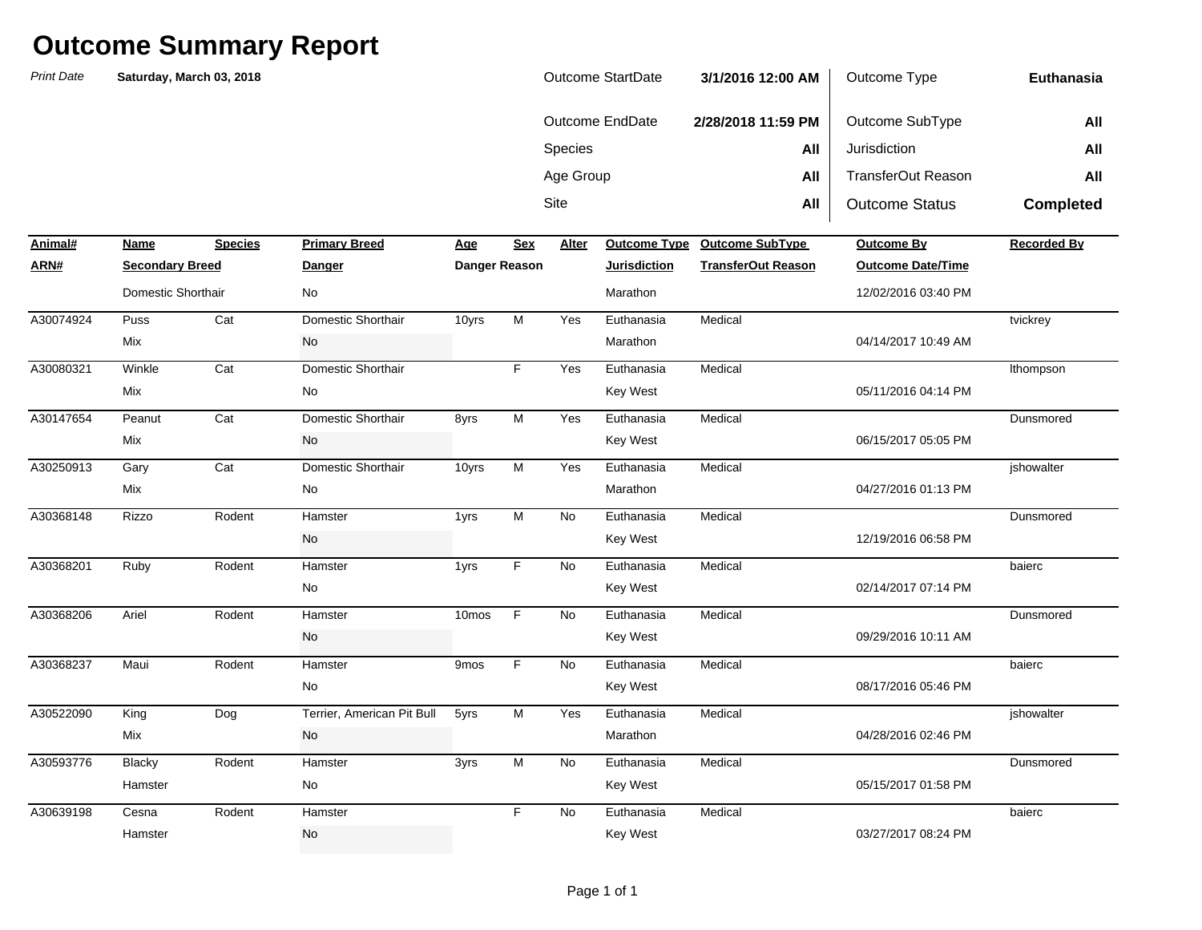# Outcome Summary Report

*Print Date* **Saturday, March 03, 2018**

| | | | |
|---|---|---|---|
| Outcome StartDate | **3/1/2016 12:00 AM** | Outcome Type | **Euthanasia** |
| Outcome EndDate | **2/28/2018 11:59 PM** | Outcome SubType | **All** |
| Species | **All** | Jurisdiction | **All** |
| Age Group | **All** | TransferOut Reason | **All** |
| Site | **All** | Outcome Status | **Completed** |

| Animal# / ARN# | Name / Secondary Breed | Species | Primary Breed / Danger | Age / Danger Reason | Sex | Alter | Outcome Type / Jurisdiction | Outcome SubType / TransferOut Reason | Outcome By / Outcome Date/Time | Recorded By |
|---|---|---|---|---|---|---|---|---|---|---|
| | Domestic Shorthair | | No | | | | Marathon | | 12/02/2016 03:40 PM | |
| A30074924 | Puss | Cat | Domestic Shorthair | 10yrs | M | Yes | Euthanasia | Medical | | tvickrey |
| | Mix | | No | | | | Marathon | | 04/14/2017 10:49 AM | |
| A30080321 | Winkle | Cat | Domestic Shorthair | | F | Yes | Euthanasia | Medical | | lthompson |
| | Mix | | No | | | | Key West | | 05/11/2016 04:14 PM | |
| A30147654 | Peanut | Cat | Domestic Shorthair | 8yrs | M | Yes | Euthanasia | Medical | | Dunsmored |
| | Mix | | No | | | | Key West | | 06/15/2017 05:05 PM | |
| A30250913 | Gary | Cat | Domestic Shorthair | 10yrs | M | Yes | Euthanasia | Medical | | jshowalter |
| | Mix | | No | | | | Marathon | | 04/27/2016 01:13 PM | |
| A30368148 | Rizzo | Rodent | Hamster | 1yrs | M | No | Euthanasia | Medical | | Dunsmored |
| | | | No | | | | Key West | | 12/19/2016 06:58 PM | |
| A30368201 | Ruby | Rodent | Hamster | 1yrs | F | No | Euthanasia | Medical | | baierc |
| | | | No | | | | Key West | | 02/14/2017 07:14 PM | |
| A30368206 | Ariel | Rodent | Hamster | 10mos | F | No | Euthanasia | Medical | | Dunsmored |
| | | | No | | | | Key West | | 09/29/2016 10:11 AM | |
| A30368237 | Maui | Rodent | Hamster | 9mos | F | No | Euthanasia | Medical | | baierc |
| | | | No | | | | Key West | | 08/17/2016 05:46 PM | |
| A30522090 | King | Dog | Terrier, American Pit Bull | 5yrs | M | Yes | Euthanasia | Medical | | jshowalter |
| | Mix | | No | | | | Marathon | | 04/28/2016 02:46 PM | |
| A30593776 | Blacky | Rodent | Hamster | 3yrs | M | No | Euthanasia | Medical | | Dunsmored |
| | Hamster | | No | | | | Key West | | 05/15/2017 01:58 PM | |
| A30639198 | Cesna | Rodent | Hamster | | F | No | Euthanasia | Medical | | baierc |
| | Hamster | | No | | | | Key West | | 03/27/2017 08:24 PM | |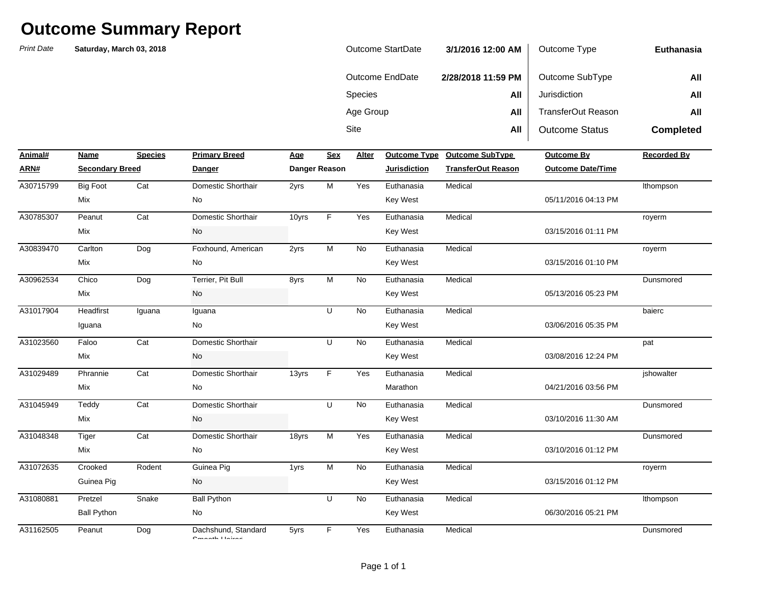# Outcome Summary Report

*Print Date* **Saturday, March 03, 2018**

| | | | |
|---|---|---|---|
| Outcome StartDate | **3/1/2016 12:00 AM** | Outcome Type | **Euthanasia** |
| Outcome EndDate | **2/28/2018 11:59 PM** | Outcome SubType | **All** |
| Species | **All** | Jurisdiction | **All** |
| Age Group | **All** | TransferOut Reason | **All** |
| Site | **All** | Outcome Status | **Completed** |

| Animal# / ARN# | Name / Secondary Breed | Species | Primary Breed / Danger | Age / Danger Reason | Sex | Alter | Outcome Type / Jurisdiction | Outcome SubType / TransferOut Reason | Outcome By / Outcome Date/Time | Recorded By |
|---|---|---|---|---|---|---|---|---|---|---|
| A30715799 | Big Foot | Cat | Domestic Shorthair | 2yrs | M | Yes | Euthanasia | Medical | | lthompson |
| | Mix | | No | | | | Key West | | 05/11/2016 04:13 PM | |
| A30785307 | Peanut | Cat | Domestic Shorthair | 10yrs | F | Yes | Euthanasia | Medical | | royerm |
| | Mix | | No | | | | Key West | | 03/15/2016 01:11 PM | |
| A30839470 | Carlton | Dog | Foxhound, American | 2yrs | M | No | Euthanasia | Medical | | royerm |
| | Mix | | No | | | | Key West | | 03/15/2016 01:10 PM | |
| A30962534 | Chico | Dog | Terrier, Pit Bull | 8yrs | M | No | Euthanasia | Medical | | Dunsmored |
| | Mix | | No | | | | Key West | | 05/13/2016 05:23 PM | |
| A31017904 | Headfirst | Iguana | Iguana | | U | No | Euthanasia | Medical | | baierc |
| | Iguana | | No | | | | Key West | | 03/06/2016 05:35 PM | |
| A31023560 | Faloo | Cat | Domestic Shorthair | | U | No | Euthanasia | Medical | | pat |
| | Mix | | No | | | | Key West | | 03/08/2016 12:24 PM | |
| A31029489 | Phrannie | Cat | Domestic Shorthair | 13yrs | F | Yes | Euthanasia | Medical | | jshowalter |
| | Mix | | No | | | | Marathon | | 04/21/2016 03:56 PM | |
| A31045949 | Teddy | Cat | Domestic Shorthair | | U | No | Euthanasia | Medical | | Dunsmored |
| | Mix | | No | | | | Key West | | 03/10/2016 11:30 AM | |
| A31048348 | Tiger | Cat | Domestic Shorthair | 18yrs | M | Yes | Euthanasia | Medical | | Dunsmored |
| | Mix | | No | | | | Key West | | 03/10/2016 01:12 PM | |
| A31072635 | Crooked | Rodent | Guinea Pig | 1yrs | M | No | Euthanasia | Medical | | royerm |
| | Guinea Pig | | No | | | | Key West | | 03/15/2016 01:12 PM | |
| A31080881 | Pretzel | Snake | Ball Python | | U | No | Euthanasia | Medical | | lthompson |
| | Ball Python | | No | | | | Key West | | 06/30/2016 05:21 PM | |
| A31162505 | Peanut | Dog | Dachshund, Standard Smooth Haired | 5yrs | F | Yes | Euthanasia | Medical | | Dunsmored |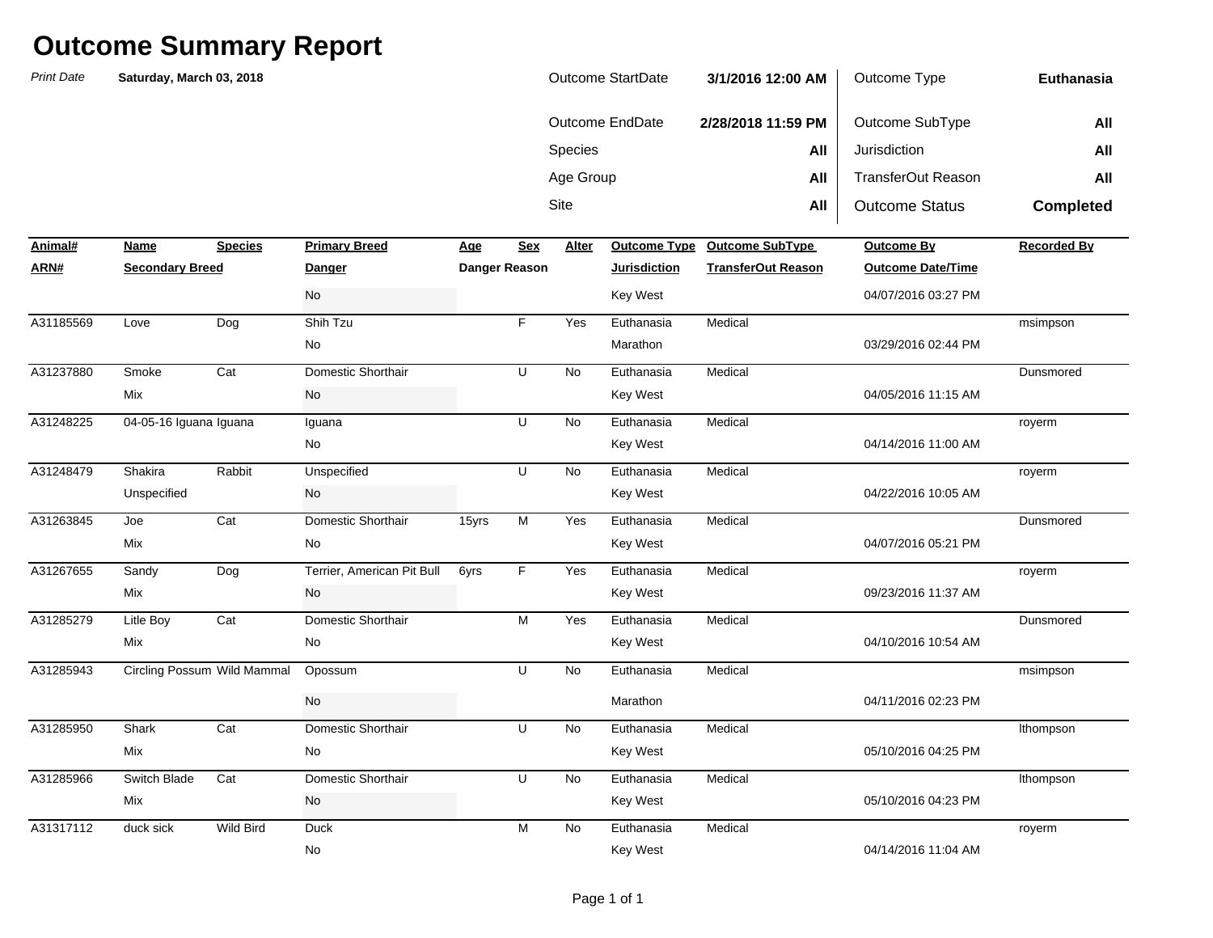# Outcome Summary Report

*Print Date* **Saturday, March 03, 2018**

| | | | |
|---|---|---|---|
| Outcome StartDate | **3/1/2016 12:00 AM** | Outcome Type | **Euthanasia** |
| Outcome EndDate | **2/28/2018 11:59 PM** | Outcome SubType | **All** |
| Species | **All** | Jurisdiction | **All** |
| Age Group | **All** | TransferOut Reason | **All** |
| Site | **All** | Outcome Status | **Completed** |

| Animal# / ARN# | Name / Secondary Breed | Species | Primary Breed / Danger | Age / Danger Reason | Sex | Alter | Outcome Type / Jurisdiction | Outcome SubType / TransferOut Reason | Outcome By / Outcome Date/Time | Recorded By |
|---|---|---|---|---|---|---|---|---|---|---|
| | | | No | | | | Key West | | 04/07/2016 03:27 PM | |
| A31185569 | Love | Dog | Shih Tzu | | F | Yes | Euthanasia | Medical | | msimpson |
| | | | No | | | | Marathon | | 03/29/2016 02:44 PM | |
| A31237880 | Smoke | Cat | Domestic Shorthair | | U | No | Euthanasia | Medical | | Dunsmored |
| | Mix | | No | | | | Key West | | 04/05/2016 11:15 AM | |
| A31248225 | 04-05-16 Iguana | Iguana | Iguana | | U | No | Euthanasia | Medical | | royerm |
| | | | No | | | | Key West | | 04/14/2016 11:00 AM | |
| A31248479 | Shakira | Rabbit | Unspecified | | U | No | Euthanasia | Medical | | royerm |
| | Unspecified | | No | | | | Key West | | 04/22/2016 10:05 AM | |
| A31263845 | Joe | Cat | Domestic Shorthair | 15yrs | M | Yes | Euthanasia | Medical | | Dunsmored |
| | Mix | | No | | | | Key West | | 04/07/2016 05:21 PM | |
| A31267655 | Sandy | Dog | Terrier, American Pit Bull | 6yrs | F | Yes | Euthanasia | Medical | | royerm |
| | Mix | | No | | | | Key West | | 09/23/2016 11:37 AM | |
| A31285279 | Litle Boy | Cat | Domestic Shorthair | | M | Yes | Euthanasia | Medical | | Dunsmored |
| | Mix | | No | | | | Key West | | 04/10/2016 10:54 AM | |
| A31285943 | Circling Possum | Wild Mammal | Opossum | | U | No | Euthanasia | Medical | | msimpson |
| | | | No | | | | Marathon | | 04/11/2016 02:23 PM | |
| A31285950 | Shark | Cat | Domestic Shorthair | | U | No | Euthanasia | Medical | | lthompson |
| | Mix | | No | | | | Key West | | 05/10/2016 04:25 PM | |
| A31285966 | Switch Blade | Cat | Domestic Shorthair | | U | No | Euthanasia | Medical | | lthompson |
| | Mix | | No | | | | Key West | | 05/10/2016 04:23 PM | |
| A31317112 | duck sick | Wild Bird | Duck | | M | No | Euthanasia | Medical | | royerm |
| | | | No | | | | Key West | | 04/14/2016 11:04 AM | |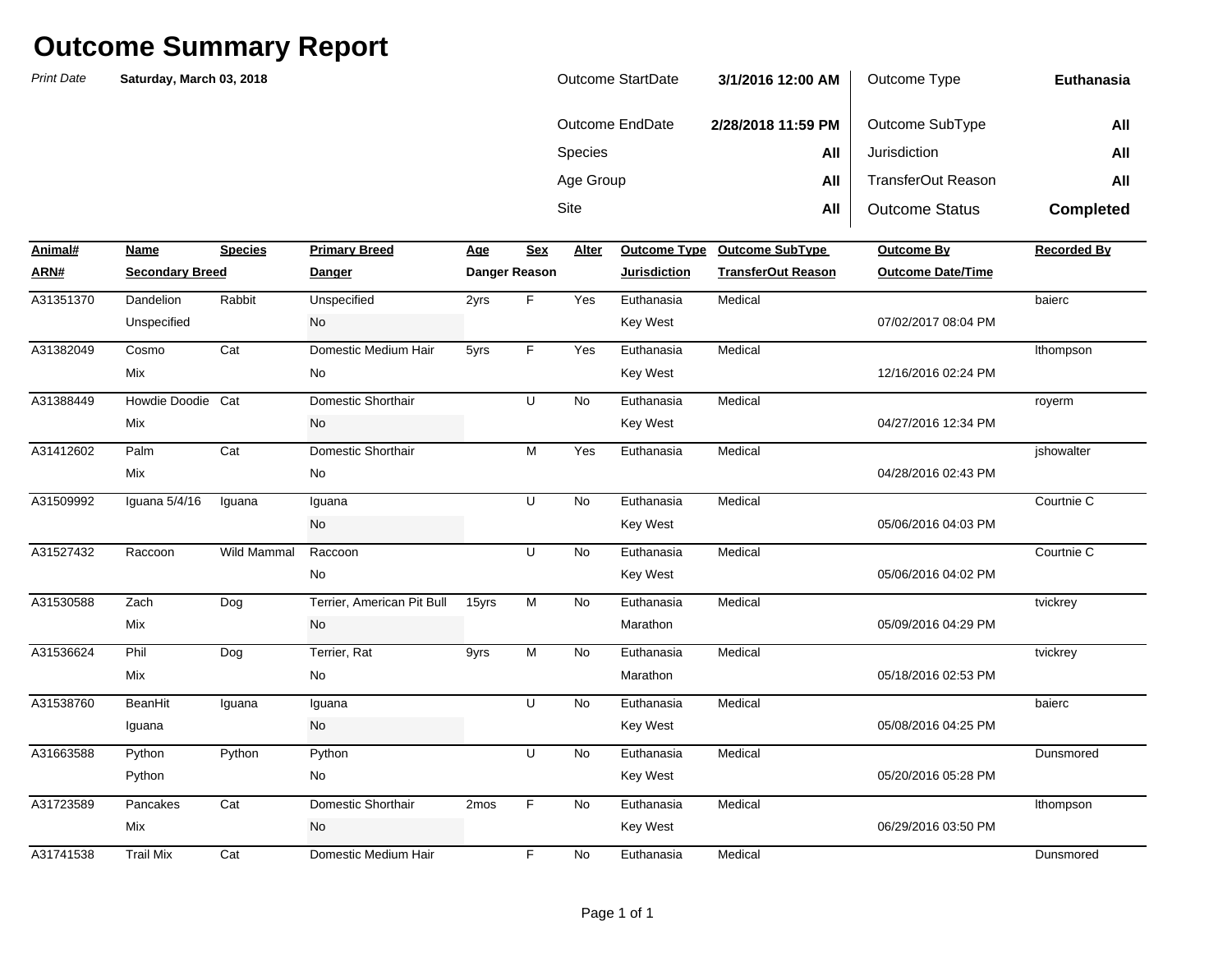# Outcome Summary Report

*Print Date* **Saturday, March 03, 2018**

| | | | |
|---|---|---|---|
| Outcome StartDate | **3/1/2016 12:00 AM** | Outcome Type | **Euthanasia** |
| Outcome EndDate | **2/28/2018 11:59 PM** | Outcome SubType | **All** |
| Species | **All** | Jurisdiction | **All** |
| Age Group | **All** | TransferOut Reason | **All** |
| Site | **All** | Outcome Status | **Completed** |

| Animal# / ARN# | Name / Secondary Breed | Species | Primary Breed / Danger | Age / Danger Reason | Sex | Alter | Outcome Type / Jurisdiction | Outcome SubType / TransferOut Reason | Outcome By / Outcome Date/Time | Recorded By |
|---|---|---|---|---|---|---|---|---|---|---|
| A31351370 | Dandelion | Rabbit | Unspecified | 2yrs | F | Yes | Euthanasia | Medical | | baierc |
| | Unspecified | | No | | | | Key West | | 07/02/2017 08:04 PM | |
| A31382049 | Cosmo | Cat | Domestic Medium Hair | 5yrs | F | Yes | Euthanasia | Medical | | lthompson |
| | Mix | | No | | | | Key West | | 12/16/2016 02:24 PM | |
| A31388449 | Howdie Doodie | Cat | Domestic Shorthair | | U | No | Euthanasia | Medical | | royerm |
| | Mix | | No | | | | Key West | | 04/27/2016 12:34 PM | |
| A31412602 | Palm | Cat | Domestic Shorthair | | M | Yes | Euthanasia | Medical | | jshowalter |
| | Mix | | No | | | | | | 04/28/2016 02:43 PM | |
| A31509992 | Iguana 5/4/16 | Iguana | Iguana | | U | No | Euthanasia | Medical | | Courtnie C |
| | | | No | | | | Key West | | 05/06/2016 04:03 PM | |
| A31527432 | Raccoon | Wild Mammal | Raccoon | | U | No | Euthanasia | Medical | | Courtnie C |
| | | | No | | | | Key West | | 05/06/2016 04:02 PM | |
| A31530588 | Zach | Dog | Terrier, American Pit Bull | 15yrs | M | No | Euthanasia | Medical | | tvickrey |
| | Mix | | No | | | | Marathon | | 05/09/2016 04:29 PM | |
| A31536624 | Phil | Dog | Terrier, Rat | 9yrs | M | No | Euthanasia | Medical | | tvickrey |
| | Mix | | No | | | | Marathon | | 05/18/2016 02:53 PM | |
| A31538760 | BeanHit | Iguana | Iguana | | U | No | Euthanasia | Medical | | baierc |
| | Iguana | | No | | | | Key West | | 05/08/2016 04:25 PM | |
| A31663588 | Python | Python | Python | | U | No | Euthanasia | Medical | | Dunsmored |
| | Python | | No | | | | Key West | | 05/20/2016 05:28 PM | |
| A31723589 | Pancakes | Cat | Domestic Shorthair | 2mos | F | No | Euthanasia | Medical | | lthompson |
| | Mix | | No | | | | Key West | | 06/29/2016 03:50 PM | |
| A31741538 | Trail Mix | Cat | Domestic Medium Hair | | F | No | Euthanasia | Medical | | Dunsmored |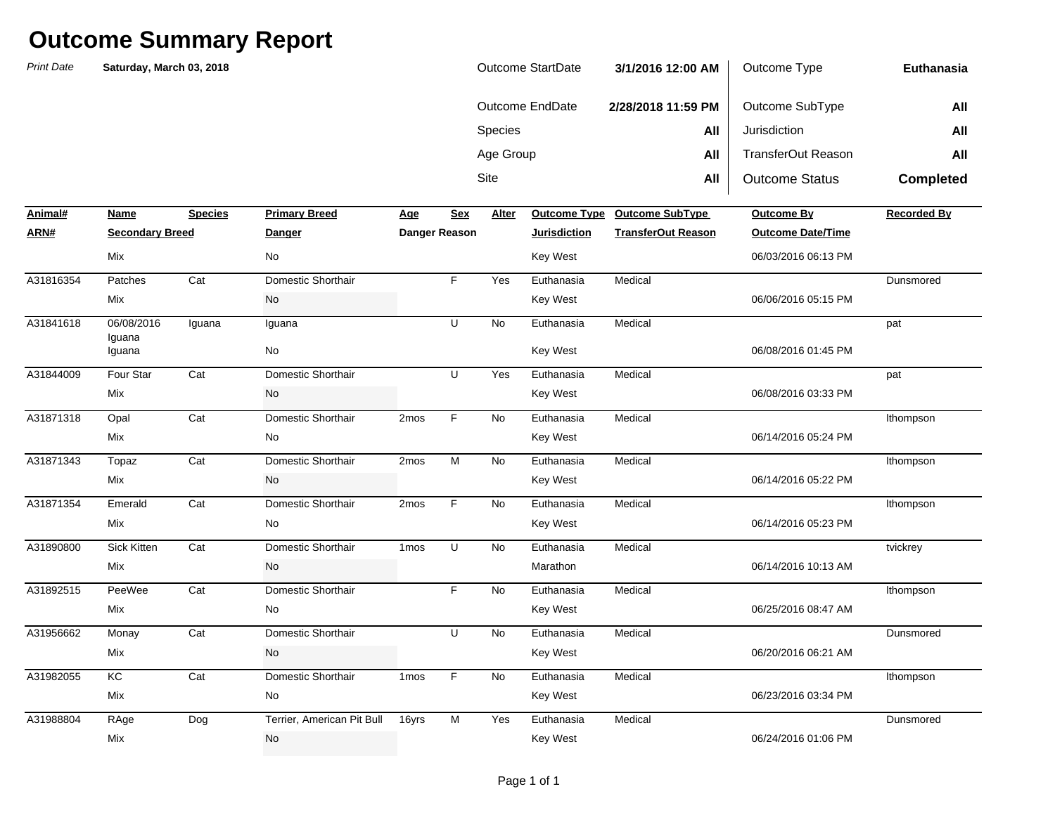# Outcome Summary Report

*Print Date* **Saturday, March 03, 2018**

| | | | |
|---|---|---|---|
| Outcome StartDate | **3/1/2016 12:00 AM** | Outcome Type | **Euthanasia** |
| Outcome EndDate | **2/28/2018 11:59 PM** | Outcome SubType | **All** |
| Species | **All** | Jurisdiction | **All** |
| Age Group | **All** | TransferOut Reason | **All** |
| Site | **All** | Outcome Status | **Completed** |

| Animal# / ARN# | Name / Secondary Breed | Species | Primary Breed / Danger | Age / Danger Reason | Sex | Alter | Outcome Type / Jurisdiction | Outcome SubType / TransferOut Reason | Outcome By / Outcome Date/Time | Recorded By |
|---|---|---|---|---|---|---|---|---|---|---|
| | Mix | | No | | | | Key West | | 06/03/2016 06:13 PM | |
| A31816354 | Patches | Cat | Domestic Shorthair | | F | Yes | Euthanasia | Medical | | Dunsmored |
| | Mix | | No | | | | Key West | | 06/06/2016 05:15 PM | |
| A31841618 | 06/08/2016 Iguana | Iguana | Iguana | | U | No | Euthanasia | Medical | | pat |
| | Iguana | | No | | | | Key West | | 06/08/2016 01:45 PM | |
| A31844009 | Four Star | Cat | Domestic Shorthair | | U | Yes | Euthanasia | Medical | | pat |
| | Mix | | No | | | | Key West | | 06/08/2016 03:33 PM | |
| A31871318 | Opal | Cat | Domestic Shorthair | 2mos | F | No | Euthanasia | Medical | | lthompson |
| | Mix | | No | | | | Key West | | 06/14/2016 05:24 PM | |
| A31871343 | Topaz | Cat | Domestic Shorthair | 2mos | M | No | Euthanasia | Medical | | lthompson |
| | Mix | | No | | | | Key West | | 06/14/2016 05:22 PM | |
| A31871354 | Emerald | Cat | Domestic Shorthair | 2mos | F | No | Euthanasia | Medical | | lthompson |
| | Mix | | No | | | | Key West | | 06/14/2016 05:23 PM | |
| A31890800 | Sick Kitten | Cat | Domestic Shorthair | 1mos | U | No | Euthanasia | Medical | | tvickrey |
| | Mix | | No | | | | Marathon | | 06/14/2016 10:13 AM | |
| A31892515 | PeeWee | Cat | Domestic Shorthair | | F | No | Euthanasia | Medical | | lthompson |
| | Mix | | No | | | | Key West | | 06/25/2016 08:47 AM | |
| A31956662 | Monay | Cat | Domestic Shorthair | | U | No | Euthanasia | Medical | | Dunsmored |
| | Mix | | No | | | | Key West | | 06/20/2016 06:21 AM | |
| A31982055 | KC | Cat | Domestic Shorthair | 1mos | F | No | Euthanasia | Medical | | lthompson |
| | Mix | | No | | | | Key West | | 06/23/2016 03:34 PM | |
| A31988804 | RAge | Dog | Terrier, American Pit Bull | 16yrs | M | Yes | Euthanasia | Medical | | Dunsmored |
| | Mix | | No | | | | Key West | | 06/24/2016 01:06 PM | |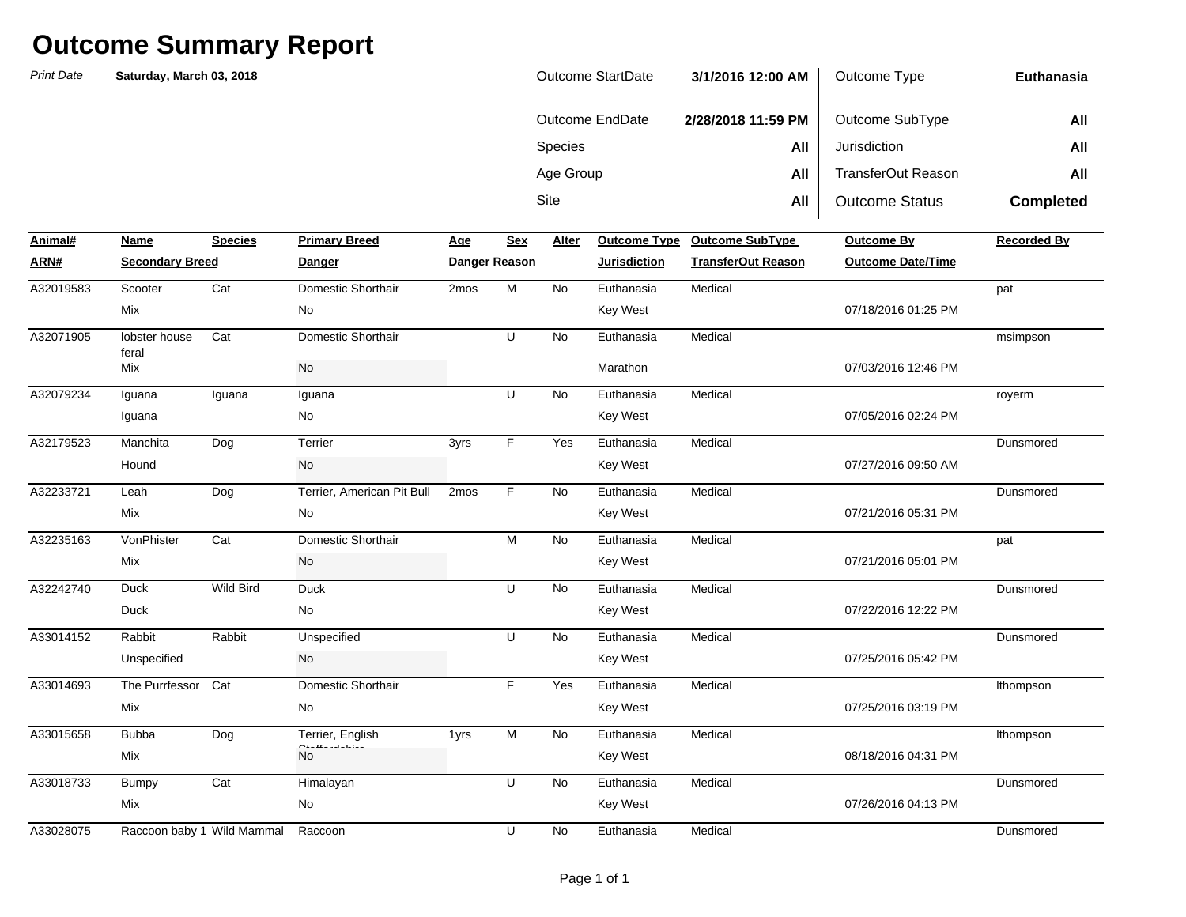# Outcome Summary Report

*Print Date* **Saturday, March 03, 2018**

| | | | |
|---|---|---|---|
| Outcome StartDate | **3/1/2016 12:00 AM** | Outcome Type | **Euthanasia** |
| Outcome EndDate | **2/28/2018 11:59 PM** | Outcome SubType | **All** |
| Species | **All** | Jurisdiction | **All** |
| Age Group | **All** | TransferOut Reason | **All** |
| Site | **All** | Outcome Status | **Completed** |

| Animal# / ARN# | Name / Secondary Breed | Species | Primary Breed / Danger | Age / Danger Reason | Sex | Alter | Outcome Type / Jurisdiction | Outcome SubType / TransferOut Reason | Outcome By / Outcome Date/Time | Recorded By |
|---|---|---|---|---|---|---|---|---|---|---|
| A32019583 | Scooter | Cat | Domestic Shorthair | 2mos | M | No | Euthanasia | Medical | | pat |
| | Mix | | No | | | | Key West | | 07/18/2016 01:25 PM | |
| A32071905 | lobster house feral | Cat | Domestic Shorthair | | U | No | Euthanasia | Medical | | msimpson |
| | Mix | | No | | | | Marathon | | 07/03/2016 12:46 PM | |
| A32079234 | Iguana | Iguana | Iguana | | U | No | Euthanasia | Medical | | royerm |
| | Iguana | | No | | | | Key West | | 07/05/2016 02:24 PM | |
| A32179523 | Manchita | Dog | Terrier | 3yrs | F | Yes | Euthanasia | Medical | | Dunsmored |
| | Hound | | No | | | | Key West | | 07/27/2016 09:50 AM | |
| A32233721 | Leah | Dog | Terrier, American Pit Bull | 2mos | F | No | Euthanasia | Medical | | Dunsmored |
| | Mix | | No | | | | Key West | | 07/21/2016 05:31 PM | |
| A32235163 | VonPhister | Cat | Domestic Shorthair | | M | No | Euthanasia | Medical | | pat |
| | Mix | | No | | | | Key West | | 07/21/2016 05:01 PM | |
| A32242740 | Duck | Wild Bird | Duck | | U | No | Euthanasia | Medical | | Dunsmored |
| | Duck | | No | | | | Key West | | 07/22/2016 12:22 PM | |
| A33014152 | Rabbit | Rabbit | Unspecified | | U | No | Euthanasia | Medical | | Dunsmored |
| | Unspecified | | No | | | | Key West | | 07/25/2016 05:42 PM | |
| A33014693 | The Purrfessor | Cat | Domestic Shorthair | | F | Yes | Euthanasia | Medical | | lthompson |
| | Mix | | No | | | | Key West | | 07/25/2016 03:19 PM | |
| A33015658 | Bubba | Dog | Terrier, English Staffordshire | 1yrs | M | No | Euthanasia | Medical | | lthompson |
| | Mix | | No | | | | Key West | | 08/18/2016 04:31 PM | |
| A33018733 | Bumpy | Cat | Himalayan | | U | No | Euthanasia | Medical | | Dunsmored |
| | Mix | | No | | | | Key West | | 07/26/2016 04:13 PM | |
| A33028075 | Raccoon baby 1 | Wild Mammal | Raccoon | | U | No | Euthanasia | Medical | | Dunsmored |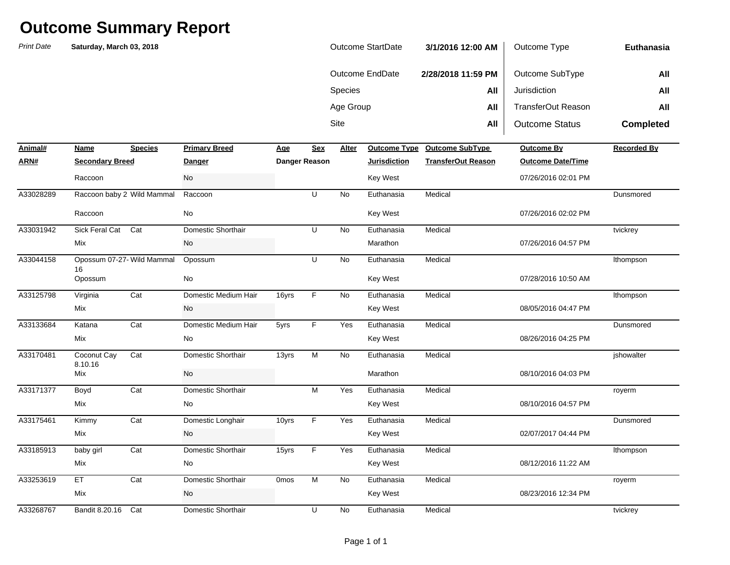# Outcome Summary Report

*Print Date* **Saturday, March 03, 2018**

| | | | |
|---|---|---|---|
| Outcome StartDate | **3/1/2016 12:00 AM** | Outcome Type | **Euthanasia** |
| Outcome EndDate | **2/28/2018 11:59 PM** | Outcome SubType | **All** |
| Species | **All** | Jurisdiction | **All** |
| Age Group | **All** | TransferOut Reason | **All** |
| Site | **All** | Outcome Status | **Completed** |

| Animal# / ARN# | Name / Secondary Breed | Species | Primary Breed / Danger | Age / Danger Reason | Sex | Alter | Outcome Type / Jurisdiction | Outcome SubType / TransferOut Reason | Outcome By / Outcome Date/Time | Recorded By |
|---|---|---|---|---|---|---|---|---|---|---|
| | Raccoon | | No | | | | Key West | | 07/26/2016 02:01 PM | |
| A33028289 | Raccoon baby 2 | Wild Mammal | Raccoon | | U | No | Euthanasia | Medical | | Dunsmored |
| | Raccoon | | No | | | | Key West | | 07/26/2016 02:02 PM | |
| A33031942 | Sick Feral Cat | Cat | Domestic Shorthair | | U | No | Euthanasia | Medical | | tvickrey |
| | Mix | | No | | | | Marathon | | 07/26/2016 04:57 PM | |
| A33044158 | Opossum 07-27-16 | Wild Mammal | Opossum | | U | No | Euthanasia | Medical | | lthompson |
| | Opossum | | No | | | | Key West | | 07/28/2016 10:50 AM | |
| A33125798 | Virginia | Cat | Domestic Medium Hair | 16yrs | F | No | Euthanasia | Medical | | lthompson |
| | Mix | | No | | | | Key West | | 08/05/2016 04:47 PM | |
| A33133684 | Katana | Cat | Domestic Medium Hair | 5yrs | F | Yes | Euthanasia | Medical | | Dunsmored |
| | Mix | | No | | | | Key West | | 08/26/2016 04:25 PM | |
| A33170481 | Coconut Cay 8.10.16 | Cat | Domestic Shorthair | 13yrs | M | No | Euthanasia | Medical | | jshowalter |
| | Mix | | No | | | | Marathon | | 08/10/2016 04:03 PM | |
| A33171377 | Boyd | Cat | Domestic Shorthair | | M | Yes | Euthanasia | Medical | | royerm |
| | Mix | | No | | | | Key West | | 08/10/2016 04:57 PM | |
| A33175461 | Kimmy | Cat | Domestic Longhair | 10yrs | F | Yes | Euthanasia | Medical | | Dunsmored |
| | Mix | | No | | | | Key West | | 02/07/2017 04:44 PM | |
| A33185913 | baby girl | Cat | Domestic Shorthair | 15yrs | F | Yes | Euthanasia | Medical | | lthompson |
| | Mix | | No | | | | Key West | | 08/12/2016 11:22 AM | |
| A33253619 | ET | Cat | Domestic Shorthair | 0mos | M | No | Euthanasia | Medical | | royerm |
| | Mix | | No | | | | Key West | | 08/23/2016 12:34 PM | |
| A33268767 | Bandit 8.20.16 | Cat | Domestic Shorthair | | U | No | Euthanasia | Medical | | tvickrey |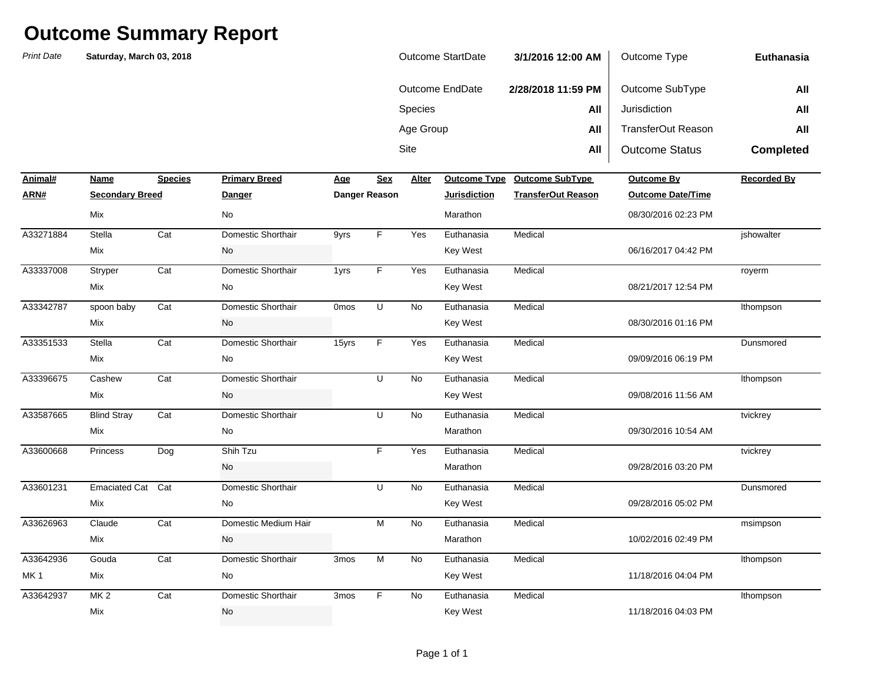# Outcome Summary Report

*Print Date* **Saturday, March 03, 2018**

| | | | |
|---|---|---|---|
| Outcome StartDate | **3/1/2016 12:00 AM** | Outcome Type | **Euthanasia** |
| Outcome EndDate | **2/28/2018 11:59 PM** | Outcome SubType | **All** |
| Species | **All** | Jurisdiction | **All** |
| Age Group | **All** | TransferOut Reason | **All** |
| Site | **All** | Outcome Status | **Completed** |

| Animal# / ARN# | Name / Secondary Breed | Species | Primary Breed / Danger | Age / Danger Reason | Sex | Alter | Outcome Type / Jurisdiction | Outcome SubType / TransferOut Reason | Outcome By / Outcome Date/Time | Recorded By |
|---|---|---|---|---|---|---|---|---|---|---|
| | Mix | | No | | | | Marathon | | 08/30/2016 02:23 PM | |
| A33271884 | Stella / Mix | Cat | Domestic Shorthair / No | 9yrs | F | Yes | Euthanasia / Key West | Medical | 06/16/2017 04:42 PM | jshowalter |
| A33337008 | Stryper / Mix | Cat | Domestic Shorthair / No | 1yrs | F | Yes | Euthanasia / Key West | Medical | 08/21/2017 12:54 PM | royerm |
| A33342787 | spoon baby / Mix | Cat | Domestic Shorthair / No | 0mos | U | No | Euthanasia / Key West | Medical | 08/30/2016 01:16 PM | lthompson |
| A33351533 | Stella / Mix | Cat | Domestic Shorthair / No | 15yrs | F | Yes | Euthanasia / Key West | Medical | 09/09/2016 06:19 PM | Dunsmored |
| A33396675 | Cashew / Mix | Cat | Domestic Shorthair / No | | U | No | Euthanasia / Key West | Medical | 09/08/2016 11:56 AM | lthompson |
| A33587665 | Blind Stray / Mix | Cat | Domestic Shorthair / No | | U | No | Euthanasia / Marathon | Medical | 09/30/2016 10:54 AM | tvickrey |
| A33600668 | Princess | Dog | Shih Tzu / No | | F | Yes | Euthanasia / Marathon | Medical | 09/28/2016 03:20 PM | tvickrey |
| A33601231 | Emaciated Cat / Mix | Cat | Domestic Shorthair / No | | U | No | Euthanasia / Key West | Medical | 09/28/2016 05:02 PM | Dunsmored |
| A33626963 | Claude / Mix | Cat | Domestic Medium Hair / No | | M | No | Euthanasia / Marathon | Medical | 10/02/2016 02:49 PM | msimpson |
| A33642936 / MK 1 | Gouda / Mix | Cat | Domestic Shorthair / No | 3mos | M | No | Euthanasia / Key West | Medical | 11/18/2016 04:04 PM | lthompson |
| A33642937 | MK 2 / Mix | Cat | Domestic Shorthair / No | 3mos | F | No | Euthanasia / Key West | Medical | 11/18/2016 04:03 PM | lthompson |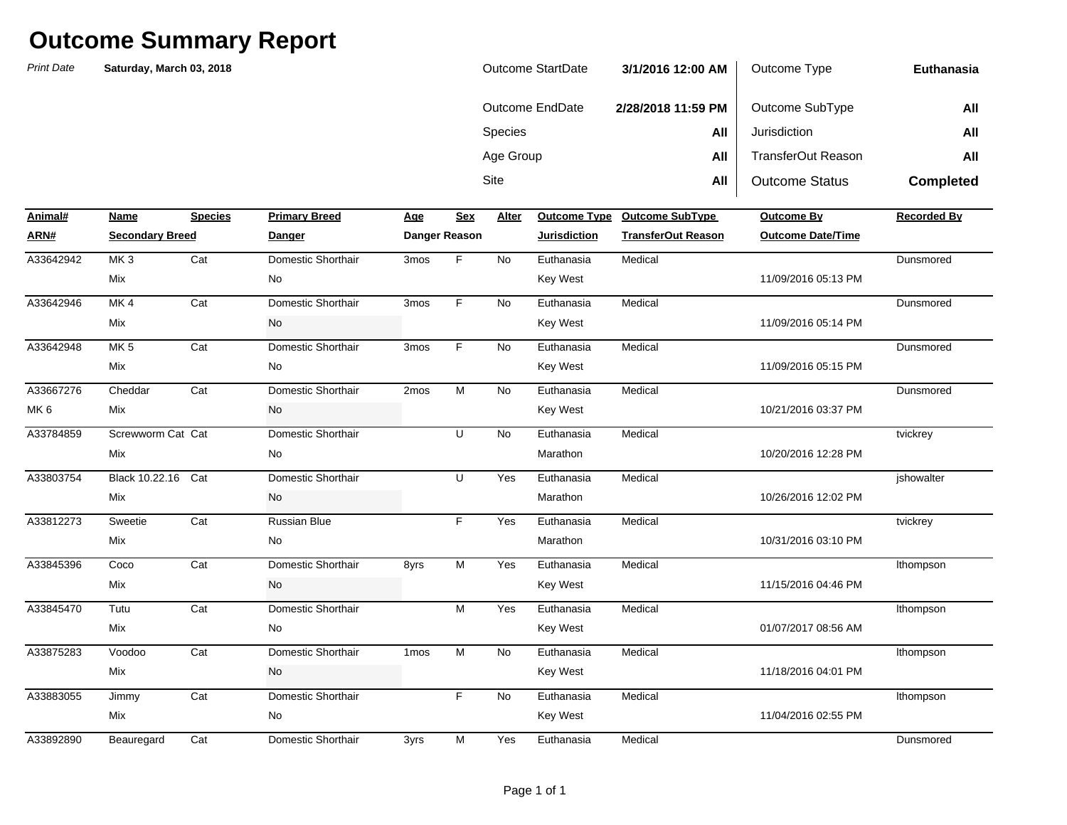# Outcome Summary Report

*Print Date* **Saturday, March 03, 2018**

| | | | |
|---|---|---|---|
| Outcome StartDate | **3/1/2016 12:00 AM** | Outcome Type | **Euthanasia** |
| Outcome EndDate | **2/28/2018 11:59 PM** | Outcome SubType | **All** |
| Species | **All** | Jurisdiction | **All** |
| Age Group | **All** | TransferOut Reason | **All** |
| Site | **All** | Outcome Status | **Completed** |

| Animal# / ARN# | Name / Secondary Breed | Species | Primary Breed / Danger | Age / Danger Reason | Sex | Alter | Outcome Type / Jurisdiction | Outcome SubType / TransferOut Reason | Outcome By / Outcome Date/Time | Recorded By |
|---|---|---|---|---|---|---|---|---|---|---|
| A33642942 | MK 3 | Cat | Domestic Shorthair | 3mos | F | No | Euthanasia | Medical | | Dunsmored |
| | Mix | | No | | | | Key West | | 11/09/2016 05:13 PM | |
| A33642946 | MK 4 | Cat | Domestic Shorthair | 3mos | F | No | Euthanasia | Medical | | Dunsmored |
| | Mix | | No | | | | Key West | | 11/09/2016 05:14 PM | |
| A33642948 | MK 5 | Cat | Domestic Shorthair | 3mos | F | No | Euthanasia | Medical | | Dunsmored |
| | Mix | | No | | | | Key West | | 11/09/2016 05:15 PM | |
| A33667276 | Cheddar | Cat | Domestic Shorthair | 2mos | M | No | Euthanasia | Medical | | Dunsmored |
| MK 6 | Mix | | No | | | | Key West | | 10/21/2016 03:37 PM | |
| A33784859 | Screwworm Cat | Cat | Domestic Shorthair | | U | No | Euthanasia | Medical | | tvickrey |
| | Mix | | No | | | | Marathon | | 10/20/2016 12:28 PM | |
| A33803754 | Black 10.22.16 | Cat | Domestic Shorthair | | U | Yes | Euthanasia | Medical | | jshowalter |
| | Mix | | No | | | | Marathon | | 10/26/2016 12:02 PM | |
| A33812273 | Sweetie | Cat | Russian Blue | | F | Yes | Euthanasia | Medical | | tvickrey |
| | Mix | | No | | | | Marathon | | 10/31/2016 03:10 PM | |
| A33845396 | Coco | Cat | Domestic Shorthair | 8yrs | M | Yes | Euthanasia | Medical | | lthompson |
| | Mix | | No | | | | Key West | | 11/15/2016 04:46 PM | |
| A33845470 | Tutu | Cat | Domestic Shorthair | | M | Yes | Euthanasia | Medical | | lthompson |
| | Mix | | No | | | | Key West | | 01/07/2017 08:56 AM | |
| A33875283 | Voodoo | Cat | Domestic Shorthair | 1mos | M | No | Euthanasia | Medical | | lthompson |
| | Mix | | No | | | | Key West | | 11/18/2016 04:01 PM | |
| A33883055 | Jimmy | Cat | Domestic Shorthair | | F | No | Euthanasia | Medical | | lthompson |
| | Mix | | No | | | | Key West | | 11/04/2016 02:55 PM | |
| A33892890 | Beauregard | Cat | Domestic Shorthair | 3yrs | M | Yes | Euthanasia | Medical | | Dunsmored |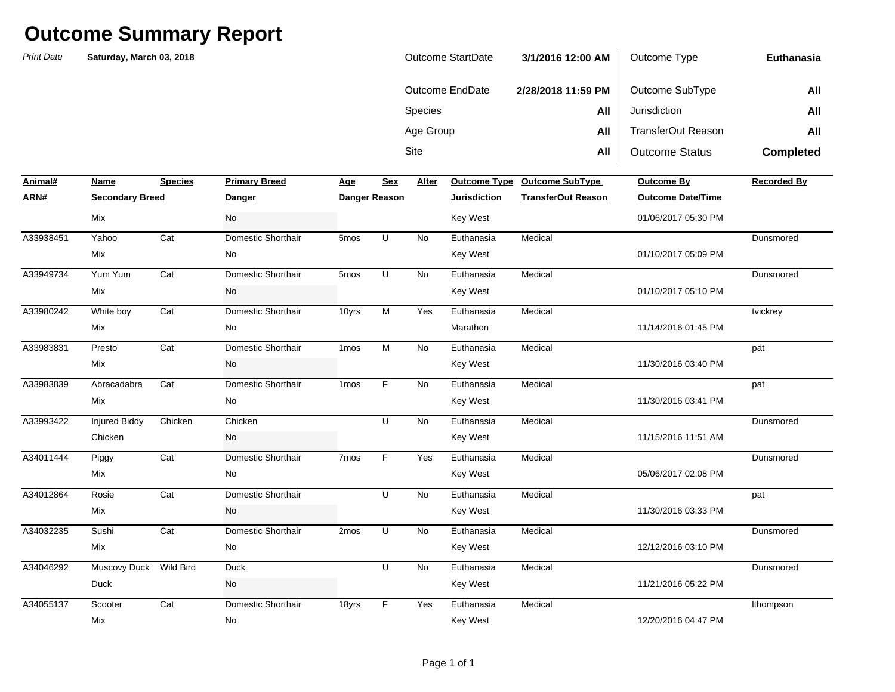# Outcome Summary Report

*Print Date* **Saturday, March 03, 2018**

| | | | |
|---|---|---|---|
| Outcome StartDate | **3/1/2016 12:00 AM** | Outcome Type | **Euthanasia** |
| Outcome EndDate | **2/28/2018 11:59 PM** | Outcome SubType | **All** |
| Species | **All** | Jurisdiction | **All** |
| Age Group | **All** | TransferOut Reason | **All** |
| Site | **All** | Outcome Status | **Completed** |

| Animal# / ARN# | Name / Secondary Breed | Species | Primary Breed / Danger | Age / Danger Reason | Sex | Alter | Outcome Type / Jurisdiction | Outcome SubType / TransferOut Reason | Outcome By / Outcome Date/Time | Recorded By |
|---|---|---|---|---|---|---|---|---|---|---|
| | Mix | | No | | | | Key West | | 01/06/2017 05:30 PM | |
| A33938451 | Yahoo | Cat | Domestic Shorthair | 5mos | U | No | Euthanasia | Medical | | Dunsmored |
| | Mix | | No | | | | Key West | | 01/10/2017 05:09 PM | |
| A33949734 | Yum Yum | Cat | Domestic Shorthair | 5mos | U | No | Euthanasia | Medical | | Dunsmored |
| | Mix | | No | | | | Key West | | 01/10/2017 05:10 PM | |
| A33980242 | White boy | Cat | Domestic Shorthair | 10yrs | M | Yes | Euthanasia | Medical | | tvickrey |
| | Mix | | No | | | | Marathon | | 11/14/2016 01:45 PM | |
| A33983831 | Presto | Cat | Domestic Shorthair | 1mos | M | No | Euthanasia | Medical | | pat |
| | Mix | | No | | | | Key West | | 11/30/2016 03:40 PM | |
| A33983839 | Abracadabra | Cat | Domestic Shorthair | 1mos | F | No | Euthanasia | Medical | | pat |
| | Mix | | No | | | | Key West | | 11/30/2016 03:41 PM | |
| A33993422 | Injured Biddy | Chicken | Chicken | | U | No | Euthanasia | Medical | | Dunsmored |
| | Chicken | | No | | | | Key West | | 11/15/2016 11:51 AM | |
| A34011444 | Piggy | Cat | Domestic Shorthair | 7mos | F | Yes | Euthanasia | Medical | | Dunsmored |
| | Mix | | No | | | | Key West | | 05/06/2017 02:08 PM | |
| A34012864 | Rosie | Cat | Domestic Shorthair | | U | No | Euthanasia | Medical | | pat |
| | Mix | | No | | | | Key West | | 11/30/2016 03:33 PM | |
| A34032235 | Sushi | Cat | Domestic Shorthair | 2mos | U | No | Euthanasia | Medical | | Dunsmored |
| | Mix | | No | | | | Key West | | 12/12/2016 03:10 PM | |
| A34046292 | Muscovy Duck | Wild Bird | Duck | | U | No | Euthanasia | Medical | | Dunsmored |
| | Duck | | No | | | | Key West | | 11/21/2016 05:22 PM | |
| A34055137 | Scooter | Cat | Domestic Shorthair | 18yrs | F | Yes | Euthanasia | Medical | | lthompson |
| | Mix | | No | | | | Key West | | 12/20/2016 04:47 PM | |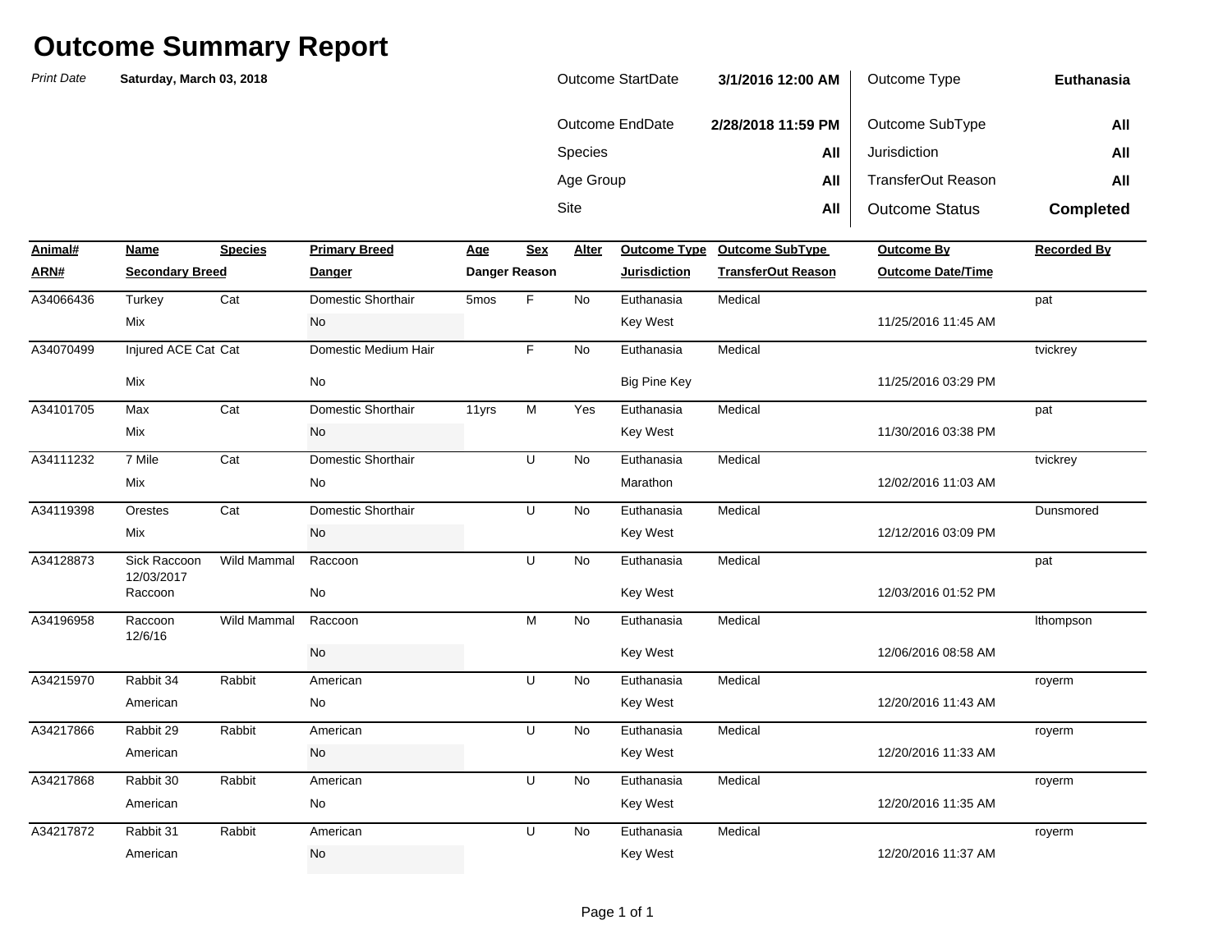# Outcome Summary Report

*Print Date* **Saturday, March 03, 2018**

| | | | |
|---|---|---|---|
| Outcome StartDate | **3/1/2016 12:00 AM** | Outcome Type | **Euthanasia** |
| Outcome EndDate | **2/28/2018 11:59 PM** | Outcome SubType | **All** |
| Species | **All** | Jurisdiction | **All** |
| Age Group | **All** | TransferOut Reason | **All** |
| Site | **All** | Outcome Status | **Completed** |

| Animal# / ARN# | Name / Secondary Breed | Species | Primary Breed / Danger | Age / Danger Reason | Sex | Alter | Outcome Type / Jurisdiction | Outcome SubType / TransferOut Reason | Outcome By / Outcome Date/Time | Recorded By |
|---|---|---|---|---|---|---|---|---|---|---|
| A34066436 | Turkey | Cat | Domestic Shorthair | 5mos | F | No | Euthanasia | Medical | | pat |
| | Mix | | No | | | | Key West | | 11/25/2016 11:45 AM | |
| A34070499 | Injured ACE Cat | Cat | Domestic Medium Hair | | F | No | Euthanasia | Medical | | tvickrey |
| | Mix | | No | | | | Big Pine Key | | 11/25/2016 03:29 PM | |
| A34101705 | Max | Cat | Domestic Shorthair | 11yrs | M | Yes | Euthanasia | Medical | | pat |
| | Mix | | No | | | | Key West | | 11/30/2016 03:38 PM | |
| A34111232 | 7 Mile | Cat | Domestic Shorthair | | U | No | Euthanasia | Medical | | tvickrey |
| | Mix | | No | | | | Marathon | | 12/02/2016 11:03 AM | |
| A34119398 | Orestes | Cat | Domestic Shorthair | | U | No | Euthanasia | Medical | | Dunsmored |
| | Mix | | No | | | | Key West | | 12/12/2016 03:09 PM | |
| A34128873 | Sick Raccoon 12/03/2017 | Wild Mammal | Raccoon | | U | No | Euthanasia | Medical | | pat |
| | Raccoon | | No | | | | Key West | | 12/03/2016 01:52 PM | |
| A34196958 | Raccoon 12/6/16 | Wild Mammal | Raccoon | | M | No | Euthanasia | Medical | | lthompson |
| | | | No | | | | Key West | | 12/06/2016 08:58 AM | |
| A34215970 | Rabbit 34 | Rabbit | American | | U | No | Euthanasia | Medical | | royerm |
| | American | | No | | | | Key West | | 12/20/2016 11:43 AM | |
| A34217866 | Rabbit 29 | Rabbit | American | | U | No | Euthanasia | Medical | | royerm |
| | American | | No | | | | Key West | | 12/20/2016 11:33 AM | |
| A34217868 | Rabbit 30 | Rabbit | American | | U | No | Euthanasia | Medical | | royerm |
| | American | | No | | | | Key West | | 12/20/2016 11:35 AM | |
| A34217872 | Rabbit 31 | Rabbit | American | | U | No | Euthanasia | Medical | | royerm |
| | American | | No | | | | Key West | | 12/20/2016 11:37 AM | |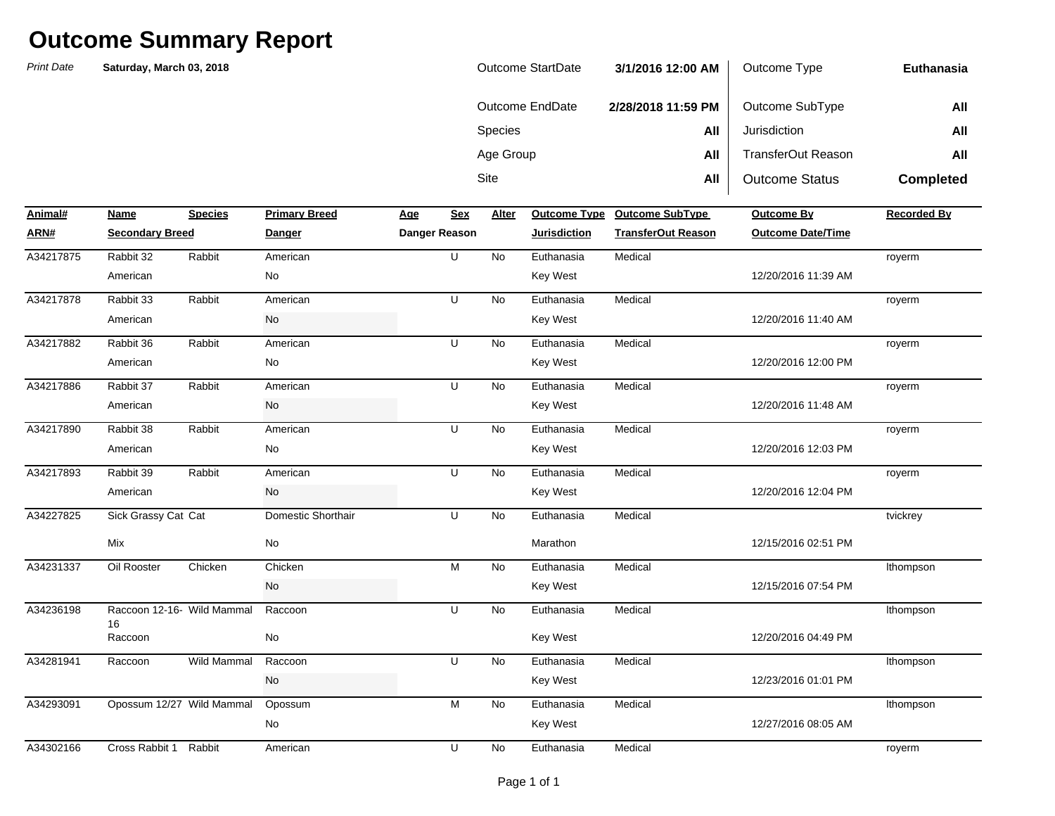# Outcome Summary Report

*Print Date* **Saturday, March 03, 2018**

| | | | |
|---|---|---|---|
| Outcome StartDate | **3/1/2016 12:00 AM** | Outcome Type | **Euthanasia** |
| Outcome EndDate | **2/28/2018 11:59 PM** | Outcome SubType | **All** |
| Species | **All** | Jurisdiction | **All** |
| Age Group | **All** | TransferOut Reason | **All** |
| Site | **All** | Outcome Status | **Completed** |

| Animal# / ARN# | Name / Secondary Breed | Species | Primary Breed / Danger | Age / Danger Reason | Sex | Alter | Outcome Type / Jurisdiction | Outcome SubType / TransferOut Reason | Outcome By / Outcome Date/Time | Recorded By |
|---|---|---|---|---|---|---|---|---|---|---|
| A34217875 | Rabbit 32 | Rabbit | American | | U | No | Euthanasia | Medical | | royerm |
| | American | | No | | | | Key West | | 12/20/2016 11:39 AM | |
| A34217878 | Rabbit 33 | Rabbit | American | | U | No | Euthanasia | Medical | | royerm |
| | American | | No | | | | Key West | | 12/20/2016 11:40 AM | |
| A34217882 | Rabbit 36 | Rabbit | American | | U | No | Euthanasia | Medical | | royerm |
| | American | | No | | | | Key West | | 12/20/2016 12:00 PM | |
| A34217886 | Rabbit 37 | Rabbit | American | | U | No | Euthanasia | Medical | | royerm |
| | American | | No | | | | Key West | | 12/20/2016 11:48 AM | |
| A34217890 | Rabbit 38 | Rabbit | American | | U | No | Euthanasia | Medical | | royerm |
| | American | | No | | | | Key West | | 12/20/2016 12:03 PM | |
| A34217893 | Rabbit 39 | Rabbit | American | | U | No | Euthanasia | Medical | | royerm |
| | American | | No | | | | Key West | | 12/20/2016 12:04 PM | |
| A34227825 | Sick Grassy Cat | Cat | Domestic Shorthair | | U | No | Euthanasia | Medical | | tvickrey |
| | Mix | | No | | | | Marathon | | 12/15/2016 02:51 PM | |
| A34231337 | Oil Rooster | Chicken | Chicken | | M | No | Euthanasia | Medical | | lthompson |
| | | | No | | | | Key West | | 12/15/2016 07:54 PM | |
| A34236198 | Raccoon 12-16-16 | Wild Mammal | Raccoon | | U | No | Euthanasia | Medical | | lthompson |
| | Raccoon | | No | | | | Key West | | 12/20/2016 04:49 PM | |
| A34281941 | Raccoon | Wild Mammal | Raccoon | | U | No | Euthanasia | Medical | | lthompson |
| | | | No | | | | Key West | | 12/23/2016 01:01 PM | |
| A34293091 | Opossum 12/27 | Wild Mammal | Opossum | | M | No | Euthanasia | Medical | | lthompson |
| | | | No | | | | Key West | | 12/27/2016 08:05 AM | |
| A34302166 | Cross Rabbit 1 | Rabbit | American | | U | No | Euthanasia | Medical | | royerm |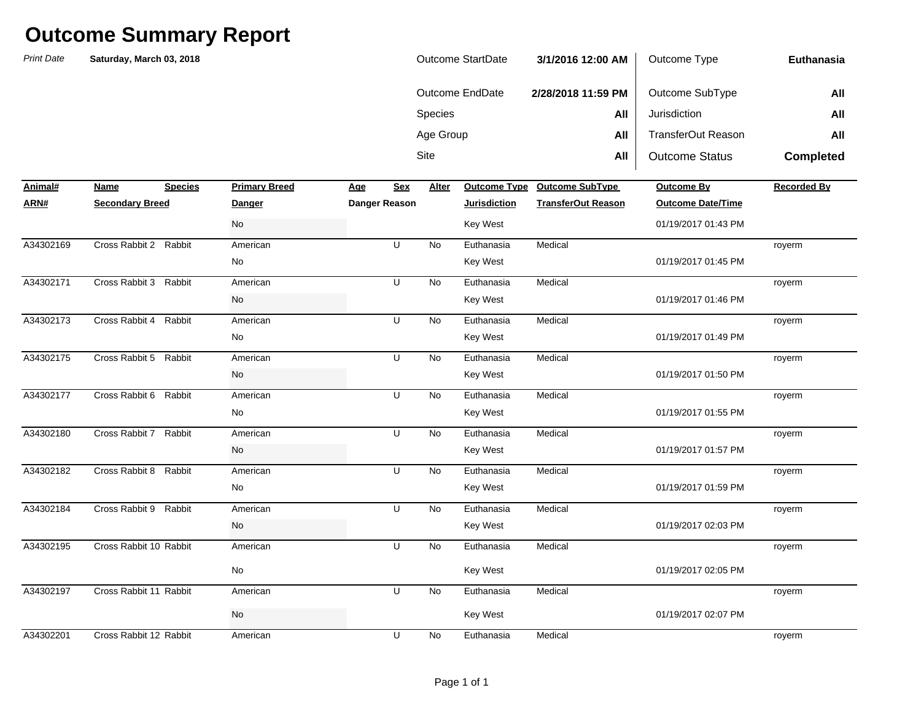# Outcome Summary Report

*Print Date* **Saturday, March 03, 2018**

| | | | |
|---|---|---|---|
| Outcome StartDate | **3/1/2016 12:00 AM** | Outcome Type | **Euthanasia** |
| Outcome EndDate | **2/28/2018 11:59 PM** | Outcome SubType | **All** |
| Species | **All** | Jurisdiction | **All** |
| Age Group | **All** | TransferOut Reason | **All** |
| Site | **All** | Outcome Status | **Completed** |

| Animal# / ARN# | Name / Secondary Breed | Species | Primary Breed / Danger | Age / Danger Reason | Sex | Alter | Outcome Type / Jurisdiction | Outcome SubType / TransferOut Reason | Outcome By / Outcome Date/Time | Recorded By |
|---|---|---|---|---|---|---|---|---|---|---|
| | | | No | | | | Key West | | 01/19/2017 01:43 PM | |
| A34302169 | Cross Rabbit 2 | Rabbit | American | | U | No | Euthanasia | Medical | | royerm |
| | | | No | | | | Key West | | 01/19/2017 01:45 PM | |
| A34302171 | Cross Rabbit 3 | Rabbit | American | | U | No | Euthanasia | Medical | | royerm |
| | | | No | | | | Key West | | 01/19/2017 01:46 PM | |
| A34302173 | Cross Rabbit 4 | Rabbit | American | | U | No | Euthanasia | Medical | | royerm |
| | | | No | | | | Key West | | 01/19/2017 01:49 PM | |
| A34302175 | Cross Rabbit 5 | Rabbit | American | | U | No | Euthanasia | Medical | | royerm |
| | | | No | | | | Key West | | 01/19/2017 01:50 PM | |
| A34302177 | Cross Rabbit 6 | Rabbit | American | | U | No | Euthanasia | Medical | | royerm |
| | | | No | | | | Key West | | 01/19/2017 01:55 PM | |
| A34302180 | Cross Rabbit 7 | Rabbit | American | | U | No | Euthanasia | Medical | | royerm |
| | | | No | | | | Key West | | 01/19/2017 01:57 PM | |
| A34302182 | Cross Rabbit 8 | Rabbit | American | | U | No | Euthanasia | Medical | | royerm |
| | | | No | | | | Key West | | 01/19/2017 01:59 PM | |
| A34302184 | Cross Rabbit 9 | Rabbit | American | | U | No | Euthanasia | Medical | | royerm |
| | | | No | | | | Key West | | 01/19/2017 02:03 PM | |
| A34302195 | Cross Rabbit 10 | Rabbit | American | | U | No | Euthanasia | Medical | | royerm |
| | | | No | | | | Key West | | 01/19/2017 02:05 PM | |
| A34302197 | Cross Rabbit 11 | Rabbit | American | | U | No | Euthanasia | Medical | | royerm |
| | | | No | | | | Key West | | 01/19/2017 02:07 PM | |
| A34302201 | Cross Rabbit 12 | Rabbit | American | | U | No | Euthanasia | Medical | | royerm |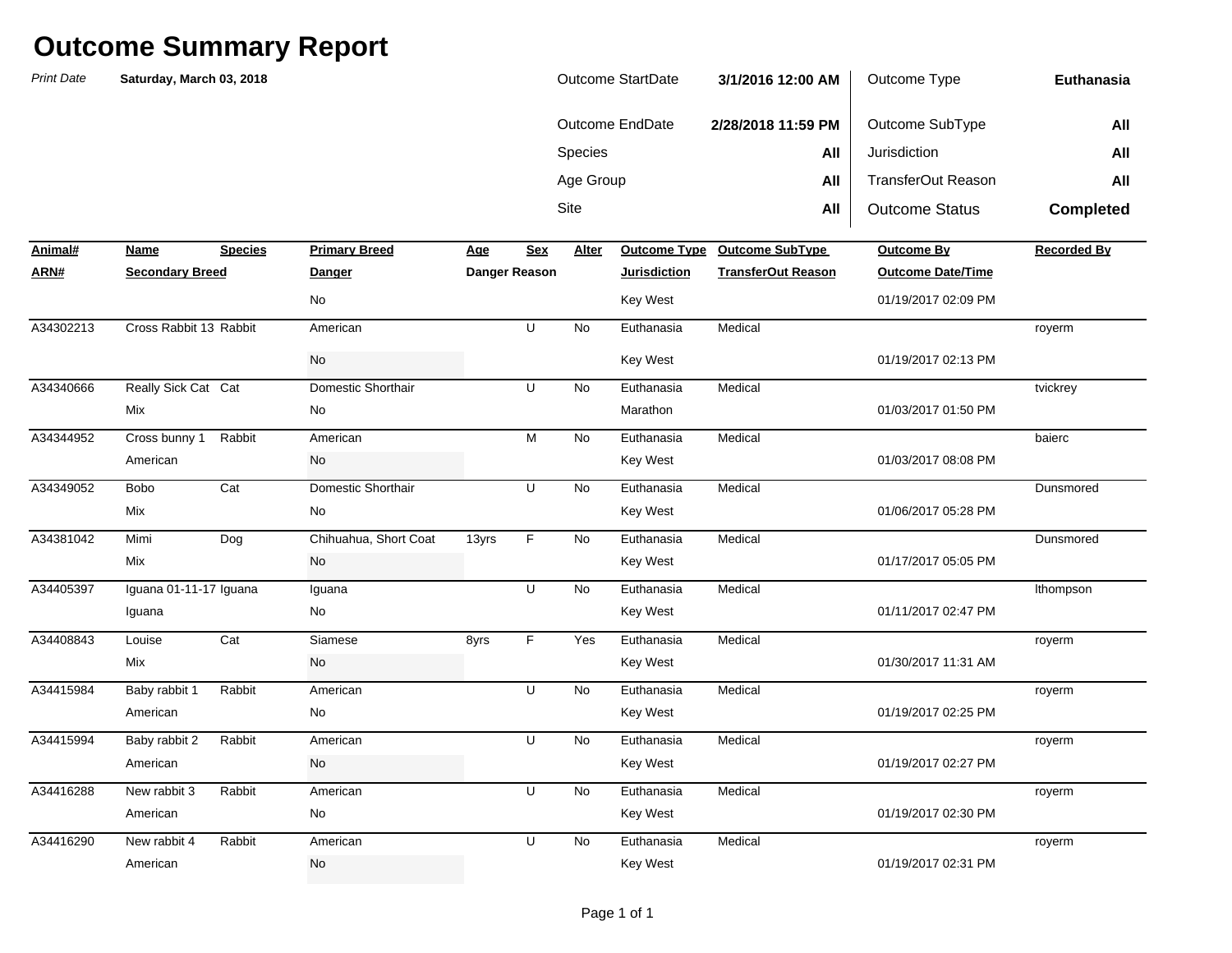# Outcome Summary Report

*Print Date* **Saturday, March 03, 2018**

| | | | |
|---|---|---|---|
| Outcome StartDate | **3/1/2016 12:00 AM** | Outcome Type | **Euthanasia** |
| Outcome EndDate | **2/28/2018 11:59 PM** | Outcome SubType | **All** |
| Species | **All** | Jurisdiction | **All** |
| Age Group | **All** | TransferOut Reason | **All** |
| Site | **All** | Outcome Status | **Completed** |

| Animal# / ARN# | Name / Secondary Breed | Species | Primary Breed / Danger | Age / Danger Reason | Sex | Alter | Outcome Type / Jurisdiction | Outcome SubType / TransferOut Reason | Outcome By / Outcome Date/Time | Recorded By |
|---|---|---|---|---|---|---|---|---|---|---|
| | | | No | | | | Key West | | 01/19/2017 02:09 PM | |
| A34302213 | Cross Rabbit 13 | Rabbit | American | | U | No | Euthanasia | Medical | | royerm |
| | | | No | | | | Key West | | 01/19/2017 02:13 PM | |
| A34340666 | Really Sick Cat | Cat | Domestic Shorthair | | U | No | Euthanasia | Medical | | tvickrey |
| | Mix | | No | | | | Marathon | | 01/03/2017 01:50 PM | |
| A34344952 | Cross bunny 1 | Rabbit | American | | M | No | Euthanasia | Medical | | baierc |
| | American | | No | | | | Key West | | 01/03/2017 08:08 PM | |
| A34349052 | Bobo | Cat | Domestic Shorthair | | U | No | Euthanasia | Medical | | Dunsmored |
| | Mix | | No | | | | Key West | | 01/06/2017 05:28 PM | |
| A34381042 | Mimi | Dog | Chihuahua, Short Coat | 13yrs | F | No | Euthanasia | Medical | | Dunsmored |
| | Mix | | No | | | | Key West | | 01/17/2017 05:05 PM | |
| A34405397 | Iguana 01-11-17 | Iguana | Iguana | | U | No | Euthanasia | Medical | | lthompson |
| | Iguana | | No | | | | Key West | | 01/11/2017 02:47 PM | |
| A34408843 | Louise | Cat | Siamese | 8yrs | F | Yes | Euthanasia | Medical | | royerm |
| | Mix | | No | | | | Key West | | 01/30/2017 11:31 AM | |
| A34415984 | Baby rabbit 1 | Rabbit | American | | U | No | Euthanasia | Medical | | royerm |
| | American | | No | | | | Key West | | 01/19/2017 02:25 PM | |
| A34415994 | Baby rabbit 2 | Rabbit | American | | U | No | Euthanasia | Medical | | royerm |
| | American | | No | | | | Key West | | 01/19/2017 02:27 PM | |
| A34416288 | New rabbit 3 | Rabbit | American | | U | No | Euthanasia | Medical | | royerm |
| | American | | No | | | | Key West | | 01/19/2017 02:30 PM | |
| A34416290 | New rabbit 4 | Rabbit | American | | U | No | Euthanasia | Medical | | royerm |
| | American | | No | | | | Key West | | 01/19/2017 02:31 PM | |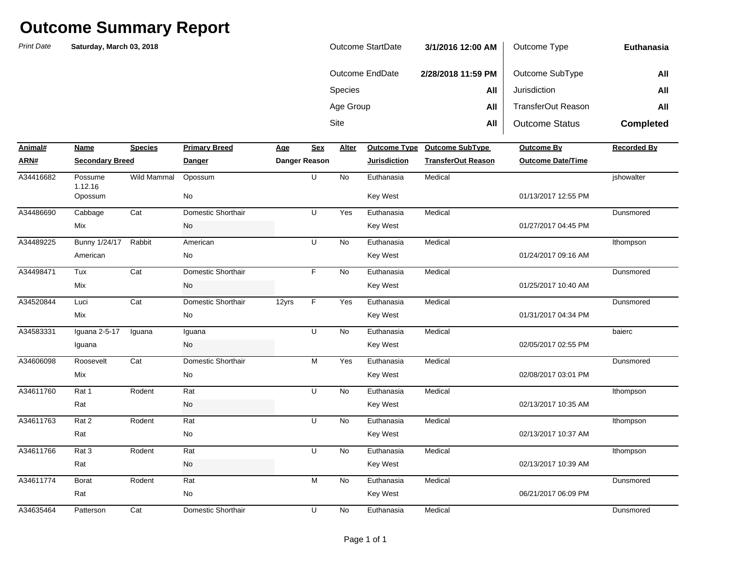# Outcome Summary Report

*Print Date* **Saturday, March 03, 2018**

| | | | |
|---|---|---|---|
| Outcome StartDate | **3/1/2016 12:00 AM** | Outcome Type | **Euthanasia** |
| Outcome EndDate | **2/28/2018 11:59 PM** | Outcome SubType | **All** |
| Species | **All** | Jurisdiction | **All** |
| Age Group | **All** | TransferOut Reason | **All** |
| Site | **All** | Outcome Status | **Completed** |

| Animal# / ARN# | Name / Secondary Breed | Species | Primary Breed / Danger | Age / Danger Reason | Sex | Alter | Outcome Type / Jurisdiction | Outcome SubType / TransferOut Reason | Outcome By / Outcome Date/Time | Recorded By |
|---|---|---|---|---|---|---|---|---|---|---|
| A34416682 | Possume 1.12.16 | Wild Mammal | Opossum | | U | No | Euthanasia | Medical | | jshowalter |
| | Opossum | | No | | | | Key West | | 01/13/2017 12:55 PM | |
| A34486690 | Cabbage | Cat | Domestic Shorthair | | U | Yes | Euthanasia | Medical | | Dunsmored |
| | Mix | | No | | | | Key West | | 01/27/2017 04:45 PM | |
| A34489225 | Bunny 1/24/17 | Rabbit | American | | U | No | Euthanasia | Medical | | lthompson |
| | American | | No | | | | Key West | | 01/24/2017 09:16 AM | |
| A34498471 | Tux | Cat | Domestic Shorthair | | F | No | Euthanasia | Medical | | Dunsmored |
| | Mix | | No | | | | Key West | | 01/25/2017 10:40 AM | |
| A34520844 | Luci | Cat | Domestic Shorthair | 12yrs | F | Yes | Euthanasia | Medical | | Dunsmored |
| | Mix | | No | | | | Key West | | 01/31/2017 04:34 PM | |
| A34583331 | Iguana 2-5-17 | Iguana | Iguana | | U | No | Euthanasia | Medical | | baierc |
| | Iguana | | No | | | | Key West | | 02/05/2017 02:55 PM | |
| A34606098 | Roosevelt | Cat | Domestic Shorthair | | M | Yes | Euthanasia | Medical | | Dunsmored |
| | Mix | | No | | | | Key West | | 02/08/2017 03:01 PM | |
| A34611760 | Rat 1 | Rodent | Rat | | U | No | Euthanasia | Medical | | lthompson |
| | Rat | | No | | | | Key West | | 02/13/2017 10:35 AM | |
| A34611763 | Rat 2 | Rodent | Rat | | U | No | Euthanasia | Medical | | lthompson |
| | Rat | | No | | | | Key West | | 02/13/2017 10:37 AM | |
| A34611766 | Rat 3 | Rodent | Rat | | U | No | Euthanasia | Medical | | lthompson |
| | Rat | | No | | | | Key West | | 02/13/2017 10:39 AM | |
| A34611774 | Borat | Rodent | Rat | | M | No | Euthanasia | Medical | | Dunsmored |
| | Rat | | No | | | | Key West | | 06/21/2017 06:09 PM | |
| A34635464 | Patterson | Cat | Domestic Shorthair | | U | No | Euthanasia | Medical | | Dunsmored |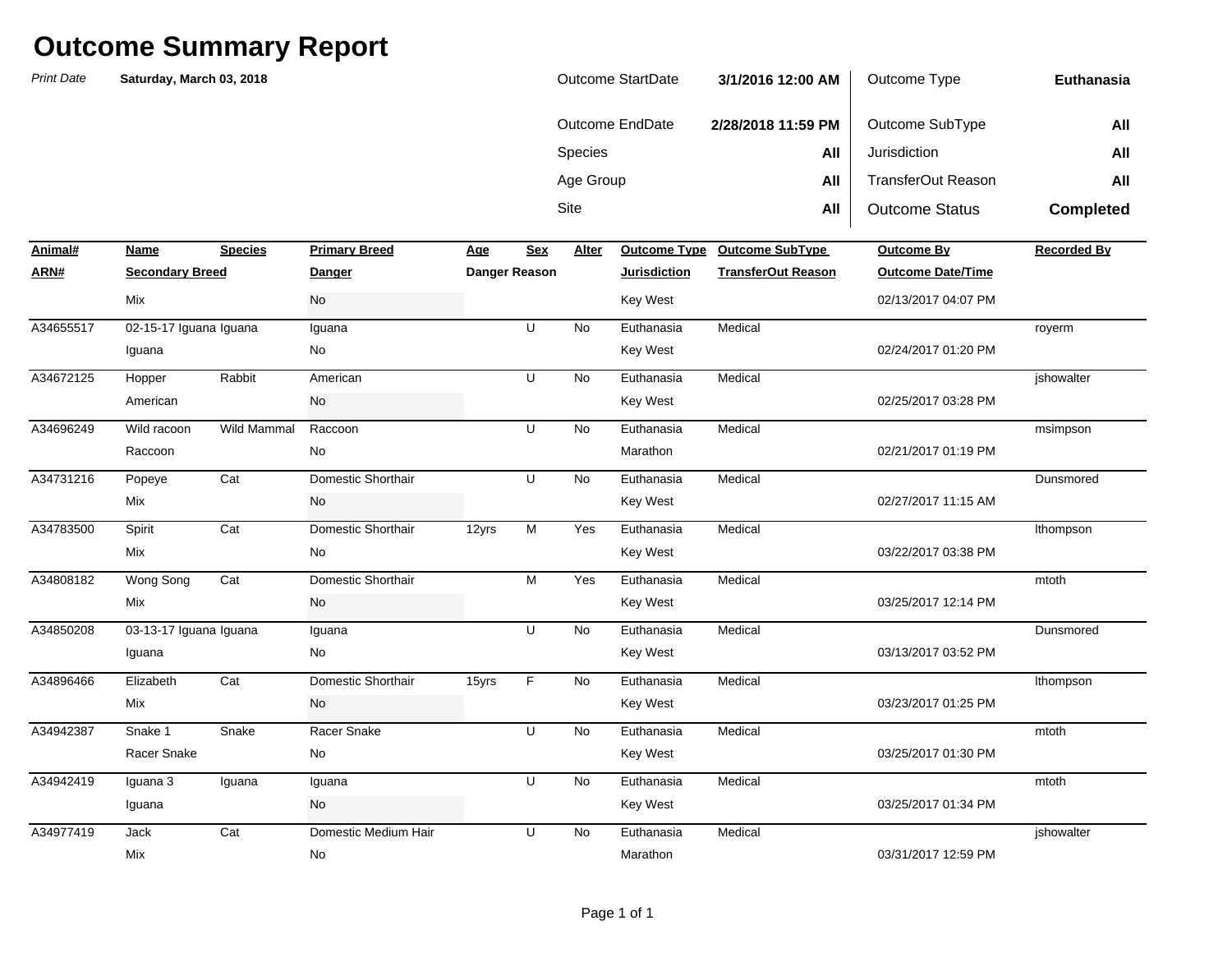# Outcome Summary Report

*Print Date* **Saturday, March 03, 2018**

| | | | |
|---|---|---|---|
| Outcome StartDate | **3/1/2016 12:00 AM** | Outcome Type | **Euthanasia** |
| Outcome EndDate | **2/28/2018 11:59 PM** | Outcome SubType | **All** |
| Species | **All** | Jurisdiction | **All** |
| Age Group | **All** | TransferOut Reason | **All** |
| Site | **All** | Outcome Status | **Completed** |

| Animal# / ARN# | Name / Secondary Breed | Species | Primary Breed / Danger | Age / Danger Reason | Sex | Alter | Outcome Type / Jurisdiction | Outcome SubType / TransferOut Reason | Outcome By / Outcome Date/Time | Recorded By |
|---|---|---|---|---|---|---|---|---|---|---|
| | Mix | | No | | | | Key West | | 02/13/2017 04:07 PM | |
| A34655517 | 02-15-17 Iguana | Iguana | Iguana | | U | No | Euthanasia | Medical | | royerm |
| | Iguana | | No | | | | Key West | | 02/24/2017 01:20 PM | |
| A34672125 | Hopper | Rabbit | American | | U | No | Euthanasia | Medical | | jshowalter |
| | American | | No | | | | Key West | | 02/25/2017 03:28 PM | |
| A34696249 | Wild racoon | Wild Mammal | Raccoon | | U | No | Euthanasia | Medical | | msimpson |
| | Raccoon | | No | | | | Marathon | | 02/21/2017 01:19 PM | |
| A34731216 | Popeye | Cat | Domestic Shorthair | | U | No | Euthanasia | Medical | | Dunsmored |
| | Mix | | No | | | | Key West | | 02/27/2017 11:15 AM | |
| A34783500 | Spirit | Cat | Domestic Shorthair | 12yrs | M | Yes | Euthanasia | Medical | | lthompson |
| | Mix | | No | | | | Key West | | 03/22/2017 03:38 PM | |
| A34808182 | Wong Song | Cat | Domestic Shorthair | | M | Yes | Euthanasia | Medical | | mtoth |
| | Mix | | No | | | | Key West | | 03/25/2017 12:14 PM | |
| A34850208 | 03-13-17 Iguana | Iguana | Iguana | | U | No | Euthanasia | Medical | | Dunsmored |
| | Iguana | | No | | | | Key West | | 03/13/2017 03:52 PM | |
| A34896466 | Elizabeth | Cat | Domestic Shorthair | 15yrs | F | No | Euthanasia | Medical | | lthompson |
| | Mix | | No | | | | Key West | | 03/23/2017 01:25 PM | |
| A34942387 | Snake 1 | Snake | Racer Snake | | U | No | Euthanasia | Medical | | mtoth |
| | Racer Snake | | No | | | | Key West | | 03/25/2017 01:30 PM | |
| A34942419 | Iguana 3 | Iguana | Iguana | | U | No | Euthanasia | Medical | | mtoth |
| | Iguana | | No | | | | Key West | | 03/25/2017 01:34 PM | |
| A34977419 | Jack | Cat | Domestic Medium Hair | | U | No | Euthanasia | Medical | | jshowalter |
| | Mix | | No | | | | Marathon | | 03/31/2017 12:59 PM | |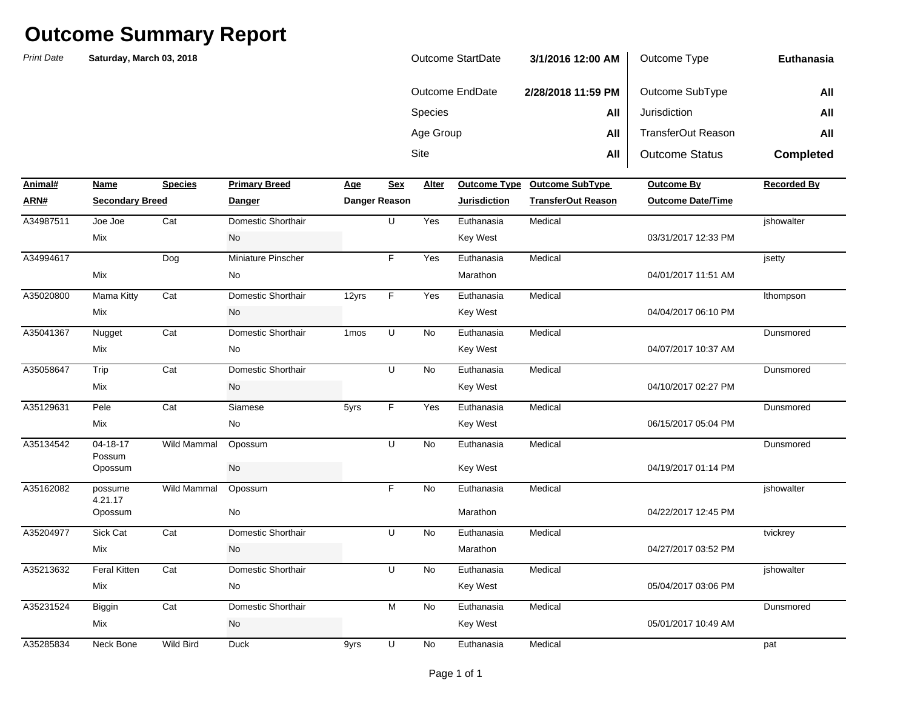# Outcome Summary Report

*Print Date* **Saturday, March 03, 2018**

| | | | |
|---|---|---|---|
| Outcome StartDate | **3/1/2016 12:00 AM** | Outcome Type | **Euthanasia** |
| Outcome EndDate | **2/28/2018 11:59 PM** | Outcome SubType | **All** |
| Species | **All** | Jurisdiction | **All** |
| Age Group | **All** | TransferOut Reason | **All** |
| Site | **All** | Outcome Status | **Completed** |

| Animal# / ARN# | Name / Secondary Breed | Species | Primary Breed / Danger | Age / Danger Reason | Sex | Alter | Outcome Type / Jurisdiction | Outcome SubType / TransferOut Reason | Outcome By / Outcome Date/Time | Recorded By |
|---|---|---|---|---|---|---|---|---|---|---|
| A34987511 | Joe Joe | Cat | Domestic Shorthair | | U | Yes | Euthanasia | Medical | | jshowalter |
| | Mix | | No | | | | Key West | | 03/31/2017 12:33 PM | |
| A34994617 | | Dog | Miniature Pinscher | | F | Yes | Euthanasia | Medical | | jsetty |
| | Mix | | No | | | | Marathon | | 04/01/2017 11:51 AM | |
| A35020800 | Mama Kitty | Cat | Domestic Shorthair | 12yrs | F | Yes | Euthanasia | Medical | | lthompson |
| | Mix | | No | | | | Key West | | 04/04/2017 06:10 PM | |
| A35041367 | Nugget | Cat | Domestic Shorthair | 1mos | U | No | Euthanasia | Medical | | Dunsmored |
| | Mix | | No | | | | Key West | | 04/07/2017 10:37 AM | |
| A35058647 | Trip | Cat | Domestic Shorthair | | U | No | Euthanasia | Medical | | Dunsmored |
| | Mix | | No | | | | Key West | | 04/10/2017 02:27 PM | |
| A35129631 | Pele | Cat | Siamese | 5yrs | F | Yes | Euthanasia | Medical | | Dunsmored |
| | Mix | | No | | | | Key West | | 06/15/2017 05:04 PM | |
| A35134542 | 04-18-17 Possum | Wild Mammal | Opossum | | U | No | Euthanasia | Medical | | Dunsmored |
| | Opossum | | No | | | | Key West | | 04/19/2017 01:14 PM | |
| A35162082 | possume 4.21.17 | Wild Mammal | Opossum | | F | No | Euthanasia | Medical | | jshowalter |
| | Opossum | | No | | | | Marathon | | 04/22/2017 12:45 PM | |
| A35204977 | Sick Cat | Cat | Domestic Shorthair | | U | No | Euthanasia | Medical | | tvickrey |
| | Mix | | No | | | | Marathon | | 04/27/2017 03:52 PM | |
| A35213632 | Feral Kitten | Cat | Domestic Shorthair | | U | No | Euthanasia | Medical | | jshowalter |
| | Mix | | No | | | | Key West | | 05/04/2017 03:06 PM | |
| A35231524 | Biggin | Cat | Domestic Shorthair | | M | No | Euthanasia | Medical | | Dunsmored |
| | Mix | | No | | | | Key West | | 05/01/2017 10:49 AM | |
| A35285834 | Neck Bone | Wild Bird | Duck | 9yrs | U | No | Euthanasia | Medical | | pat |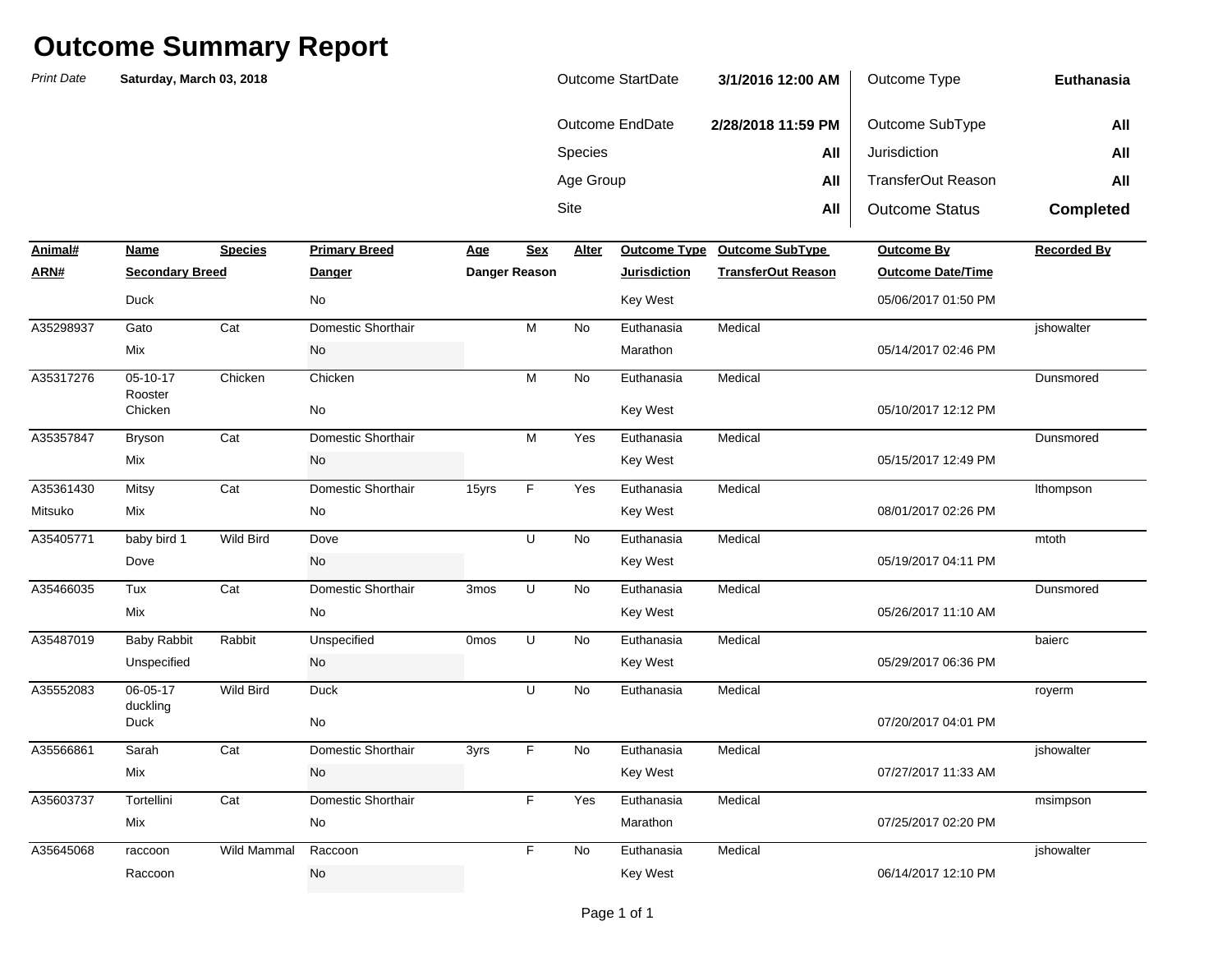# Outcome Summary Report

*Print Date* **Saturday, March 03, 2018**

| | | | |
|---|---|---|---|
| Outcome StartDate | **3/1/2016 12:00 AM** | Outcome Type | **Euthanasia** |
| Outcome EndDate | **2/28/2018 11:59 PM** | Outcome SubType | **All** |
| Species | **All** | Jurisdiction | **All** |
| Age Group | **All** | TransferOut Reason | **All** |
| Site | **All** | Outcome Status | **Completed** |

| Animal# / ARN# | Name / Secondary Breed | Species | Primary Breed / Danger | Age / Danger Reason | Sex | Alter | Outcome Type / Jurisdiction | Outcome SubType / TransferOut Reason | Outcome By / Outcome Date/Time | Recorded By |
|---|---|---|---|---|---|---|---|---|---|---|
| | Duck | | No | | | | Key West | | 05/06/2017 01:50 PM | |
| A35298937 | Gato | Cat | Domestic Shorthair | | M | No | Euthanasia | Medical | | jshowalter |
| | Mix | | No | | | | Marathon | | 05/14/2017 02:46 PM | |
| A35317276 | 05-10-17 Rooster | Chicken | Chicken | | M | No | Euthanasia | Medical | | Dunsmored |
| | Chicken | | No | | | | Key West | | 05/10/2017 12:12 PM | |
| A35357847 | Bryson | Cat | Domestic Shorthair | | M | Yes | Euthanasia | Medical | | Dunsmored |
| | Mix | | No | | | | Key West | | 05/15/2017 12:49 PM | |
| A35361430 | Mitsy | Cat | Domestic Shorthair | 15yrs | F | Yes | Euthanasia | Medical | | lthompson |
| Mitsuko | Mix | | No | | | | Key West | | 08/01/2017 02:26 PM | |
| A35405771 | baby bird 1 | Wild Bird | Dove | | U | No | Euthanasia | Medical | | mtoth |
| | Dove | | No | | | | Key West | | 05/19/2017 04:11 PM | |
| A35466035 | Tux | Cat | Domestic Shorthair | 3mos | U | No | Euthanasia | Medical | | Dunsmored |
| | Mix | | No | | | | Key West | | 05/26/2017 11:10 AM | |
| A35487019 | Baby Rabbit | Rabbit | Unspecified | 0mos | U | No | Euthanasia | Medical | | baierc |
| | Unspecified | | No | | | | Key West | | 05/29/2017 06:36 PM | |
| A35552083 | 06-05-17 duckling | Wild Bird | Duck | | U | No | Euthanasia | Medical | | royerm |
| | Duck | | No | | | | | | 07/20/2017 04:01 PM | |
| A35566861 | Sarah | Cat | Domestic Shorthair | 3yrs | F | No | Euthanasia | Medical | | jshowalter |
| | Mix | | No | | | | Key West | | 07/27/2017 11:33 AM | |
| A35603737 | Tortellini | Cat | Domestic Shorthair | | F | Yes | Euthanasia | Medical | | msimpson |
| | Mix | | No | | | | Marathon | | 07/25/2017 02:20 PM | |
| A35645068 | raccoon | Wild Mammal | Raccoon | | F | No | Euthanasia | Medical | | jshowalter |
| | Raccoon | | No | | | | Key West | | 06/14/2017 12:10 PM | |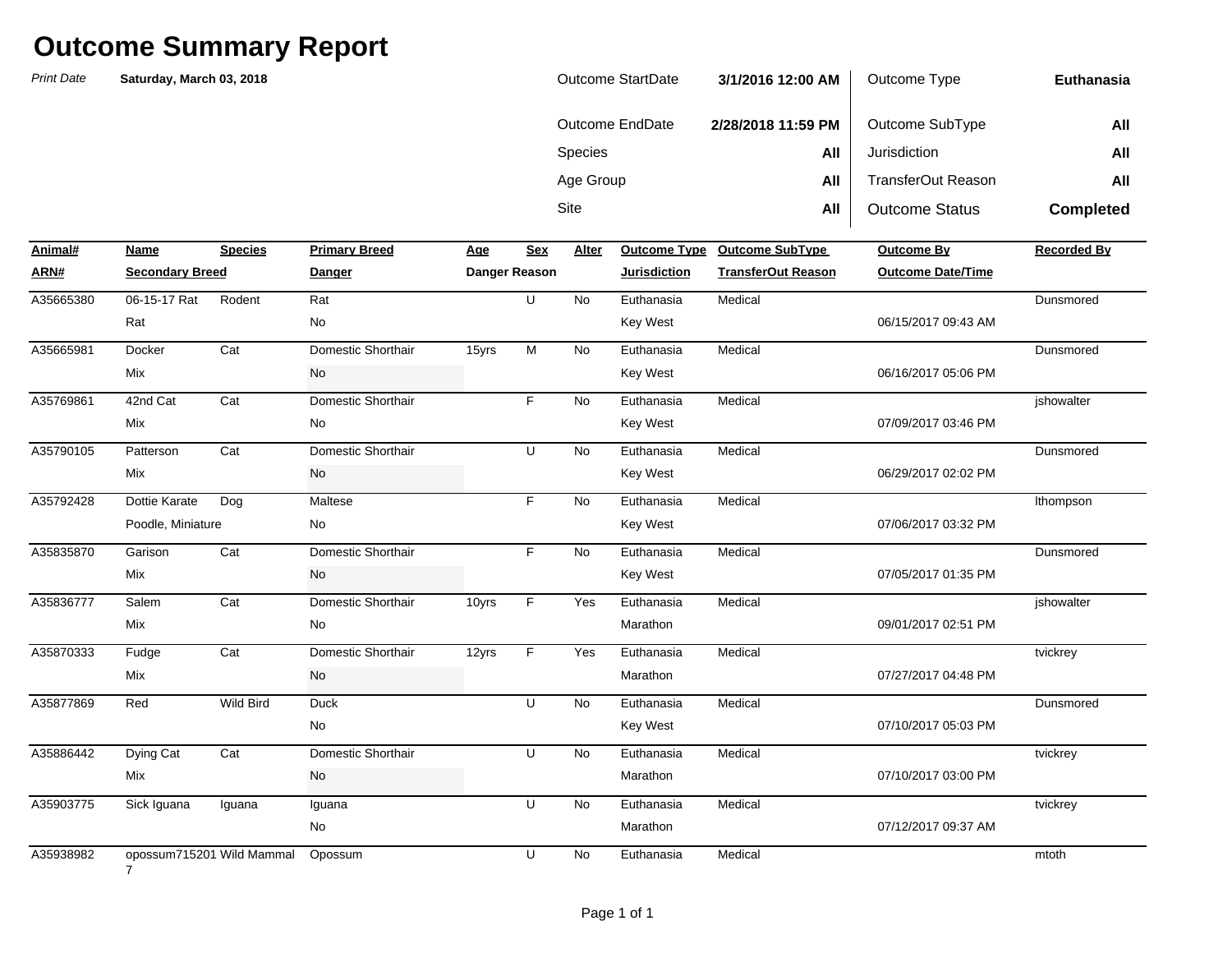# Outcome Summary Report

*Print Date* **Saturday, March 03, 2018**

| | | | |
|---|---|---|---|
| Outcome StartDate | **3/1/2016 12:00 AM** | Outcome Type | **Euthanasia** |
| Outcome EndDate | **2/28/2018 11:59 PM** | Outcome SubType | **All** |
| Species | **All** | Jurisdiction | **All** |
| Age Group | **All** | TransferOut Reason | **All** |
| Site | **All** | Outcome Status | **Completed** |

| Animal# / ARN# | Name / Secondary Breed | Species | Primary Breed / Danger | Age / Danger Reason | Sex | Alter | Outcome Type / Jurisdiction | Outcome SubType / TransferOut Reason | Outcome By / Outcome Date/Time | Recorded By |
|---|---|---|---|---|---|---|---|---|---|---|
| A35665380 | 06-15-17 Rat / Rat | Rodent | Rat / No | | U | No | Euthanasia / Key West | Medical | 06/15/2017 09:43 AM | Dunsmored |
| A35665981 | Docker / Mix | Cat | Domestic Shorthair / No | 15yrs | M | No | Euthanasia / Key West | Medical | 06/16/2017 05:06 PM | Dunsmored |
| A35769861 | 42nd Cat / Mix | Cat | Domestic Shorthair / No | | F | No | Euthanasia / Key West | Medical | 07/09/2017 03:46 PM | jshowalter |
| A35790105 | Patterson / Mix | Cat | Domestic Shorthair / No | | U | No | Euthanasia / Key West | Medical | 06/29/2017 02:02 PM | Dunsmored |
| A35792428 | Dottie Karate / Poodle, Miniature | Dog | Maltese / No | | F | No | Euthanasia / Key West | Medical | 07/06/2017 03:32 PM | lthompson |
| A35835870 | Garison / Mix | Cat | Domestic Shorthair / No | | F | No | Euthanasia / Key West | Medical | 07/05/2017 01:35 PM | Dunsmored |
| A35836777 | Salem / Mix | Cat | Domestic Shorthair / No | 10yrs | F | Yes | Euthanasia / Marathon | Medical | 09/01/2017 02:51 PM | jshowalter |
| A35870333 | Fudge / Mix | Cat | Domestic Shorthair / No | 12yrs | F | Yes | Euthanasia / Marathon | Medical | 07/27/2017 04:48 PM | tvickrey |
| A35877869 | Red | Wild Bird | Duck / No | | U | No | Euthanasia / Key West | Medical | 07/10/2017 05:03 PM | Dunsmored |
| A35886442 | Dying Cat / Mix | Cat | Domestic Shorthair / No | | U | No | Euthanasia / Marathon | Medical | 07/10/2017 03:00 PM | tvickrey |
| A35903775 | Sick Iguana | Iguana | Iguana / No | | U | No | Euthanasia / Marathon | Medical | 07/12/2017 09:37 AM | tvickrey |
| A35938982 | opossum7152017 | Wild Mammal | Opossum | | U | No | Euthanasia | Medical | | mtoth |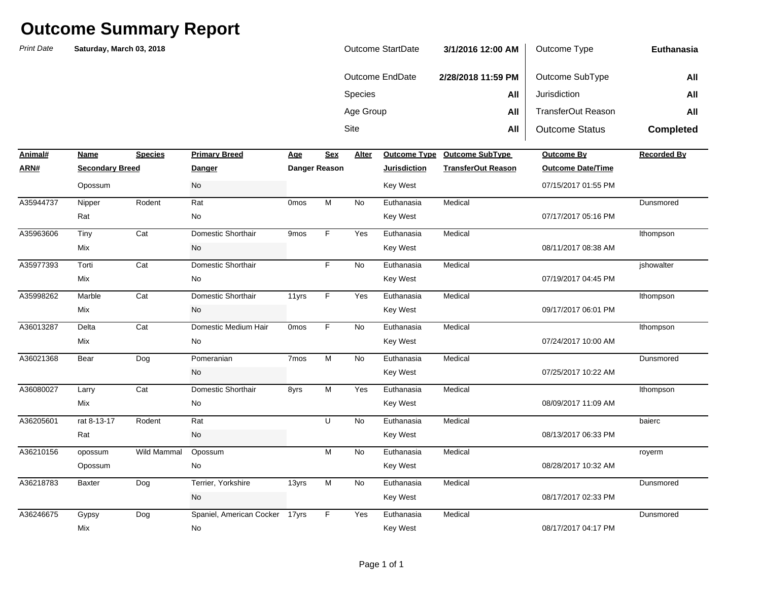# Outcome Summary Report

*Print Date* **Saturday, March 03, 2018**

| | | | |
|---|---|---|---|
| Outcome StartDate | **3/1/2016 12:00 AM** | Outcome Type | **Euthanasia** |
| Outcome EndDate | **2/28/2018 11:59 PM** | Outcome SubType | **All** |
| Species | **All** | Jurisdiction | **All** |
| Age Group | **All** | TransferOut Reason | **All** |
| Site | **All** | Outcome Status | **Completed** |

| Animal# / ARN# | Name / Secondary Breed | Species | Primary Breed / Danger | Age / Danger Reason | Sex | Alter | Outcome Type / Jurisdiction | Outcome SubType / TransferOut Reason | Outcome By / Outcome Date/Time | Recorded By |
|---|---|---|---|---|---|---|---|---|---|---|
| | Opossum | | No | | | | Key West | | 07/15/2017 01:55 PM | |
| A35944737 | Nipper | Rodent | Rat | 0mos | M | No | Euthanasia | Medical | | Dunsmored |
| | Rat | | No | | | | Key West | | 07/17/2017 05:16 PM | |
| A35963606 | Tiny | Cat | Domestic Shorthair | 9mos | F | Yes | Euthanasia | Medical | | lthompson |
| | Mix | | No | | | | Key West | | 08/11/2017 08:38 AM | |
| A35977393 | Torti | Cat | Domestic Shorthair | | F | No | Euthanasia | Medical | | jshowalter |
| | Mix | | No | | | | Key West | | 07/19/2017 04:45 PM | |
| A35998262 | Marble | Cat | Domestic Shorthair | 11yrs | F | Yes | Euthanasia | Medical | | lthompson |
| | Mix | | No | | | | Key West | | 09/17/2017 06:01 PM | |
| A36013287 | Delta | Cat | Domestic Medium Hair | 0mos | F | No | Euthanasia | Medical | | lthompson |
| | Mix | | No | | | | Key West | | 07/24/2017 10:00 AM | |
| A36021368 | Bear | Dog | Pomeranian | 7mos | M | No | Euthanasia | Medical | | Dunsmored |
| | | | No | | | | Key West | | 07/25/2017 10:22 AM | |
| A36080027 | Larry | Cat | Domestic Shorthair | 8yrs | M | Yes | Euthanasia | Medical | | lthompson |
| | Mix | | No | | | | Key West | | 08/09/2017 11:09 AM | |
| A36205601 | rat 8-13-17 | Rodent | Rat | | U | No | Euthanasia | Medical | | baierc |
| | Rat | | No | | | | Key West | | 08/13/2017 06:33 PM | |
| A36210156 | opossum | Wild Mammal | Opossum | | M | No | Euthanasia | Medical | | royerm |
| | Opossum | | No | | | | Key West | | 08/28/2017 10:32 AM | |
| A36218783 | Baxter | Dog | Terrier, Yorkshire | 13yrs | M | No | Euthanasia | Medical | | Dunsmored |
| | | | No | | | | Key West | | 08/17/2017 02:33 PM | |
| A36246675 | Gypsy | Dog | Spaniel, American Cocker | 17yrs | F | Yes | Euthanasia | Medical | | Dunsmored |
| | Mix | | No | | | | Key West | | 08/17/2017 04:17 PM | |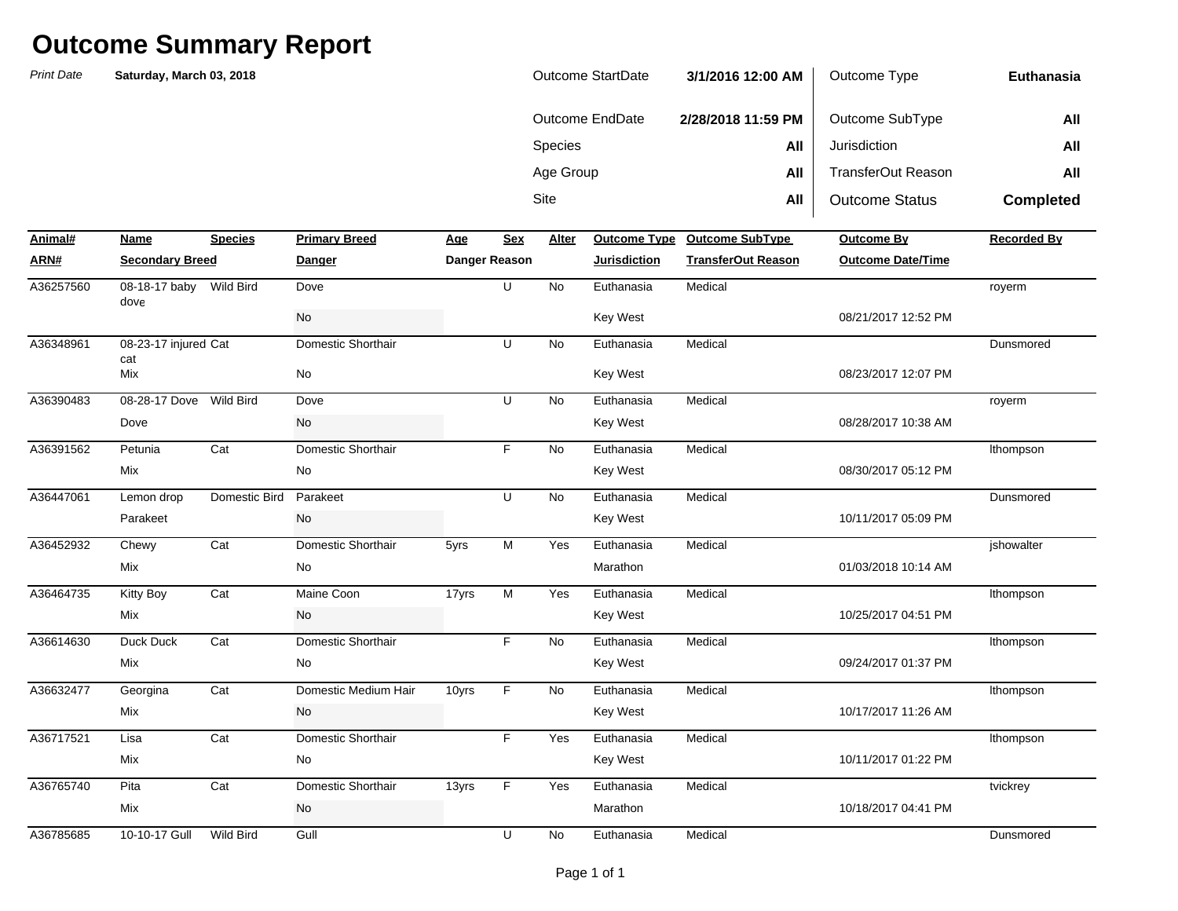# Outcome Summary Report

*Print Date* **Saturday, March 03, 2018**

| | | | |
|---|---|---|---|
| Outcome StartDate | **3/1/2016 12:00 AM** | Outcome Type | **Euthanasia** |
| Outcome EndDate | **2/28/2018 11:59 PM** | Outcome SubType | **All** |
| Species | **All** | Jurisdiction | **All** |
| Age Group | **All** | TransferOut Reason | **All** |
| Site | **All** | Outcome Status | **Completed** |

| Animal# / ARN# | Name / Secondary Breed | Species | Primary Breed / Danger | Age / Danger Reason | Sex | Alter | Outcome Type / Jurisdiction | Outcome SubType / TransferOut Reason | Outcome By / Outcome Date/Time | Recorded By |
|---|---|---|---|---|---|---|---|---|---|---|
| A36257560 | 08-18-17 baby dove | Wild Bird | Dove | | U | No | Euthanasia | Medical | | royerm |
| | | | No | | | | Key West | | 08/21/2017 12:52 PM | |
| A36348961 | 08-23-17 injured cat | Cat | Domestic Shorthair | | U | No | Euthanasia | Medical | | Dunsmored |
| | Mix | | No | | | | Key West | | 08/23/2017 12:07 PM | |
| A36390483 | 08-28-17 Dove | Wild Bird | Dove | | U | No | Euthanasia | Medical | | royerm |
| | Dove | | No | | | | Key West | | 08/28/2017 10:38 AM | |
| A36391562 | Petunia | Cat | Domestic Shorthair | | F | No | Euthanasia | Medical | | lthompson |
| | Mix | | No | | | | Key West | | 08/30/2017 05:12 PM | |
| A36447061 | Lemon drop | Domestic Bird | Parakeet | | U | No | Euthanasia | Medical | | Dunsmored |
| | Parakeet | | No | | | | Key West | | 10/11/2017 05:09 PM | |
| A36452932 | Chewy | Cat | Domestic Shorthair | 5yrs | M | Yes | Euthanasia | Medical | | jshowalter |
| | Mix | | No | | | | Marathon | | 01/03/2018 10:14 AM | |
| A36464735 | Kitty Boy | Cat | Maine Coon | 17yrs | M | Yes | Euthanasia | Medical | | lthompson |
| | Mix | | No | | | | Key West | | 10/25/2017 04:51 PM | |
| A36614630 | Duck Duck | Cat | Domestic Shorthair | | F | No | Euthanasia | Medical | | lthompson |
| | Mix | | No | | | | Key West | | 09/24/2017 01:37 PM | |
| A36632477 | Georgina | Cat | Domestic Medium Hair | 10yrs | F | No | Euthanasia | Medical | | lthompson |
| | Mix | | No | | | | Key West | | 10/17/2017 11:26 AM | |
| A36717521 | Lisa | Cat | Domestic Shorthair | | F | Yes | Euthanasia | Medical | | lthompson |
| | Mix | | No | | | | Key West | | 10/11/2017 01:22 PM | |
| A36765740 | Pita | Cat | Domestic Shorthair | 13yrs | F | Yes | Euthanasia | Medical | | tvickrey |
| | Mix | | No | | | | Marathon | | 10/18/2017 04:41 PM | |
| A36785685 | 10-10-17 Gull | Wild Bird | Gull | | U | No | Euthanasia | Medical | | Dunsmored |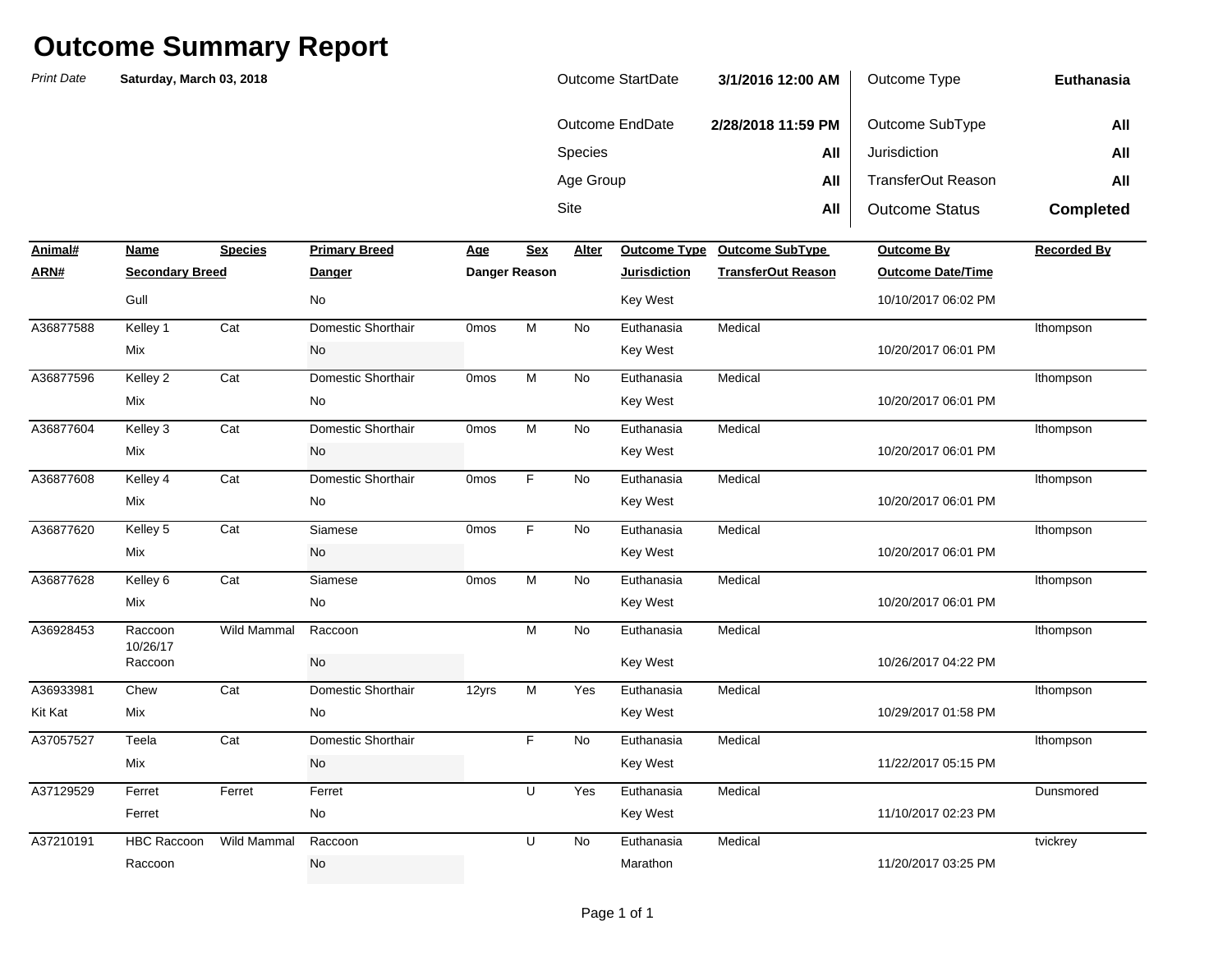# Outcome Summary Report

*Print Date* **Saturday, March 03, 2018**

| | | | |
|---|---|---|---|
| Outcome StartDate | **3/1/2016 12:00 AM** | Outcome Type | **Euthanasia** |
| Outcome EndDate | **2/28/2018 11:59 PM** | Outcome SubType | **All** |
| Species | **All** | Jurisdiction | **All** |
| Age Group | **All** | TransferOut Reason | **All** |
| Site | **All** | Outcome Status | **Completed** |

| Animal# / ARN# | Name / Secondary Breed | Species | Primary Breed / Danger | Age / Danger Reason | Sex | Alter | Outcome Type / Jurisdiction | Outcome SubType / TransferOut Reason | Outcome By / Outcome Date/Time | Recorded By |
|---|---|---|---|---|---|---|---|---|---|---|
| | Gull | | No | | | | Key West | | 10/10/2017 06:02 PM | |
| A36877588 | Kelley 1 / Mix | Cat | Domestic Shorthair / No | 0mos | M | No | Euthanasia / Key West | Medical | 10/20/2017 06:01 PM | lthompson |
| A36877596 | Kelley 2 / Mix | Cat | Domestic Shorthair / No | 0mos | M | No | Euthanasia / Key West | Medical | 10/20/2017 06:01 PM | lthompson |
| A36877604 | Kelley 3 / Mix | Cat | Domestic Shorthair / No | 0mos | M | No | Euthanasia / Key West | Medical | 10/20/2017 06:01 PM | lthompson |
| A36877608 | Kelley 4 / Mix | Cat | Domestic Shorthair / No | 0mos | F | No | Euthanasia / Key West | Medical | 10/20/2017 06:01 PM | lthompson |
| A36877620 | Kelley 5 / Mix | Cat | Siamese / No | 0mos | F | No | Euthanasia / Key West | Medical | 10/20/2017 06:01 PM | lthompson |
| A36877628 | Kelley 6 / Mix | Cat | Siamese / No | 0mos | M | No | Euthanasia / Key West | Medical | 10/20/2017 06:01 PM | lthompson |
| A36928453 | Raccoon 10/26/17 / Raccoon | Wild Mammal | Raccoon / No | | M | No | Euthanasia / Key West | Medical | 10/26/2017 04:22 PM | lthompson |
| A36933981 / Kit Kat | Chew / Mix | Cat | Domestic Shorthair / No | 12yrs | M | Yes | Euthanasia / Key West | Medical | 10/29/2017 01:58 PM | lthompson |
| A37057527 | Teela / Mix | Cat | Domestic Shorthair / No | | F | No | Euthanasia / Key West | Medical | 11/22/2017 05:15 PM | lthompson |
| A37129529 | Ferret / Ferret | Ferret | Ferret / No | | U | Yes | Euthanasia / Key West | Medical | 11/10/2017 02:23 PM | Dunsmored |
| A37210191 | HBC Raccoon / Raccoon | Wild Mammal | Raccoon / No | | U | No | Euthanasia / Marathon | Medical | 11/20/2017 03:25 PM | tvickrey |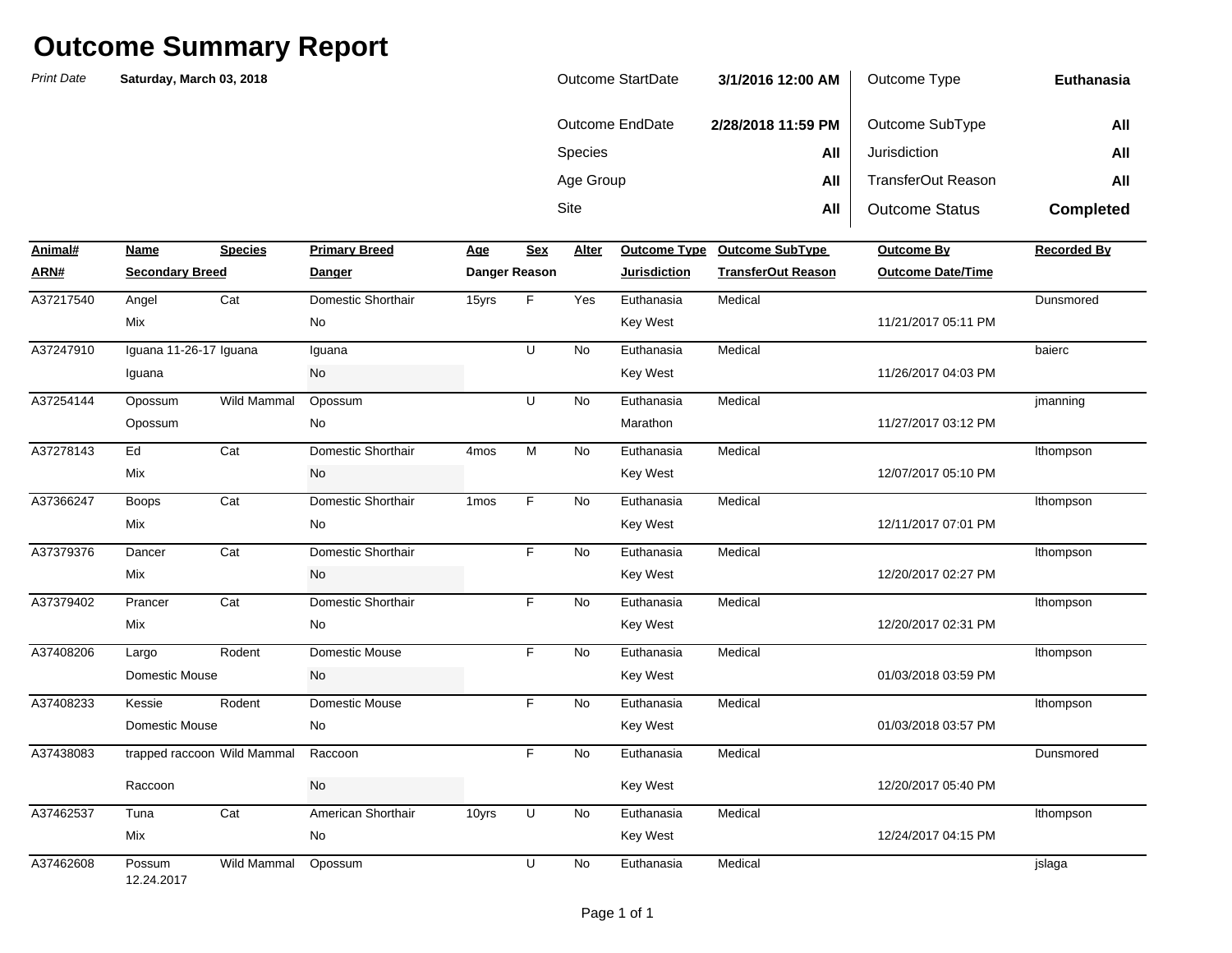# Outcome Summary Report

*Print Date* **Saturday, March 03, 2018**

| | | | |
|---|---|---|---|
| Outcome StartDate | **3/1/2016 12:00 AM** | Outcome Type | **Euthanasia** |
| Outcome EndDate | **2/28/2018 11:59 PM** | Outcome SubType | **All** |
| Species | **All** | Jurisdiction | **All** |
| Age Group | **All** | TransferOut Reason | **All** |
| Site | **All** | Outcome Status | **Completed** |

| Animal# / ARN# | Name / Secondary Breed | Species | Primary Breed / Danger | Age / Danger Reason | Sex | Alter | Outcome Type / Jurisdiction | Outcome SubType / TransferOut Reason | Outcome By / Outcome Date/Time | Recorded By |
|---|---|---|---|---|---|---|---|---|---|---|
| A37217540 | Angel | Cat | Domestic Shorthair | 15yrs | F | Yes | Euthanasia | Medical | | Dunsmored |
| | Mix | | No | | | | Key West | | 11/21/2017 05:11 PM | |
| A37247910 | Iguana 11-26-17 | Iguana | Iguana | | U | No | Euthanasia | Medical | | baierc |
| | Iguana | | No | | | | Key West | | 11/26/2017 04:03 PM | |
| A37254144 | Opossum | Wild Mammal | Opossum | | U | No | Euthanasia | Medical | | jmanning |
| | Opossum | | No | | | | Marathon | | 11/27/2017 03:12 PM | |
| A37278143 | Ed | Cat | Domestic Shorthair | 4mos | M | No | Euthanasia | Medical | | lthompson |
| | Mix | | No | | | | Key West | | 12/07/2017 05:10 PM | |
| A37366247 | Boops | Cat | Domestic Shorthair | 1mos | F | No | Euthanasia | Medical | | lthompson |
| | Mix | | No | | | | Key West | | 12/11/2017 07:01 PM | |
| A37379376 | Dancer | Cat | Domestic Shorthair | | F | No | Euthanasia | Medical | | lthompson |
| | Mix | | No | | | | Key West | | 12/20/2017 02:27 PM | |
| A37379402 | Prancer | Cat | Domestic Shorthair | | F | No | Euthanasia | Medical | | lthompson |
| | Mix | | No | | | | Key West | | 12/20/2017 02:31 PM | |
| A37408206 | Largo | Rodent | Domestic Mouse | | F | No | Euthanasia | Medical | | lthompson |
| | Domestic Mouse | | No | | | | Key West | | 01/03/2018 03:59 PM | |
| A37408233 | Kessie | Rodent | Domestic Mouse | | F | No | Euthanasia | Medical | | lthompson |
| | Domestic Mouse | | No | | | | Key West | | 01/03/2018 03:57 PM | |
| A37438083 | trapped raccoon | Wild Mammal | Raccoon | | F | No | Euthanasia | Medical | | Dunsmored |
| | Raccoon | | No | | | | Key West | | 12/20/2017 05:40 PM | |
| A37462537 | Tuna | Cat | American Shorthair | 10yrs | U | No | Euthanasia | Medical | | lthompson |
| | Mix | | No | | | | Key West | | 12/24/2017 04:15 PM | |
| A37462608 | Possum 12.24.2017 | Wild Mammal | Opossum | | U | No | Euthanasia | Medical | | jslaga |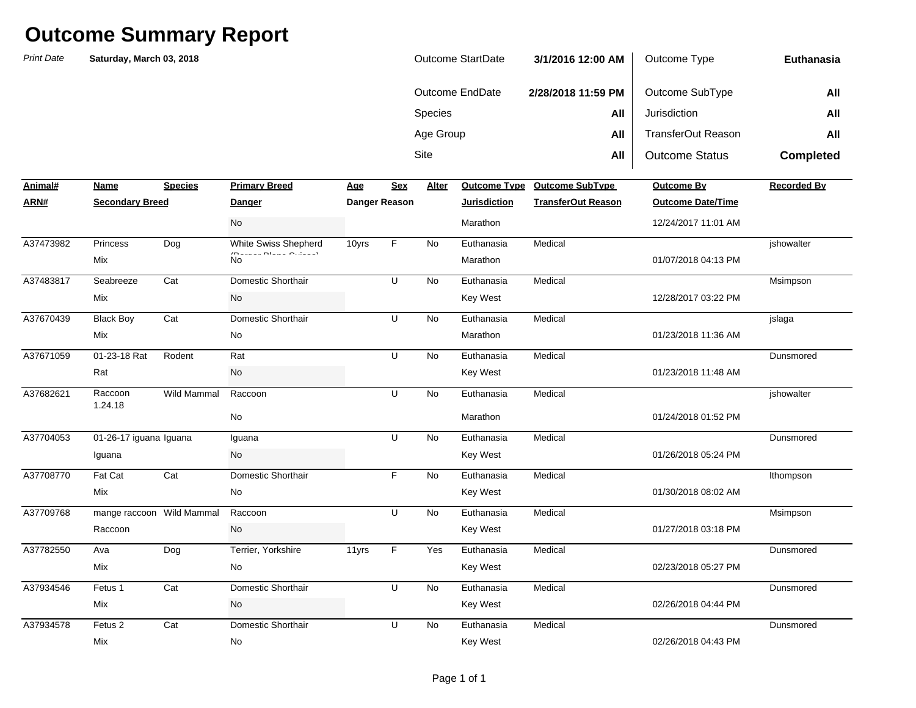# Outcome Summary Report

*Print Date* **Saturday, March 03, 2018**

| | | | |
|---|---|---|---|
| Outcome StartDate | **3/1/2016 12:00 AM** | Outcome Type | **Euthanasia** |
| Outcome EndDate | **2/28/2018 11:59 PM** | Outcome SubType | **All** |
| Species | **All** | Jurisdiction | **All** |
| Age Group | **All** | TransferOut Reason | **All** |
| Site | **All** | Outcome Status | **Completed** |

| Animal# / ARN# | Name / Secondary Breed | Species | Primary Breed / Danger | Age / Danger Reason | Sex | Alter | Outcome Type / Jurisdiction | Outcome SubType / TransferOut Reason | Outcome By / Outcome Date/Time | Recorded By |
|---|---|---|---|---|---|---|---|---|---|---|
| | | | No | | | | Marathon | | 12/24/2017 11:01 AM | |
| A37473982 | Princess | Dog | White Swiss Shepherd (Berger Blanc Suisse) | 10yrs | F | No | Euthanasia | Medical | | jshowalter |
| | Mix | | No | | | | Marathon | | 01/07/2018 04:13 PM | |
| A37483817 | Seabreeze | Cat | Domestic Shorthair | | U | No | Euthanasia | Medical | | Msimpson |
| | Mix | | No | | | | Key West | | 12/28/2017 03:22 PM | |
| A37670439 | Black Boy | Cat | Domestic Shorthair | | U | No | Euthanasia | Medical | | jslaga |
| | Mix | | No | | | | Marathon | | 01/23/2018 11:36 AM | |
| A37671059 | 01-23-18 Rat | Rodent | Rat | | U | No | Euthanasia | Medical | | Dunsmored |
| | Rat | | No | | | | Key West | | 01/23/2018 11:48 AM | |
| A37682621 | Raccoon 1.24.18 | Wild Mammal | Raccoon | | U | No | Euthanasia | Medical | | jshowalter |
| | | | No | | | | Marathon | | 01/24/2018 01:52 PM | |
| A37704053 | 01-26-17 iguana | Iguana | Iguana | | U | No | Euthanasia | Medical | | Dunsmored |
| | Iguana | | No | | | | Key West | | 01/26/2018 05:24 PM | |
| A37708770 | Fat Cat | Cat | Domestic Shorthair | | F | No | Euthanasia | Medical | | lthompson |
| | Mix | | No | | | | Key West | | 01/30/2018 08:02 AM | |
| A37709768 | mange raccoon | Wild Mammal | Raccoon | | U | No | Euthanasia | Medical | | Msimpson |
| | Raccoon | | No | | | | Key West | | 01/27/2018 03:18 PM | |
| A37782550 | Ava | Dog | Terrier, Yorkshire | 11yrs | F | Yes | Euthanasia | Medical | | Dunsmored |
| | Mix | | No | | | | Key West | | 02/23/2018 05:27 PM | |
| A37934546 | Fetus 1 | Cat | Domestic Shorthair | | U | No | Euthanasia | Medical | | Dunsmored |
| | Mix | | No | | | | Key West | | 02/26/2018 04:44 PM | |
| A37934578 | Fetus 2 | Cat | Domestic Shorthair | | U | No | Euthanasia | Medical | | Dunsmored |
| | Mix | | No | | | | Key West | | 02/26/2018 04:43 PM | |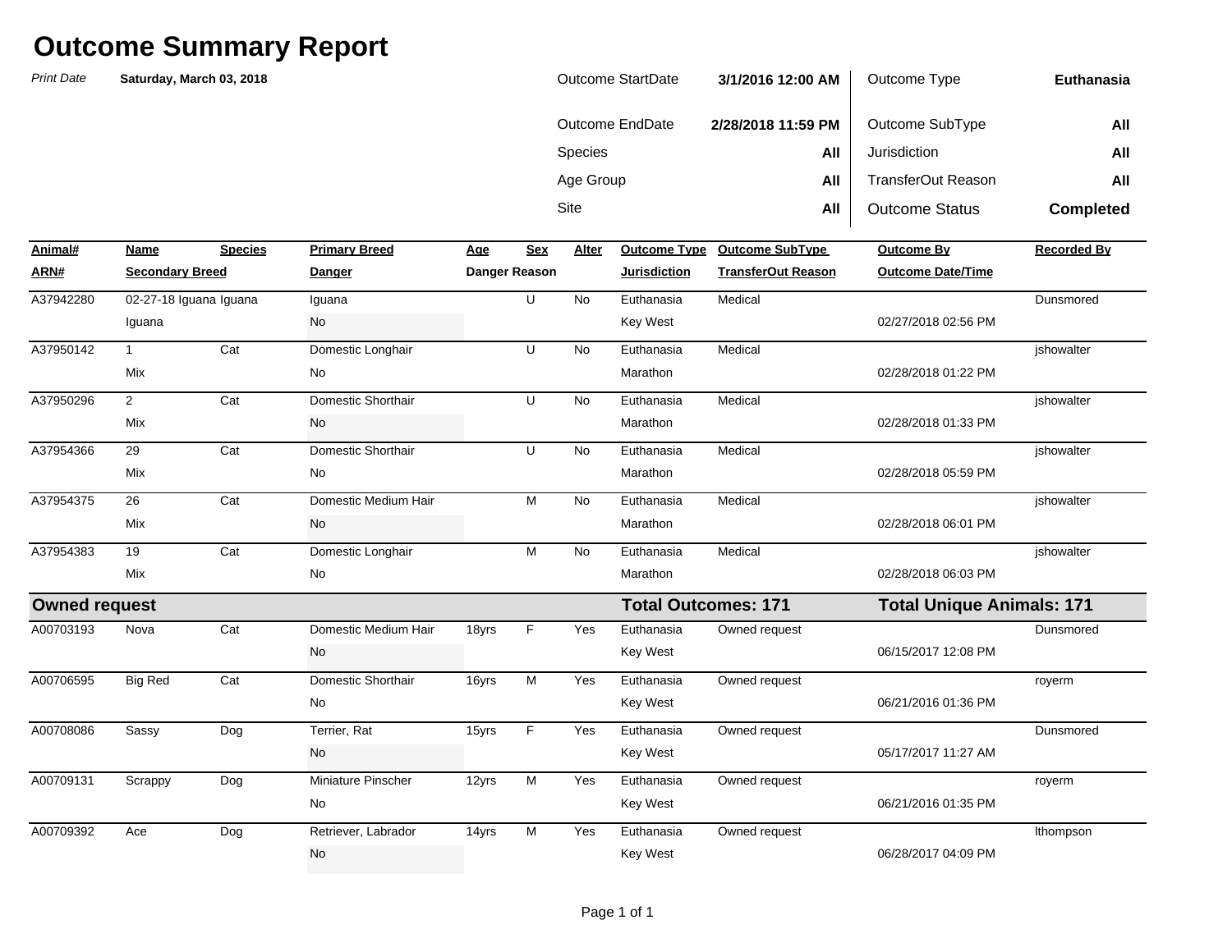# Outcome Summary Report

*Print Date* **Saturday, March 03, 2018**

| | | | |
|---|---|---|---|
| Outcome StartDate | **3/1/2016 12:00 AM** | Outcome Type | **Euthanasia** |
| Outcome EndDate | **2/28/2018 11:59 PM** | Outcome SubType | **All** |
| Species | **All** | Jurisdiction | **All** |
| Age Group | **All** | TransferOut Reason | **All** |
| Site | **All** | Outcome Status | **Completed** |

| Animal# / ARN# | Name / Secondary Breed | Species | Primary Breed / Danger | Age / Danger Reason | Sex | Alter | Outcome Type / Jurisdiction | Outcome SubType / TransferOut Reason | Outcome By / Outcome Date/Time | Recorded By |
|---|---|---|---|---|---|---|---|---|---|---|
| A37942280 | 02-27-18 Iguana / Iguana | Iguana | Iguana / No | | U | No | Euthanasia / Key West | Medical | 02/27/2018 02:56 PM | Dunsmored |
| A37950142 | 1 / Mix | Cat | Domestic Longhair / No | | U | No | Euthanasia / Marathon | Medical | 02/28/2018 01:22 PM | jshowalter |
| A37950296 | 2 / Mix | Cat | Domestic Shorthair / No | | U | No | Euthanasia / Marathon | Medical | 02/28/2018 01:33 PM | jshowalter |
| A37954366 | 29 / Mix | Cat | Domestic Shorthair / No | | U | No | Euthanasia / Marathon | Medical | 02/28/2018 05:59 PM | jshowalter |
| A37954375 | 26 / Mix | Cat | Domestic Medium Hair / No | | M | No | Euthanasia / Marathon | Medical | 02/28/2018 06:01 PM | jshowalter |
| A37954383 | 19 / Mix | Cat | Domestic Longhair / No | | M | No | Euthanasia / Marathon | Medical | 02/28/2018 06:03 PM | jshowalter |
| **Owned request** | | | | | | | **Total Outcomes: 171** | | **Total Unique Animals: 171** | |
| A00703193 | Nova | Cat | Domestic Medium Hair / No | 18yrs | F | Yes | Euthanasia / Key West | Owned request | 06/15/2017 12:08 PM | Dunsmored |
| A00706595 | Big Red | Cat | Domestic Shorthair / No | 16yrs | M | Yes | Euthanasia / Key West | Owned request | 06/21/2016 01:36 PM | royerm |
| A00708086 | Sassy | Dog | Terrier, Rat / No | 15yrs | F | Yes | Euthanasia / Key West | Owned request | 05/17/2017 11:27 AM | Dunsmored |
| A00709131 | Scrappy | Dog | Miniature Pinscher / No | 12yrs | M | Yes | Euthanasia / Key West | Owned request | 06/21/2016 01:35 PM | royerm |
| A00709392 | Ace | Dog | Retriever, Labrador / No | 14yrs | M | Yes | Euthanasia / Key West | Owned request | 06/28/2017 04:09 PM | lthompson |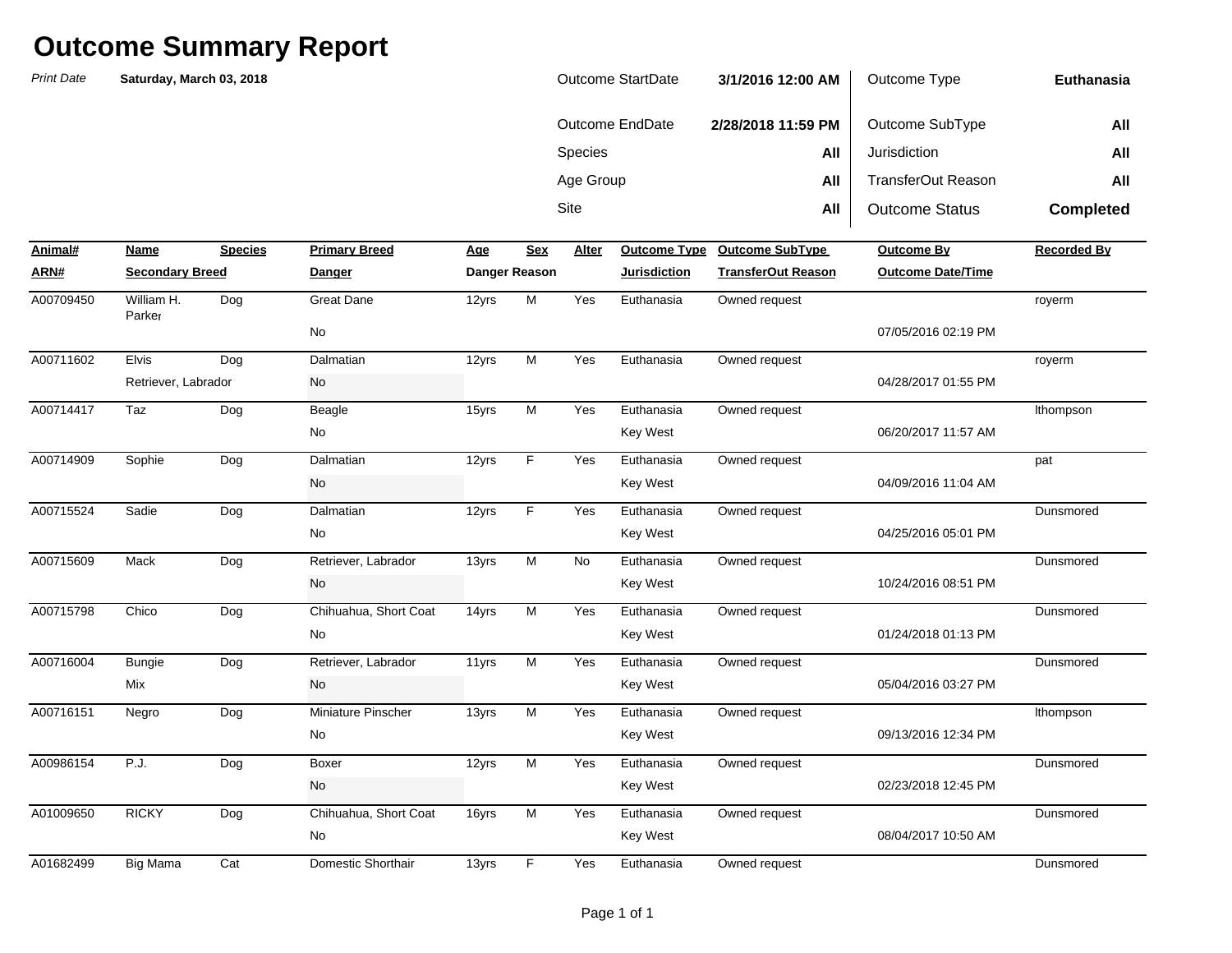# Outcome Summary Report

*Print Date* **Saturday, March 03, 2018**

| | | | |
|---|---|---|---|
| Outcome StartDate | **3/1/2016 12:00 AM** | Outcome Type | **Euthanasia** |
| Outcome EndDate | **2/28/2018 11:59 PM** | Outcome SubType | **All** |
| Species | **All** | Jurisdiction | **All** |
| Age Group | **All** | TransferOut Reason | **All** |
| Site | **All** | Outcome Status | **Completed** |

| Animal# / ARN# | Name / Secondary Breed | Species | Primary Breed / Danger | Age | Sex | Alter | Outcome Type / Jurisdiction | Outcome SubType / TransferOut Reason | Outcome By / Outcome Date/Time | Recorded By |
|---|---|---|---|---|---|---|---|---|---|---|
| A00709450 | William H. Parker | Dog | Great Dane / No | 12yrs | M | Yes | Euthanasia | Owned request | 07/05/2016 02:19 PM | royerm |
| A00711602 | Elvis / Retriever, Labrador | Dog | Dalmatian / No | 12yrs | M | Yes | Euthanasia | Owned request | 04/28/2017 01:55 PM | royerm |
| A00714417 | Taz | Dog | Beagle / No | 15yrs | M | Yes | Euthanasia / Key West | Owned request | 06/20/2017 11:57 AM | lthompson |
| A00714909 | Sophie | Dog | Dalmatian / No | 12yrs | F | Yes | Euthanasia / Key West | Owned request | 04/09/2016 11:04 AM | pat |
| A00715524 | Sadie | Dog | Dalmatian / No | 12yrs | F | Yes | Euthanasia / Key West | Owned request | 04/25/2016 05:01 PM | Dunsmored |
| A00715609 | Mack | Dog | Retriever, Labrador / No | 13yrs | M | No | Euthanasia / Key West | Owned request | 10/24/2016 08:51 PM | Dunsmored |
| A00715798 | Chico | Dog | Chihuahua, Short Coat / No | 14yrs | M | Yes | Euthanasia / Key West | Owned request | 01/24/2018 01:13 PM | Dunsmored |
| A00716004 | Bungie / Mix | Dog | Retriever, Labrador / No | 11yrs | M | Yes | Euthanasia / Key West | Owned request | 05/04/2016 03:27 PM | Dunsmored |
| A00716151 | Negro | Dog | Miniature Pinscher / No | 13yrs | M | Yes | Euthanasia / Key West | Owned request | 09/13/2016 12:34 PM | lthompson |
| A00986154 | P.J. | Dog | Boxer / No | 12yrs | M | Yes | Euthanasia / Key West | Owned request | 02/23/2018 12:45 PM | Dunsmored |
| A01009650 | RICKY | Dog | Chihuahua, Short Coat / No | 16yrs | M | Yes | Euthanasia / Key West | Owned request | 08/04/2017 10:50 AM | Dunsmored |
| A01682499 | Big Mama | Cat | Domestic Shorthair | 13yrs | F | Yes | Euthanasia | Owned request | | Dunsmored |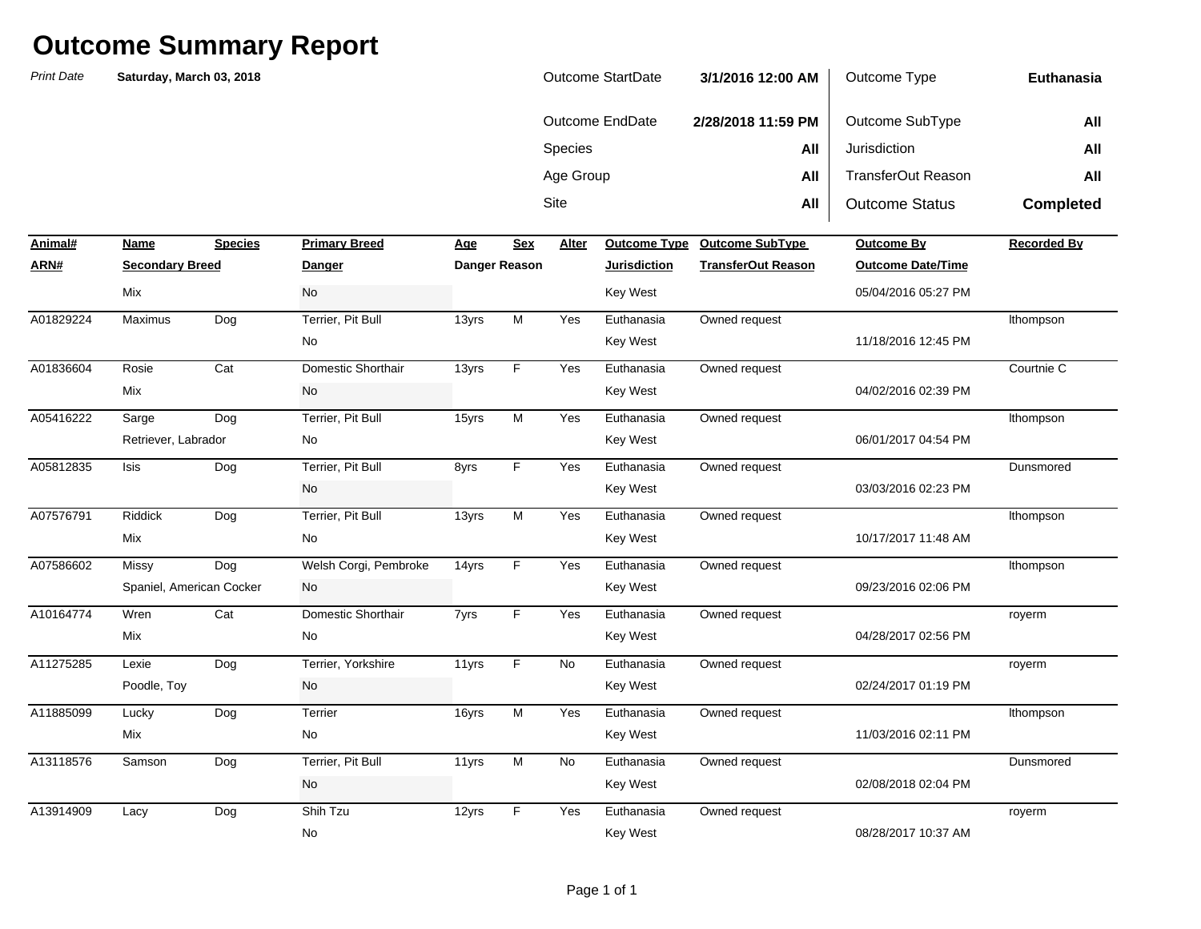# Outcome Summary Report

*Print Date* **Saturday, March 03, 2018**

| | | | |
|---|---|---|---|
| Outcome StartDate | **3/1/2016 12:00 AM** | Outcome Type | **Euthanasia** |
| Outcome EndDate | **2/28/2018 11:59 PM** | Outcome SubType | **All** |
| Species | **All** | Jurisdiction | **All** |
| Age Group | **All** | TransferOut Reason | **All** |
| Site | **All** | Outcome Status | **Completed** |

| Animal# / ARN# | Name / Secondary Breed | Species | Primary Breed / Danger | Age / Danger Reason | Sex | Alter | Outcome Type / Jurisdiction | Outcome SubType / TransferOut Reason | Outcome By / Outcome Date/Time | Recorded By |
|---|---|---|---|---|---|---|---|---|---|---|
| | Mix | | No | | | | Key West | | 05/04/2016 05:27 PM | |
| A01829224 | Maximus | Dog | Terrier, Pit Bull | 13yrs | M | Yes | Euthanasia | Owned request | | lthompson |
| | | | No | | | | Key West | | 11/18/2016 12:45 PM | |
| A01836604 | Rosie | Cat | Domestic Shorthair | 13yrs | F | Yes | Euthanasia | Owned request | | Courtnie C |
| | Mix | | No | | | | Key West | | 04/02/2016 02:39 PM | |
| A05416222 | Sarge | Dog | Terrier, Pit Bull | 15yrs | M | Yes | Euthanasia | Owned request | | lthompson |
| | Retriever, Labrador | | No | | | | Key West | | 06/01/2017 04:54 PM | |
| A05812835 | Isis | Dog | Terrier, Pit Bull | 8yrs | F | Yes | Euthanasia | Owned request | | Dunsmored |
| | | | No | | | | Key West | | 03/03/2016 02:23 PM | |
| A07576791 | Riddick | Dog | Terrier, Pit Bull | 13yrs | M | Yes | Euthanasia | Owned request | | lthompson |
| | Mix | | No | | | | Key West | | 10/17/2017 11:48 AM | |
| A07586602 | Missy | Dog | Welsh Corgi, Pembroke | 14yrs | F | Yes | Euthanasia | Owned request | | lthompson |
| | Spaniel, American Cocker | | No | | | | Key West | | 09/23/2016 02:06 PM | |
| A10164774 | Wren | Cat | Domestic Shorthair | 7yrs | F | Yes | Euthanasia | Owned request | | royerm |
| | Mix | | No | | | | Key West | | 04/28/2017 02:56 PM | |
| A11275285 | Lexie | Dog | Terrier, Yorkshire | 11yrs | F | No | Euthanasia | Owned request | | royerm |
| | Poodle, Toy | | No | | | | Key West | | 02/24/2017 01:19 PM | |
| A11885099 | Lucky | Dog | Terrier | 16yrs | M | Yes | Euthanasia | Owned request | | lthompson |
| | Mix | | No | | | | Key West | | 11/03/2016 02:11 PM | |
| A13118576 | Samson | Dog | Terrier, Pit Bull | 11yrs | M | No | Euthanasia | Owned request | | Dunsmored |
| | | | No | | | | Key West | | 02/08/2018 02:04 PM | |
| A13914909 | Lacy | Dog | Shih Tzu | 12yrs | F | Yes | Euthanasia | Owned request | | royerm |
| | | | No | | | | Key West | | 08/28/2017 10:37 AM | |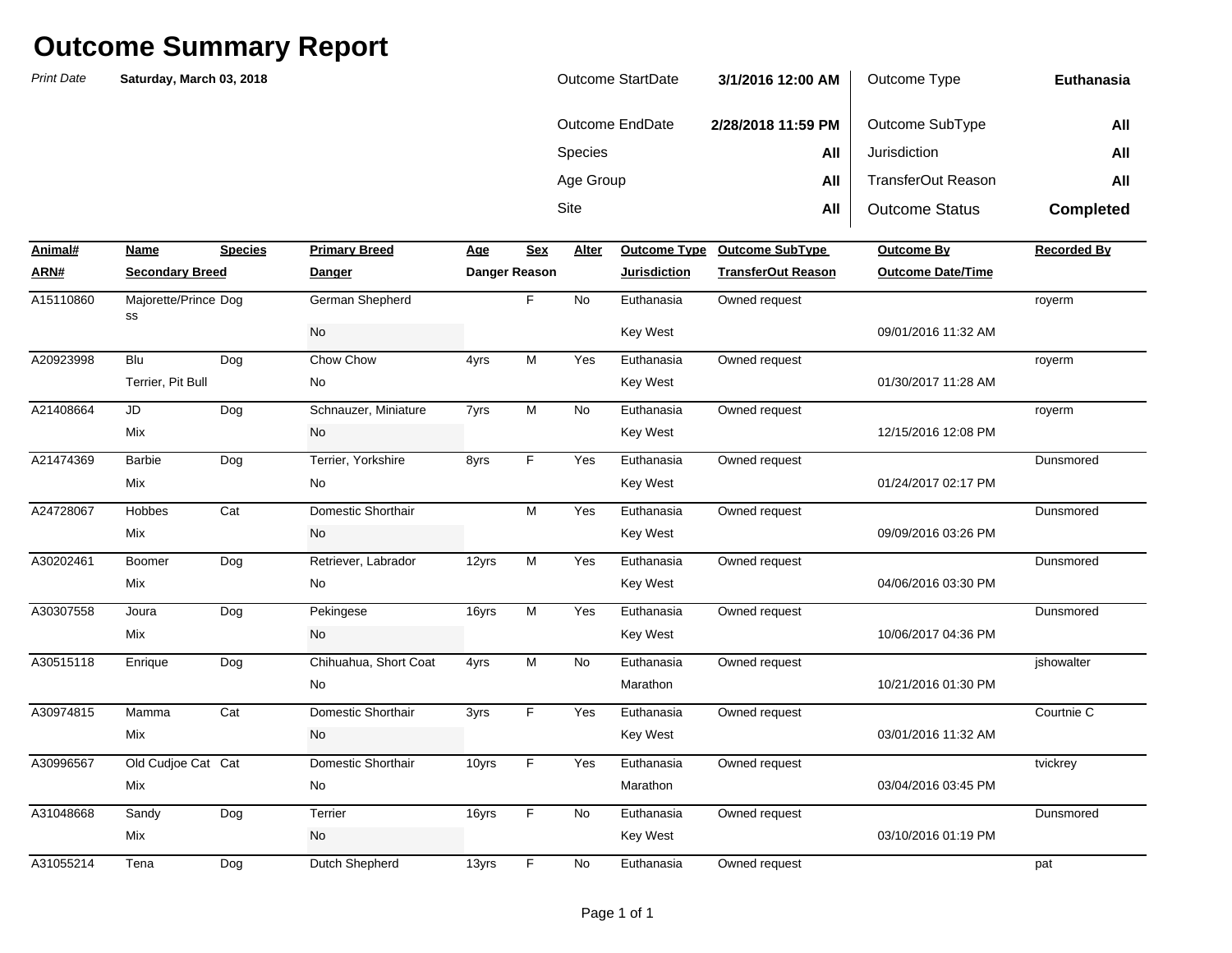# Outcome Summary Report

*Print Date* **Saturday, March 03, 2018**

| | | | |
|---|---|---|---|
| Outcome StartDate | **3/1/2016 12:00 AM** | Outcome Type | **Euthanasia** |
| Outcome EndDate | **2/28/2018 11:59 PM** | Outcome SubType | **All** |
| Species | **All** | Jurisdiction | **All** |
| Age Group | **All** | TransferOut Reason | **All** |
| Site | **All** | Outcome Status | **Completed** |

| Animal# / ARN# | Name / Secondary Breed | Species | Primary Breed / Danger | Age / Danger Reason | Sex | Alter | Outcome Type / Jurisdiction | Outcome SubType / TransferOut Reason | Outcome By / Outcome Date/Time | Recorded By |
|---|---|---|---|---|---|---|---|---|---|---|
| A15110860 | Majorette/Princess | Dog | German Shepherd | | F | No | Euthanasia | Owned request | | royerm |
| | | | No | | | | Key West | | 09/01/2016 11:32 AM | |
| A20923998 | Blu | Dog | Chow Chow | 4yrs | M | Yes | Euthanasia | Owned request | | royerm |
| | Terrier, Pit Bull | | No | | | | Key West | | 01/30/2017 11:28 AM | |
| A21408664 | JD | Dog | Schnauzer, Miniature | 7yrs | M | No | Euthanasia | Owned request | | royerm |
| | Mix | | No | | | | Key West | | 12/15/2016 12:08 PM | |
| A21474369 | Barbie | Dog | Terrier, Yorkshire | 8yrs | F | Yes | Euthanasia | Owned request | | Dunsmored |
| | Mix | | No | | | | Key West | | 01/24/2017 02:17 PM | |
| A24728067 | Hobbes | Cat | Domestic Shorthair | | M | Yes | Euthanasia | Owned request | | Dunsmored |
| | Mix | | No | | | | Key West | | 09/09/2016 03:26 PM | |
| A30202461 | Boomer | Dog | Retriever, Labrador | 12yrs | M | Yes | Euthanasia | Owned request | | Dunsmored |
| | Mix | | No | | | | Key West | | 04/06/2016 03:30 PM | |
| A30307558 | Joura | Dog | Pekingese | 16yrs | M | Yes | Euthanasia | Owned request | | Dunsmored |
| | Mix | | No | | | | Key West | | 10/06/2017 04:36 PM | |
| A30515118 | Enrique | Dog | Chihuahua, Short Coat | 4yrs | M | No | Euthanasia | Owned request | | jshowalter |
| | | | No | | | | Marathon | | 10/21/2016 01:30 PM | |
| A30974815 | Mamma | Cat | Domestic Shorthair | 3yrs | F | Yes | Euthanasia | Owned request | | Courtnie C |
| | Mix | | No | | | | Key West | | 03/01/2016 11:32 AM | |
| A30996567 | Old Cudjoe Cat | Cat | Domestic Shorthair | 10yrs | F | Yes | Euthanasia | Owned request | | tvickrey |
| | Mix | | No | | | | Marathon | | 03/04/2016 03:45 PM | |
| A31048668 | Sandy | Dog | Terrier | 16yrs | F | No | Euthanasia | Owned request | | Dunsmored |
| | Mix | | No | | | | Key West | | 03/10/2016 01:19 PM | |
| A31055214 | Tena | Dog | Dutch Shepherd | 13yrs | F | No | Euthanasia | Owned request | | pat |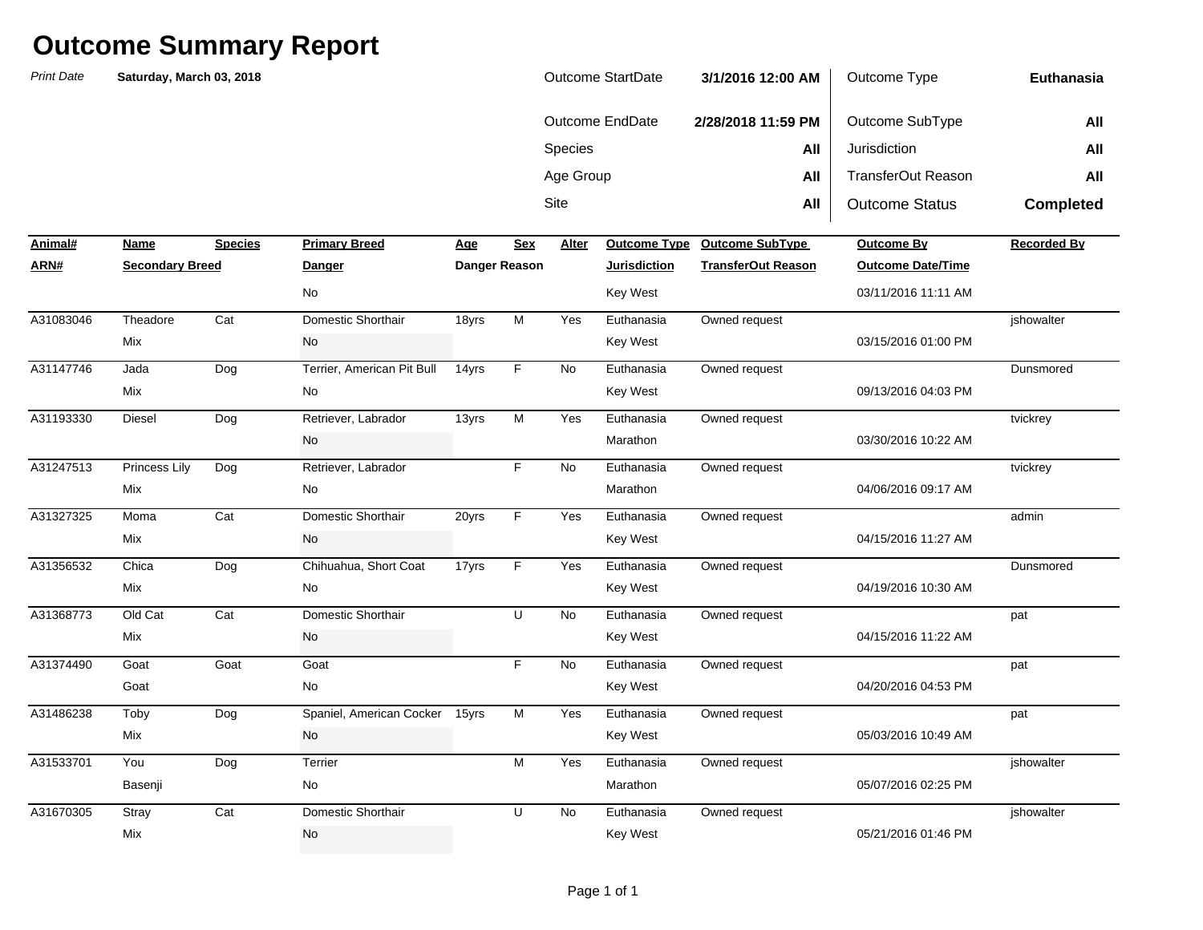# Outcome Summary Report

*Print Date* **Saturday, March 03, 2018**

| | | | |
|---|---|---|---|
| Outcome StartDate | **3/1/2016 12:00 AM** | Outcome Type | **Euthanasia** |
| Outcome EndDate | **2/28/2018 11:59 PM** | Outcome SubType | **All** |
| Species | **All** | Jurisdiction | **All** |
| Age Group | **All** | TransferOut Reason | **All** |
| Site | **All** | Outcome Status | **Completed** |

| Animal# / ARN# | Name / Secondary Breed | Species | Primary Breed / Danger | Age / Danger Reason | Sex | Alter | Outcome Type / Jurisdiction | Outcome SubType / TransferOut Reason | Outcome By / Outcome Date/Time | Recorded By |
|---|---|---|---|---|---|---|---|---|---|---|
| | | | No | | | | Key West | | 03/11/2016 11:11 AM | |
| A31083046 | Theadore | Cat | Domestic Shorthair | 18yrs | M | Yes | Euthanasia | Owned request | | jshowalter |
| | Mix | | No | | | | Key West | | 03/15/2016 01:00 PM | |
| A31147746 | Jada | Dog | Terrier, American Pit Bull | 14yrs | F | No | Euthanasia | Owned request | | Dunsmored |
| | Mix | | No | | | | Key West | | 09/13/2016 04:03 PM | |
| A31193330 | Diesel | Dog | Retriever, Labrador | 13yrs | M | Yes | Euthanasia | Owned request | | tvickrey |
| | | | No | | | | Marathon | | 03/30/2016 10:22 AM | |
| A31247513 | Princess Lily | Dog | Retriever, Labrador | | F | No | Euthanasia | Owned request | | tvickrey |
| | Mix | | No | | | | Marathon | | 04/06/2016 09:17 AM | |
| A31327325 | Moma | Cat | Domestic Shorthair | 20yrs | F | Yes | Euthanasia | Owned request | | admin |
| | Mix | | No | | | | Key West | | 04/15/2016 11:27 AM | |
| A31356532 | Chica | Dog | Chihuahua, Short Coat | 17yrs | F | Yes | Euthanasia | Owned request | | Dunsmored |
| | Mix | | No | | | | Key West | | 04/19/2016 10:30 AM | |
| A31368773 | Old Cat | Cat | Domestic Shorthair | | U | No | Euthanasia | Owned request | | pat |
| | Mix | | No | | | | Key West | | 04/15/2016 11:22 AM | |
| A31374490 | Goat | Goat | Goat | | F | No | Euthanasia | Owned request | | pat |
| | Goat | | No | | | | Key West | | 04/20/2016 04:53 PM | |
| A31486238 | Toby | Dog | Spaniel, American Cocker | 15yrs | M | Yes | Euthanasia | Owned request | | pat |
| | Mix | | No | | | | Key West | | 05/03/2016 10:49 AM | |
| A31533701 | You | Dog | Terrier | | M | Yes | Euthanasia | Owned request | | jshowalter |
| | Basenji | | No | | | | Marathon | | 05/07/2016 02:25 PM | |
| A31670305 | Stray | Cat | Domestic Shorthair | | U | No | Euthanasia | Owned request | | jshowalter |
| | Mix | | No | | | | Key West | | 05/21/2016 01:46 PM | |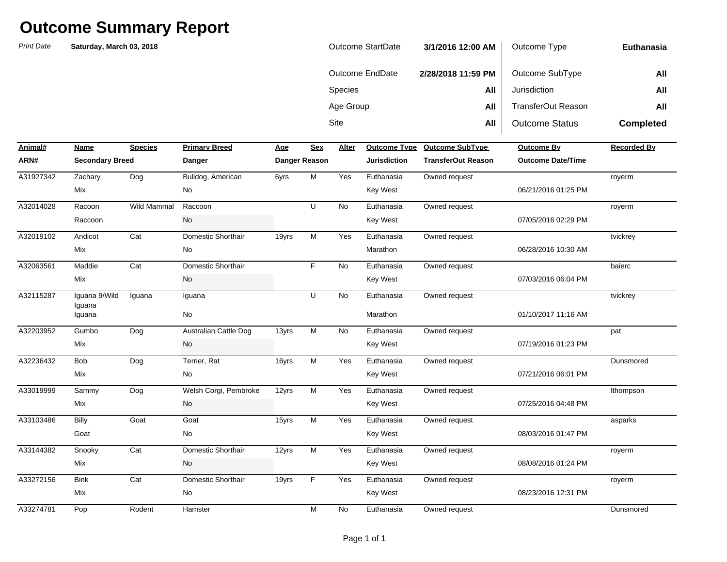# Outcome Summary Report

*Print Date* **Saturday, March 03, 2018**

| | | | |
|---|---|---|---|
| Outcome StartDate | **3/1/2016 12:00 AM** | Outcome Type | **Euthanasia** |
| Outcome EndDate | **2/28/2018 11:59 PM** | Outcome SubType | **All** |
| Species | **All** | Jurisdiction | **All** |
| Age Group | **All** | TransferOut Reason | **All** |
| Site | **All** | Outcome Status | **Completed** |

| Animal# / ARN# | Name / Secondary Breed | Species | Primary Breed / Danger | Age / Danger Reason | Sex | Alter | Outcome Type / Jurisdiction | Outcome SubType / TransferOut Reason | Outcome By / Outcome Date/Time | Recorded By |
|---|---|---|---|---|---|---|---|---|---|---|
| A31927342 | Zachary | Dog | Bulldog, American | 6yrs | M | Yes | Euthanasia | Owned request | | royerm |
| | Mix | | No | | | | Key West | | 06/21/2016 01:25 PM | |
| A32014028 | Racoon | Wild Mammal | Raccoon | | U | No | Euthanasia | Owned request | | royerm |
| | Raccoon | | No | | | | Key West | | 07/05/2016 02:29 PM | |
| A32019102 | Andicot | Cat | Domestic Shorthair | 19yrs | M | Yes | Euthanasia | Owned request | | tvickrey |
| | Mix | | No | | | | Marathon | | 06/28/2016 10:30 AM | |
| A32063561 | Maddie | Cat | Domestic Shorthair | | F | No | Euthanasia | Owned request | | baierc |
| | Mix | | No | | | | Key West | | 07/03/2016 06:04 PM | |
| A32115287 | Iguana 9/Wild Iguana | Iguana | Iguana | | U | No | Euthanasia | Owned request | | tvickrey |
| | Iguana | | No | | | | Marathon | | 01/10/2017 11:16 AM | |
| A32203952 | Gumbo | Dog | Australian Cattle Dog | 13yrs | M | No | Euthanasia | Owned request | | pat |
| | Mix | | No | | | | Key West | | 07/19/2016 01:23 PM | |
| A32236432 | Bob | Dog | Terrier, Rat | 16yrs | M | Yes | Euthanasia | Owned request | | Dunsmored |
| | Mix | | No | | | | Key West | | 07/21/2016 06:01 PM | |
| A33019999 | Sammy | Dog | Welsh Corgi, Pembroke | 12yrs | M | Yes | Euthanasia | Owned request | | lthompson |
| | Mix | | No | | | | Key West | | 07/25/2016 04:48 PM | |
| A33103486 | Billy | Goat | Goat | 15yrs | M | Yes | Euthanasia | Owned request | | asparks |
| | Goat | | No | | | | Key West | | 08/03/2016 01:47 PM | |
| A33144382 | Snooky | Cat | Domestic Shorthair | 12yrs | M | Yes | Euthanasia | Owned request | | royerm |
| | Mix | | No | | | | Key West | | 08/08/2016 01:24 PM | |
| A33272156 | Bink | Cat | Domestic Shorthair | 19yrs | F | Yes | Euthanasia | Owned request | | royerm |
| | Mix | | No | | | | Key West | | 08/23/2016 12:31 PM | |
| A33274781 | Pop | Rodent | Hamster | | M | No | Euthanasia | Owned request | | Dunsmored |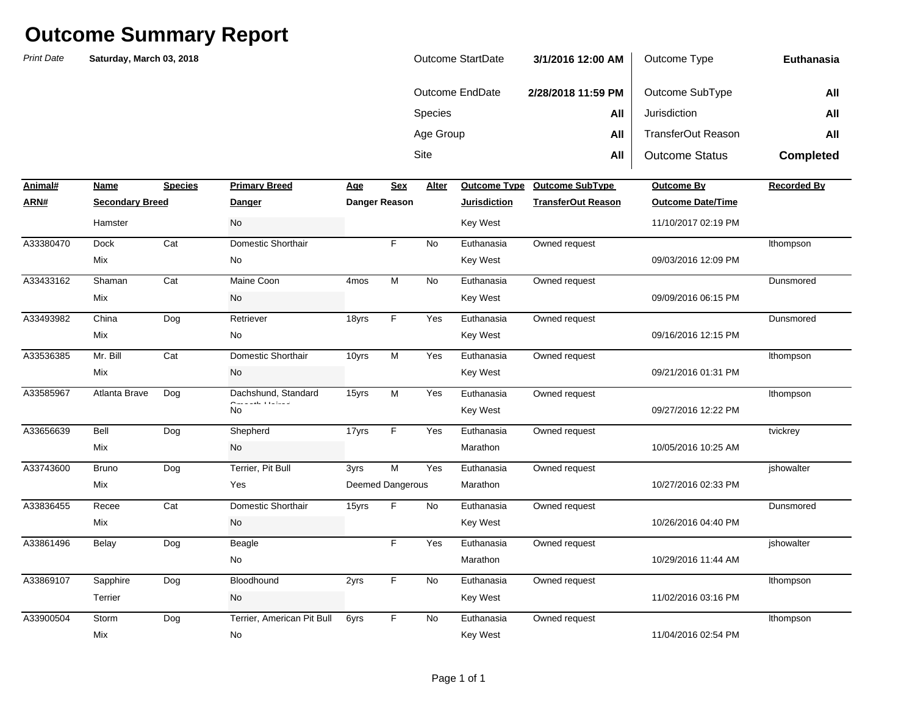# Outcome Summary Report

*Print Date* **Saturday, March 03, 2018**

| | | | |
|---|---|---|---|
| Outcome StartDate | **3/1/2016 12:00 AM** | Outcome Type | **Euthanasia** |
| Outcome EndDate | **2/28/2018 11:59 PM** | Outcome SubType | **All** |
| Species | **All** | Jurisdiction | **All** |
| Age Group | **All** | TransferOut Reason | **All** |
| Site | **All** | Outcome Status | **Completed** |

| Animal# / ARN# | Name / Secondary Breed | Species | Primary Breed / Danger | Age / Danger Reason | Sex | Alter | Outcome Type / Jurisdiction | Outcome SubType / TransferOut Reason | Outcome By / Outcome Date/Time | Recorded By |
|---|---|---|---|---|---|---|---|---|---|---|
| | Hamster | | No | | | | Key West | | 11/10/2017 02:19 PM | |
| A33380470 | Dock | Cat | Domestic Shorthair | | F | No | Euthanasia | Owned request | | lthompson |
| | Mix | | No | | | | Key West | | 09/03/2016 12:09 PM | |
| A33433162 | Shaman | Cat | Maine Coon | 4mos | M | No | Euthanasia | Owned request | | Dunsmored |
| | Mix | | No | | | | Key West | | 09/09/2016 06:15 PM | |
| A33493982 | China | Dog | Retriever | 18yrs | F | Yes | Euthanasia | Owned request | | Dunsmored |
| | Mix | | No | | | | Key West | | 09/16/2016 12:15 PM | |
| A33536385 | Mr. Bill | Cat | Domestic Shorthair | 10yrs | M | Yes | Euthanasia | Owned request | | lthompson |
| | Mix | | No | | | | Key West | | 09/21/2016 01:31 PM | |
| A33585967 | Atlanta Brave | Dog | Dachshund, Standard Smooth Haired | 15yrs | M | Yes | Euthanasia | Owned request | | lthompson |
| | | | No | | | | Key West | | 09/27/2016 12:22 PM | |
| A33656639 | Bell | Dog | Shepherd | 17yrs | F | Yes | Euthanasia | Owned request | | tvickrey |
| | Mix | | No | | | | Marathon | | 10/05/2016 10:25 AM | |
| A33743600 | Bruno | Dog | Terrier, Pit Bull | 3yrs | M | Yes | Euthanasia | Owned request | | jshowalter |
| | Mix | | Yes | Deemed Dangerous | | | Marathon | | 10/27/2016 02:33 PM | |
| A33836455 | Recee | Cat | Domestic Shorthair | 15yrs | F | No | Euthanasia | Owned request | | Dunsmored |
| | Mix | | No | | | | Key West | | 10/26/2016 04:40 PM | |
| A33861496 | Belay | Dog | Beagle | | F | Yes | Euthanasia | Owned request | | jshowalter |
| | | | No | | | | Marathon | | 10/29/2016 11:44 AM | |
| A33869107 | Sapphire | Dog | Bloodhound | 2yrs | F | No | Euthanasia | Owned request | | lthompson |
| | Terrier | | No | | | | Key West | | 11/02/2016 03:16 PM | |
| A33900504 | Storm | Dog | Terrier, American Pit Bull | 6yrs | F | No | Euthanasia | Owned request | | lthompson |
| | Mix | | No | | | | Key West | | 11/04/2016 02:54 PM | |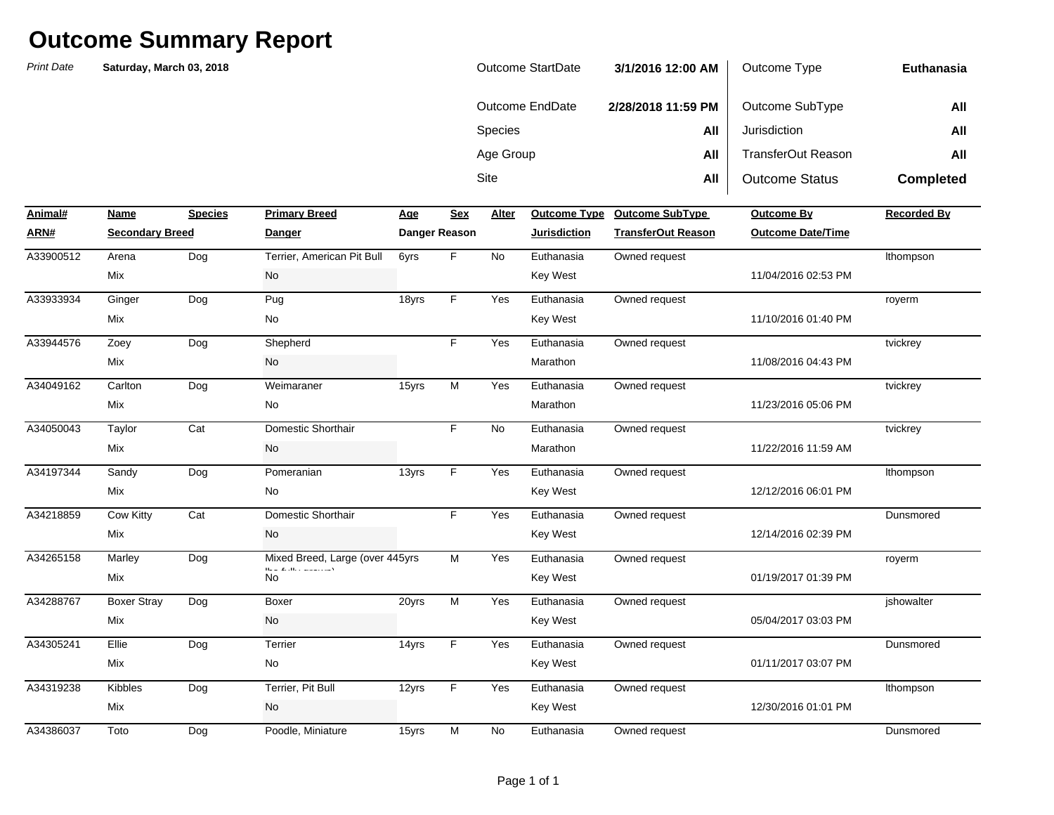# Outcome Summary Report

*Print Date* **Saturday, March 03, 2018**

| | | | |
|---|---|---|---|
| Outcome StartDate | **3/1/2016 12:00 AM** | Outcome Type | **Euthanasia** |
| Outcome EndDate | **2/28/2018 11:59 PM** | Outcome SubType | **All** |
| Species | **All** | Jurisdiction | **All** |
| Age Group | **All** | TransferOut Reason | **All** |
| Site | **All** | Outcome Status | **Completed** |

| Animal# / ARN# | Name / Secondary Breed | Species | Primary Breed / Danger | Age / Danger Reason | Sex | Alter | Outcome Type / Jurisdiction | Outcome SubType / TransferOut Reason | Outcome By / Outcome Date/Time | Recorded By |
|---|---|---|---|---|---|---|---|---|---|---|
| A33900512 | Arena | Dog | Terrier, American Pit Bull | 6yrs | F | No | Euthanasia | Owned request | | lthompson |
| | Mix | | No | | | | Key West | | 11/04/2016 02:53 PM | |
| A33933934 | Ginger | Dog | Pug | 18yrs | F | Yes | Euthanasia | Owned request | | royerm |
| | Mix | | No | | | | Key West | | 11/10/2016 01:40 PM | |
| A33944576 | Zoey | Dog | Shepherd | | F | Yes | Euthanasia | Owned request | | tvickrey |
| | Mix | | No | | | | Marathon | | 11/08/2016 04:43 PM | |
| A34049162 | Carlton | Dog | Weimaraner | 15yrs | M | Yes | Euthanasia | Owned request | | tvickrey |
| | Mix | | No | | | | Marathon | | 11/23/2016 05:06 PM | |
| A34050043 | Taylor | Cat | Domestic Shorthair | | F | No | Euthanasia | Owned request | | tvickrey |
| | Mix | | No | | | | Marathon | | 11/22/2016 11:59 AM | |
| A34197344 | Sandy | Dog | Pomeranian | 13yrs | F | Yes | Euthanasia | Owned request | | lthompson |
| | Mix | | No | | | | Key West | | 12/12/2016 06:01 PM | |
| A34218859 | Cow Kitty | Cat | Domestic Shorthair | | F | Yes | Euthanasia | Owned request | | Dunsmored |
| | Mix | | No | | | | Key West | | 12/14/2016 02:39 PM | |
| A34265158 | Marley | Dog | Mixed Breed, Large (over 44 lbs fully grown) | 5yrs | M | Yes | Euthanasia | Owned request | | royerm |
| | Mix | | No | | | | Key West | | 01/19/2017 01:39 PM | |
| A34288767 | Boxer Stray | Dog | Boxer | 20yrs | M | Yes | Euthanasia | Owned request | | jshowalter |
| | Mix | | No | | | | Key West | | 05/04/2017 03:03 PM | |
| A34305241 | Ellie | Dog | Terrier | 14yrs | F | Yes | Euthanasia | Owned request | | Dunsmored |
| | Mix | | No | | | | Key West | | 01/11/2017 03:07 PM | |
| A34319238 | Kibbles | Dog | Terrier, Pit Bull | 12yrs | F | Yes | Euthanasia | Owned request | | lthompson |
| | Mix | | No | | | | Key West | | 12/30/2016 01:01 PM | |
| A34386037 | Toto | Dog | Poodle, Miniature | 15yrs | M | No | Euthanasia | Owned request | | Dunsmored |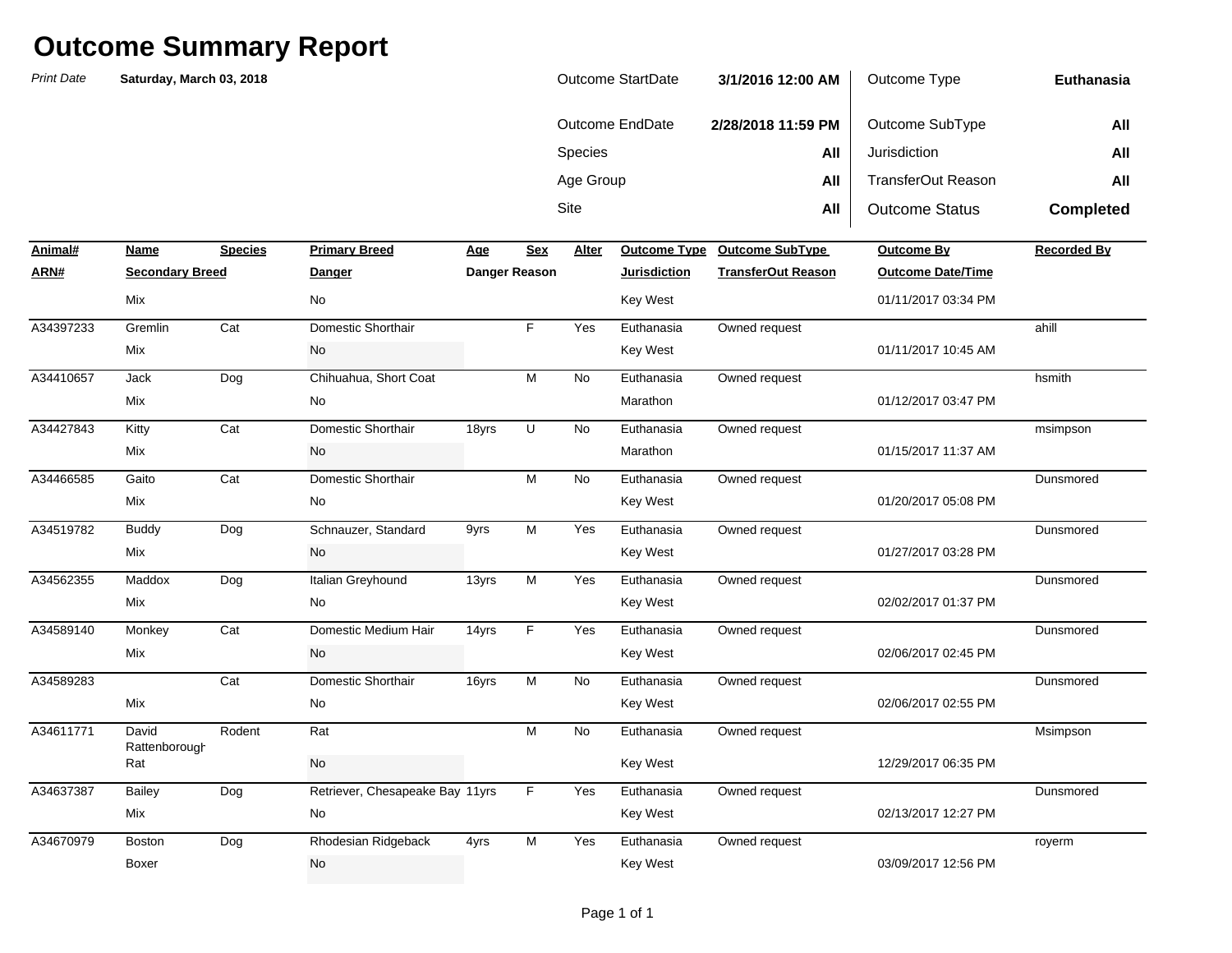# Outcome Summary Report

*Print Date* **Saturday, March 03, 2018**

| | | | |
|---|---|---|---|
| Outcome StartDate | **3/1/2016 12:00 AM** | Outcome Type | **Euthanasia** |
| Outcome EndDate | **2/28/2018 11:59 PM** | Outcome SubType | **All** |
| Species | **All** | Jurisdiction | **All** |
| Age Group | **All** | TransferOut Reason | **All** |
| Site | **All** | Outcome Status | **Completed** |

| Animal# / ARN# | Name / Secondary Breed | Species | Primary Breed / Danger | Age / Danger Reason | Sex | Alter | Outcome Type / Jurisdiction | Outcome SubType / TransferOut Reason | Outcome By / Outcome Date/Time | Recorded By |
|---|---|---|---|---|---|---|---|---|---|---|
| | Mix | | No | | | | Key West | | 01/11/2017 03:34 PM | |
| A34397233 | Gremlin | Cat | Domestic Shorthair | | F | Yes | Euthanasia | Owned request | | ahill |
| | Mix | | No | | | | Key West | | 01/11/2017 10:45 AM | |
| A34410657 | Jack | Dog | Chihuahua, Short Coat | | M | No | Euthanasia | Owned request | | hsmith |
| | Mix | | No | | | | Marathon | | 01/12/2017 03:47 PM | |
| A34427843 | Kitty | Cat | Domestic Shorthair | 18yrs | U | No | Euthanasia | Owned request | | msimpson |
| | Mix | | No | | | | Marathon | | 01/15/2017 11:37 AM | |
| A34466585 | Gaito | Cat | Domestic Shorthair | | M | No | Euthanasia | Owned request | | Dunsmored |
| | Mix | | No | | | | Key West | | 01/20/2017 05:08 PM | |
| A34519782 | Buddy | Dog | Schnauzer, Standard | 9yrs | M | Yes | Euthanasia | Owned request | | Dunsmored |
| | Mix | | No | | | | Key West | | 01/27/2017 03:28 PM | |
| A34562355 | Maddox | Dog | Italian Greyhound | 13yrs | M | Yes | Euthanasia | Owned request | | Dunsmored |
| | Mix | | No | | | | Key West | | 02/02/2017 01:37 PM | |
| A34589140 | Monkey | Cat | Domestic Medium Hair | 14yrs | F | Yes | Euthanasia | Owned request | | Dunsmored |
| | Mix | | No | | | | Key West | | 02/06/2017 02:45 PM | |
| A34589283 | | Cat | Domestic Shorthair | 16yrs | M | No | Euthanasia | Owned request | | Dunsmored |
| | Mix | | No | | | | Key West | | 02/06/2017 02:55 PM | |
| A34611771 | David Rattenborough | Rodent | Rat | | M | No | Euthanasia | Owned request | | Msimpson |
| | Rat | | No | | | | Key West | | 12/29/2017 06:35 PM | |
| A34637387 | Bailey | Dog | Retriever, Chesapeake Bay | 11yrs | F | Yes | Euthanasia | Owned request | | Dunsmored |
| | Mix | | No | | | | Key West | | 02/13/2017 12:27 PM | |
| A34670979 | Boston | Dog | Rhodesian Ridgeback | 4yrs | M | Yes | Euthanasia | Owned request | | royerm |
| | Boxer | | No | | | | Key West | | 03/09/2017 12:56 PM | |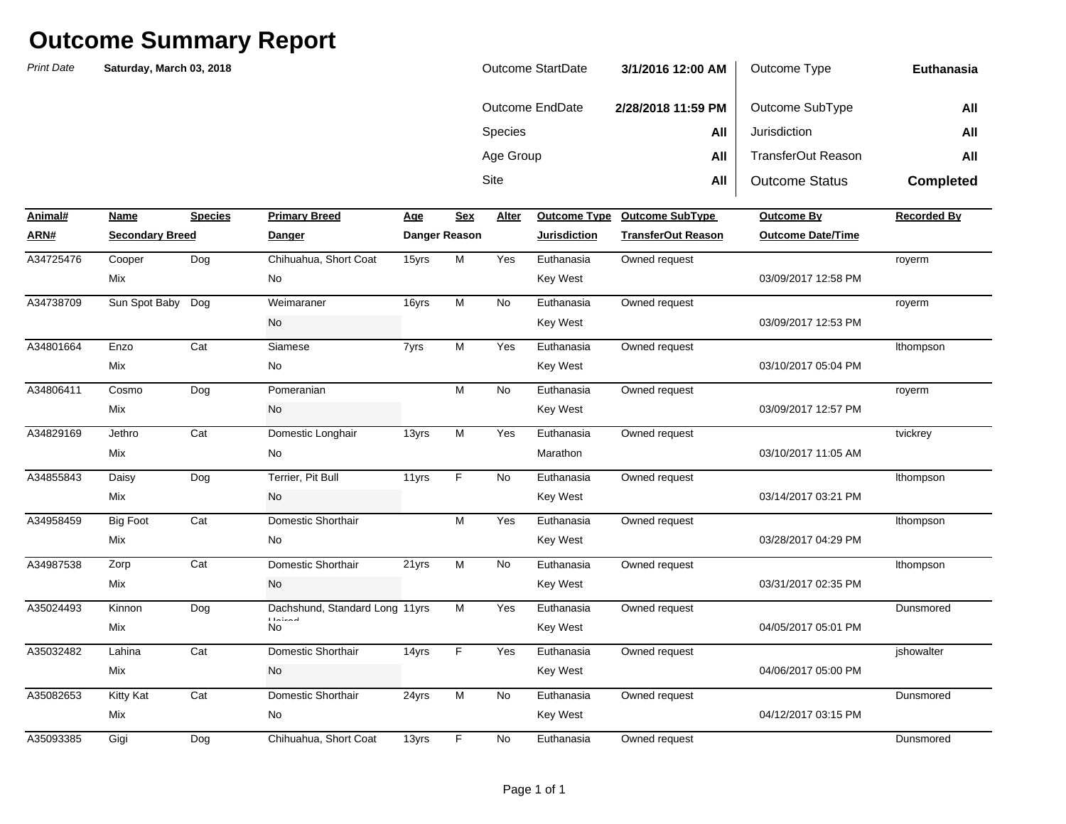# Outcome Summary Report

*Print Date* **Saturday, March 03, 2018**

| | | | |
|---|---|---|---|
| Outcome StartDate | **3/1/2016 12:00 AM** | Outcome Type | **Euthanasia** |
| Outcome EndDate | **2/28/2018 11:59 PM** | Outcome SubType | **All** |
| Species | **All** | Jurisdiction | **All** |
| Age Group | **All** | TransferOut Reason | **All** |
| Site | **All** | Outcome Status | **Completed** |

| Animal# / ARN# | Name / Secondary Breed | Species | Primary Breed / Danger | Age / Danger Reason | Sex | Alter | Outcome Type / Jurisdiction | Outcome SubType / TransferOut Reason | Outcome By / Outcome Date/Time | Recorded By |
|---|---|---|---|---|---|---|---|---|---|---|
| A34725476 | Cooper | Dog | Chihuahua, Short Coat | 15yrs | M | Yes | Euthanasia | Owned request | | royerm |
| | Mix | | No | | | | Key West | | 03/09/2017 12:58 PM | |
| A34738709 | Sun Spot Baby | Dog | Weimaraner | 16yrs | M | No | Euthanasia | Owned request | | royerm |
| | | | No | | | | Key West | | 03/09/2017 12:53 PM | |
| A34801664 | Enzo | Cat | Siamese | 7yrs | M | Yes | Euthanasia | Owned request | | lthompson |
| | Mix | | No | | | | Key West | | 03/10/2017 05:04 PM | |
| A34806411 | Cosmo | Dog | Pomeranian | | M | No | Euthanasia | Owned request | | royerm |
| | Mix | | No | | | | Key West | | 03/09/2017 12:57 PM | |
| A34829169 | Jethro | Cat | Domestic Longhair | 13yrs | M | Yes | Euthanasia | Owned request | | tvickrey |
| | Mix | | No | | | | Marathon | | 03/10/2017 11:05 AM | |
| A34855843 | Daisy | Dog | Terrier, Pit Bull | 11yrs | F | No | Euthanasia | Owned request | | lthompson |
| | Mix | | No | | | | Key West | | 03/14/2017 03:21 PM | |
| A34958459 | Big Foot | Cat | Domestic Shorthair | | M | Yes | Euthanasia | Owned request | | lthompson |
| | Mix | | No | | | | Key West | | 03/28/2017 04:29 PM | |
| A34987538 | Zorp | Cat | Domestic Shorthair | 21yrs | M | No | Euthanasia | Owned request | | lthompson |
| | Mix | | No | | | | Key West | | 03/31/2017 02:35 PM | |
| A35024493 | Kinnon | Dog | Dachshund, Standard Long Haired | 11yrs | M | Yes | Euthanasia | Owned request | | Dunsmored |
| | Mix | | No | | | | Key West | | 04/05/2017 05:01 PM | |
| A35032482 | Lahina | Cat | Domestic Shorthair | 14yrs | F | Yes | Euthanasia | Owned request | | jshowalter |
| | Mix | | No | | | | Key West | | 04/06/2017 05:00 PM | |
| A35082653 | Kitty Kat | Cat | Domestic Shorthair | 24yrs | M | No | Euthanasia | Owned request | | Dunsmored |
| | Mix | | No | | | | Key West | | 04/12/2017 03:15 PM | |
| A35093385 | Gigi | Dog | Chihuahua, Short Coat | 13yrs | F | No | Euthanasia | Owned request | | Dunsmored |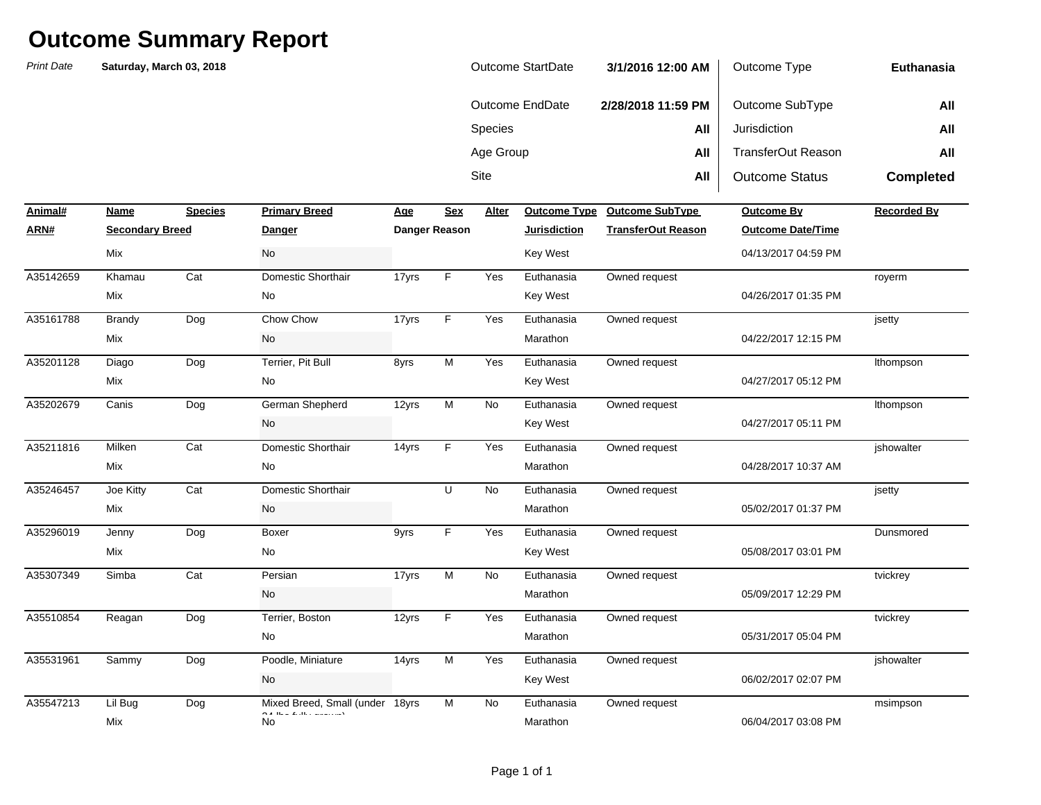# Outcome Summary Report

*Print Date* **Saturday, March 03, 2018**

| | | | |
|---|---|---|---|
| Outcome StartDate | **3/1/2016 12:00 AM** | Outcome Type | **Euthanasia** |
| Outcome EndDate | **2/28/2018 11:59 PM** | Outcome SubType | **All** |
| Species | **All** | Jurisdiction | **All** |
| Age Group | **All** | TransferOut Reason | **All** |
| Site | **All** | Outcome Status | **Completed** |

| Animal# / ARN# | Name / Secondary Breed | Species | Primary Breed / Danger | Age | Sex | Alter | Outcome Type / Jurisdiction | Outcome SubType / TransferOut Reason | Outcome By / Outcome Date/Time | Recorded By |
|---|---|---|---|---|---|---|---|---|---|---|
| | Mix | | No | | | | Key West | | 04/13/2017 04:59 PM | |
| A35142659 | Khamau | Cat | Domestic Shorthair | 17yrs | F | Yes | Euthanasia | Owned request | | royerm |
| | Mix | | No | | | | Key West | | 04/26/2017 01:35 PM | |
| A35161788 | Brandy | Dog | Chow Chow | 17yrs | F | Yes | Euthanasia | Owned request | | jsetty |
| | Mix | | No | | | | Marathon | | 04/22/2017 12:15 PM | |
| A35201128 | Diago | Dog | Terrier, Pit Bull | 8yrs | M | Yes | Euthanasia | Owned request | | lthompson |
| | Mix | | No | | | | Key West | | 04/27/2017 05:12 PM | |
| A35202679 | Canis | Dog | German Shepherd | 12yrs | M | No | Euthanasia | Owned request | | lthompson |
| | | | No | | | | Key West | | 04/27/2017 05:11 PM | |
| A35211816 | Milken | Cat | Domestic Shorthair | 14yrs | F | Yes | Euthanasia | Owned request | | jshowalter |
| | Mix | | No | | | | Marathon | | 04/28/2017 10:37 AM | |
| A35246457 | Joe Kitty | Cat | Domestic Shorthair | | U | No | Euthanasia | Owned request | | jsetty |
| | Mix | | No | | | | Marathon | | 05/02/2017 01:37 PM | |
| A35296019 | Jenny | Dog | Boxer | 9yrs | F | Yes | Euthanasia | Owned request | | Dunsmored |
| | Mix | | No | | | | Key West | | 05/08/2017 03:01 PM | |
| A35307349 | Simba | Cat | Persian | 17yrs | M | No | Euthanasia | Owned request | | tvickrey |
| | | | No | | | | Marathon | | 05/09/2017 12:29 PM | |
| A35510854 | Reagan | Dog | Terrier, Boston | 12yrs | F | Yes | Euthanasia | Owned request | | tvickrey |
| | | | No | | | | Marathon | | 05/31/2017 05:04 PM | |
| A35531961 | Sammy | Dog | Poodle, Miniature | 14yrs | M | Yes | Euthanasia | Owned request | | jshowalter |
| | | | No | | | | Key West | | 06/02/2017 02:07 PM | |
| A35547213 | Lil Bug | Dog | Mixed Breed, Small (under 24 lbs fully grown) | 18yrs | M | No | Euthanasia | Owned request | | msimpson |
| | Mix | | No | | | | Marathon | | 06/04/2017 03:08 PM | |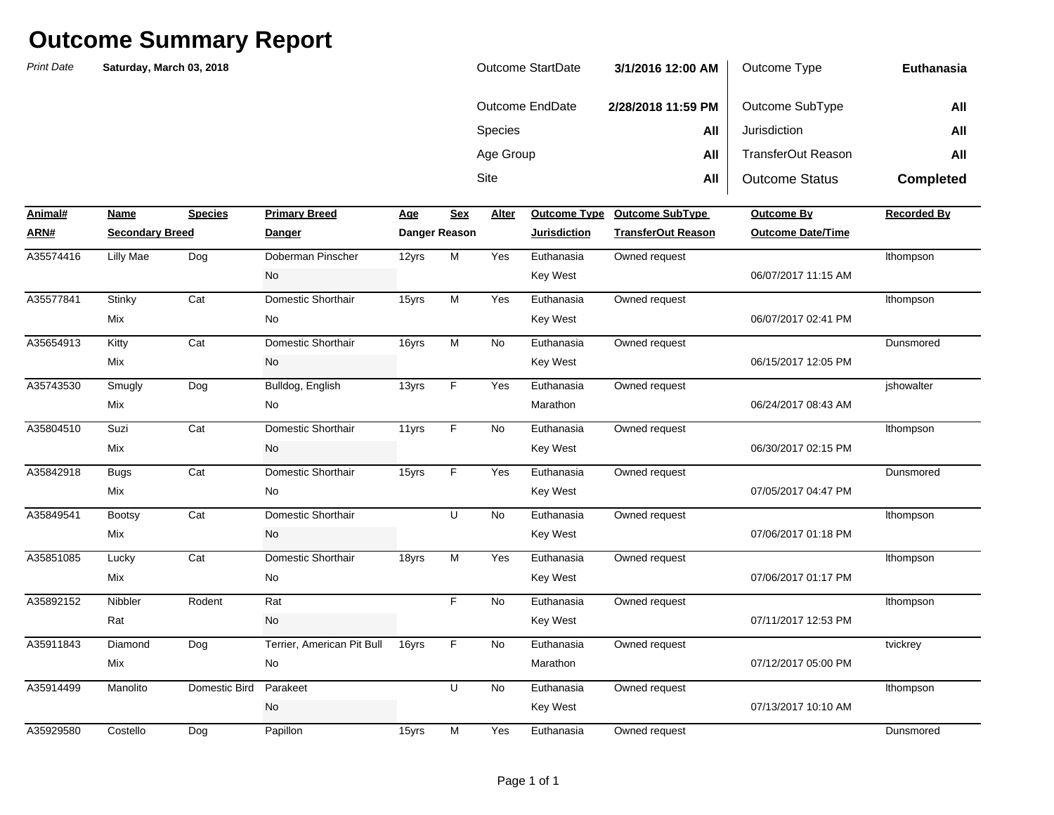# Outcome Summary Report

*Print Date* **Saturday, March 03, 2018**

| | | | |
|---|---|---|---|
| Outcome StartDate | **3/1/2016 12:00 AM** | Outcome Type | **Euthanasia** |
| Outcome EndDate | **2/28/2018 11:59 PM** | Outcome SubType | **All** |
| Species | **All** | Jurisdiction | **All** |
| Age Group | **All** | TransferOut Reason | **All** |
| Site | **All** | Outcome Status | **Completed** |

| Animal# / ARN# | Name / Secondary Breed | Species | Primary Breed / Danger | Age / Danger Reason | Sex | Alter | Outcome Type / Jurisdiction | Outcome SubType / TransferOut Reason | Outcome By / Outcome Date/Time | Recorded By |
|---|---|---|---|---|---|---|---|---|---|---|
| A35574416 | Lilly Mae | Dog | Doberman Pinscher | 12yrs | M | Yes | Euthanasia | Owned request | | lthompson |
| | | | No | | | | Key West | | 06/07/2017 11:15 AM | |
| A35577841 | Stinky | Cat | Domestic Shorthair | 15yrs | M | Yes | Euthanasia | Owned request | | lthompson |
| | Mix | | No | | | | Key West | | 06/07/2017 02:41 PM | |
| A35654913 | Kitty | Cat | Domestic Shorthair | 16yrs | M | No | Euthanasia | Owned request | | Dunsmored |
| | Mix | | No | | | | Key West | | 06/15/2017 12:05 PM | |
| A35743530 | Smugly | Dog | Bulldog, English | 13yrs | F | Yes | Euthanasia | Owned request | | jshowalter |
| | Mix | | No | | | | Marathon | | 06/24/2017 08:43 AM | |
| A35804510 | Suzi | Cat | Domestic Shorthair | 11yrs | F | No | Euthanasia | Owned request | | lthompson |
| | Mix | | No | | | | Key West | | 06/30/2017 02:15 PM | |
| A35842918 | Bugs | Cat | Domestic Shorthair | 15yrs | F | Yes | Euthanasia | Owned request | | Dunsmored |
| | Mix | | No | | | | Key West | | 07/05/2017 04:47 PM | |
| A35849541 | Bootsy | Cat | Domestic Shorthair | | U | No | Euthanasia | Owned request | | lthompson |
| | Mix | | No | | | | Key West | | 07/06/2017 01:18 PM | |
| A35851085 | Lucky | Cat | Domestic Shorthair | 18yrs | M | Yes | Euthanasia | Owned request | | lthompson |
| | Mix | | No | | | | Key West | | 07/06/2017 01:17 PM | |
| A35892152 | Nibbler | Rodent | Rat | | F | No | Euthanasia | Owned request | | lthompson |
| | Rat | | No | | | | Key West | | 07/11/2017 12:53 PM | |
| A35911843 | Diamond | Dog | Terrier, American Pit Bull | 16yrs | F | No | Euthanasia | Owned request | | tvickrey |
| | Mix | | No | | | | Marathon | | 07/12/2017 05:00 PM | |
| A35914499 | Manolito | Domestic Bird | Parakeet | | U | No | Euthanasia | Owned request | | lthompson |
| | | | No | | | | Key West | | 07/13/2017 10:10 AM | |
| A35929580 | Costello | Dog | Papillon | 15yrs | M | Yes | Euthanasia | Owned request | | Dunsmored |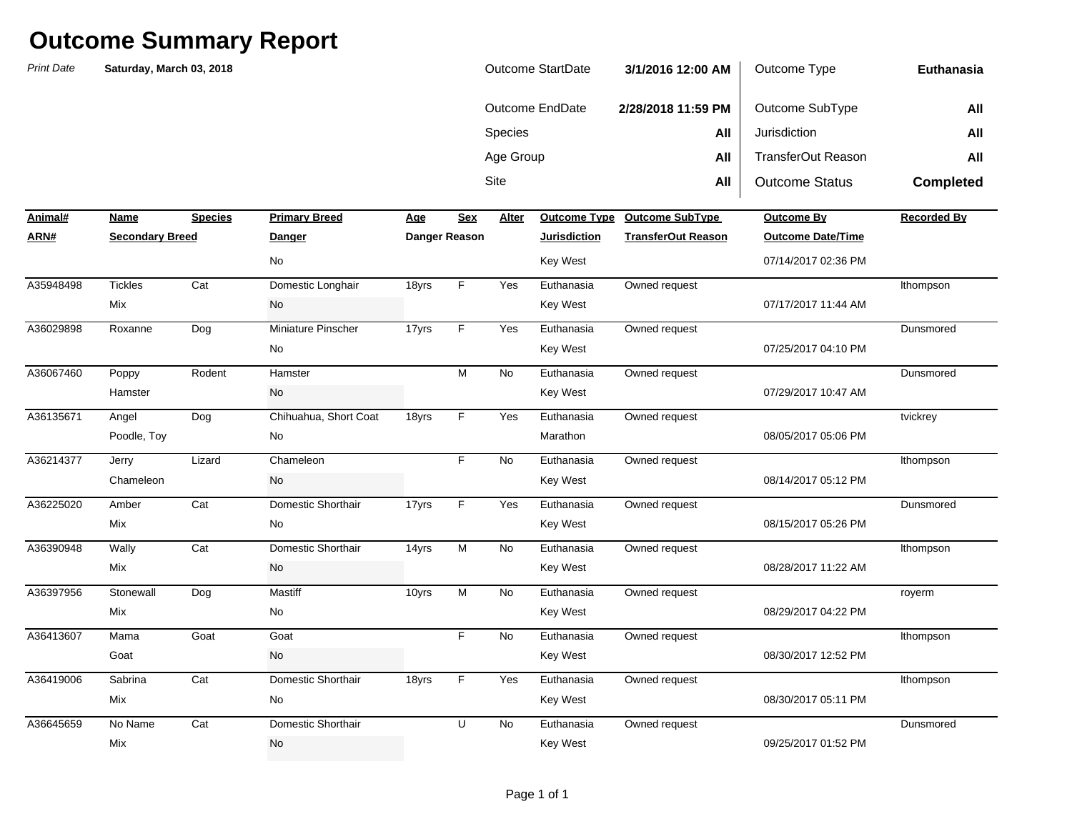# Outcome Summary Report

*Print Date* **Saturday, March 03, 2018**

| | | | |
|---|---|---|---|
| Outcome StartDate | **3/1/2016 12:00 AM** | Outcome Type | **Euthanasia** |
| Outcome EndDate | **2/28/2018 11:59 PM** | Outcome SubType | **All** |
| Species | **All** | Jurisdiction | **All** |
| Age Group | **All** | TransferOut Reason | **All** |
| Site | **All** | Outcome Status | **Completed** |

| Animal# / ARN# | Name / Secondary Breed | Species | Primary Breed / Danger | Age / Danger Reason | Sex | Alter | Outcome Type / Jurisdiction | Outcome SubType / TransferOut Reason | Outcome By / Outcome Date/Time | Recorded By |
|---|---|---|---|---|---|---|---|---|---|---|
| | | | No | | | | Key West | | 07/14/2017 02:36 PM | |
| A35948498 | Tickles | Cat | Domestic Longhair | 18yrs | F | Yes | Euthanasia | Owned request | | lthompson |
| | Mix | | No | | | | Key West | | 07/17/2017 11:44 AM | |
| A36029898 | Roxanne | Dog | Miniature Pinscher | 17yrs | F | Yes | Euthanasia | Owned request | | Dunsmored |
| | | | No | | | | Key West | | 07/25/2017 04:10 PM | |
| A36067460 | Poppy | Rodent | Hamster | | M | No | Euthanasia | Owned request | | Dunsmored |
| | Hamster | | No | | | | Key West | | 07/29/2017 10:47 AM | |
| A36135671 | Angel | Dog | Chihuahua, Short Coat | 18yrs | F | Yes | Euthanasia | Owned request | | tvickrey |
| | Poodle, Toy | | No | | | | Marathon | | 08/05/2017 05:06 PM | |
| A36214377 | Jerry | Lizard | Chameleon | | F | No | Euthanasia | Owned request | | lthompson |
| | Chameleon | | No | | | | Key West | | 08/14/2017 05:12 PM | |
| A36225020 | Amber | Cat | Domestic Shorthair | 17yrs | F | Yes | Euthanasia | Owned request | | Dunsmored |
| | Mix | | No | | | | Key West | | 08/15/2017 05:26 PM | |
| A36390948 | Wally | Cat | Domestic Shorthair | 14yrs | M | No | Euthanasia | Owned request | | lthompson |
| | Mix | | No | | | | Key West | | 08/28/2017 11:22 AM | |
| A36397956 | Stonewall | Dog | Mastiff | 10yrs | M | No | Euthanasia | Owned request | | royerm |
| | Mix | | No | | | | Key West | | 08/29/2017 04:22 PM | |
| A36413607 | Mama | Goat | Goat | | F | No | Euthanasia | Owned request | | lthompson |
| | Goat | | No | | | | Key West | | 08/30/2017 12:52 PM | |
| A36419006 | Sabrina | Cat | Domestic Shorthair | 18yrs | F | Yes | Euthanasia | Owned request | | lthompson |
| | Mix | | No | | | | Key West | | 08/30/2017 05:11 PM | |
| A36645659 | No Name | Cat | Domestic Shorthair | | U | No | Euthanasia | Owned request | | Dunsmored |
| | Mix | | No | | | | Key West | | 09/25/2017 01:52 PM | |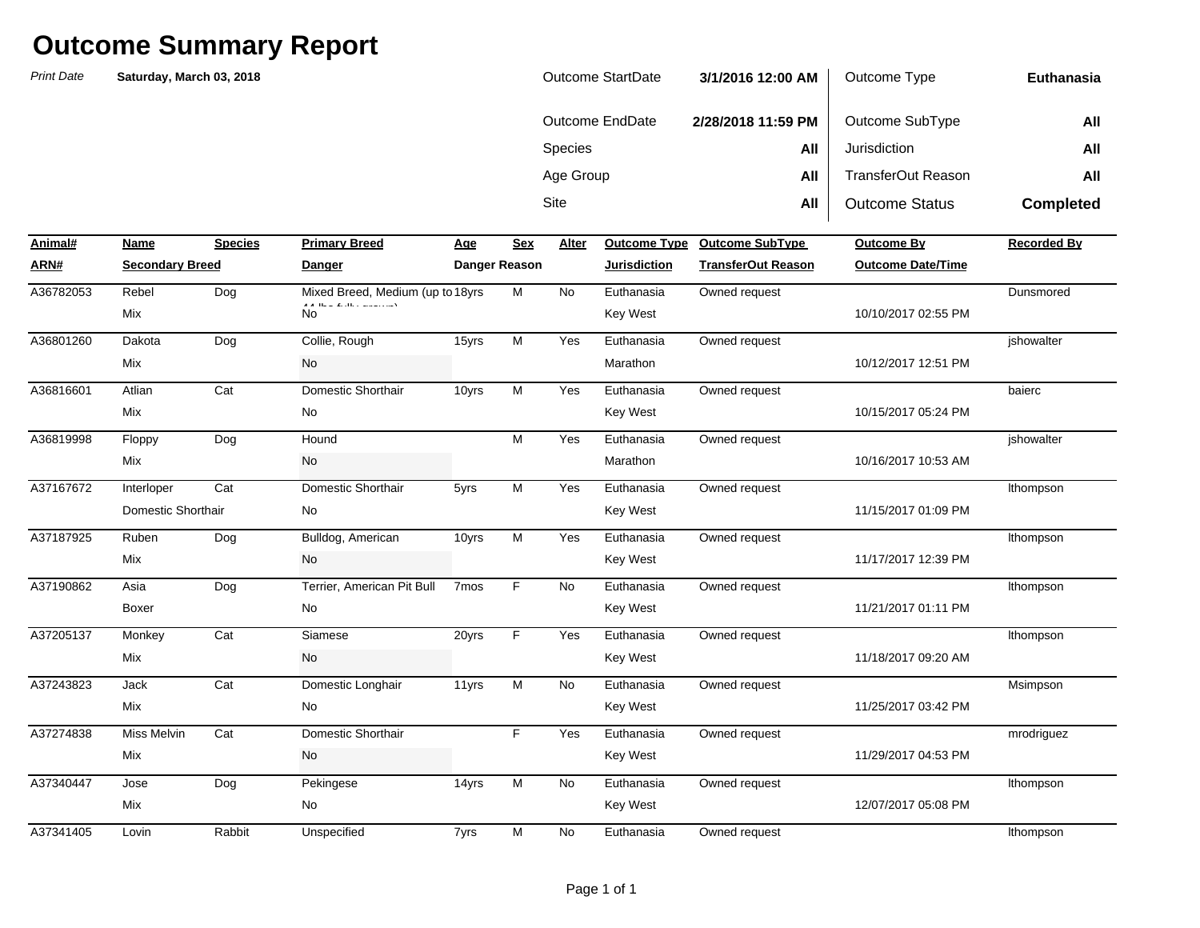# Outcome Summary Report

*Print Date* **Saturday, March 03, 2018**

| | | | |
|---|---|---|---|
| Outcome StartDate | **3/1/2016 12:00 AM** | Outcome Type | **Euthanasia** |
| Outcome EndDate | **2/28/2018 11:59 PM** | Outcome SubType | **All** |
| Species | **All** | Jurisdiction | **All** |
| Age Group | **All** | TransferOut Reason | **All** |
| Site | **All** | Outcome Status | **Completed** |

| Animal# / ARN# | Name / Secondary Breed | Species | Primary Breed / Danger | Age / Danger Reason | Sex | Alter | Outcome Type / Jurisdiction | Outcome SubType / TransferOut Reason | Outcome By / Outcome Date/Time | Recorded By |
|---|---|---|---|---|---|---|---|---|---|---|
| A36782053 | Rebel | Dog | Mixed Breed, Medium (up to 44 lbs fully grown) | 18yrs | M | No | Euthanasia | Owned request | | Dunsmored |
| | Mix | | No | | | | Key West | | 10/10/2017 02:55 PM | |
| A36801260 | Dakota | Dog | Collie, Rough | 15yrs | M | Yes | Euthanasia | Owned request | | jshowalter |
| | Mix | | No | | | | Marathon | | 10/12/2017 12:51 PM | |
| A36816601 | Atlian | Cat | Domestic Shorthair | 10yrs | M | Yes | Euthanasia | Owned request | | baierc |
| | Mix | | No | | | | Key West | | 10/15/2017 05:24 PM | |
| A36819998 | Floppy | Dog | Hound | | M | Yes | Euthanasia | Owned request | | jshowalter |
| | Mix | | No | | | | Marathon | | 10/16/2017 10:53 AM | |
| A37167672 | Interloper | Cat | Domestic Shorthair | 5yrs | M | Yes | Euthanasia | Owned request | | lthompson |
| | Domestic Shorthair | | No | | | | Key West | | 11/15/2017 01:09 PM | |
| A37187925 | Ruben | Dog | Bulldog, American | 10yrs | M | Yes | Euthanasia | Owned request | | lthompson |
| | Mix | | No | | | | Key West | | 11/17/2017 12:39 PM | |
| A37190862 | Asia | Dog | Terrier, American Pit Bull | 7mos | F | No | Euthanasia | Owned request | | lthompson |
| | Boxer | | No | | | | Key West | | 11/21/2017 01:11 PM | |
| A37205137 | Monkey | Cat | Siamese | 20yrs | F | Yes | Euthanasia | Owned request | | lthompson |
| | Mix | | No | | | | Key West | | 11/18/2017 09:20 AM | |
| A37243823 | Jack | Cat | Domestic Longhair | 11yrs | M | No | Euthanasia | Owned request | | Msimpson |
| | Mix | | No | | | | Key West | | 11/25/2017 03:42 PM | |
| A37274838 | Miss Melvin | Cat | Domestic Shorthair | | F | Yes | Euthanasia | Owned request | | mrodriguez |
| | Mix | | No | | | | Key West | | 11/29/2017 04:53 PM | |
| A37340447 | Jose | Dog | Pekingese | 14yrs | M | No | Euthanasia | Owned request | | lthompson |
| | Mix | | No | | | | Key West | | 12/07/2017 05:08 PM | |
| A37341405 | Lovin | Rabbit | Unspecified | 7yrs | M | No | Euthanasia | Owned request | | lthompson |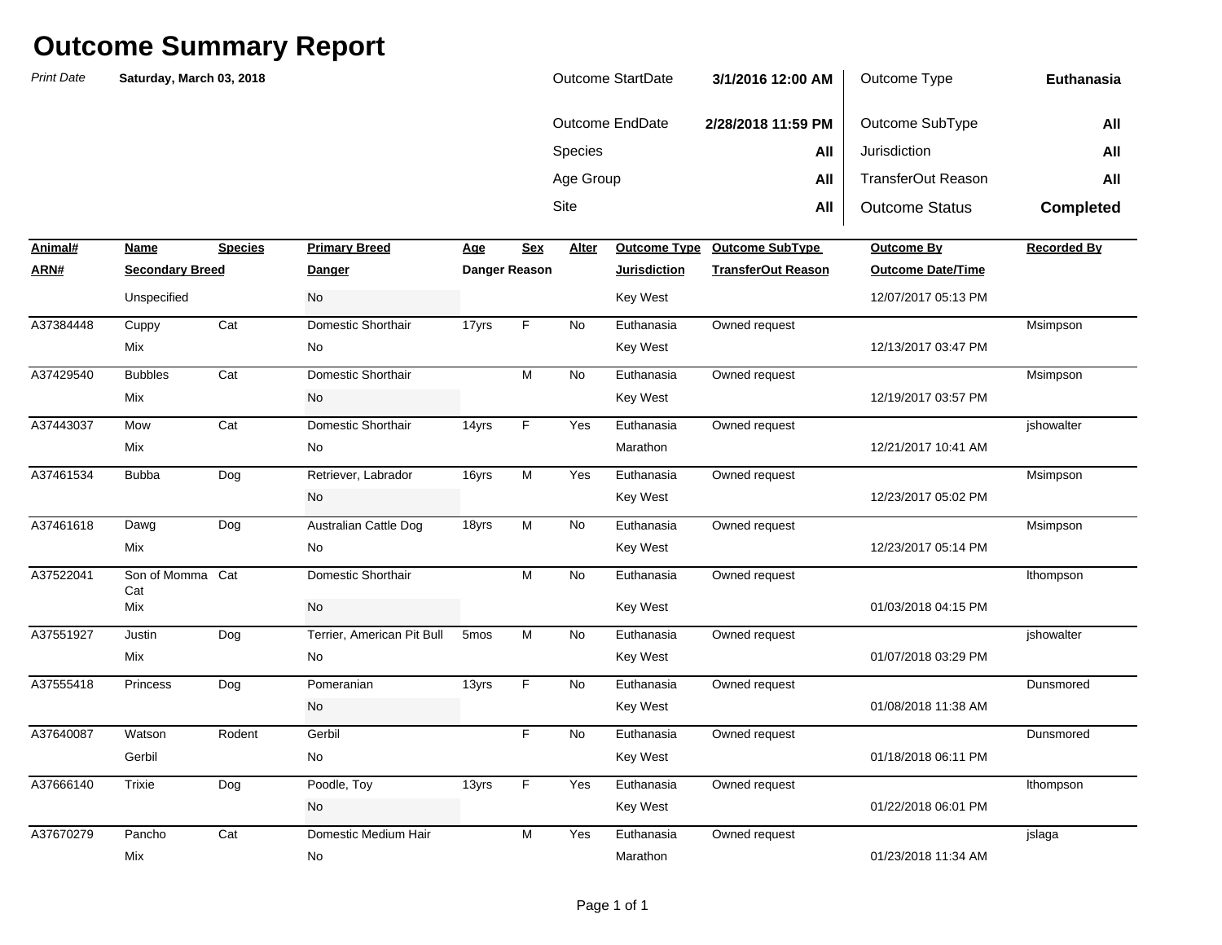# Outcome Summary Report

*Print Date* **Saturday, March 03, 2018**

| | | | |
|---|---|---|---|
| Outcome StartDate | **3/1/2016 12:00 AM** | Outcome Type | **Euthanasia** |
| Outcome EndDate | **2/28/2018 11:59 PM** | Outcome SubType | **All** |
| Species | **All** | Jurisdiction | **All** |
| Age Group | **All** | TransferOut Reason | **All** |
| Site | **All** | Outcome Status | **Completed** |

| Animal# / ARN# | Name / Secondary Breed | Species | Primary Breed / Danger | Age / Danger Reason | Sex | Alter | Outcome Type / Jurisdiction | Outcome SubType / TransferOut Reason | Outcome By / Outcome Date/Time | Recorded By |
|---|---|---|---|---|---|---|---|---|---|---|
| | Unspecified | | No | | | | Key West | | 12/07/2017 05:13 PM | |
| A37384448 | Cuppy | Cat | Domestic Shorthair | 17yrs | F | No | Euthanasia | Owned request | | Msimpson |
| | Mix | | No | | | | Key West | | 12/13/2017 03:47 PM | |
| A37429540 | Bubbles | Cat | Domestic Shorthair | | M | No | Euthanasia | Owned request | | Msimpson |
| | Mix | | No | | | | Key West | | 12/19/2017 03:57 PM | |
| A37443037 | Mow | Cat | Domestic Shorthair | 14yrs | F | Yes | Euthanasia | Owned request | | jshowalter |
| | Mix | | No | | | | Marathon | | 12/21/2017 10:41 AM | |
| A37461534 | Bubba | Dog | Retriever, Labrador | 16yrs | M | Yes | Euthanasia | Owned request | | Msimpson |
| | | | No | | | | Key West | | 12/23/2017 05:02 PM | |
| A37461618 | Dawg | Dog | Australian Cattle Dog | 18yrs | M | No | Euthanasia | Owned request | | Msimpson |
| | Mix | | No | | | | Key West | | 12/23/2017 05:14 PM | |
| A37522041 | Son of Momma Cat | Cat | Domestic Shorthair | | M | No | Euthanasia | Owned request | | lthompson |
| | Mix | | No | | | | Key West | | 01/03/2018 04:15 PM | |
| A37551927 | Justin | Dog | Terrier, American Pit Bull | 5mos | M | No | Euthanasia | Owned request | | jshowalter |
| | Mix | | No | | | | Key West | | 01/07/2018 03:29 PM | |
| A37555418 | Princess | Dog | Pomeranian | 13yrs | F | No | Euthanasia | Owned request | | Dunsmored |
| | | | No | | | | Key West | | 01/08/2018 11:38 AM | |
| A37640087 | Watson | Rodent | Gerbil | | F | No | Euthanasia | Owned request | | Dunsmored |
| | Gerbil | | No | | | | Key West | | 01/18/2018 06:11 PM | |
| A37666140 | Trixie | Dog | Poodle, Toy | 13yrs | F | Yes | Euthanasia | Owned request | | lthompson |
| | | | No | | | | Key West | | 01/22/2018 06:01 PM | |
| A37670279 | Pancho | Cat | Domestic Medium Hair | | M | Yes | Euthanasia | Owned request | | jslaga |
| | Mix | | No | | | | Marathon | | 01/23/2018 11:34 AM | |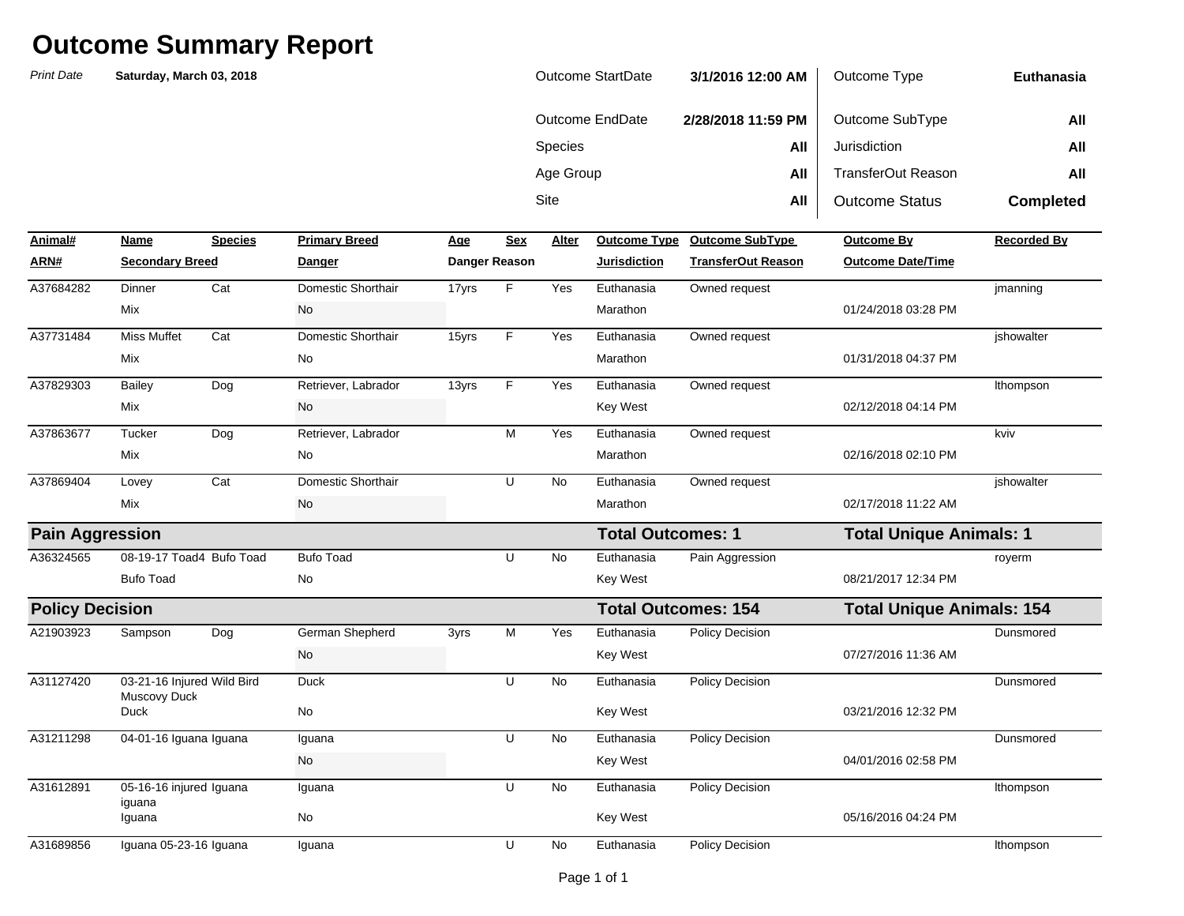# Outcome Summary Report

*Print Date* **Saturday, March 03, 2018**

| | | | |
|---|---|---|---|
| Outcome StartDate | **3/1/2016 12:00 AM** | Outcome Type | **Euthanasia** |
| Outcome EndDate | **2/28/2018 11:59 PM** | Outcome SubType | **All** |
| Species | **All** | Jurisdiction | **All** |
| Age Group | **All** | TransferOut Reason | **All** |
| Site | **All** | Outcome Status | **Completed** |

| Animal# / ARN# | Name / Secondary Breed | Species | Primary Breed / Danger | Age / Danger Reason | Sex | Alter | Outcome Type / Jurisdiction | Outcome SubType / TransferOut Reason | Outcome By / Outcome Date/Time | Recorded By |
|---|---|---|---|---|---|---|---|---|---|---|
| A37684282 | Dinner | Cat | Domestic Shorthair | 17yrs | F | Yes | Euthanasia | Owned request | | jmanning |
| | Mix | | No | | | | Marathon | | 01/24/2018 03:28 PM | |
| A37731484 | Miss Muffet | Cat | Domestic Shorthair | 15yrs | F | Yes | Euthanasia | Owned request | | jshowalter |
| | Mix | | No | | | | Marathon | | 01/31/2018 04:37 PM | |
| A37829303 | Bailey | Dog | Retriever, Labrador | 13yrs | F | Yes | Euthanasia | Owned request | | lthompson |
| | Mix | | No | | | | Key West | | 02/12/2018 04:14 PM | |
| A37863677 | Tucker | Dog | Retriever, Labrador | | M | Yes | Euthanasia | Owned request | | kviv |
| | Mix | | No | | | | Marathon | | 02/16/2018 02:10 PM | |
| A37869404 | Lovey | Cat | Domestic Shorthair | | U | No | Euthanasia | Owned request | | jshowalter |
| | Mix | | No | | | | Marathon | | 02/17/2018 11:22 AM | |
| **Pain Aggression** | | | | | | | **Total Outcomes: 1** | | **Total Unique Animals: 1** | |
| A36324565 | 08-19-17 Toad4 | Bufo Toad | Bufo Toad | | U | No | Euthanasia | Pain Aggression | | royerm |
| | Bufo Toad | | No | | | | Key West | | 08/21/2017 12:34 PM | |
| **Policy Decision** | | | | | | | **Total Outcomes: 154** | | **Total Unique Animals: 154** | |
| A21903923 | Sampson | Dog | German Shepherd | 3yrs | M | Yes | Euthanasia | Policy Decision | | Dunsmored |
| | | | No | | | | Key West | | 07/27/2016 11:36 AM | |
| A31127420 | 03-21-16 Injured Muscovy Duck | Wild Bird | Duck | | U | No | Euthanasia | Policy Decision | | Dunsmored |
| | Duck | | No | | | | Key West | | 03/21/2016 12:32 PM | |
| A31211298 | 04-01-16 Iguana | Iguana | Iguana | | U | No | Euthanasia | Policy Decision | | Dunsmored |
| | | | No | | | | Key West | | 04/01/2016 02:58 PM | |
| A31612891 | 05-16-16 injured iguana | Iguana | Iguana | | U | No | Euthanasia | Policy Decision | | lthompson |
| | Iguana | | No | | | | Key West | | 05/16/2016 04:24 PM | |
| A31689856 | Iguana 05-23-16 | Iguana | Iguana | | U | No | Euthanasia | Policy Decision | | lthompson |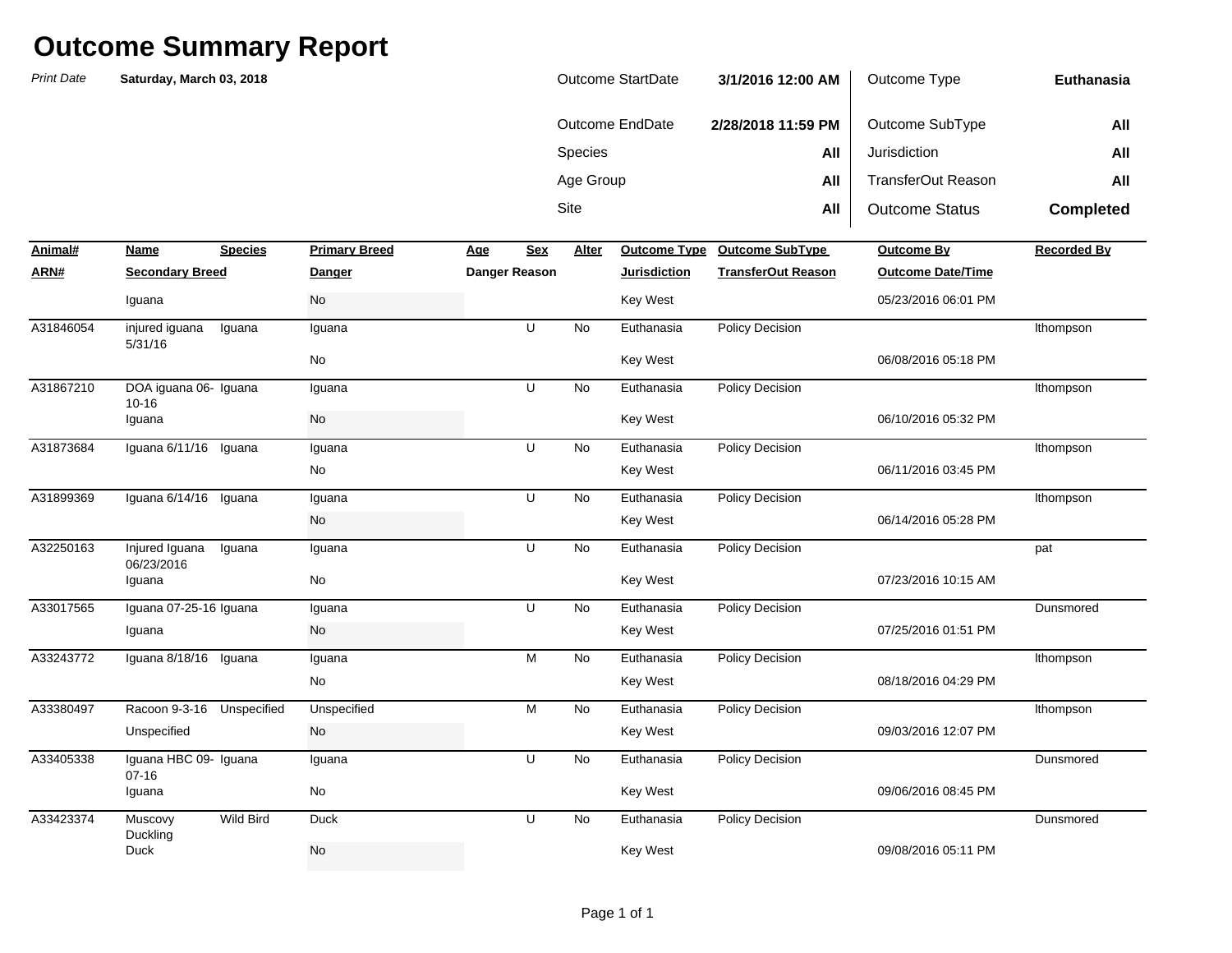# Outcome Summary Report

*Print Date* **Saturday, March 03, 2018**

| | | | |
|---|---|---|---|
| Outcome StartDate | **3/1/2016 12:00 AM** | Outcome Type | **Euthanasia** |
| Outcome EndDate | **2/28/2018 11:59 PM** | Outcome SubType | **All** |
| Species | **All** | Jurisdiction | **All** |
| Age Group | **All** | TransferOut Reason | **All** |
| Site | **All** | Outcome Status | **Completed** |

| Animal# / ARN# | Name / Secondary Breed | Species | Primary Breed / Danger | Age / Danger Reason | Sex | Alter | Outcome Type / Jurisdiction | Outcome SubType / TransferOut Reason | Outcome By / Outcome Date/Time | Recorded By |
|---|---|---|---|---|---|---|---|---|---|---|
| | Iguana | | No | | | | Key West | | 05/23/2016 06:01 PM | |
| A31846054 | injured iguana 5/31/16 | Iguana | Iguana | | U | No | Euthanasia | Policy Decision | | lthompson |
| | | | No | | | | Key West | | 06/08/2016 05:18 PM | |
| A31867210 | DOA iguana 06-10-16 | Iguana | Iguana | | U | No | Euthanasia | Policy Decision | | lthompson |
| | Iguana | | No | | | | Key West | | 06/10/2016 05:32 PM | |
| A31873684 | Iguana 6/11/16 | Iguana | Iguana | | U | No | Euthanasia | Policy Decision | | lthompson |
| | | | No | | | | Key West | | 06/11/2016 03:45 PM | |
| A31899369 | Iguana 6/14/16 | Iguana | Iguana | | U | No | Euthanasia | Policy Decision | | lthompson |
| | | | No | | | | Key West | | 06/14/2016 05:28 PM | |
| A32250163 | Injured Iguana 06/23/2016 | Iguana | Iguana | | U | No | Euthanasia | Policy Decision | | pat |
| | Iguana | | No | | | | Key West | | 07/23/2016 10:15 AM | |
| A33017565 | Iguana 07-25-16 | Iguana | Iguana | | U | No | Euthanasia | Policy Decision | | Dunsmored |
| | Iguana | | No | | | | Key West | | 07/25/2016 01:51 PM | |
| A33243772 | Iguana 8/18/16 | Iguana | Iguana | | M | No | Euthanasia | Policy Decision | | lthompson |
| | | | No | | | | Key West | | 08/18/2016 04:29 PM | |
| A33380497 | Racoon 9-3-16 | Unspecified | Unspecified | | M | No | Euthanasia | Policy Decision | | lthompson |
| | Unspecified | | No | | | | Key West | | 09/03/2016 12:07 PM | |
| A33405338 | Iguana HBC 09-07-16 | Iguana | Iguana | | U | No | Euthanasia | Policy Decision | | Dunsmored |
| | Iguana | | No | | | | Key West | | 09/06/2016 08:45 PM | |
| A33423374 | Muscovy Duckling | Wild Bird | Duck | | U | No | Euthanasia | Policy Decision | | Dunsmored |
| | Duck | | No | | | | Key West | | 09/08/2016 05:11 PM | |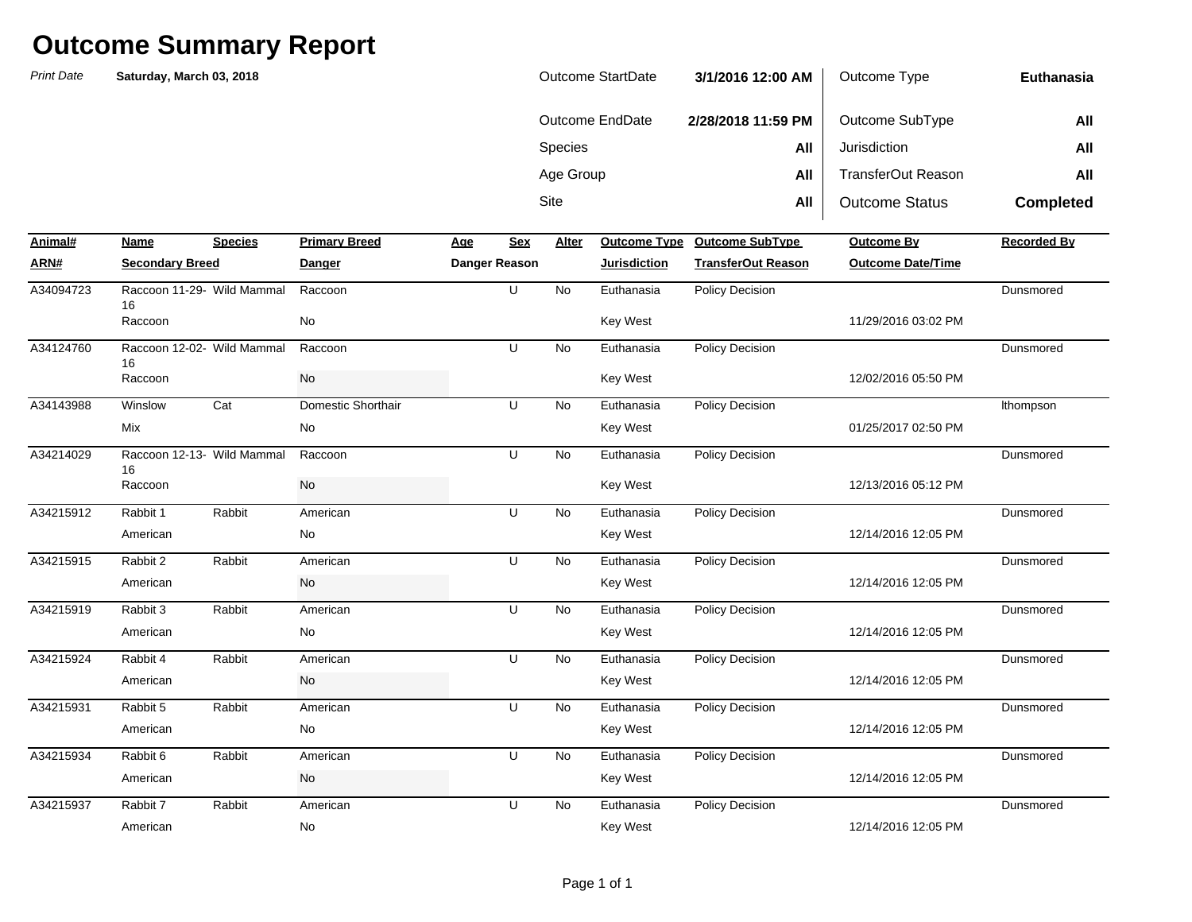# Outcome Summary Report

*Print Date* **Saturday, March 03, 2018**

| | | | |
|---|---|---|---|
| Outcome StartDate | **3/1/2016 12:00 AM** | Outcome Type | **Euthanasia** |
| Outcome EndDate | **2/28/2018 11:59 PM** | Outcome SubType | **All** |
| Species | **All** | Jurisdiction | **All** |
| Age Group | **All** | TransferOut Reason | **All** |
| Site | **All** | Outcome Status | **Completed** |

| Animal# / ARN# | Name / Secondary Breed | Species | Primary Breed / Danger | Age / Danger Reason | Sex | Alter | Outcome Type / Jurisdiction | Outcome SubType / TransferOut Reason | Outcome By / Outcome Date/Time | Recorded By |
|---|---|---|---|---|---|---|---|---|---|---|
| A34094723 | Raccoon 11-29-16 | Wild Mammal | Raccoon | | U | No | Euthanasia | Policy Decision | | Dunsmored |
| | Raccoon | | No | | | | Key West | | 11/29/2016 03:02 PM | |
| A34124760 | Raccoon 12-02-16 | Wild Mammal | Raccoon | | U | No | Euthanasia | Policy Decision | | Dunsmored |
| | Raccoon | | No | | | | Key West | | 12/02/2016 05:50 PM | |
| A34143988 | Winslow | Cat | Domestic Shorthair | | U | No | Euthanasia | Policy Decision | | lthompson |
| | Mix | | No | | | | Key West | | 01/25/2017 02:50 PM | |
| A34214029 | Raccoon 12-13-16 | Wild Mammal | Raccoon | | U | No | Euthanasia | Policy Decision | | Dunsmored |
| | Raccoon | | No | | | | Key West | | 12/13/2016 05:12 PM | |
| A34215912 | Rabbit 1 | Rabbit | American | | U | No | Euthanasia | Policy Decision | | Dunsmored |
| | American | | No | | | | Key West | | 12/14/2016 12:05 PM | |
| A34215915 | Rabbit 2 | Rabbit | American | | U | No | Euthanasia | Policy Decision | | Dunsmored |
| | American | | No | | | | Key West | | 12/14/2016 12:05 PM | |
| A34215919 | Rabbit 3 | Rabbit | American | | U | No | Euthanasia | Policy Decision | | Dunsmored |
| | American | | No | | | | Key West | | 12/14/2016 12:05 PM | |
| A34215924 | Rabbit 4 | Rabbit | American | | U | No | Euthanasia | Policy Decision | | Dunsmored |
| | American | | No | | | | Key West | | 12/14/2016 12:05 PM | |
| A34215931 | Rabbit 5 | Rabbit | American | | U | No | Euthanasia | Policy Decision | | Dunsmored |
| | American | | No | | | | Key West | | 12/14/2016 12:05 PM | |
| A34215934 | Rabbit 6 | Rabbit | American | | U | No | Euthanasia | Policy Decision | | Dunsmored |
| | American | | No | | | | Key West | | 12/14/2016 12:05 PM | |
| A34215937 | Rabbit 7 | Rabbit | American | | U | No | Euthanasia | Policy Decision | | Dunsmored |
| | American | | No | | | | Key West | | 12/14/2016 12:05 PM | |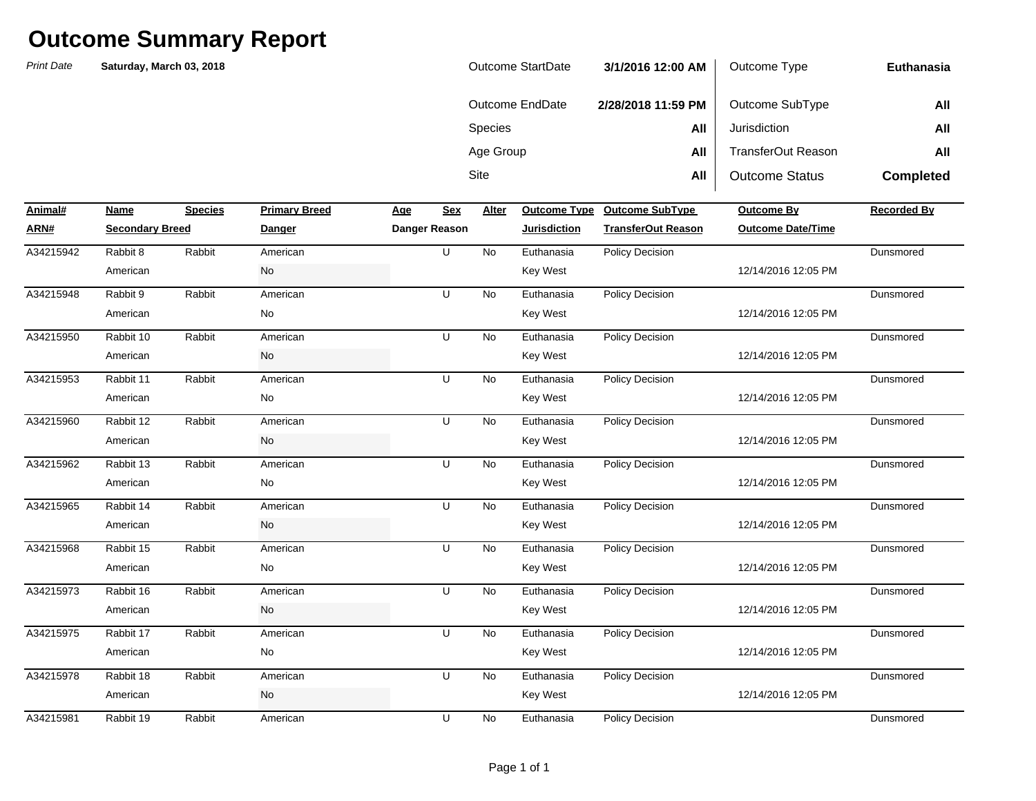# Outcome Summary Report

*Print Date* **Saturday, March 03, 2018**

| | | | |
|---|---|---|---|
| Outcome StartDate | **3/1/2016 12:00 AM** | Outcome Type | **Euthanasia** |
| Outcome EndDate | **2/28/2018 11:59 PM** | Outcome SubType | **All** |
| Species | **All** | Jurisdiction | **All** |
| Age Group | **All** | TransferOut Reason | **All** |
| Site | **All** | Outcome Status | **Completed** |

| Animal# / ARN# | Name / Secondary Breed | Species | Primary Breed / Danger | Age / Danger Reason | Sex | Alter | Outcome Type / Jurisdiction | Outcome SubType / TransferOut Reason | Outcome By / Outcome Date/Time | Recorded By |
|---|---|---|---|---|---|---|---|---|---|---|
| A34215942 | Rabbit 8 | Rabbit | American | | U | No | Euthanasia | Policy Decision | | Dunsmored |
| | American | | No | | | | Key West | | 12/14/2016 12:05 PM | |
| A34215948 | Rabbit 9 | Rabbit | American | | U | No | Euthanasia | Policy Decision | | Dunsmored |
| | American | | No | | | | Key West | | 12/14/2016 12:05 PM | |
| A34215950 | Rabbit 10 | Rabbit | American | | U | No | Euthanasia | Policy Decision | | Dunsmored |
| | American | | No | | | | Key West | | 12/14/2016 12:05 PM | |
| A34215953 | Rabbit 11 | Rabbit | American | | U | No | Euthanasia | Policy Decision | | Dunsmored |
| | American | | No | | | | Key West | | 12/14/2016 12:05 PM | |
| A34215960 | Rabbit 12 | Rabbit | American | | U | No | Euthanasia | Policy Decision | | Dunsmored |
| | American | | No | | | | Key West | | 12/14/2016 12:05 PM | |
| A34215962 | Rabbit 13 | Rabbit | American | | U | No | Euthanasia | Policy Decision | | Dunsmored |
| | American | | No | | | | Key West | | 12/14/2016 12:05 PM | |
| A34215965 | Rabbit 14 | Rabbit | American | | U | No | Euthanasia | Policy Decision | | Dunsmored |
| | American | | No | | | | Key West | | 12/14/2016 12:05 PM | |
| A34215968 | Rabbit 15 | Rabbit | American | | U | No | Euthanasia | Policy Decision | | Dunsmored |
| | American | | No | | | | Key West | | 12/14/2016 12:05 PM | |
| A34215973 | Rabbit 16 | Rabbit | American | | U | No | Euthanasia | Policy Decision | | Dunsmored |
| | American | | No | | | | Key West | | 12/14/2016 12:05 PM | |
| A34215975 | Rabbit 17 | Rabbit | American | | U | No | Euthanasia | Policy Decision | | Dunsmored |
| | American | | No | | | | Key West | | 12/14/2016 12:05 PM | |
| A34215978 | Rabbit 18 | Rabbit | American | | U | No | Euthanasia | Policy Decision | | Dunsmored |
| | American | | No | | | | Key West | | 12/14/2016 12:05 PM | |
| A34215981 | Rabbit 19 | Rabbit | American | | U | No | Euthanasia | Policy Decision | | Dunsmored |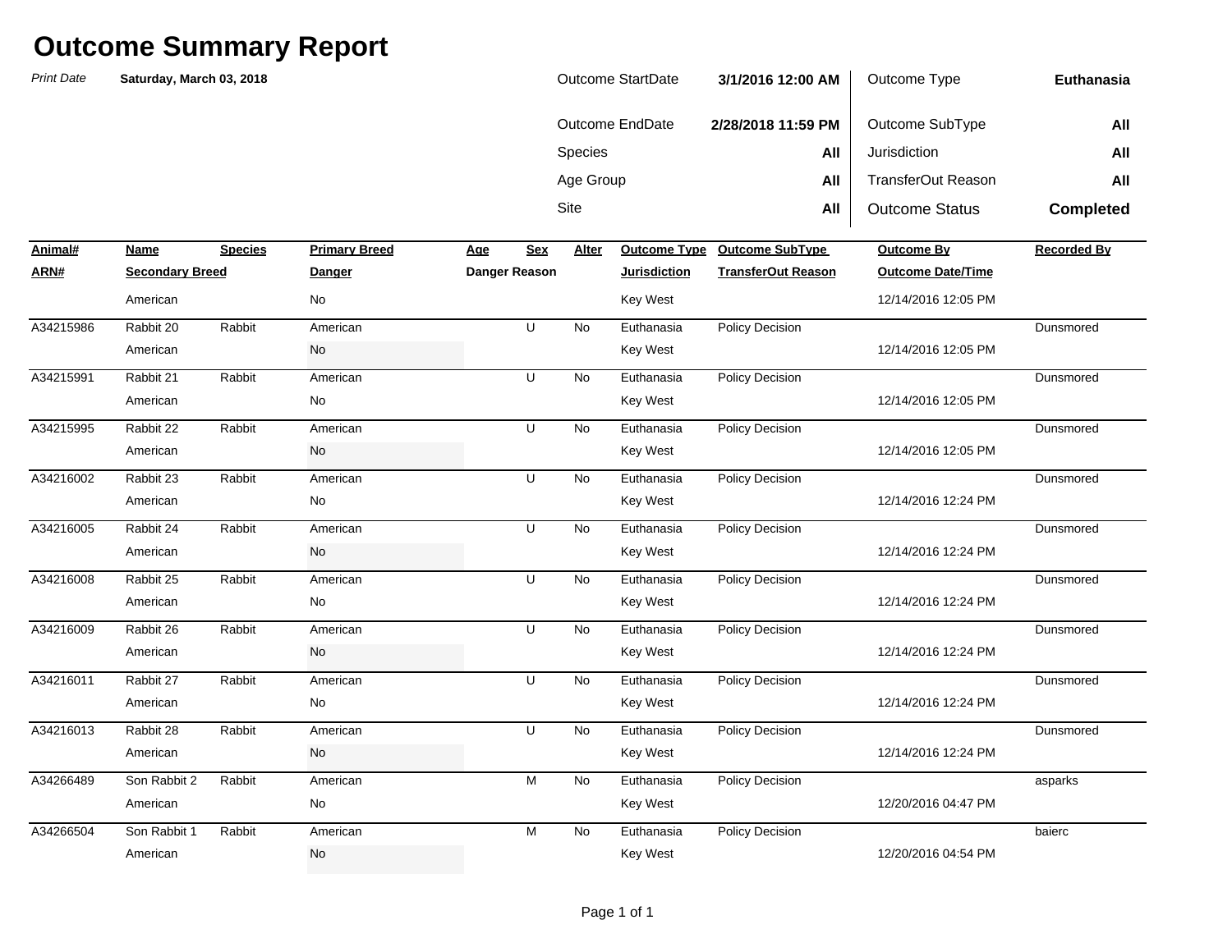# Outcome Summary Report

*Print Date* **Saturday, March 03, 2018**

| | | | |
|---|---|---|---|
| Outcome StartDate | **3/1/2016 12:00 AM** | Outcome Type | **Euthanasia** |
| Outcome EndDate | **2/28/2018 11:59 PM** | Outcome SubType | **All** |
| Species | **All** | Jurisdiction | **All** |
| Age Group | **All** | TransferOut Reason | **All** |
| Site | **All** | Outcome Status | **Completed** |

| Animal# / ARN# | Name / Secondary Breed | Species | Primary Breed / Danger | Age / Danger Reason | Sex | Alter | Outcome Type / Jurisdiction | Outcome SubType / TransferOut Reason | Outcome By / Outcome Date/Time | Recorded By |
|---|---|---|---|---|---|---|---|---|---|---|
| | American | | No | | | | Key West | | 12/14/2016 12:05 PM | |
| A34215986 | Rabbit 20 | Rabbit | American | | U | No | Euthanasia | Policy Decision | | Dunsmored |
| | American | | No | | | | Key West | | 12/14/2016 12:05 PM | |
| A34215991 | Rabbit 21 | Rabbit | American | | U | No | Euthanasia | Policy Decision | | Dunsmored |
| | American | | No | | | | Key West | | 12/14/2016 12:05 PM | |
| A34215995 | Rabbit 22 | Rabbit | American | | U | No | Euthanasia | Policy Decision | | Dunsmored |
| | American | | No | | | | Key West | | 12/14/2016 12:05 PM | |
| A34216002 | Rabbit 23 | Rabbit | American | | U | No | Euthanasia | Policy Decision | | Dunsmored |
| | American | | No | | | | Key West | | 12/14/2016 12:24 PM | |
| A34216005 | Rabbit 24 | Rabbit | American | | U | No | Euthanasia | Policy Decision | | Dunsmored |
| | American | | No | | | | Key West | | 12/14/2016 12:24 PM | |
| A34216008 | Rabbit 25 | Rabbit | American | | U | No | Euthanasia | Policy Decision | | Dunsmored |
| | American | | No | | | | Key West | | 12/14/2016 12:24 PM | |
| A34216009 | Rabbit 26 | Rabbit | American | | U | No | Euthanasia | Policy Decision | | Dunsmored |
| | American | | No | | | | Key West | | 12/14/2016 12:24 PM | |
| A34216011 | Rabbit 27 | Rabbit | American | | U | No | Euthanasia | Policy Decision | | Dunsmored |
| | American | | No | | | | Key West | | 12/14/2016 12:24 PM | |
| A34216013 | Rabbit 28 | Rabbit | American | | U | No | Euthanasia | Policy Decision | | Dunsmored |
| | American | | No | | | | Key West | | 12/14/2016 12:24 PM | |
| A34266489 | Son Rabbit 2 | Rabbit | American | | M | No | Euthanasia | Policy Decision | | asparks |
| | American | | No | | | | Key West | | 12/20/2016 04:47 PM | |
| A34266504 | Son Rabbit 1 | Rabbit | American | | M | No | Euthanasia | Policy Decision | | baierc |
| | American | | No | | | | Key West | | 12/20/2016 04:54 PM | |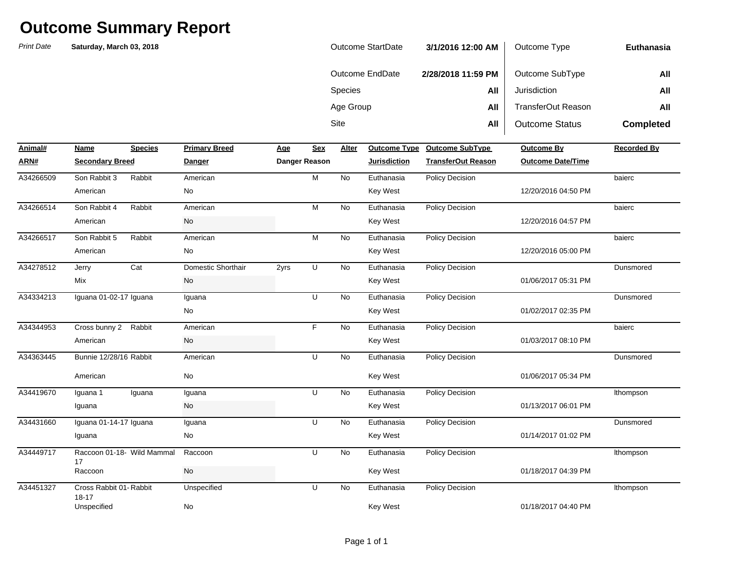# Outcome Summary Report

*Print Date* **Saturday, March 03, 2018**

| | | | |
|---|---|---|---|
| Outcome StartDate | **3/1/2016 12:00 AM** | Outcome Type | **Euthanasia** |
| Outcome EndDate | **2/28/2018 11:59 PM** | Outcome SubType | **All** |
| Species | **All** | Jurisdiction | **All** |
| Age Group | **All** | TransferOut Reason | **All** |
| Site | **All** | Outcome Status | **Completed** |

| Animal# / ARN# | Name / Secondary Breed | Species | Primary Breed / Danger | Age / Danger Reason | Sex | Alter | Outcome Type / Jurisdiction | Outcome SubType / TransferOut Reason | Outcome By / Outcome Date/Time | Recorded By |
|---|---|---|---|---|---|---|---|---|---|---|
| A34266509 | Son Rabbit 3 | Rabbit | American | | M | No | Euthanasia | Policy Decision | | baierc |
| | American | | No | | | | Key West | | 12/20/2016 04:50 PM | |
| A34266514 | Son Rabbit 4 | Rabbit | American | | M | No | Euthanasia | Policy Decision | | baierc |
| | American | | No | | | | Key West | | 12/20/2016 04:57 PM | |
| A34266517 | Son Rabbit 5 | Rabbit | American | | M | No | Euthanasia | Policy Decision | | baierc |
| | American | | No | | | | Key West | | 12/20/2016 05:00 PM | |
| A34278512 | Jerry | Cat | Domestic Shorthair | 2yrs | U | No | Euthanasia | Policy Decision | | Dunsmored |
| | Mix | | No | | | | Key West | | 01/06/2017 05:31 PM | |
| A34334213 | Iguana 01-02-17 | Iguana | Iguana | | U | No | Euthanasia | Policy Decision | | Dunsmored |
| | | | No | | | | Key West | | 01/02/2017 02:35 PM | |
| A34344953 | Cross bunny 2 | Rabbit | American | | F | No | Euthanasia | Policy Decision | | baierc |
| | American | | No | | | | Key West | | 01/03/2017 08:10 PM | |
| A34363445 | Bunnie 12/28/16 | Rabbit | American | | U | No | Euthanasia | Policy Decision | | Dunsmored |
| | American | | No | | | | Key West | | 01/06/2017 05:34 PM | |
| A34419670 | Iguana 1 | Iguana | Iguana | | U | No | Euthanasia | Policy Decision | | lthompson |
| | Iguana | | No | | | | Key West | | 01/13/2017 06:01 PM | |
| A34431660 | Iguana 01-14-17 | Iguana | Iguana | | U | No | Euthanasia | Policy Decision | | Dunsmored |
| | Iguana | | No | | | | Key West | | 01/14/2017 01:02 PM | |
| A34449717 | Raccoon 01-18-17 | Wild Mammal | Raccoon | | U | No | Euthanasia | Policy Decision | | lthompson |
| | Raccoon | | No | | | | Key West | | 01/18/2017 04:39 PM | |
| A34451327 | Cross Rabbit 01-18-17 | Rabbit | Unspecified | | U | No | Euthanasia | Policy Decision | | lthompson |
| | Unspecified | | No | | | | Key West | | 01/18/2017 04:40 PM | |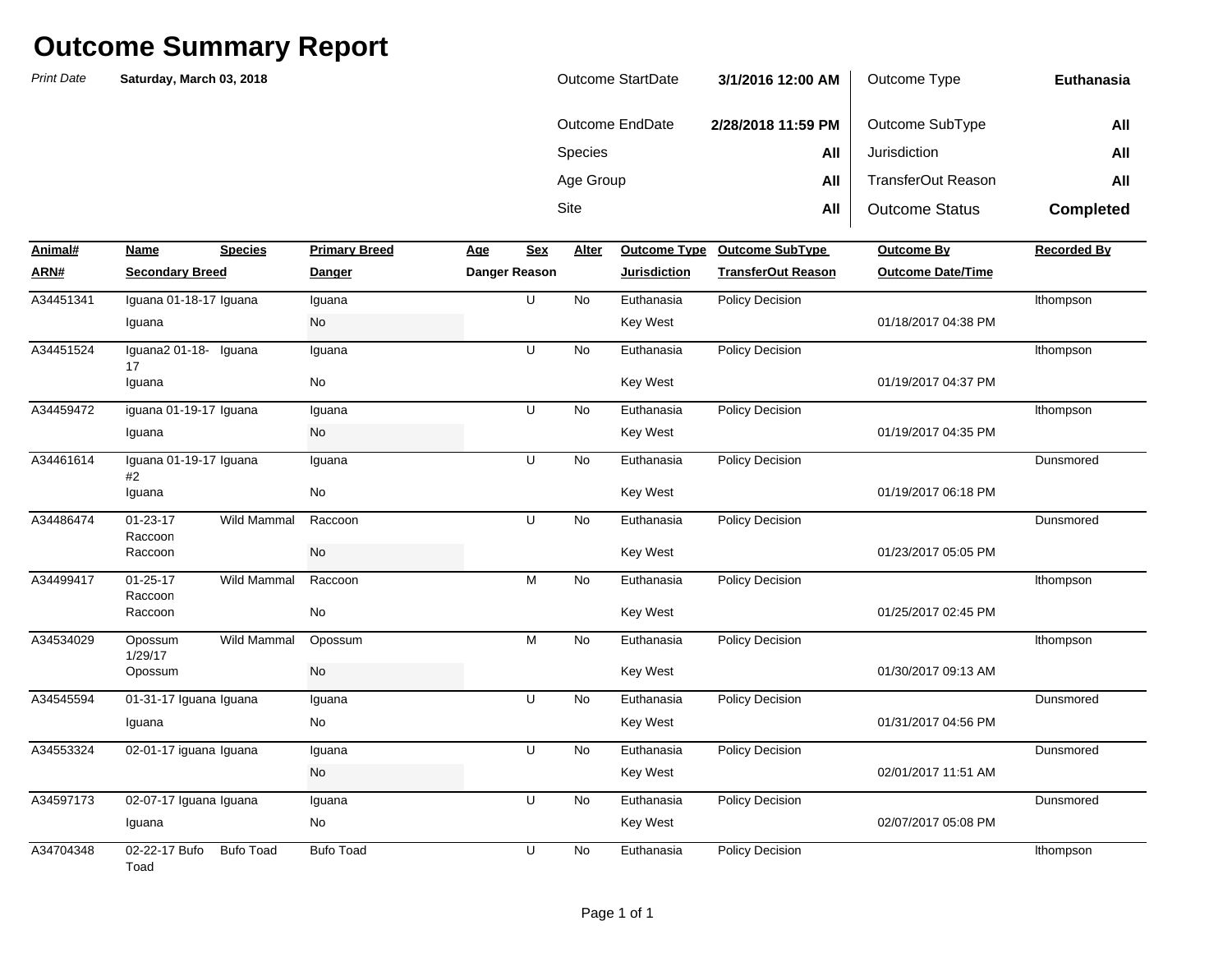# Outcome Summary Report

*Print Date* **Saturday, March 03, 2018**

| | | | |
|---|---|---|---|
| Outcome StartDate | **3/1/2016 12:00 AM** | Outcome Type | **Euthanasia** |
| Outcome EndDate | **2/28/2018 11:59 PM** | Outcome SubType | **All** |
| Species | **All** | Jurisdiction | **All** |
| Age Group | **All** | TransferOut Reason | **All** |
| Site | **All** | Outcome Status | **Completed** |

| Animal# / ARN# | Name / Secondary Breed | Species | Primary Breed / Danger | Age / Danger Reason | Sex | Alter | Outcome Type / Jurisdiction | Outcome SubType / TransferOut Reason | Outcome By / Outcome Date/Time | Recorded By |
|---|---|---|---|---|---|---|---|---|---|---|
| A34451341 | Iguana 01-18-17 | Iguana | Iguana | | U | No | Euthanasia | Policy Decision | | lthompson |
| | Iguana | | No | | | | Key West | | 01/18/2017 04:38 PM | |
| A34451524 | Iguana2 01-18-17 | Iguana | Iguana | | U | No | Euthanasia | Policy Decision | | lthompson |
| | Iguana | | No | | | | Key West | | 01/19/2017 04:37 PM | |
| A34459472 | iguana 01-19-17 | Iguana | Iguana | | U | No | Euthanasia | Policy Decision | | lthompson |
| | Iguana | | No | | | | Key West | | 01/19/2017 04:35 PM | |
| A34461614 | Iguana 01-19-17 #2 | Iguana | Iguana | | U | No | Euthanasia | Policy Decision | | Dunsmored |
| | Iguana | | No | | | | Key West | | 01/19/2017 06:18 PM | |
| A34486474 | 01-23-17 Raccoon | Wild Mammal | Raccoon | | U | No | Euthanasia | Policy Decision | | Dunsmored |
| | Raccoon | | No | | | | Key West | | 01/23/2017 05:05 PM | |
| A34499417 | 01-25-17 Raccoon | Wild Mammal | Raccoon | | M | No | Euthanasia | Policy Decision | | lthompson |
| | Raccoon | | No | | | | Key West | | 01/25/2017 02:45 PM | |
| A34534029 | Opossum 1/29/17 | Wild Mammal | Opossum | | M | No | Euthanasia | Policy Decision | | lthompson |
| | Opossum | | No | | | | Key West | | 01/30/2017 09:13 AM | |
| A34545594 | 01-31-17 Iguana | Iguana | Iguana | | U | No | Euthanasia | Policy Decision | | Dunsmored |
| | Iguana | | No | | | | Key West | | 01/31/2017 04:56 PM | |
| A34553324 | 02-01-17 iguana | Iguana | Iguana | | U | No | Euthanasia | Policy Decision | | Dunsmored |
| | | | No | | | | Key West | | 02/01/2017 11:51 AM | |
| A34597173 | 02-07-17 Iguana | Iguana | Iguana | | U | No | Euthanasia | Policy Decision | | Dunsmored |
| | Iguana | | No | | | | Key West | | 02/07/2017 05:08 PM | |
| A34704348 | 02-22-17 Bufo Toad | Bufo Toad | Bufo Toad | | U | No | Euthanasia | Policy Decision | | lthompson |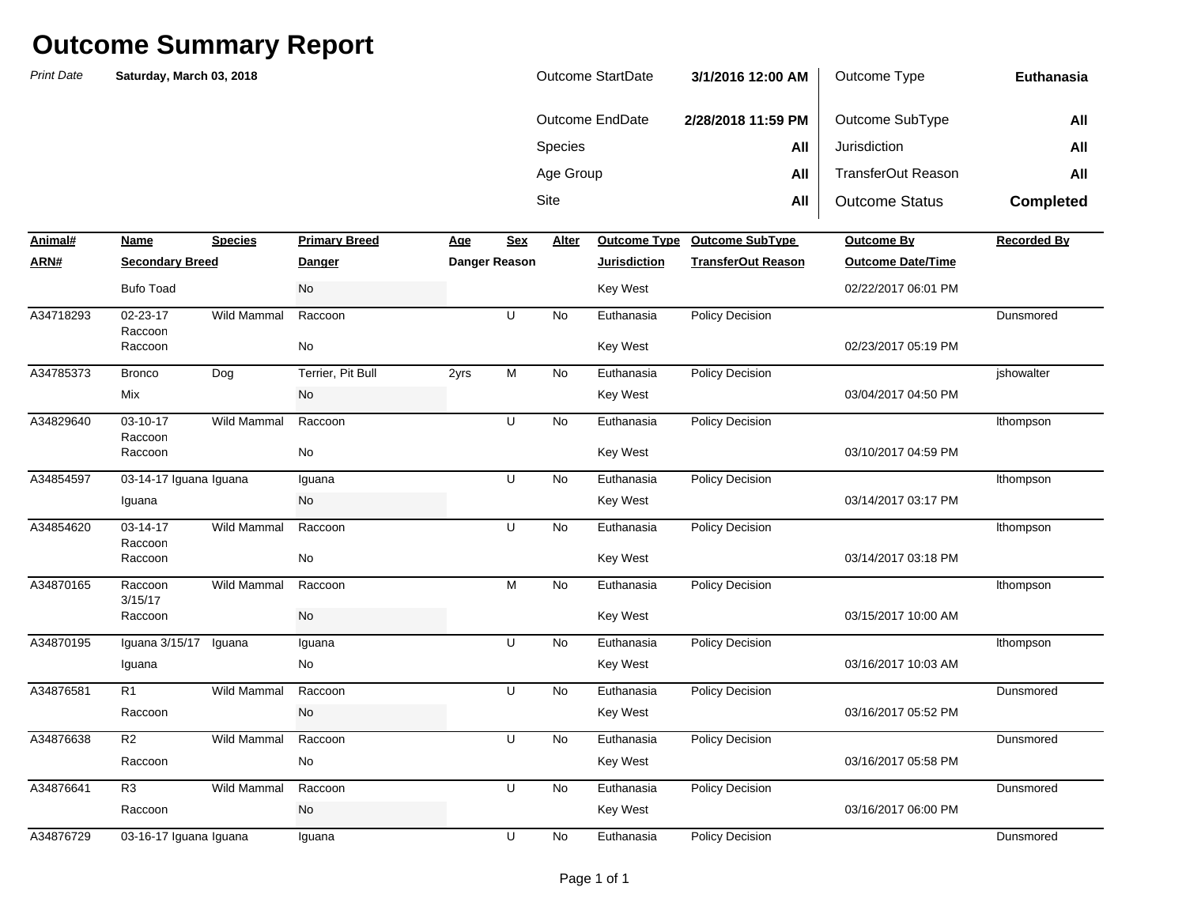# Outcome Summary Report

*Print Date* **Saturday, March 03, 2018**

| | | | |
|---|---|---|---|
| Outcome StartDate | **3/1/2016 12:00 AM** | Outcome Type | **Euthanasia** |
| Outcome EndDate | **2/28/2018 11:59 PM** | Outcome SubType | **All** |
| Species | **All** | Jurisdiction | **All** |
| Age Group | **All** | TransferOut Reason | **All** |
| Site | **All** | Outcome Status | **Completed** |

| Animal# / ARN# | Name / Secondary Breed | Species | Primary Breed / Danger | Age / Danger Reason | Sex | Alter | Outcome Type / Jurisdiction | Outcome SubType / TransferOut Reason | Outcome By / Outcome Date/Time | Recorded By |
|---|---|---|---|---|---|---|---|---|---|---|
| | Bufo Toad | | No | | | | Key West | | 02/22/2017 06:01 PM | |
| A34718293 | 02-23-17 Raccoon | Wild Mammal | Raccoon | | U | No | Euthanasia | Policy Decision | | Dunsmored |
| | Raccoon | | No | | | | Key West | | 02/23/2017 05:19 PM | |
| A34785373 | Bronco | Dog | Terrier, Pit Bull | 2yrs | M | No | Euthanasia | Policy Decision | | jshowalter |
| | Mix | | No | | | | Key West | | 03/04/2017 04:50 PM | |
| A34829640 | 03-10-17 Raccoon | Wild Mammal | Raccoon | | U | No | Euthanasia | Policy Decision | | lthompson |
| | Raccoon | | No | | | | Key West | | 03/10/2017 04:59 PM | |
| A34854597 | 03-14-17 Iguana | Iguana | Iguana | | U | No | Euthanasia | Policy Decision | | lthompson |
| | Iguana | | No | | | | Key West | | 03/14/2017 03:17 PM | |
| A34854620 | 03-14-17 Raccoon | Wild Mammal | Raccoon | | U | No | Euthanasia | Policy Decision | | lthompson |
| | Raccoon | | No | | | | Key West | | 03/14/2017 03:18 PM | |
| A34870165 | Raccoon 3/15/17 | Wild Mammal | Raccoon | | M | No | Euthanasia | Policy Decision | | lthompson |
| | Raccoon | | No | | | | Key West | | 03/15/2017 10:00 AM | |
| A34870195 | Iguana 3/15/17 | Iguana | Iguana | | U | No | Euthanasia | Policy Decision | | lthompson |
| | Iguana | | No | | | | Key West | | 03/16/2017 10:03 AM | |
| A34876581 | R1 | Wild Mammal | Raccoon | | U | No | Euthanasia | Policy Decision | | Dunsmored |
| | Raccoon | | No | | | | Key West | | 03/16/2017 05:52 PM | |
| A34876638 | R2 | Wild Mammal | Raccoon | | U | No | Euthanasia | Policy Decision | | Dunsmored |
| | Raccoon | | No | | | | Key West | | 03/16/2017 05:58 PM | |
| A34876641 | R3 | Wild Mammal | Raccoon | | U | No | Euthanasia | Policy Decision | | Dunsmored |
| | Raccoon | | No | | | | Key West | | 03/16/2017 06:00 PM | |
| A34876729 | 03-16-17 Iguana | Iguana | Iguana | | U | No | Euthanasia | Policy Decision | | Dunsmored |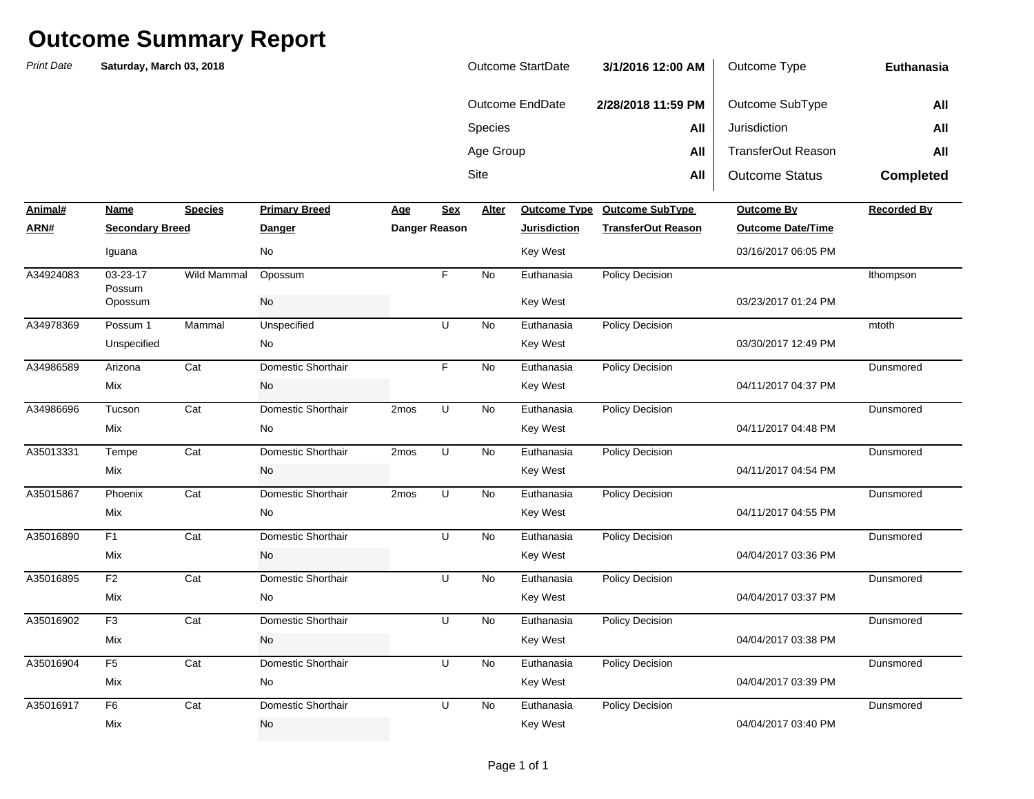# Outcome Summary Report

*Print Date* **Saturday, March 03, 2018**

| | | | |
|---|---|---|---|
| Outcome StartDate | **3/1/2016 12:00 AM** | Outcome Type | **Euthanasia** |
| Outcome EndDate | **2/28/2018 11:59 PM** | Outcome SubType | **All** |
| Species | **All** | Jurisdiction | **All** |
| Age Group | **All** | TransferOut Reason | **All** |
| Site | **All** | Outcome Status | **Completed** |

| Animal# / ARN# | Name / Secondary Breed | Species | Primary Breed / Danger | Age / Danger Reason | Sex | Alter | Outcome Type / Jurisdiction | Outcome SubType / TransferOut Reason | Outcome By / Outcome Date/Time | Recorded By |
|---|---|---|---|---|---|---|---|---|---|---|
| | Iguana | | No | | | | Key West | | 03/16/2017 06:05 PM | |
| A34924083 | 03-23-17 Possum | Wild Mammal | Opossum | | F | No | Euthanasia | Policy Decision | | lthompson |
| | Opossum | | No | | | | Key West | | 03/23/2017 01:24 PM | |
| A34978369 | Possum 1 | Mammal | Unspecified | | U | No | Euthanasia | Policy Decision | | mtoth |
| | Unspecified | | No | | | | Key West | | 03/30/2017 12:49 PM | |
| A34986589 | Arizona | Cat | Domestic Shorthair | | F | No | Euthanasia | Policy Decision | | Dunsmored |
| | Mix | | No | | | | Key West | | 04/11/2017 04:37 PM | |
| A34986696 | Tucson | Cat | Domestic Shorthair | 2mos | U | No | Euthanasia | Policy Decision | | Dunsmored |
| | Mix | | No | | | | Key West | | 04/11/2017 04:48 PM | |
| A35013331 | Tempe | Cat | Domestic Shorthair | 2mos | U | No | Euthanasia | Policy Decision | | Dunsmored |
| | Mix | | No | | | | Key West | | 04/11/2017 04:54 PM | |
| A35015867 | Phoenix | Cat | Domestic Shorthair | 2mos | U | No | Euthanasia | Policy Decision | | Dunsmored |
| | Mix | | No | | | | Key West | | 04/11/2017 04:55 PM | |
| A35016890 | F1 | Cat | Domestic Shorthair | | U | No | Euthanasia | Policy Decision | | Dunsmored |
| | Mix | | No | | | | Key West | | 04/04/2017 03:36 PM | |
| A35016895 | F2 | Cat | Domestic Shorthair | | U | No | Euthanasia | Policy Decision | | Dunsmored |
| | Mix | | No | | | | Key West | | 04/04/2017 03:37 PM | |
| A35016902 | F3 | Cat | Domestic Shorthair | | U | No | Euthanasia | Policy Decision | | Dunsmored |
| | Mix | | No | | | | Key West | | 04/04/2017 03:38 PM | |
| A35016904 | F5 | Cat | Domestic Shorthair | | U | No | Euthanasia | Policy Decision | | Dunsmored |
| | Mix | | No | | | | Key West | | 04/04/2017 03:39 PM | |
| A35016917 | F6 | Cat | Domestic Shorthair | | U | No | Euthanasia | Policy Decision | | Dunsmored |
| | Mix | | No | | | | Key West | | 04/04/2017 03:40 PM | |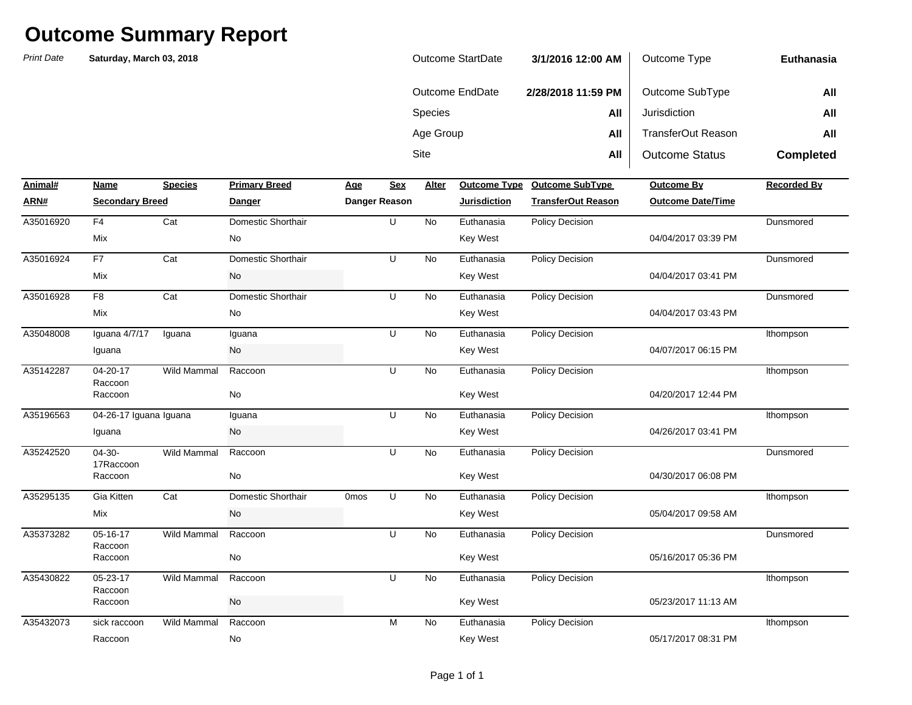# Outcome Summary Report

*Print Date* **Saturday, March 03, 2018**

| | | | |
|---|---|---|---|
| Outcome StartDate | **3/1/2016 12:00 AM** | Outcome Type | **Euthanasia** |
| Outcome EndDate | **2/28/2018 11:59 PM** | Outcome SubType | **All** |
| Species | **All** | Jurisdiction | **All** |
| Age Group | **All** | TransferOut Reason | **All** |
| Site | **All** | Outcome Status | **Completed** |

| Animal# / ARN# | Name / Secondary Breed | Species | Primary Breed / Danger | Age / Danger Reason | Sex | Alter | Outcome Type / Jurisdiction | Outcome SubType / TransferOut Reason | Outcome By / Outcome Date/Time | Recorded By |
|---|---|---|---|---|---|---|---|---|---|---|
| A35016920 | F4 | Cat | Domestic Shorthair | | U | No | Euthanasia | Policy Decision | | Dunsmored |
| | Mix | | No | | | | Key West | | 04/04/2017 03:39 PM | |
| A35016924 | F7 | Cat | Domestic Shorthair | | U | No | Euthanasia | Policy Decision | | Dunsmored |
| | Mix | | No | | | | Key West | | 04/04/2017 03:41 PM | |
| A35016928 | F8 | Cat | Domestic Shorthair | | U | No | Euthanasia | Policy Decision | | Dunsmored |
| | Mix | | No | | | | Key West | | 04/04/2017 03:43 PM | |
| A35048008 | Iguana 4/7/17 | Iguana | Iguana | | U | No | Euthanasia | Policy Decision | | lthompson |
| | Iguana | | No | | | | Key West | | 04/07/2017 06:15 PM | |
| A35142287 | 04-20-17 Raccoon | Wild Mammal | Raccoon | | U | No | Euthanasia | Policy Decision | | lthompson |
| | Raccoon | | No | | | | Key West | | 04/20/2017 12:44 PM | |
| A35196563 | 04-26-17 Iguana | Iguana | Iguana | | U | No | Euthanasia | Policy Decision | | lthompson |
| | Iguana | | No | | | | Key West | | 04/26/2017 03:41 PM | |
| A35242520 | 04-30-17Raccoon | Wild Mammal | Raccoon | | U | No | Euthanasia | Policy Decision | | Dunsmored |
| | Raccoon | | No | | | | Key West | | 04/30/2017 06:08 PM | |
| A35295135 | Gia Kitten | Cat | Domestic Shorthair | 0mos | U | No | Euthanasia | Policy Decision | | lthompson |
| | Mix | | No | | | | Key West | | 05/04/2017 09:58 AM | |
| A35373282 | 05-16-17 Raccoon | Wild Mammal | Raccoon | | U | No | Euthanasia | Policy Decision | | Dunsmored |
| | Raccoon | | No | | | | Key West | | 05/16/2017 05:36 PM | |
| A35430822 | 05-23-17 Raccoon | Wild Mammal | Raccoon | | U | No | Euthanasia | Policy Decision | | lthompson |
| | Raccoon | | No | | | | Key West | | 05/23/2017 11:13 AM | |
| A35432073 | sick raccoon | Wild Mammal | Raccoon | | M | No | Euthanasia | Policy Decision | | lthompson |
| | Raccoon | | No | | | | Key West | | 05/17/2017 08:31 PM | |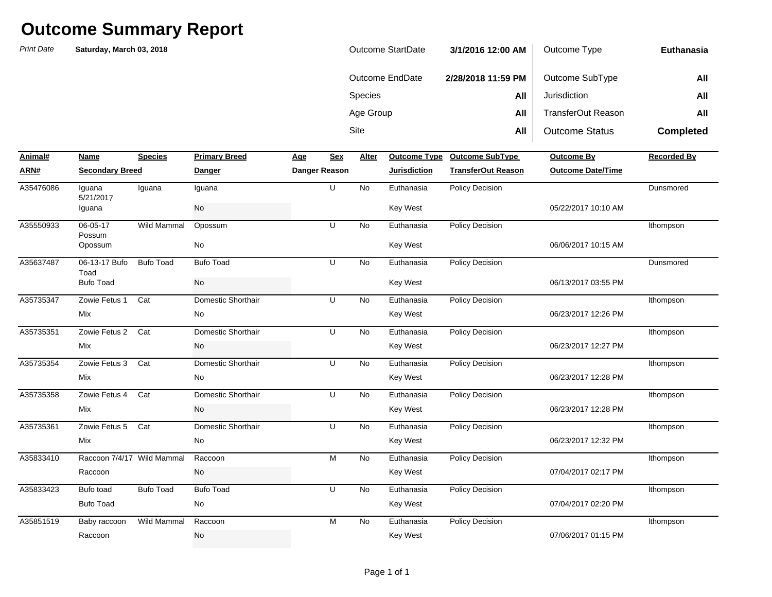# Outcome Summary Report

*Print Date* **Saturday, March 03, 2018**

| | | | |
|---|---|---|---|
| Outcome StartDate | **3/1/2016 12:00 AM** | Outcome Type | **Euthanasia** |
| Outcome EndDate | **2/28/2018 11:59 PM** | Outcome SubType | **All** |
| Species | **All** | Jurisdiction | **All** |
| Age Group | **All** | TransferOut Reason | **All** |
| Site | **All** | Outcome Status | **Completed** |

| Animal# / ARN# | Name / Secondary Breed | Species | Primary Breed / Danger | Age / Danger Reason | Sex | Alter | Outcome Type / Jurisdiction | Outcome SubType / TransferOut Reason | Outcome By / Outcome Date/Time | Recorded By |
|---|---|---|---|---|---|---|---|---|---|---|
| A35476086 | Iguana 5/21/2017 | Iguana | Iguana | | U | No | Euthanasia | Policy Decision | | Dunsmored |
| | Iguana | | No | | | | Key West | | 05/22/2017 10:10 AM | |
| A35550933 | 06-05-17 Possum | Wild Mammal | Opossum | | U | No | Euthanasia | Policy Decision | | lthompson |
| | Opossum | | No | | | | Key West | | 06/06/2017 10:15 AM | |
| A35637487 | 06-13-17 Bufo Toad | Bufo Toad | Bufo Toad | | U | No | Euthanasia | Policy Decision | | Dunsmored |
| | Bufo Toad | | No | | | | Key West | | 06/13/2017 03:55 PM | |
| A35735347 | Zowie Fetus 1 | Cat | Domestic Shorthair | | U | No | Euthanasia | Policy Decision | | lthompson |
| | Mix | | No | | | | Key West | | 06/23/2017 12:26 PM | |
| A35735351 | Zowie Fetus 2 | Cat | Domestic Shorthair | | U | No | Euthanasia | Policy Decision | | lthompson |
| | Mix | | No | | | | Key West | | 06/23/2017 12:27 PM | |
| A35735354 | Zowie Fetus 3 | Cat | Domestic Shorthair | | U | No | Euthanasia | Policy Decision | | lthompson |
| | Mix | | No | | | | Key West | | 06/23/2017 12:28 PM | |
| A35735358 | Zowie Fetus 4 | Cat | Domestic Shorthair | | U | No | Euthanasia | Policy Decision | | lthompson |
| | Mix | | No | | | | Key West | | 06/23/2017 12:28 PM | |
| A35735361 | Zowie Fetus 5 | Cat | Domestic Shorthair | | U | No | Euthanasia | Policy Decision | | lthompson |
| | Mix | | No | | | | Key West | | 06/23/2017 12:32 PM | |
| A35833410 | Raccoon 7/4/17 | Wild Mammal | Raccoon | | M | No | Euthanasia | Policy Decision | | lthompson |
| | Raccoon | | No | | | | Key West | | 07/04/2017 02:17 PM | |
| A35833423 | Bufo toad | Bufo Toad | Bufo Toad | | U | No | Euthanasia | Policy Decision | | lthompson |
| | Bufo Toad | | No | | | | Key West | | 07/04/2017 02:20 PM | |
| A35851519 | Baby raccoon | Wild Mammal | Raccoon | | M | No | Euthanasia | Policy Decision | | lthompson |
| | Raccoon | | No | | | | Key West | | 07/06/2017 01:15 PM | |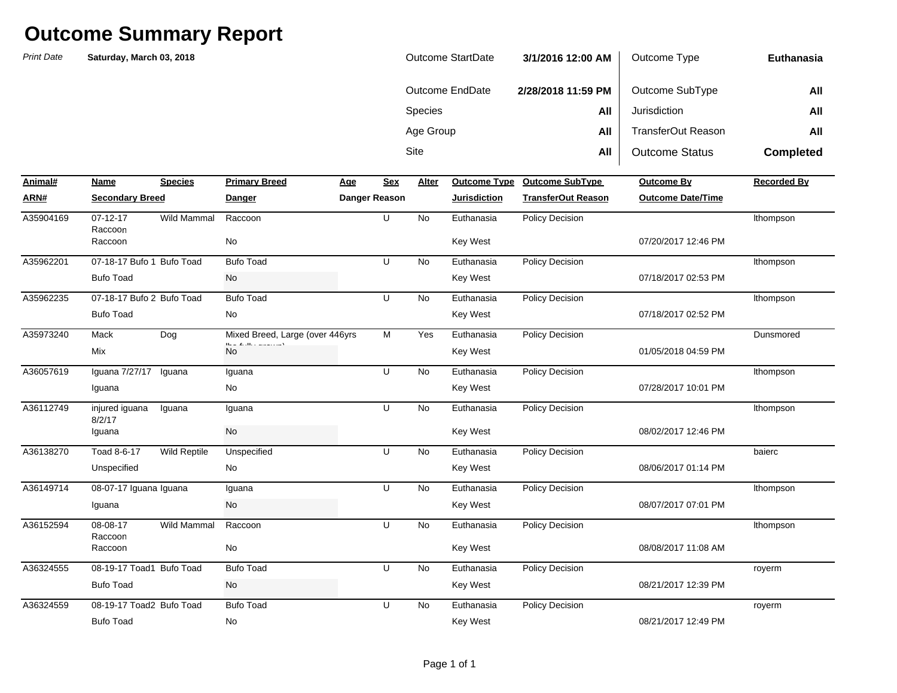# Outcome Summary Report

*Print Date* **Saturday, March 03, 2018**

| | | | |
|---|---|---|---|
| Outcome StartDate | **3/1/2016 12:00 AM** | Outcome Type | **Euthanasia** |
| Outcome EndDate | **2/28/2018 11:59 PM** | Outcome SubType | **All** |
| Species | **All** | Jurisdiction | **All** |
| Age Group | **All** | TransferOut Reason | **All** |
| Site | **All** | Outcome Status | **Completed** |

| Animal# / ARN# | Name / Secondary Breed | Species | Primary Breed / Danger | Age / Danger Reason | Sex | Alter | Outcome Type / Jurisdiction | Outcome SubType / TransferOut Reason | Outcome By / Outcome Date/Time | Recorded By |
|---|---|---|---|---|---|---|---|---|---|---|
| A35904169 | 07-12-17 Raccoon | Wild Mammal | Raccoon | | U | No | Euthanasia | Policy Decision | | lthompson |
| | Raccoon | | No | | | | Key West | | 07/20/2017 12:46 PM | |
| A35962201 | 07-18-17 Bufo 1 | Bufo Toad | Bufo Toad | | U | No | Euthanasia | Policy Decision | | lthompson |
| | Bufo Toad | | No | | | | Key West | | 07/18/2017 02:53 PM | |
| A35962235 | 07-18-17 Bufo 2 | Bufo Toad | Bufo Toad | | U | No | Euthanasia | Policy Decision | | lthompson |
| | Bufo Toad | | No | | | | Key West | | 07/18/2017 02:52 PM | |
| A35973240 | Mack | Dog | Mixed Breed, Large (over 44 lbs fully grown) | 6yrs | M | Yes | Euthanasia | Policy Decision | | Dunsmored |
| | Mix | | No | | | | Key West | | 01/05/2018 04:59 PM | |
| A36057619 | Iguana 7/27/17 | Iguana | Iguana | | U | No | Euthanasia | Policy Decision | | lthompson |
| | Iguana | | No | | | | Key West | | 07/28/2017 10:01 PM | |
| A36112749 | injured iguana 8/2/17 | Iguana | Iguana | | U | No | Euthanasia | Policy Decision | | lthompson |
| | Iguana | | No | | | | Key West | | 08/02/2017 12:46 PM | |
| A36138270 | Toad 8-6-17 | Wild Reptile | Unspecified | | U | No | Euthanasia | Policy Decision | | baierc |
| | Unspecified | | No | | | | Key West | | 08/06/2017 01:14 PM | |
| A36149714 | 08-07-17 Iguana | Iguana | Iguana | | U | No | Euthanasia | Policy Decision | | lthompson |
| | Iguana | | No | | | | Key West | | 08/07/2017 07:01 PM | |
| A36152594 | 08-08-17 Raccoon | Wild Mammal | Raccoon | | U | No | Euthanasia | Policy Decision | | lthompson |
| | Raccoon | | No | | | | Key West | | 08/08/2017 11:08 AM | |
| A36324555 | 08-19-17 Toad1 | Bufo Toad | Bufo Toad | | U | No | Euthanasia | Policy Decision | | royerm |
| | Bufo Toad | | No | | | | Key West | | 08/21/2017 12:39 PM | |
| A36324559 | 08-19-17 Toad2 | Bufo Toad | Bufo Toad | | U | No | Euthanasia | Policy Decision | | royerm |
| | Bufo Toad | | No | | | | Key West | | 08/21/2017 12:49 PM | |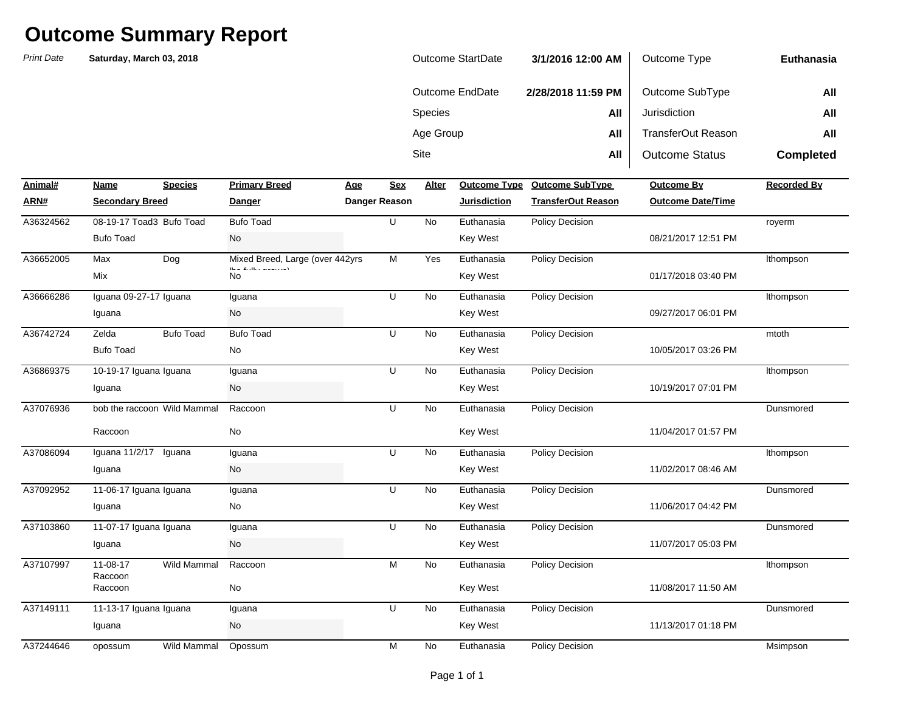# Outcome Summary Report

*Print Date* **Saturday, March 03, 2018**

| | | | |
|---|---|---|---|
| Outcome StartDate | **3/1/2016 12:00 AM** | Outcome Type | **Euthanasia** |
| Outcome EndDate | **2/28/2018 11:59 PM** | Outcome SubType | **All** |
| Species | **All** | Jurisdiction | **All** |
| Age Group | **All** | TransferOut Reason | **All** |
| Site | **All** | Outcome Status | **Completed** |

| Animal# / ARN# | Name / Secondary Breed | Species | Primary Breed / Danger | Age / Danger Reason | Sex | Alter | Outcome Type / Jurisdiction | Outcome SubType / TransferOut Reason | Outcome By / Outcome Date/Time | Recorded By |
|---|---|---|---|---|---|---|---|---|---|---|
| A36324562 | 08-19-17 Toad3 | Bufo Toad | Bufo Toad | | U | No | Euthanasia | Policy Decision | | royerm |
| | Bufo Toad | | No | | | | Key West | | 08/21/2017 12:51 PM | |
| A36652005 | Max | Dog | Mixed Breed, Large (over 44 lbs fully grown) | 2yrs | M | Yes | Euthanasia | Policy Decision | | lthompson |
| | Mix | | No | | | | Key West | | 01/17/2018 03:40 PM | |
| A36666286 | Iguana 09-27-17 | Iguana | Iguana | | U | No | Euthanasia | Policy Decision | | lthompson |
| | Iguana | | No | | | | Key West | | 09/27/2017 06:01 PM | |
| A36742724 | Zelda | Bufo Toad | Bufo Toad | | U | No | Euthanasia | Policy Decision | | mtoth |
| | Bufo Toad | | No | | | | Key West | | 10/05/2017 03:26 PM | |
| A36869375 | 10-19-17 Iguana | Iguana | Iguana | | U | No | Euthanasia | Policy Decision | | lthompson |
| | Iguana | | No | | | | Key West | | 10/19/2017 07:01 PM | |
| A37076936 | bob the raccoon | Wild Mammal | Raccoon | | U | No | Euthanasia | Policy Decision | | Dunsmored |
| | Raccoon | | No | | | | Key West | | 11/04/2017 01:57 PM | |
| A37086094 | Iguana 11/2/17 | Iguana | Iguana | | U | No | Euthanasia | Policy Decision | | lthompson |
| | Iguana | | No | | | | Key West | | 11/02/2017 08:46 AM | |
| A37092952 | 11-06-17 Iguana | Iguana | Iguana | | U | No | Euthanasia | Policy Decision | | Dunsmored |
| | Iguana | | No | | | | Key West | | 11/06/2017 04:42 PM | |
| A37103860 | 11-07-17 Iguana | Iguana | Iguana | | U | No | Euthanasia | Policy Decision | | Dunsmored |
| | Iguana | | No | | | | Key West | | 11/07/2017 05:03 PM | |
| A37107997 | 11-08-17 Raccoon | Wild Mammal | Raccoon | | M | No | Euthanasia | Policy Decision | | lthompson |
| | Raccoon | | No | | | | Key West | | 11/08/2017 11:50 AM | |
| A37149111 | 11-13-17 Iguana | Iguana | Iguana | | U | No | Euthanasia | Policy Decision | | Dunsmored |
| | Iguana | | No | | | | Key West | | 11/13/2017 01:18 PM | |
| A37244646 | opossum | Wild Mammal | Opossum | | M | No | Euthanasia | Policy Decision | | Msimpson |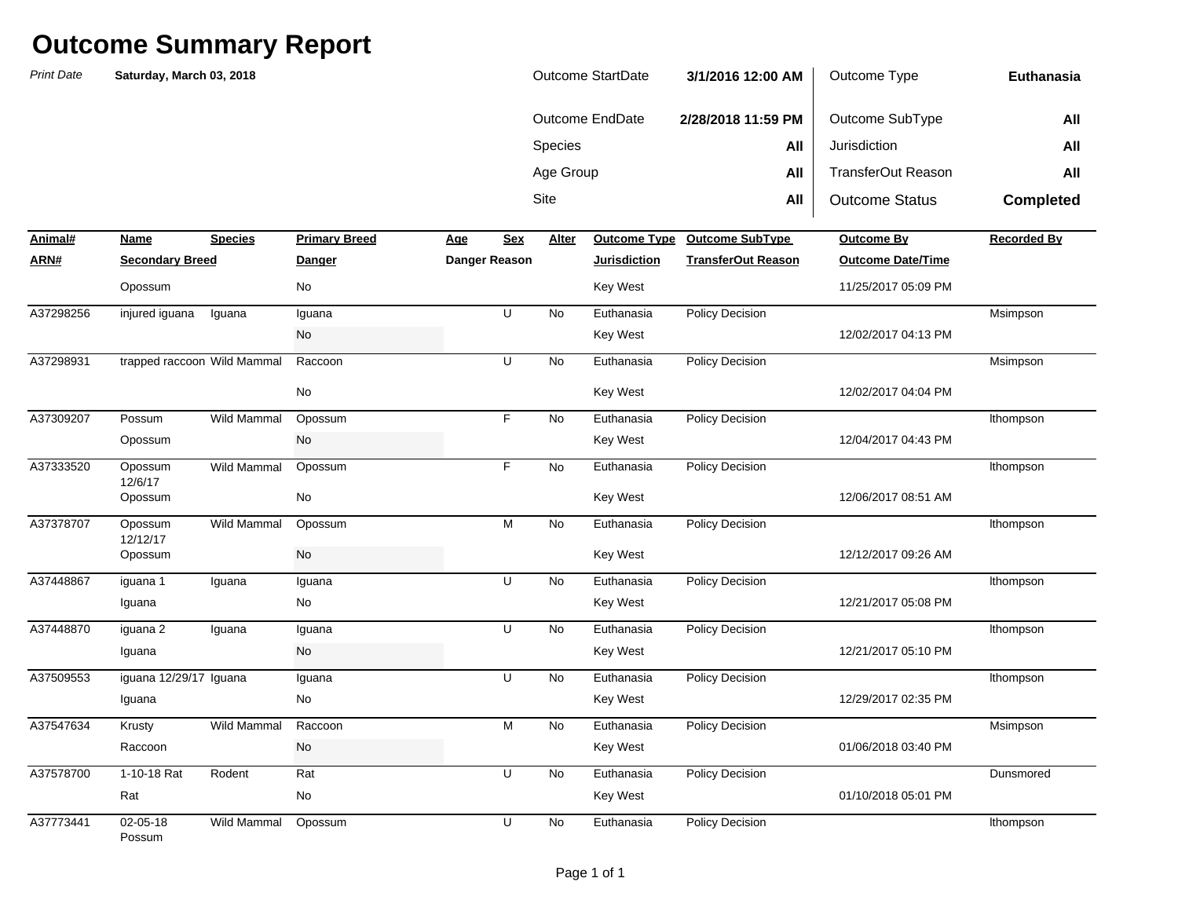# Outcome Summary Report

*Print Date* **Saturday, March 03, 2018**

| | | | |
|---|---|---|---|
| Outcome StartDate | **3/1/2016 12:00 AM** | Outcome Type | **Euthanasia** |
| Outcome EndDate | **2/28/2018 11:59 PM** | Outcome SubType | **All** |
| Species | **All** | Jurisdiction | **All** |
| Age Group | **All** | TransferOut Reason | **All** |
| Site | **All** | Outcome Status | **Completed** |

| Animal# / ARN# | Name / Secondary Breed | Species | Primary Breed / Danger | Age / Danger Reason | Sex | Alter | Outcome Type / Jurisdiction | Outcome SubType / TransferOut Reason | Outcome By / Outcome Date/Time | Recorded By |
|---|---|---|---|---|---|---|---|---|---|---|
| | Opossum | | No | | | | Key West | | 11/25/2017 05:09 PM | |
| A37298256 | injured iguana | Iguana | Iguana | | U | No | Euthanasia | Policy Decision | | Msimpson |
| | | | No | | | | Key West | | 12/02/2017 04:13 PM | |
| A37298931 | trapped raccoon | Wild Mammal | Raccoon | | U | No | Euthanasia | Policy Decision | | Msimpson |
| | | | No | | | | Key West | | 12/02/2017 04:04 PM | |
| A37309207 | Possum | Wild Mammal | Opossum | | F | No | Euthanasia | Policy Decision | | lthompson |
| | Opossum | | No | | | | Key West | | 12/04/2017 04:43 PM | |
| A37333520 | Opossum 12/6/17 | Wild Mammal | Opossum | | F | No | Euthanasia | Policy Decision | | lthompson |
| | Opossum | | No | | | | Key West | | 12/06/2017 08:51 AM | |
| A37378707 | Opossum 12/12/17 | Wild Mammal | Opossum | | M | No | Euthanasia | Policy Decision | | lthompson |
| | Opossum | | No | | | | Key West | | 12/12/2017 09:26 AM | |
| A37448867 | iguana 1 | Iguana | Iguana | | U | No | Euthanasia | Policy Decision | | lthompson |
| | Iguana | | No | | | | Key West | | 12/21/2017 05:08 PM | |
| A37448870 | iguana 2 | Iguana | Iguana | | U | No | Euthanasia | Policy Decision | | lthompson |
| | Iguana | | No | | | | Key West | | 12/21/2017 05:10 PM | |
| A37509553 | iguana 12/29/17 | Iguana | Iguana | | U | No | Euthanasia | Policy Decision | | lthompson |
| | Iguana | | No | | | | Key West | | 12/29/2017 02:35 PM | |
| A37547634 | Krusty | Wild Mammal | Raccoon | | M | No | Euthanasia | Policy Decision | | Msimpson |
| | Raccoon | | No | | | | Key West | | 01/06/2018 03:40 PM | |
| A37578700 | 1-10-18 Rat | Rodent | Rat | | U | No | Euthanasia | Policy Decision | | Dunsmored |
| | Rat | | No | | | | Key West | | 01/10/2018 05:01 PM | |
| A37773441 | 02-05-18 Possum | Wild Mammal | Opossum | | U | No | Euthanasia | Policy Decision | | lthompson |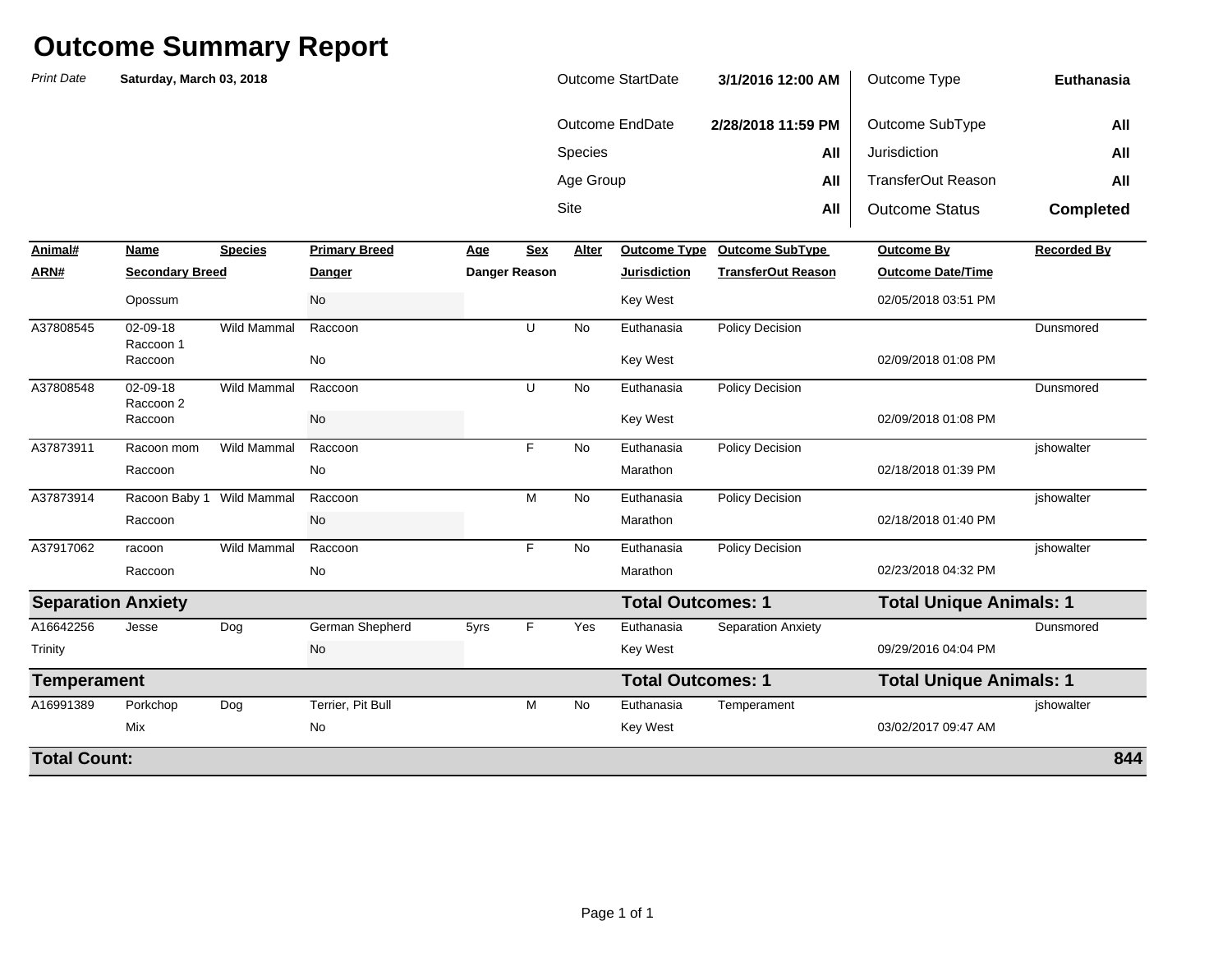# Outcome Summary Report

*Print Date* **Saturday, March 03, 2018**

| | | | |
|---|---|---|---|
| Outcome StartDate | **3/1/2016 12:00 AM** | Outcome Type | **Euthanasia** |
| Outcome EndDate | **2/28/2018 11:59 PM** | Outcome SubType | **All** |
| Species | **All** | Jurisdiction | **All** |
| Age Group | **All** | TransferOut Reason | **All** |
| Site | **All** | Outcome Status | **Completed** |

| Animal# / ARN# | Name / Secondary Breed | Species | Primary Breed / Danger | Age / Danger Reason | Sex | Alter | Outcome Type / Jurisdiction | Outcome SubType / TransferOut Reason | Outcome By / Outcome Date/Time | Recorded By |
|---|---|---|---|---|---|---|---|---|---|---|
| | Opossum | | No | | | | Key West | | 02/05/2018 03:51 PM | |
| A37808545 | 02-09-18 Raccoon 1 | Wild Mammal | Raccoon | | U | No | Euthanasia | Policy Decision | | Dunsmored |
| | Raccoon | | No | | | | Key West | | 02/09/2018 01:08 PM | |
| A37808548 | 02-09-18 Raccoon 2 | Wild Mammal | Raccoon | | U | No | Euthanasia | Policy Decision | | Dunsmored |
| | Raccoon | | No | | | | Key West | | 02/09/2018 01:08 PM | |
| A37873911 | Racoon mom | Wild Mammal | Raccoon | | F | No | Euthanasia | Policy Decision | | jshowalter |
| | Raccoon | | No | | | | Marathon | | 02/18/2018 01:39 PM | |
| A37873914 | Racoon Baby 1 | Wild Mammal | Raccoon | | M | No | Euthanasia | Policy Decision | | jshowalter |
| | Raccoon | | No | | | | Marathon | | 02/18/2018 01:40 PM | |
| A37917062 | racoon | Wild Mammal | Raccoon | | F | No | Euthanasia | Policy Decision | | jshowalter |
| | Raccoon | | No | | | | Marathon | | 02/23/2018 04:32 PM | |
| **Separation Anxiety** | | | | | | | **Total Outcomes: 1** | | **Total Unique Animals: 1** | |
| A16642256 | Jesse | Dog | German Shepherd | 5yrs | F | Yes | Euthanasia | Separation Anxiety | | Dunsmored |
| Trinity | | | No | | | | Key West | | 09/29/2016 04:04 PM | |
| **Temperament** | | | | | | | **Total Outcomes: 1** | | **Total Unique Animals: 1** | |
| A16991389 | Porkchop | Dog | Terrier, Pit Bull | | M | No | Euthanasia | Temperament | | jshowalter |
| | Mix | | No | | | | Key West | | 03/02/2017 09:47 AM | |
| **Total Count:** | | | | | | | | | | **844** |